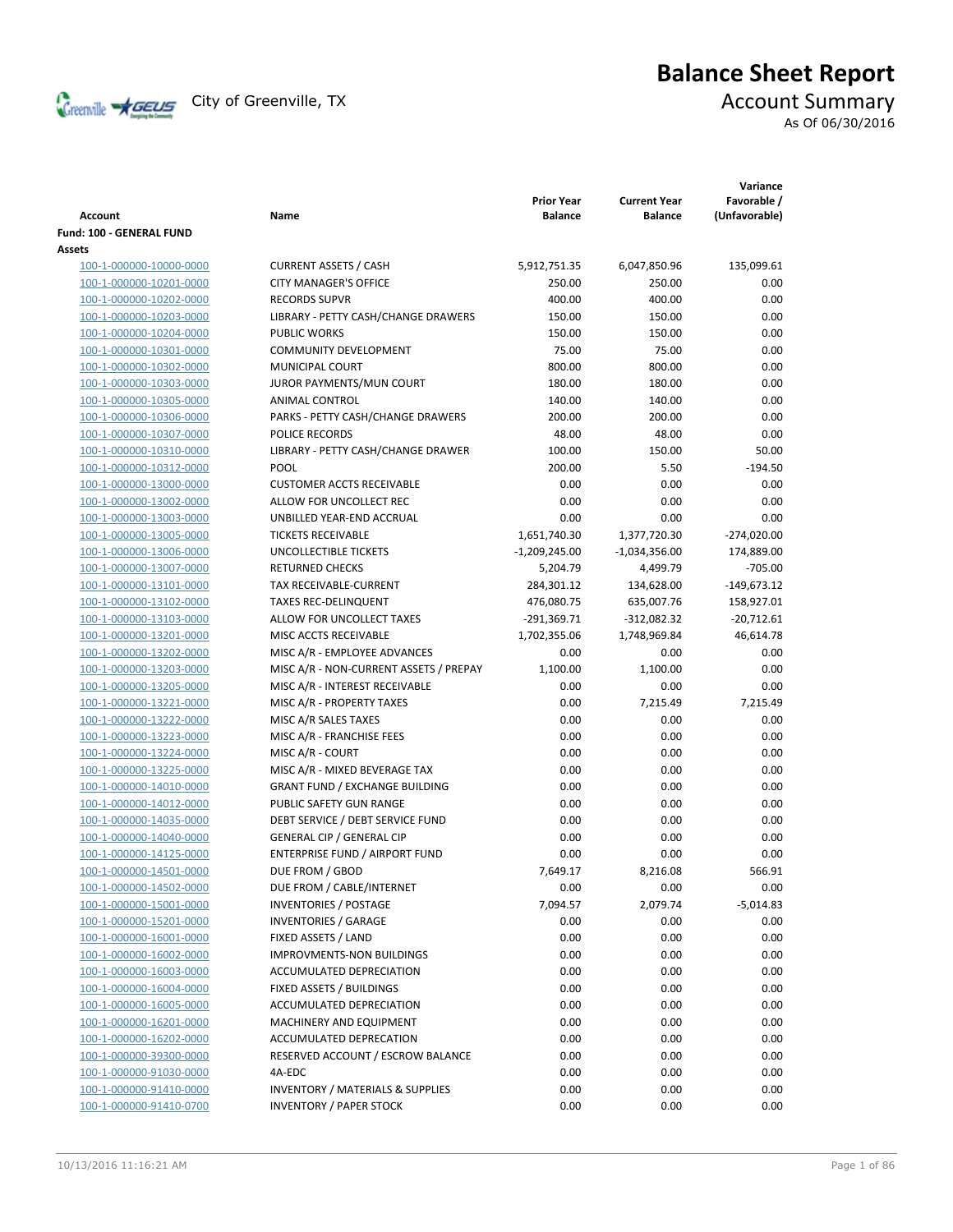# Balance Sheet Report

City of Greenville, TX

## Account Summary

As Of 06/30/2016

| Account | Name | Prior Year Balance | Current Year Balance | Variance Favorable / (Unfavorable) |
|---|---|---|---|---|
| **Fund: 100 - GENERAL FUND** | | | | |
| **Assets** | | | | |
| 100-1-000000-10000-0000 | CURRENT ASSETS / CASH | 5,912,751.35 | 6,047,850.96 | 135,099.61 |
| 100-1-000000-10201-0000 | CITY MANAGER'S OFFICE | 250.00 | 250.00 | 0.00 |
| 100-1-000000-10202-0000 | RECORDS SUPVR | 400.00 | 400.00 | 0.00 |
| 100-1-000000-10203-0000 | LIBRARY - PETTY CASH/CHANGE DRAWERS | 150.00 | 150.00 | 0.00 |
| 100-1-000000-10204-0000 | PUBLIC WORKS | 150.00 | 150.00 | 0.00 |
| 100-1-000000-10301-0000 | COMMUNITY DEVELOPMENT | 75.00 | 75.00 | 0.00 |
| 100-1-000000-10302-0000 | MUNICIPAL COURT | 800.00 | 800.00 | 0.00 |
| 100-1-000000-10303-0000 | JUROR PAYMENTS/MUN COURT | 180.00 | 180.00 | 0.00 |
| 100-1-000000-10305-0000 | ANIMAL CONTROL | 140.00 | 140.00 | 0.00 |
| 100-1-000000-10306-0000 | PARKS - PETTY CASH/CHANGE DRAWERS | 200.00 | 200.00 | 0.00 |
| 100-1-000000-10307-0000 | POLICE RECORDS | 48.00 | 48.00 | 0.00 |
| 100-1-000000-10310-0000 | LIBRARY - PETTY CASH/CHANGE DRAWER | 100.00 | 150.00 | 50.00 |
| 100-1-000000-10312-0000 | POOL | 200.00 | 5.50 | -194.50 |
| 100-1-000000-13000-0000 | CUSTOMER ACCTS RECEIVABLE | 0.00 | 0.00 | 0.00 |
| 100-1-000000-13002-0000 | ALLOW FOR UNCOLLECT REC | 0.00 | 0.00 | 0.00 |
| 100-1-000000-13003-0000 | UNBILLED YEAR-END ACCRUAL | 0.00 | 0.00 | 0.00 |
| 100-1-000000-13005-0000 | TICKETS RECEIVABLE | 1,651,740.30 | 1,377,720.30 | -274,020.00 |
| 100-1-000000-13006-0000 | UNCOLLECTIBLE TICKETS | -1,209,245.00 | -1,034,356.00 | 174,889.00 |
| 100-1-000000-13007-0000 | RETURNED CHECKS | 5,204.79 | 4,499.79 | -705.00 |
| 100-1-000000-13101-0000 | TAX RECEIVABLE-CURRENT | 284,301.12 | 134,628.00 | -149,673.12 |
| 100-1-000000-13102-0000 | TAXES REC-DELINQUENT | 476,080.75 | 635,007.76 | 158,927.01 |
| 100-1-000000-13103-0000 | ALLOW FOR UNCOLLECT TAXES | -291,369.71 | -312,082.32 | -20,712.61 |
| 100-1-000000-13201-0000 | MISC ACCTS RECEIVABLE | 1,702,355.06 | 1,748,969.84 | 46,614.78 |
| 100-1-000000-13202-0000 | MISC A/R - EMPLOYEE ADVANCES | 0.00 | 0.00 | 0.00 |
| 100-1-000000-13203-0000 | MISC A/R - NON-CURRENT ASSETS / PREPAY | 1,100.00 | 1,100.00 | 0.00 |
| 100-1-000000-13205-0000 | MISC A/R - INTEREST RECEIVABLE | 0.00 | 0.00 | 0.00 |
| 100-1-000000-13221-0000 | MISC A/R - PROPERTY TAXES | 0.00 | 7,215.49 | 7,215.49 |
| 100-1-000000-13222-0000 | MISC A/R SALES TAXES | 0.00 | 0.00 | 0.00 |
| 100-1-000000-13223-0000 | MISC A/R - FRANCHISE FEES | 0.00 | 0.00 | 0.00 |
| 100-1-000000-13224-0000 | MISC A/R - COURT | 0.00 | 0.00 | 0.00 |
| 100-1-000000-13225-0000 | MISC A/R - MIXED BEVERAGE TAX | 0.00 | 0.00 | 0.00 |
| 100-1-000000-14010-0000 | GRANT FUND / EXCHANGE BUILDING | 0.00 | 0.00 | 0.00 |
| 100-1-000000-14012-0000 | PUBLIC SAFETY GUN RANGE | 0.00 | 0.00 | 0.00 |
| 100-1-000000-14035-0000 | DEBT SERVICE / DEBT SERVICE FUND | 0.00 | 0.00 | 0.00 |
| 100-1-000000-14040-0000 | GENERAL CIP / GENERAL CIP | 0.00 | 0.00 | 0.00 |
| 100-1-000000-14125-0000 | ENTERPRISE FUND / AIRPORT FUND | 0.00 | 0.00 | 0.00 |
| 100-1-000000-14501-0000 | DUE FROM / GBOD | 7,649.17 | 8,216.08 | 566.91 |
| 100-1-000000-14502-0000 | DUE FROM / CABLE/INTERNET | 0.00 | 0.00 | 0.00 |
| 100-1-000000-15001-0000 | INVENTORIES / POSTAGE | 7,094.57 | 2,079.74 | -5,014.83 |
| 100-1-000000-15201-0000 | INVENTORIES / GARAGE | 0.00 | 0.00 | 0.00 |
| 100-1-000000-16001-0000 | FIXED ASSETS / LAND | 0.00 | 0.00 | 0.00 |
| 100-1-000000-16002-0000 | IMPROVMENTS-NON BUILDINGS | 0.00 | 0.00 | 0.00 |
| 100-1-000000-16003-0000 | ACCUMULATED DEPRECIATION | 0.00 | 0.00 | 0.00 |
| 100-1-000000-16004-0000 | FIXED ASSETS / BUILDINGS | 0.00 | 0.00 | 0.00 |
| 100-1-000000-16005-0000 | ACCUMULATED DEPRECIATION | 0.00 | 0.00 | 0.00 |
| 100-1-000000-16201-0000 | MACHINERY AND EQUIPMENT | 0.00 | 0.00 | 0.00 |
| 100-1-000000-16202-0000 | ACCUMULATED DEPRECATION | 0.00 | 0.00 | 0.00 |
| 100-1-000000-39300-0000 | RESERVED ACCOUNT / ESCROW BALANCE | 0.00 | 0.00 | 0.00 |
| 100-1-000000-91030-0000 | 4A-EDC | 0.00 | 0.00 | 0.00 |
| 100-1-000000-91410-0000 | INVENTORY / MATERIALS & SUPPLIES | 0.00 | 0.00 | 0.00 |
| 100-1-000000-91410-0700 | INVENTORY / PAPER STOCK | 0.00 | 0.00 | 0.00 |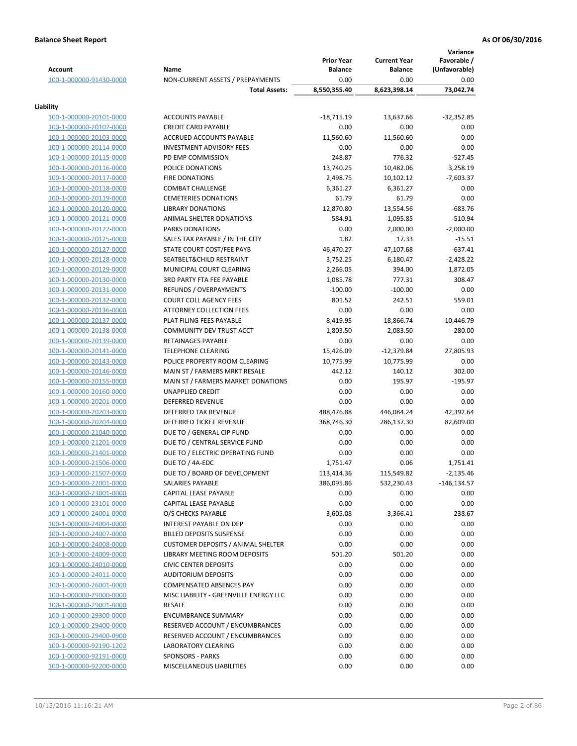**Balance Sheet Report** — As Of 06/30/2016

| Account | Name | Prior Year Balance | Current Year Balance | Variance Favorable / (Unfavorable) |
|---|---|---|---|---|
| 100-1-000000-91430-0000 | NON-CURRENT ASSETS / PREPAYMENTS | 0.00 | 0.00 | 0.00 |
| | **Total Assets:** | **8,550,355.40** | **8,623,398.14** | **73,042.74** |
| **Liability** | | | | |
| 100-1-000000-20101-0000 | ACCOUNTS PAYABLE | -18,715.19 | 13,637.66 | -32,352.85 |
| 100-1-000000-20102-0000 | CREDIT CARD PAYABLE | 0.00 | 0.00 | 0.00 |
| 100-1-000000-20103-0000 | ACCRUED ACCOUNTS PAYABLE | 11,560.60 | 11,560.60 | 0.00 |
| 100-1-000000-20114-0000 | INVESTMENT ADVISORY FEES | 0.00 | 0.00 | 0.00 |
| 100-1-000000-20115-0000 | PD EMP COMMISSION | 248.87 | 776.32 | -527.45 |
| 100-1-000000-20116-0000 | POLICE DONATIONS | 13,740.25 | 10,482.06 | 3,258.19 |
| 100-1-000000-20117-0000 | FIRE DONATIONS | 2,498.75 | 10,102.12 | -7,603.37 |
| 100-1-000000-20118-0000 | COMBAT CHALLENGE | 6,361.27 | 6,361.27 | 0.00 |
| 100-1-000000-20119-0000 | CEMETERIES DONATIONS | 61.79 | 61.79 | 0.00 |
| 100-1-000000-20120-0000 | LIBRARY DONATIONS | 12,870.80 | 13,554.56 | -683.76 |
| 100-1-000000-20121-0000 | ANIMAL SHELTER DONATIONS | 584.91 | 1,095.85 | -510.94 |
| 100-1-000000-20122-0000 | PARKS DONATIONS | 0.00 | 2,000.00 | -2,000.00 |
| 100-1-000000-20125-0000 | SALES TAX PAYABLE / IN THE CITY | 1.82 | 17.33 | -15.51 |
| 100-1-000000-20127-0000 | STATE COURT COST/FEE PAYB | 46,470.27 | 47,107.68 | -637.41 |
| 100-1-000000-20128-0000 | SEATBELT&CHILD RESTRAINT | 3,752.25 | 6,180.47 | -2,428.22 |
| 100-1-000000-20129-0000 | MUNICIPAL COURT CLEARING | 2,266.05 | 394.00 | 1,872.05 |
| 100-1-000000-20130-0000 | 3RD PARTY FTA FEE PAYABLE | 1,085.78 | 777.31 | 308.47 |
| 100-1-000000-20131-0000 | REFUNDS / OVERPAYMENTS | -100.00 | -100.00 | 0.00 |
| 100-1-000000-20132-0000 | COURT COLL AGENCY FEES | 801.52 | 242.51 | 559.01 |
| 100-1-000000-20136-0000 | ATTORNEY COLLECTION FEES | 0.00 | 0.00 | 0.00 |
| 100-1-000000-20137-0000 | PLAT FILING FEES PAYABLE | 8,419.95 | 18,866.74 | -10,446.79 |
| 100-1-000000-20138-0000 | COMMUNITY DEV TRUST ACCT | 1,803.50 | 2,083.50 | -280.00 |
| 100-1-000000-20139-0000 | RETAINAGES PAYABLE | 0.00 | 0.00 | 0.00 |
| 100-1-000000-20141-0000 | TELEPHONE CLEARING | 15,426.09 | -12,379.84 | 27,805.93 |
| 100-1-000000-20143-0000 | POLICE PROPERTY ROOM CLEARING | 10,775.99 | 10,775.99 | 0.00 |
| 100-1-000000-20146-0000 | MAIN ST / FARMERS MRKT RESALE | 442.12 | 140.12 | 302.00 |
| 100-1-000000-20155-0000 | MAIN ST / FARMERS MARKET DONATIONS | 0.00 | 195.97 | -195.97 |
| 100-1-000000-20160-0000 | UNAPPLIED CREDIT | 0.00 | 0.00 | 0.00 |
| 100-1-000000-20201-0000 | DEFERRED REVENUE | 0.00 | 0.00 | 0.00 |
| 100-1-000000-20203-0000 | DEFERRED TAX REVENUE | 488,476.88 | 446,084.24 | 42,392.64 |
| 100-1-000000-20204-0000 | DEFERRED TICKET REVENUE | 368,746.30 | 286,137.30 | 82,609.00 |
| 100-1-000000-21040-0000 | DUE TO / GENERAL CIP FUND | 0.00 | 0.00 | 0.00 |
| 100-1-000000-21201-0000 | DUE TO / CENTRAL SERVICE FUND | 0.00 | 0.00 | 0.00 |
| 100-1-000000-21401-0000 | DUE TO / ELECTRIC OPERATING FUND | 0.00 | 0.00 | 0.00 |
| 100-1-000000-21506-0000 | DUE TO / 4A-EDC | 1,751.47 | 0.06 | 1,751.41 |
| 100-1-000000-21507-0000 | DUE TO / BOARD OF DEVELOPMENT | 113,414.36 | 115,549.82 | -2,135.46 |
| 100-1-000000-22001-0000 | SALARIES PAYABLE | 386,095.86 | 532,230.43 | -146,134.57 |
| 100-1-000000-23001-0000 | CAPITAL LEASE PAYABLE | 0.00 | 0.00 | 0.00 |
| 100-1-000000-23101-0000 | CAPITAL LEASE PAYABLE | 0.00 | 0.00 | 0.00 |
| 100-1-000000-24001-0000 | O/S CHECKS PAYABLE | 3,605.08 | 3,366.41 | 238.67 |
| 100-1-000000-24004-0000 | INTEREST PAYABLE ON DEP | 0.00 | 0.00 | 0.00 |
| 100-1-000000-24007-0000 | BILLED DEPOSITS SUSPENSE | 0.00 | 0.00 | 0.00 |
| 100-1-000000-24008-0000 | CUSTOMER DEPOSITS / ANIMAL SHELTER | 0.00 | 0.00 | 0.00 |
| 100-1-000000-24009-0000 | LIBRARY MEETING ROOM DEPOSITS | 501.20 | 501.20 | 0.00 |
| 100-1-000000-24010-0000 | CIVIC CENTER DEPOSITS | 0.00 | 0.00 | 0.00 |
| 100-1-000000-24011-0000 | AUDITORIUM DEPOSITS | 0.00 | 0.00 | 0.00 |
| 100-1-000000-26001-0000 | COMPENSATED ABSENCES PAY | 0.00 | 0.00 | 0.00 |
| 100-1-000000-29000-0000 | MISC LIABILITY - GREENVILLE ENERGY LLC | 0.00 | 0.00 | 0.00 |
| 100-1-000000-29001-0000 | RESALE | 0.00 | 0.00 | 0.00 |
| 100-1-000000-29300-0000 | ENCUMBRANCE SUMMARY | 0.00 | 0.00 | 0.00 |
| 100-1-000000-29400-0000 | RESERVED ACCOUNT / ENCUMBRANCES | 0.00 | 0.00 | 0.00 |
| 100-1-000000-29400-0900 | RESERVED ACCOUNT / ENCUMBRANCES | 0.00 | 0.00 | 0.00 |
| 100-1-000000-92190-1202 | LABORATORY CLEARING | 0.00 | 0.00 | 0.00 |
| 100-1-000000-92191-0000 | SPONSORS - PARKS | 0.00 | 0.00 | 0.00 |
| 100-1-000000-92200-0000 | MISCELLANEOUS LIABILITIES | 0.00 | 0.00 | 0.00 |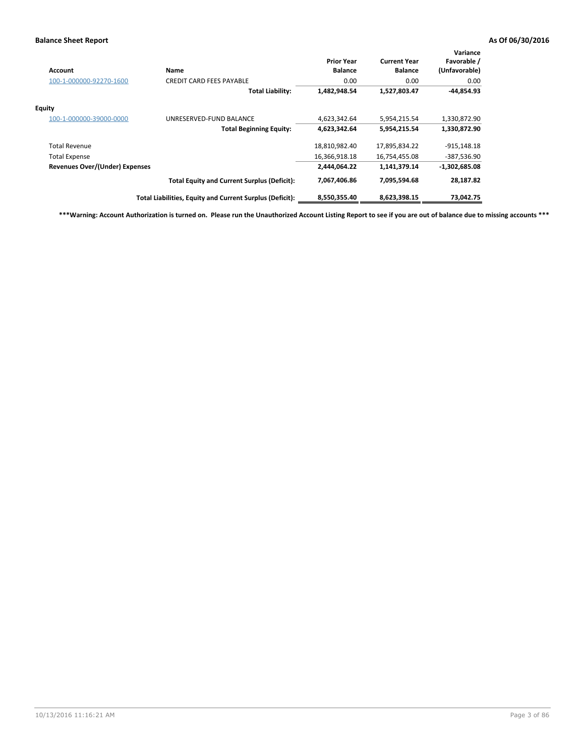**Balance Sheet Report** **As Of 06/30/2016**

| Account | Name | Prior Year Balance | Current Year Balance | Variance Favorable / (Unfavorable) |
|---|---|---|---|---|
| 100-1-000000-92270-1600 | CREDIT CARD FEES PAYABLE | 0.00 | 0.00 | 0.00 |
| | **Total Liability:** | **1,482,948.54** | **1,527,803.47** | **-44,854.93** |
| **Equity** | | | | |
| 100-1-000000-39000-0000 | UNRESERVED-FUND BALANCE | 4,623,342.64 | 5,954,215.54 | 1,330,872.90 |
| | **Total Beginning Equity:** | **4,623,342.64** | **5,954,215.54** | **1,330,872.90** |
| Total Revenue | | 18,810,982.40 | 17,895,834.22 | -915,148.18 |
| Total Expense | | 16,366,918.18 | 16,754,455.08 | -387,536.90 |
| **Revenues Over/(Under) Expenses** | | **2,444,064.22** | **1,141,379.14** | **-1,302,685.08** |
| | **Total Equity and Current Surplus (Deficit):** | **7,067,406.86** | **7,095,594.68** | **28,187.82** |
| | **Total Liabilities, Equity and Current Surplus (Deficit):** | **8,550,355.40** | **8,623,398.15** | **73,042.75** |

**\*\*\*Warning: Account Authorization is turned on. Please run the Unauthorized Account Listing Report to see if you are out of balance due to missing accounts \*\*\***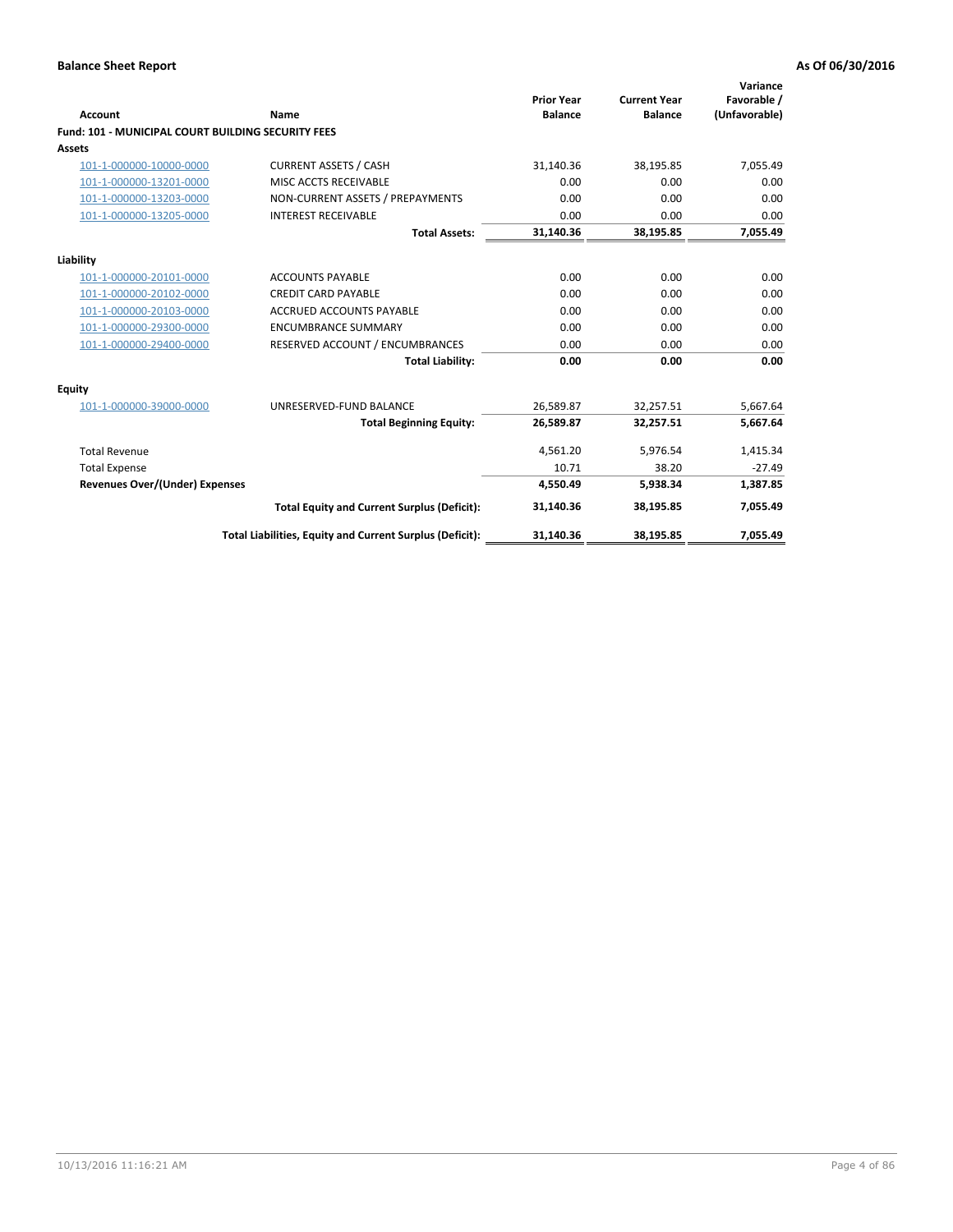**Balance Sheet Report** **As Of 06/30/2016**

| Account | Name | Prior Year Balance | Current Year Balance | Variance Favorable / (Unfavorable) |
|---|---|---|---|---|
| **Fund: 101 - MUNICIPAL COURT BUILDING SECURITY FEES** | | | | |
| **Assets** | | | | |
| 101-1-000000-10000-0000 | CURRENT ASSETS / CASH | 31,140.36 | 38,195.85 | 7,055.49 |
| 101-1-000000-13201-0000 | MISC ACCTS RECEIVABLE | 0.00 | 0.00 | 0.00 |
| 101-1-000000-13203-0000 | NON-CURRENT ASSETS / PREPAYMENTS | 0.00 | 0.00 | 0.00 |
| 101-1-000000-13205-0000 | INTEREST RECEIVABLE | 0.00 | 0.00 | 0.00 |
| | **Total Assets:** | **31,140.36** | **38,195.85** | **7,055.49** |
| **Liability** | | | | |
| 101-1-000000-20101-0000 | ACCOUNTS PAYABLE | 0.00 | 0.00 | 0.00 |
| 101-1-000000-20102-0000 | CREDIT CARD PAYABLE | 0.00 | 0.00 | 0.00 |
| 101-1-000000-20103-0000 | ACCRUED ACCOUNTS PAYABLE | 0.00 | 0.00 | 0.00 |
| 101-1-000000-29300-0000 | ENCUMBRANCE SUMMARY | 0.00 | 0.00 | 0.00 |
| 101-1-000000-29400-0000 | RESERVED ACCOUNT / ENCUMBRANCES | 0.00 | 0.00 | 0.00 |
| | **Total Liability:** | **0.00** | **0.00** | **0.00** |
| **Equity** | | | | |
| 101-1-000000-39000-0000 | UNRESERVED-FUND BALANCE | 26,589.87 | 32,257.51 | 5,667.64 |
| | **Total Beginning Equity:** | **26,589.87** | **32,257.51** | **5,667.64** |
| Total Revenue | | 4,561.20 | 5,976.54 | 1,415.34 |
| Total Expense | | 10.71 | 38.20 | -27.49 |
| **Revenues Over/(Under) Expenses** | | **4,550.49** | **5,938.34** | **1,387.85** |
| | **Total Equity and Current Surplus (Deficit):** | **31,140.36** | **38,195.85** | **7,055.49** |
| | **Total Liabilities, Equity and Current Surplus (Deficit):** | **31,140.36** | **38,195.85** | **7,055.49** |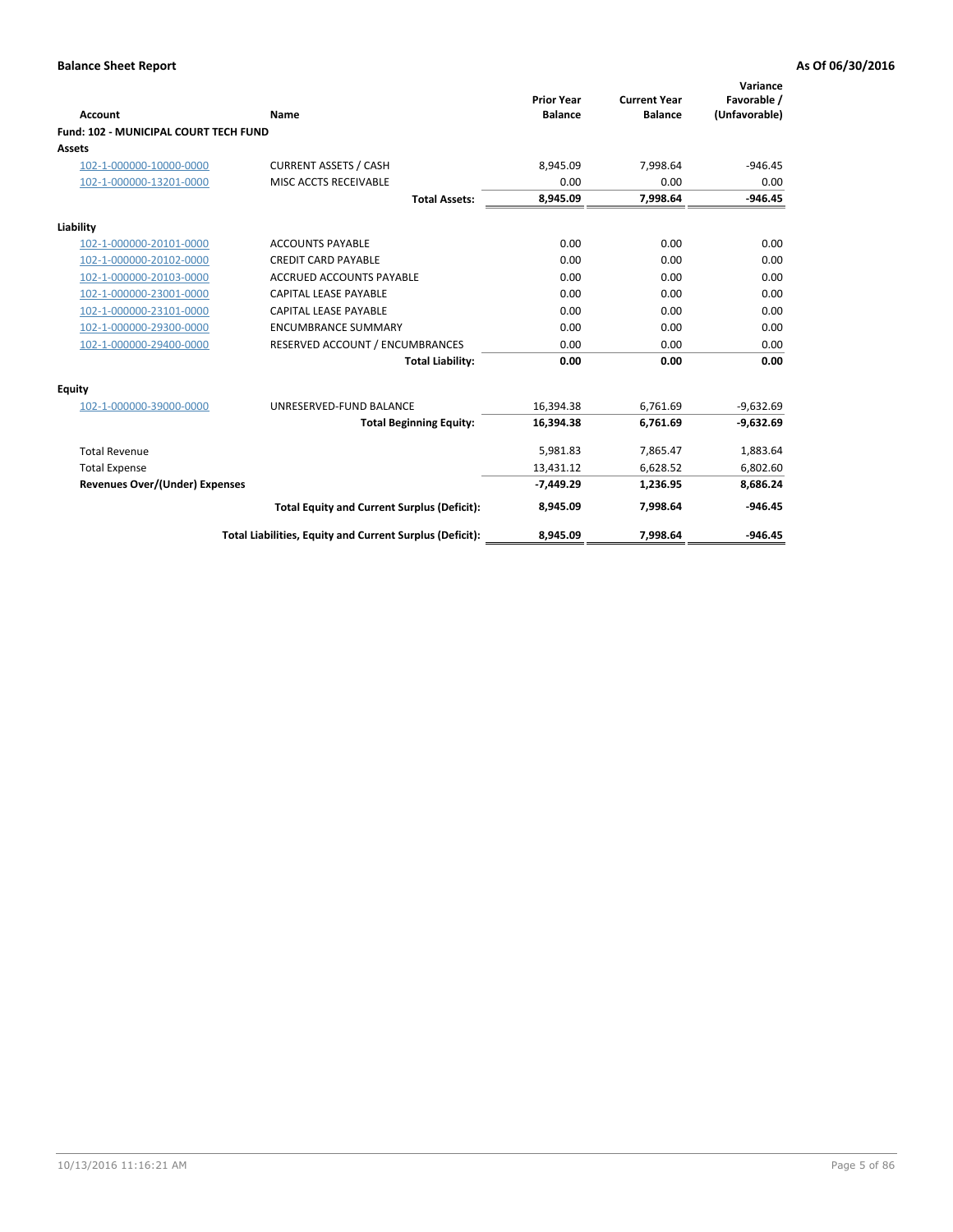**Balance Sheet Report** | **As Of 06/30/2016**

| Account | Name | Prior Year Balance | Current Year Balance | Variance Favorable / (Unfavorable) |
|---|---|---|---|---|
| **Fund: 102 - MUNICIPAL COURT TECH FUND** | | | | |
| **Assets** | | | | |
| 102-1-000000-10000-0000 | CURRENT ASSETS / CASH | 8,945.09 | 7,998.64 | -946.45 |
| 102-1-000000-13201-0000 | MISC ACCTS RECEIVABLE | 0.00 | 0.00 | 0.00 |
| | **Total Assets:** | **8,945.09** | **7,998.64** | **-946.45** |
| **Liability** | | | | |
| 102-1-000000-20101-0000 | ACCOUNTS PAYABLE | 0.00 | 0.00 | 0.00 |
| 102-1-000000-20102-0000 | CREDIT CARD PAYABLE | 0.00 | 0.00 | 0.00 |
| 102-1-000000-20103-0000 | ACCRUED ACCOUNTS PAYABLE | 0.00 | 0.00 | 0.00 |
| 102-1-000000-23001-0000 | CAPITAL LEASE PAYABLE | 0.00 | 0.00 | 0.00 |
| 102-1-000000-23101-0000 | CAPITAL LEASE PAYABLE | 0.00 | 0.00 | 0.00 |
| 102-1-000000-29300-0000 | ENCUMBRANCE SUMMARY | 0.00 | 0.00 | 0.00 |
| 102-1-000000-29400-0000 | RESERVED ACCOUNT / ENCUMBRANCES | 0.00 | 0.00 | 0.00 |
| | **Total Liability:** | **0.00** | **0.00** | **0.00** |
| **Equity** | | | | |
| 102-1-000000-39000-0000 | UNRESERVED-FUND BALANCE | 16,394.38 | 6,761.69 | -9,632.69 |
| | **Total Beginning Equity:** | **16,394.38** | **6,761.69** | **-9,632.69** |
| Total Revenue | | 5,981.83 | 7,865.47 | 1,883.64 |
| Total Expense | | 13,431.12 | 6,628.52 | 6,802.60 |
| **Revenues Over/(Under) Expenses** | | **-7,449.29** | **1,236.95** | **8,686.24** |
| | **Total Equity and Current Surplus (Deficit):** | **8,945.09** | **7,998.64** | **-946.45** |
| | **Total Liabilities, Equity and Current Surplus (Deficit):** | **8,945.09** | **7,998.64** | **-946.45** |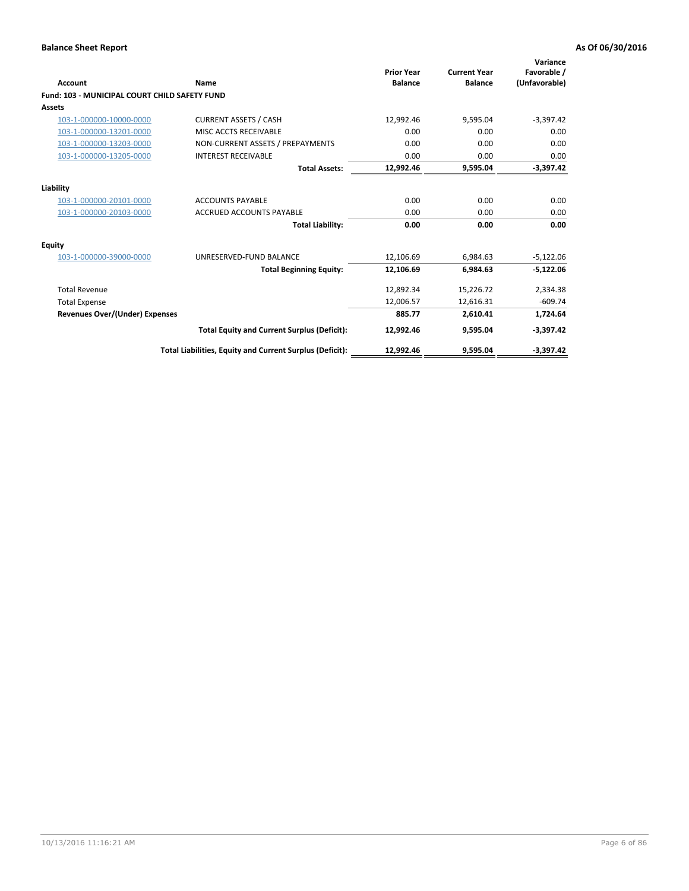**Balance Sheet Report** **As Of 06/30/2016**

| Account | Name | Prior Year Balance | Current Year Balance | Variance Favorable / (Unfavorable) |
|---|---|---|---|---|
| **Fund: 103 - MUNICIPAL COURT CHILD SAFETY FUND** | | | | |
| **Assets** | | | | |
| 103-1-000000-10000-0000 | CURRENT ASSETS / CASH | 12,992.46 | 9,595.04 | -3,397.42 |
| 103-1-000000-13201-0000 | MISC ACCTS RECEIVABLE | 0.00 | 0.00 | 0.00 |
| 103-1-000000-13203-0000 | NON-CURRENT ASSETS / PREPAYMENTS | 0.00 | 0.00 | 0.00 |
| 103-1-000000-13205-0000 | INTEREST RECEIVABLE | 0.00 | 0.00 | 0.00 |
| | **Total Assets:** | **12,992.46** | **9,595.04** | **-3,397.42** |
| **Liability** | | | | |
| 103-1-000000-20101-0000 | ACCOUNTS PAYABLE | 0.00 | 0.00 | 0.00 |
| 103-1-000000-20103-0000 | ACCRUED ACCOUNTS PAYABLE | 0.00 | 0.00 | 0.00 |
| | **Total Liability:** | **0.00** | **0.00** | **0.00** |
| **Equity** | | | | |
| 103-1-000000-39000-0000 | UNRESERVED-FUND BALANCE | 12,106.69 | 6,984.63 | -5,122.06 |
| | **Total Beginning Equity:** | **12,106.69** | **6,984.63** | **-5,122.06** |
| Total Revenue | | 12,892.34 | 15,226.72 | 2,334.38 |
| Total Expense | | 12,006.57 | 12,616.31 | -609.74 |
| **Revenues Over/(Under) Expenses** | | **885.77** | **2,610.41** | **1,724.64** |
| | **Total Equity and Current Surplus (Deficit):** | **12,992.46** | **9,595.04** | **-3,397.42** |
| | **Total Liabilities, Equity and Current Surplus (Deficit):** | **12,992.46** | **9,595.04** | **-3,397.42** |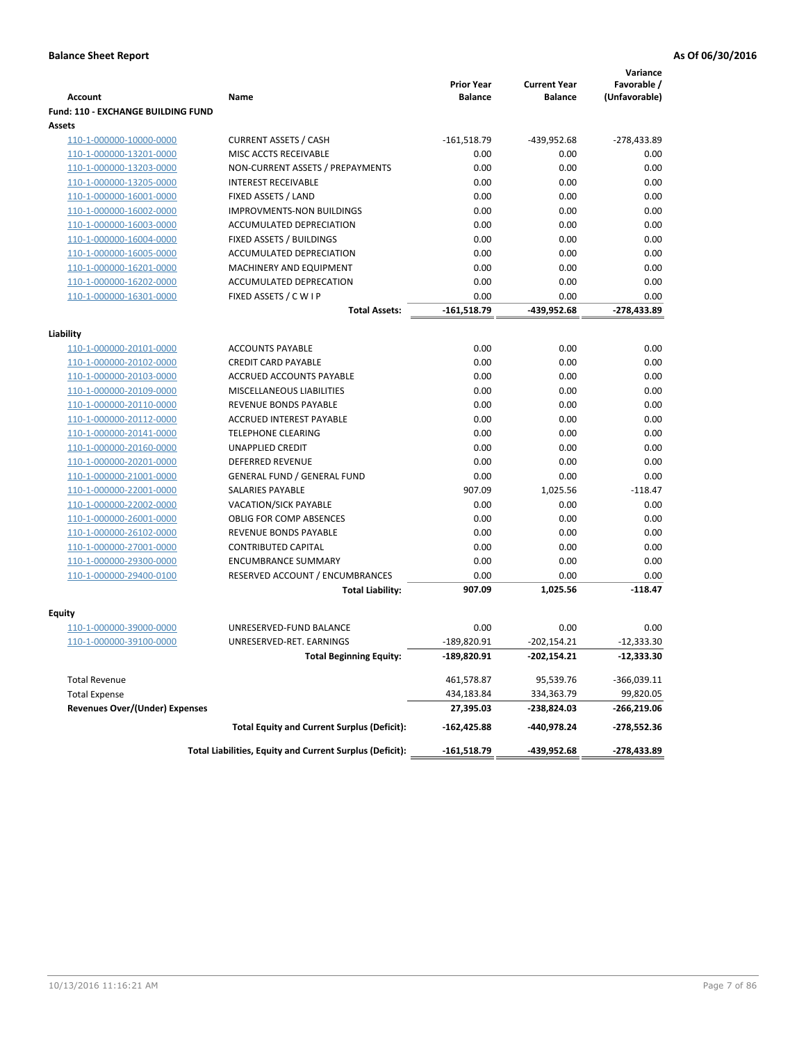**Balance Sheet Report** **As Of 06/30/2016**

| Account | Name | Prior Year Balance | Current Year Balance | Variance Favorable / (Unfavorable) |
|---|---|---|---|---|
| **Fund: 110 - EXCHANGE BUILDING FUND** | | | | |
| **Assets** | | | | |
| 110-1-000000-10000-0000 | CURRENT ASSETS / CASH | -161,518.79 | -439,952.68 | -278,433.89 |
| 110-1-000000-13201-0000 | MISC ACCTS RECEIVABLE | 0.00 | 0.00 | 0.00 |
| 110-1-000000-13203-0000 | NON-CURRENT ASSETS / PREPAYMENTS | 0.00 | 0.00 | 0.00 |
| 110-1-000000-13205-0000 | INTEREST RECEIVABLE | 0.00 | 0.00 | 0.00 |
| 110-1-000000-16001-0000 | FIXED ASSETS / LAND | 0.00 | 0.00 | 0.00 |
| 110-1-000000-16002-0000 | IMPROVMENTS-NON BUILDINGS | 0.00 | 0.00 | 0.00 |
| 110-1-000000-16003-0000 | ACCUMULATED DEPRECIATION | 0.00 | 0.00 | 0.00 |
| 110-1-000000-16004-0000 | FIXED ASSETS / BUILDINGS | 0.00 | 0.00 | 0.00 |
| 110-1-000000-16005-0000 | ACCUMULATED DEPRECIATION | 0.00 | 0.00 | 0.00 |
| 110-1-000000-16201-0000 | MACHINERY AND EQUIPMENT | 0.00 | 0.00 | 0.00 |
| 110-1-000000-16202-0000 | ACCUMULATED DEPRECATION | 0.00 | 0.00 | 0.00 |
| 110-1-000000-16301-0000 | FIXED ASSETS / C W I P | 0.00 | 0.00 | 0.00 |
| | **Total Assets:** | **-161,518.79** | **-439,952.68** | **-278,433.89** |
| **Liability** | | | | |
| 110-1-000000-20101-0000 | ACCOUNTS PAYABLE | 0.00 | 0.00 | 0.00 |
| 110-1-000000-20102-0000 | CREDIT CARD PAYABLE | 0.00 | 0.00 | 0.00 |
| 110-1-000000-20103-0000 | ACCRUED ACCOUNTS PAYABLE | 0.00 | 0.00 | 0.00 |
| 110-1-000000-20109-0000 | MISCELLANEOUS LIABILITIES | 0.00 | 0.00 | 0.00 |
| 110-1-000000-20110-0000 | REVENUE BONDS PAYABLE | 0.00 | 0.00 | 0.00 |
| 110-1-000000-20112-0000 | ACCRUED INTEREST PAYABLE | 0.00 | 0.00 | 0.00 |
| 110-1-000000-20141-0000 | TELEPHONE CLEARING | 0.00 | 0.00 | 0.00 |
| 110-1-000000-20160-0000 | UNAPPLIED CREDIT | 0.00 | 0.00 | 0.00 |
| 110-1-000000-20201-0000 | DEFERRED REVENUE | 0.00 | 0.00 | 0.00 |
| 110-1-000000-21001-0000 | GENERAL FUND / GENERAL FUND | 0.00 | 0.00 | 0.00 |
| 110-1-000000-22001-0000 | SALARIES PAYABLE | 907.09 | 1,025.56 | -118.47 |
| 110-1-000000-22002-0000 | VACATION/SICK PAYABLE | 0.00 | 0.00 | 0.00 |
| 110-1-000000-26001-0000 | OBLIG FOR COMP ABSENCES | 0.00 | 0.00 | 0.00 |
| 110-1-000000-26102-0000 | REVENUE BONDS PAYABLE | 0.00 | 0.00 | 0.00 |
| 110-1-000000-27001-0000 | CONTRIBUTED CAPITAL | 0.00 | 0.00 | 0.00 |
| 110-1-000000-29300-0000 | ENCUMBRANCE SUMMARY | 0.00 | 0.00 | 0.00 |
| 110-1-000000-29400-0100 | RESERVED ACCOUNT / ENCUMBRANCES | 0.00 | 0.00 | 0.00 |
| | **Total Liability:** | **907.09** | **1,025.56** | **-118.47** |
| **Equity** | | | | |
| 110-1-000000-39000-0000 | UNRESERVED-FUND BALANCE | 0.00 | 0.00 | 0.00 |
| 110-1-000000-39100-0000 | UNRESERVED-RET. EARNINGS | -189,820.91 | -202,154.21 | -12,333.30 |
| | **Total Beginning Equity:** | **-189,820.91** | **-202,154.21** | **-12,333.30** |
| Total Revenue | | 461,578.87 | 95,539.76 | -366,039.11 |
| Total Expense | | 434,183.84 | 334,363.79 | 99,820.05 |
| **Revenues Over/(Under) Expenses** | | **27,395.03** | **-238,824.03** | **-266,219.06** |
| | **Total Equity and Current Surplus (Deficit):** | **-162,425.88** | **-440,978.24** | **-278,552.36** |
| | **Total Liabilities, Equity and Current Surplus (Deficit):** | **-161,518.79** | **-439,952.68** | **-278,433.89** |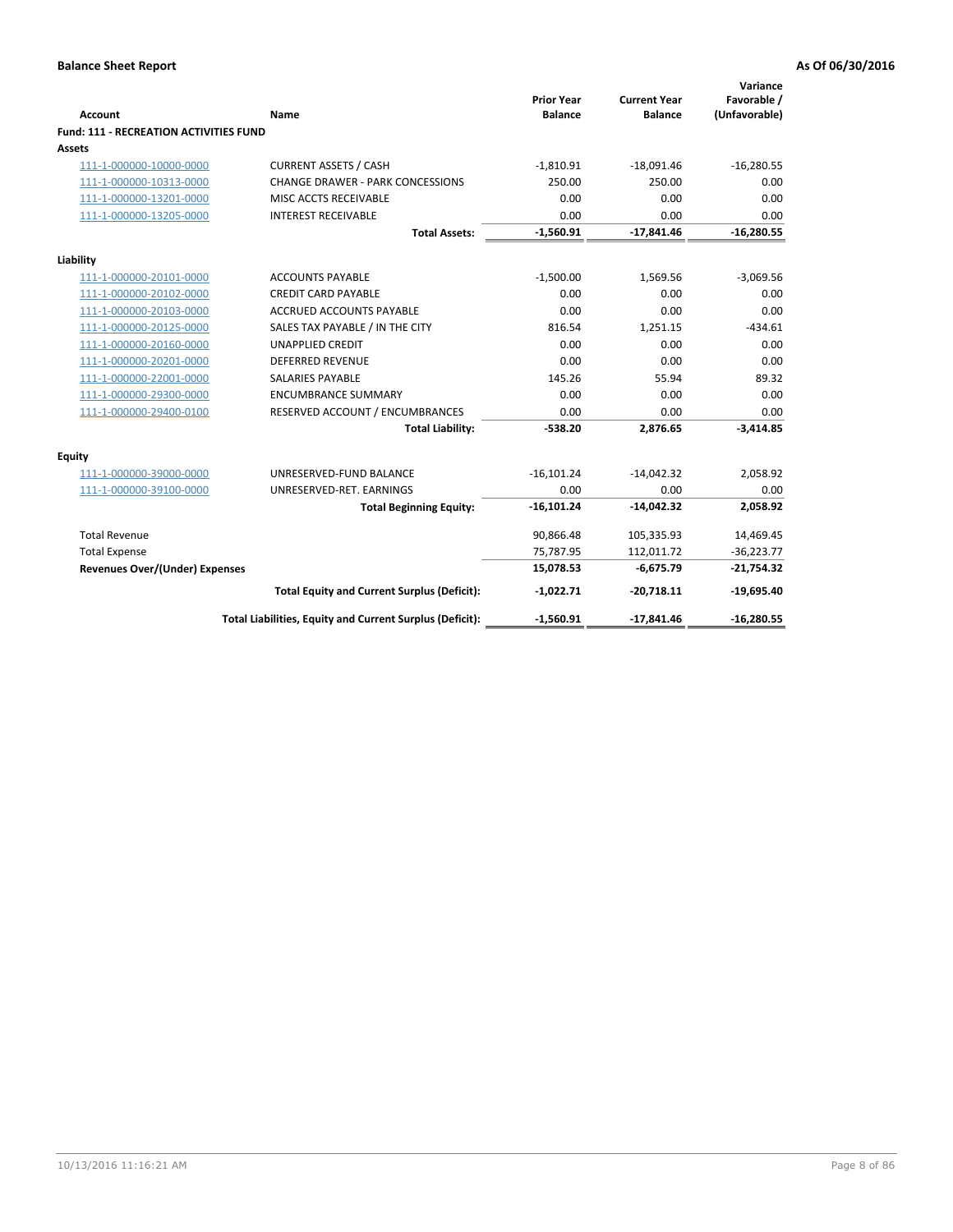**Balance Sheet Report** — **As Of 06/30/2016**

| Account | Name | Prior Year Balance | Current Year Balance | Variance Favorable / (Unfavorable) |
|---|---|---|---|---|
| **Fund: 111 - RECREATION ACTIVITIES FUND** | | | | |
| **Assets** | | | | |
| 111-1-000000-10000-0000 | CURRENT ASSETS / CASH | -1,810.91 | -18,091.46 | -16,280.55 |
| 111-1-000000-10313-0000 | CHANGE DRAWER - PARK CONCESSIONS | 250.00 | 250.00 | 0.00 |
| 111-1-000000-13201-0000 | MISC ACCTS RECEIVABLE | 0.00 | 0.00 | 0.00 |
| 111-1-000000-13205-0000 | INTEREST RECEIVABLE | 0.00 | 0.00 | 0.00 |
| | **Total Assets:** | **-1,560.91** | **-17,841.46** | **-16,280.55** |
| **Liability** | | | | |
| 111-1-000000-20101-0000 | ACCOUNTS PAYABLE | -1,500.00 | 1,569.56 | -3,069.56 |
| 111-1-000000-20102-0000 | CREDIT CARD PAYABLE | 0.00 | 0.00 | 0.00 |
| 111-1-000000-20103-0000 | ACCRUED ACCOUNTS PAYABLE | 0.00 | 0.00 | 0.00 |
| 111-1-000000-20125-0000 | SALES TAX PAYABLE / IN THE CITY | 816.54 | 1,251.15 | -434.61 |
| 111-1-000000-20160-0000 | UNAPPLIED CREDIT | 0.00 | 0.00 | 0.00 |
| 111-1-000000-20201-0000 | DEFERRED REVENUE | 0.00 | 0.00 | 0.00 |
| 111-1-000000-22001-0000 | SALARIES PAYABLE | 145.26 | 55.94 | 89.32 |
| 111-1-000000-29300-0000 | ENCUMBRANCE SUMMARY | 0.00 | 0.00 | 0.00 |
| 111-1-000000-29400-0100 | RESERVED ACCOUNT / ENCUMBRANCES | 0.00 | 0.00 | 0.00 |
| | **Total Liability:** | **-538.20** | **2,876.65** | **-3,414.85** |
| **Equity** | | | | |
| 111-1-000000-39000-0000 | UNRESERVED-FUND BALANCE | -16,101.24 | -14,042.32 | 2,058.92 |
| 111-1-000000-39100-0000 | UNRESERVED-RET. EARNINGS | 0.00 | 0.00 | 0.00 |
| | **Total Beginning Equity:** | **-16,101.24** | **-14,042.32** | **2,058.92** |
| Total Revenue | | 90,866.48 | 105,335.93 | 14,469.45 |
| Total Expense | | 75,787.95 | 112,011.72 | -36,223.77 |
| **Revenues Over/(Under) Expenses** | | **15,078.53** | **-6,675.79** | **-21,754.32** |
| | **Total Equity and Current Surplus (Deficit):** | **-1,022.71** | **-20,718.11** | **-19,695.40** |
| | **Total Liabilities, Equity and Current Surplus (Deficit):** | **-1,560.91** | **-17,841.46** | **-16,280.55** |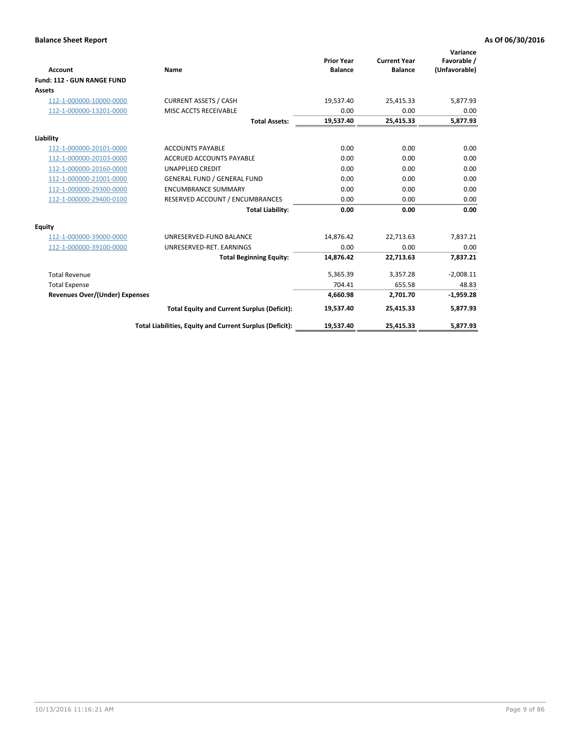**Balance Sheet Report** | **As Of 06/30/2016**

| Account | Name | Prior Year Balance | Current Year Balance | Variance Favorable / (Unfavorable) |
|---|---|---|---|---|
| **Fund: 112 - GUN RANGE FUND** | | | | |
| **Assets** | | | | |
| 112-1-000000-10000-0000 | CURRENT ASSETS / CASH | 19,537.40 | 25,415.33 | 5,877.93 |
| 112-1-000000-13201-0000 | MISC ACCTS RECEIVABLE | 0.00 | 0.00 | 0.00 |
| | **Total Assets:** | **19,537.40** | **25,415.33** | **5,877.93** |
| **Liability** | | | | |
| 112-1-000000-20101-0000 | ACCOUNTS PAYABLE | 0.00 | 0.00 | 0.00 |
| 112-1-000000-20103-0000 | ACCRUED ACCOUNTS PAYABLE | 0.00 | 0.00 | 0.00 |
| 112-1-000000-20160-0000 | UNAPPLIED CREDIT | 0.00 | 0.00 | 0.00 |
| 112-1-000000-21001-0000 | GENERAL FUND / GENERAL FUND | 0.00 | 0.00 | 0.00 |
| 112-1-000000-29300-0000 | ENCUMBRANCE SUMMARY | 0.00 | 0.00 | 0.00 |
| 112-1-000000-29400-0100 | RESERVED ACCOUNT / ENCUMBRANCES | 0.00 | 0.00 | 0.00 |
| | **Total Liability:** | **0.00** | **0.00** | **0.00** |
| **Equity** | | | | |
| 112-1-000000-39000-0000 | UNRESERVED-FUND BALANCE | 14,876.42 | 22,713.63 | 7,837.21 |
| 112-1-000000-39100-0000 | UNRESERVED-RET. EARNINGS | 0.00 | 0.00 | 0.00 |
| | **Total Beginning Equity:** | **14,876.42** | **22,713.63** | **7,837.21** |
| Total Revenue | | 5,365.39 | 3,357.28 | -2,008.11 |
| Total Expense | | 704.41 | 655.58 | 48.83 |
| **Revenues Over/(Under) Expenses** | | **4,660.98** | **2,701.70** | **-1,959.28** |
| | **Total Equity and Current Surplus (Deficit):** | **19,537.40** | **25,415.33** | **5,877.93** |
| | **Total Liabilities, Equity and Current Surplus (Deficit):** | **19,537.40** | **25,415.33** | **5,877.93** |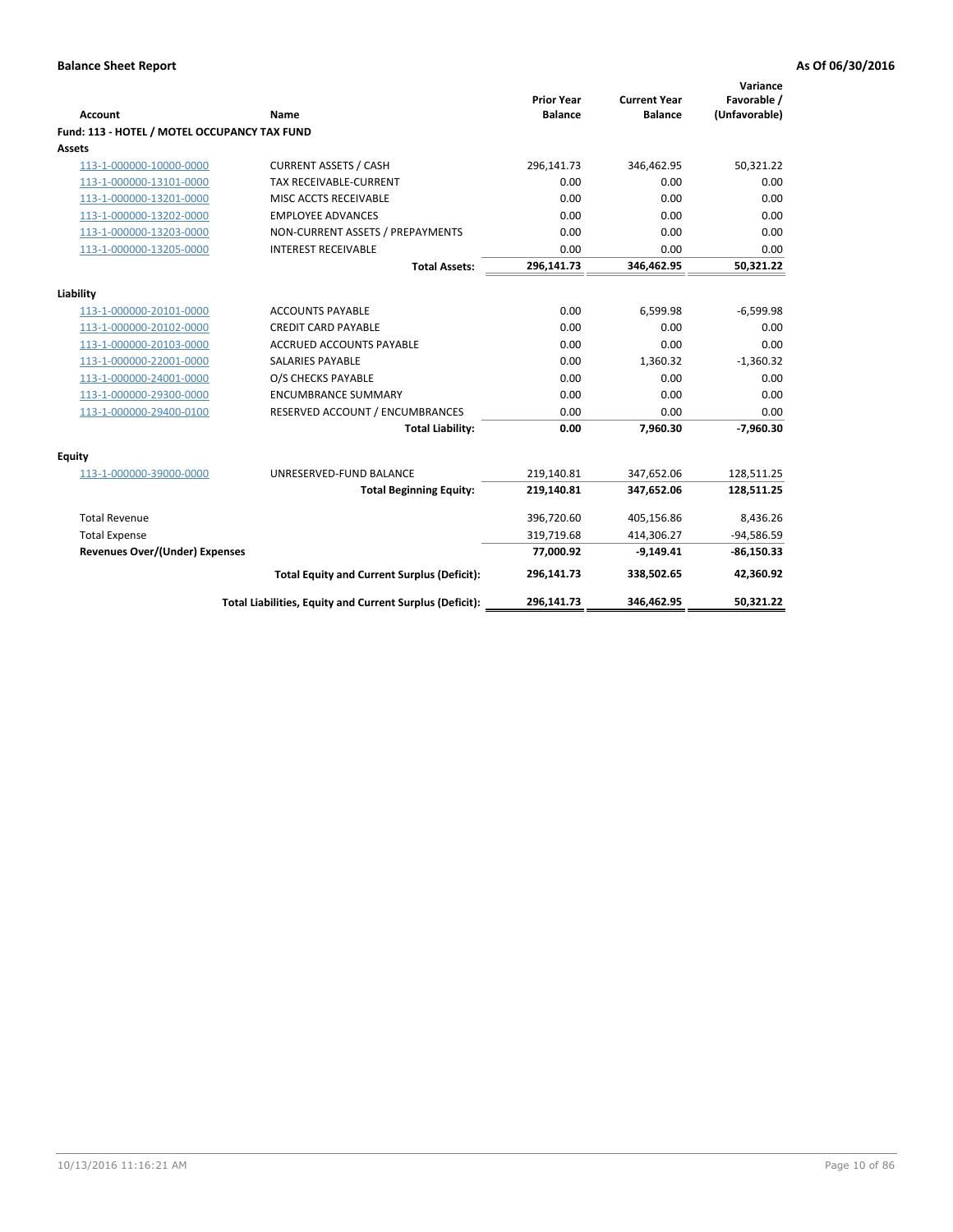**Balance Sheet Report** | **As Of 06/30/2016**

| Account | Name | Prior Year Balance | Current Year Balance | Variance Favorable / (Unfavorable) |
|---|---|---|---|---|
| **Fund: 113 - HOTEL / MOTEL OCCUPANCY TAX FUND** | | | | |
| **Assets** | | | | |
| 113-1-000000-10000-0000 | CURRENT ASSETS / CASH | 296,141.73 | 346,462.95 | 50,321.22 |
| 113-1-000000-13101-0000 | TAX RECEIVABLE-CURRENT | 0.00 | 0.00 | 0.00 |
| 113-1-000000-13201-0000 | MISC ACCTS RECEIVABLE | 0.00 | 0.00 | 0.00 |
| 113-1-000000-13202-0000 | EMPLOYEE ADVANCES | 0.00 | 0.00 | 0.00 |
| 113-1-000000-13203-0000 | NON-CURRENT ASSETS / PREPAYMENTS | 0.00 | 0.00 | 0.00 |
| 113-1-000000-13205-0000 | INTEREST RECEIVABLE | 0.00 | 0.00 | 0.00 |
| | **Total Assets:** | **296,141.73** | **346,462.95** | **50,321.22** |
| **Liability** | | | | |
| 113-1-000000-20101-0000 | ACCOUNTS PAYABLE | 0.00 | 6,599.98 | -6,599.98 |
| 113-1-000000-20102-0000 | CREDIT CARD PAYABLE | 0.00 | 0.00 | 0.00 |
| 113-1-000000-20103-0000 | ACCRUED ACCOUNTS PAYABLE | 0.00 | 0.00 | 0.00 |
| 113-1-000000-22001-0000 | SALARIES PAYABLE | 0.00 | 1,360.32 | -1,360.32 |
| 113-1-000000-24001-0000 | O/S CHECKS PAYABLE | 0.00 | 0.00 | 0.00 |
| 113-1-000000-29300-0000 | ENCUMBRANCE SUMMARY | 0.00 | 0.00 | 0.00 |
| 113-1-000000-29400-0100 | RESERVED ACCOUNT / ENCUMBRANCES | 0.00 | 0.00 | 0.00 |
| | **Total Liability:** | **0.00** | **7,960.30** | **-7,960.30** |
| **Equity** | | | | |
| 113-1-000000-39000-0000 | UNRESERVED-FUND BALANCE | 219,140.81 | 347,652.06 | 128,511.25 |
| | **Total Beginning Equity:** | **219,140.81** | **347,652.06** | **128,511.25** |
| Total Revenue | | 396,720.60 | 405,156.86 | 8,436.26 |
| Total Expense | | 319,719.68 | 414,306.27 | -94,586.59 |
| **Revenues Over/(Under) Expenses** | | **77,000.92** | **-9,149.41** | **-86,150.33** |
| | **Total Equity and Current Surplus (Deficit):** | **296,141.73** | **338,502.65** | **42,360.92** |
| | **Total Liabilities, Equity and Current Surplus (Deficit):** | **296,141.73** | **346,462.95** | **50,321.22** |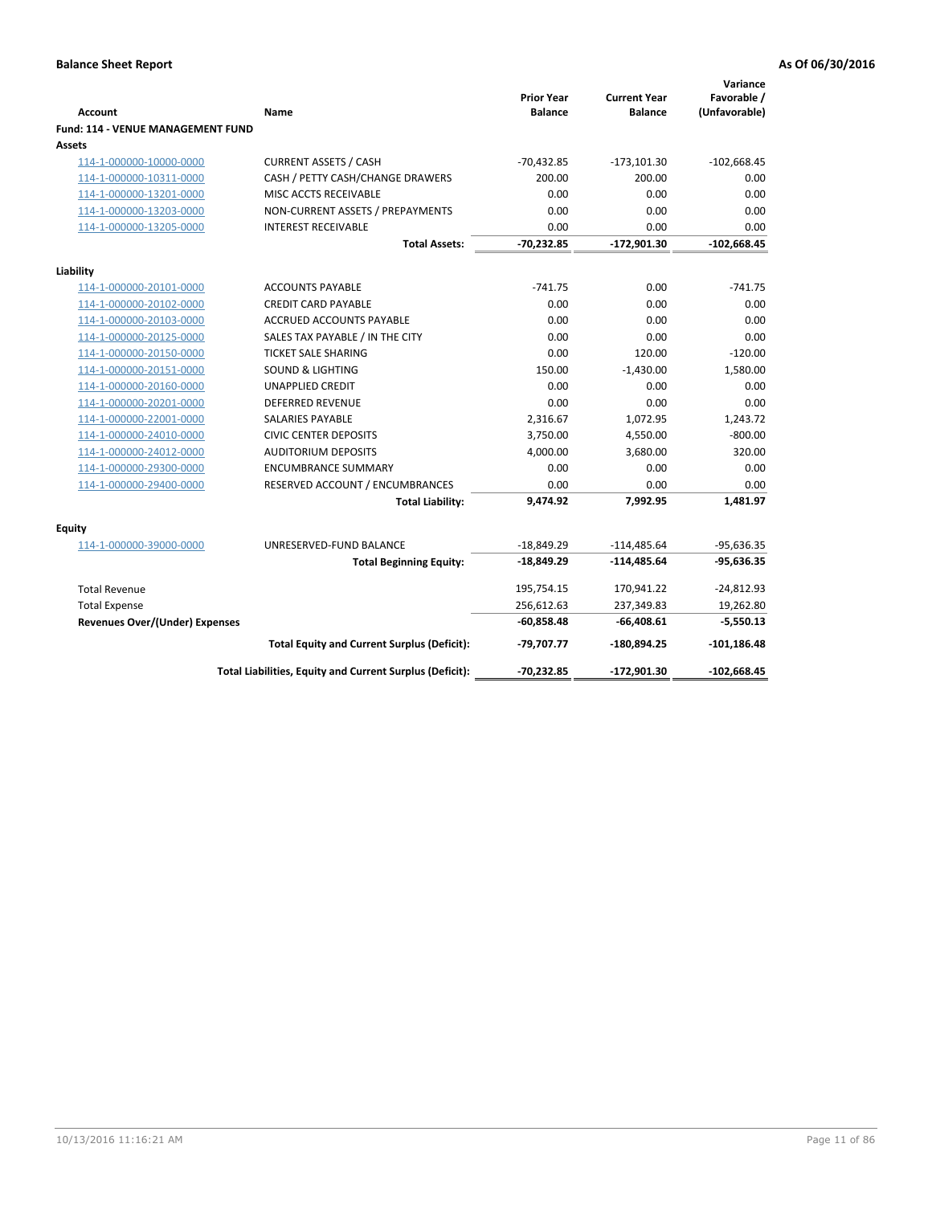**Balance Sheet Report** **As Of 06/30/2016**

| Account | Name | Prior Year Balance | Current Year Balance | Variance Favorable / (Unfavorable) |
|---|---|---|---|---|
| **Fund: 114 - VENUE MANAGEMENT FUND** | | | | |
| **Assets** | | | | |
| 114-1-000000-10000-0000 | CURRENT ASSETS / CASH | -70,432.85 | -173,101.30 | -102,668.45 |
| 114-1-000000-10311-0000 | CASH / PETTY CASH/CHANGE DRAWERS | 200.00 | 200.00 | 0.00 |
| 114-1-000000-13201-0000 | MISC ACCTS RECEIVABLE | 0.00 | 0.00 | 0.00 |
| 114-1-000000-13203-0000 | NON-CURRENT ASSETS / PREPAYMENTS | 0.00 | 0.00 | 0.00 |
| 114-1-000000-13205-0000 | INTEREST RECEIVABLE | 0.00 | 0.00 | 0.00 |
| | **Total Assets:** | **-70,232.85** | **-172,901.30** | **-102,668.45** |
| **Liability** | | | | |
| 114-1-000000-20101-0000 | ACCOUNTS PAYABLE | -741.75 | 0.00 | -741.75 |
| 114-1-000000-20102-0000 | CREDIT CARD PAYABLE | 0.00 | 0.00 | 0.00 |
| 114-1-000000-20103-0000 | ACCRUED ACCOUNTS PAYABLE | 0.00 | 0.00 | 0.00 |
| 114-1-000000-20125-0000 | SALES TAX PAYABLE / IN THE CITY | 0.00 | 0.00 | 0.00 |
| 114-1-000000-20150-0000 | TICKET SALE SHARING | 0.00 | 120.00 | -120.00 |
| 114-1-000000-20151-0000 | SOUND & LIGHTING | 150.00 | -1,430.00 | 1,580.00 |
| 114-1-000000-20160-0000 | UNAPPLIED CREDIT | 0.00 | 0.00 | 0.00 |
| 114-1-000000-20201-0000 | DEFERRED REVENUE | 0.00 | 0.00 | 0.00 |
| 114-1-000000-22001-0000 | SALARIES PAYABLE | 2,316.67 | 1,072.95 | 1,243.72 |
| 114-1-000000-24010-0000 | CIVIC CENTER DEPOSITS | 3,750.00 | 4,550.00 | -800.00 |
| 114-1-000000-24012-0000 | AUDITORIUM DEPOSITS | 4,000.00 | 3,680.00 | 320.00 |
| 114-1-000000-29300-0000 | ENCUMBRANCE SUMMARY | 0.00 | 0.00 | 0.00 |
| 114-1-000000-29400-0000 | RESERVED ACCOUNT / ENCUMBRANCES | 0.00 | 0.00 | 0.00 |
| | **Total Liability:** | **9,474.92** | **7,992.95** | **1,481.97** |
| **Equity** | | | | |
| 114-1-000000-39000-0000 | UNRESERVED-FUND BALANCE | -18,849.29 | -114,485.64 | -95,636.35 |
| | **Total Beginning Equity:** | **-18,849.29** | **-114,485.64** | **-95,636.35** |
| Total Revenue | | 195,754.15 | 170,941.22 | -24,812.93 |
| Total Expense | | 256,612.63 | 237,349.83 | 19,262.80 |
| **Revenues Over/(Under) Expenses** | | **-60,858.48** | **-66,408.61** | **-5,550.13** |
| | **Total Equity and Current Surplus (Deficit):** | **-79,707.77** | **-180,894.25** | **-101,186.48** |
| | **Total Liabilities, Equity and Current Surplus (Deficit):** | **-70,232.85** | **-172,901.30** | **-102,668.45** |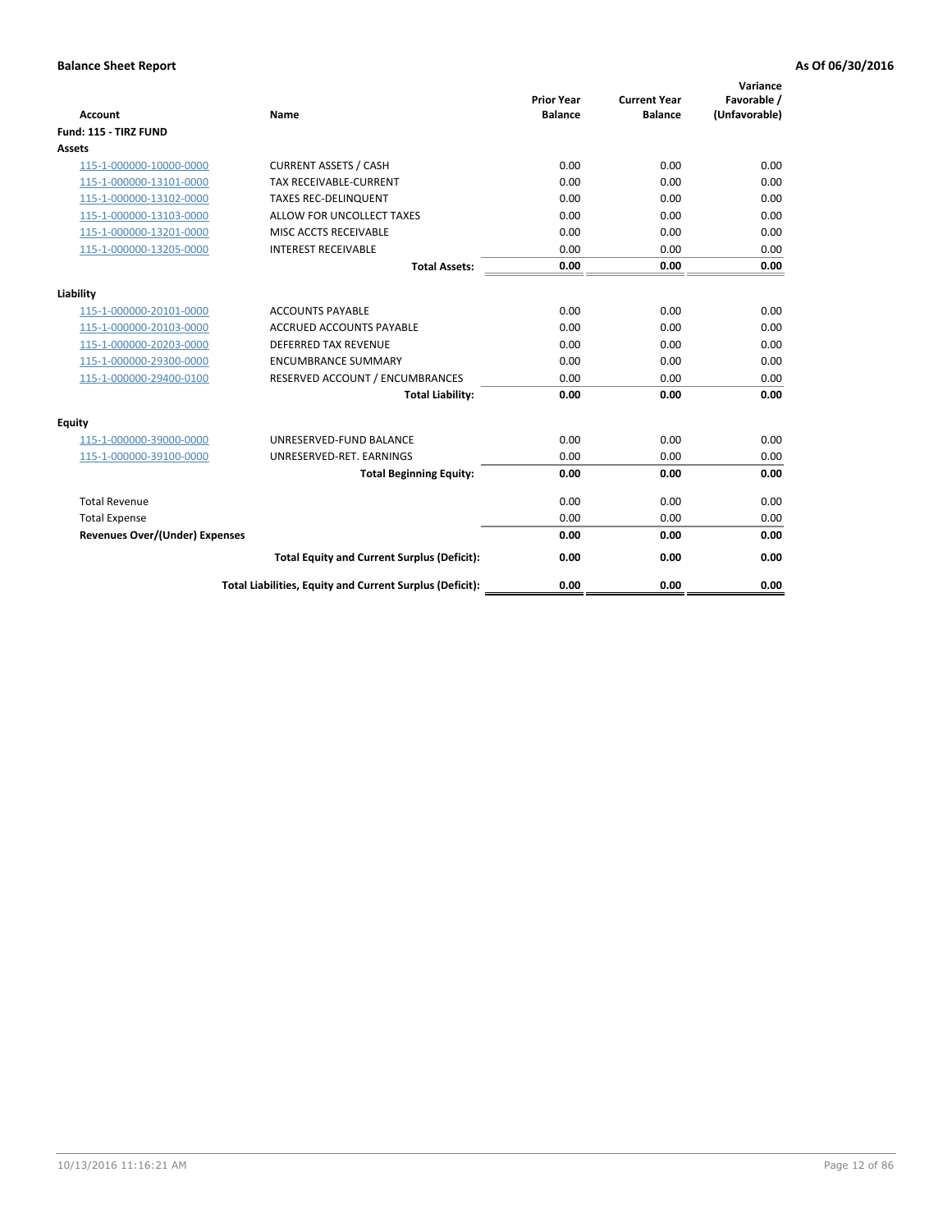**Balance Sheet Report** | **As Of 06/30/2016**

| Account | Name | Prior Year Balance | Current Year Balance | Variance Favorable / (Unfavorable) |
|---|---|---|---|---|
| **Fund: 115 - TIRZ FUND** | | | | |
| **Assets** | | | | |
| 115-1-000000-10000-0000 | CURRENT ASSETS / CASH | 0.00 | 0.00 | 0.00 |
| 115-1-000000-13101-0000 | TAX RECEIVABLE-CURRENT | 0.00 | 0.00 | 0.00 |
| 115-1-000000-13102-0000 | TAXES REC-DELINQUENT | 0.00 | 0.00 | 0.00 |
| 115-1-000000-13103-0000 | ALLOW FOR UNCOLLECT TAXES | 0.00 | 0.00 | 0.00 |
| 115-1-000000-13201-0000 | MISC ACCTS RECEIVABLE | 0.00 | 0.00 | 0.00 |
| 115-1-000000-13205-0000 | INTEREST RECEIVABLE | 0.00 | 0.00 | 0.00 |
| | **Total Assets:** | **0.00** | **0.00** | **0.00** |
| **Liability** | | | | |
| 115-1-000000-20101-0000 | ACCOUNTS PAYABLE | 0.00 | 0.00 | 0.00 |
| 115-1-000000-20103-0000 | ACCRUED ACCOUNTS PAYABLE | 0.00 | 0.00 | 0.00 |
| 115-1-000000-20203-0000 | DEFERRED TAX REVENUE | 0.00 | 0.00 | 0.00 |
| 115-1-000000-29300-0000 | ENCUMBRANCE SUMMARY | 0.00 | 0.00 | 0.00 |
| 115-1-000000-29400-0100 | RESERVED ACCOUNT / ENCUMBRANCES | 0.00 | 0.00 | 0.00 |
| | **Total Liability:** | **0.00** | **0.00** | **0.00** |
| **Equity** | | | | |
| 115-1-000000-39000-0000 | UNRESERVED-FUND BALANCE | 0.00 | 0.00 | 0.00 |
| 115-1-000000-39100-0000 | UNRESERVED-RET. EARNINGS | 0.00 | 0.00 | 0.00 |
| | **Total Beginning Equity:** | **0.00** | **0.00** | **0.00** |
| Total Revenue | | 0.00 | 0.00 | 0.00 |
| Total Expense | | 0.00 | 0.00 | 0.00 |
| **Revenues Over/(Under) Expenses** | | **0.00** | **0.00** | **0.00** |
| | **Total Equity and Current Surplus (Deficit):** | **0.00** | **0.00** | **0.00** |
| | **Total Liabilities, Equity and Current Surplus (Deficit):** | **0.00** | **0.00** | **0.00** |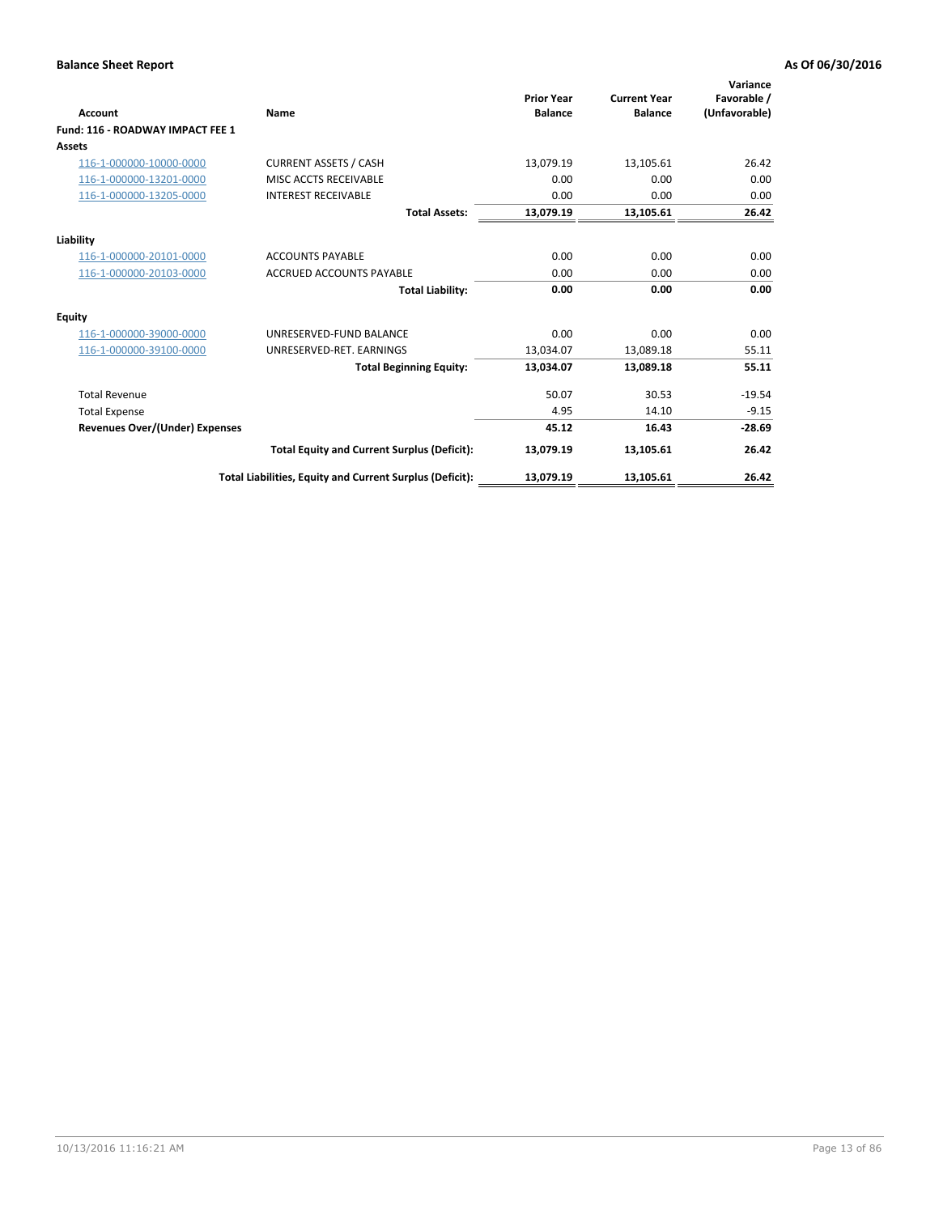**Balance Sheet Report** **As Of 06/30/2016**

| Account | Name | Prior Year Balance | Current Year Balance | Variance Favorable / (Unfavorable) |
|---|---|---|---|---|
| **Fund: 116 - ROADWAY IMPACT FEE 1** | | | | |
| **Assets** | | | | |
| 116-1-000000-10000-0000 | CURRENT ASSETS / CASH | 13,079.19 | 13,105.61 | 26.42 |
| 116-1-000000-13201-0000 | MISC ACCTS RECEIVABLE | 0.00 | 0.00 | 0.00 |
| 116-1-000000-13205-0000 | INTEREST RECEIVABLE | 0.00 | 0.00 | 0.00 |
| | **Total Assets:** | **13,079.19** | **13,105.61** | **26.42** |
| **Liability** | | | | |
| 116-1-000000-20101-0000 | ACCOUNTS PAYABLE | 0.00 | 0.00 | 0.00 |
| 116-1-000000-20103-0000 | ACCRUED ACCOUNTS PAYABLE | 0.00 | 0.00 | 0.00 |
| | **Total Liability:** | **0.00** | **0.00** | **0.00** |
| **Equity** | | | | |
| 116-1-000000-39000-0000 | UNRESERVED-FUND BALANCE | 0.00 | 0.00 | 0.00 |
| 116-1-000000-39100-0000 | UNRESERVED-RET. EARNINGS | 13,034.07 | 13,089.18 | 55.11 |
| | **Total Beginning Equity:** | **13,034.07** | **13,089.18** | **55.11** |
| Total Revenue | | 50.07 | 30.53 | -19.54 |
| Total Expense | | 4.95 | 14.10 | -9.15 |
| **Revenues Over/(Under) Expenses** | | **45.12** | **16.43** | **-28.69** |
| | **Total Equity and Current Surplus (Deficit):** | **13,079.19** | **13,105.61** | **26.42** |
| | **Total Liabilities, Equity and Current Surplus (Deficit):** | **13,079.19** | **13,105.61** | **26.42** |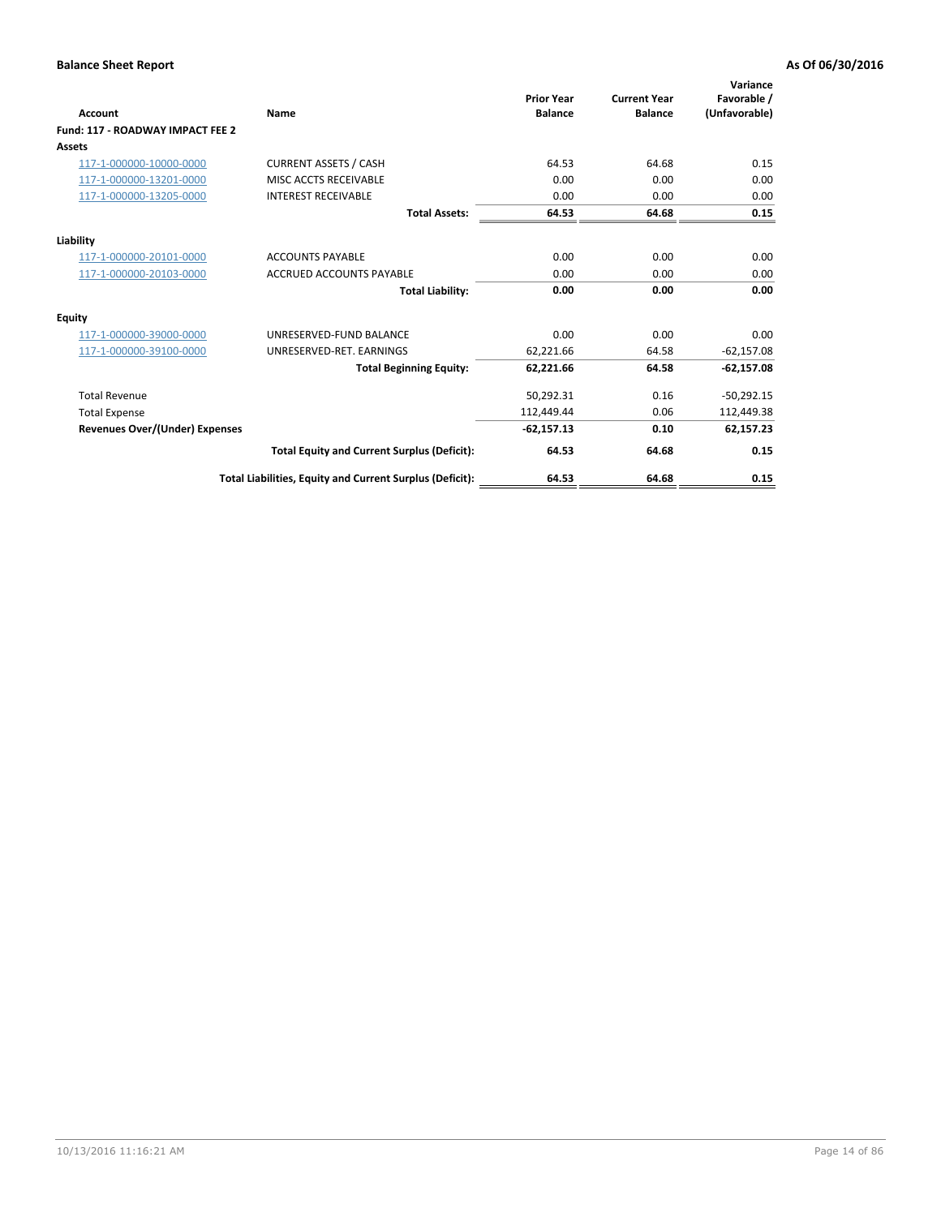**Balance Sheet Report** — As Of 06/30/2016

| Account | Name | Prior Year Balance | Current Year Balance | Variance Favorable / (Unfavorable) |
|---|---|---|---|---|
| **Fund: 117 - ROADWAY IMPACT FEE 2** | | | | |
| **Assets** | | | | |
| 117-1-000000-10000-0000 | CURRENT ASSETS / CASH | 64.53 | 64.68 | 0.15 |
| 117-1-000000-13201-0000 | MISC ACCTS RECEIVABLE | 0.00 | 0.00 | 0.00 |
| 117-1-000000-13205-0000 | INTEREST RECEIVABLE | 0.00 | 0.00 | 0.00 |
| | **Total Assets:** | **64.53** | **64.68** | **0.15** |
| **Liability** | | | | |
| 117-1-000000-20101-0000 | ACCOUNTS PAYABLE | 0.00 | 0.00 | 0.00 |
| 117-1-000000-20103-0000 | ACCRUED ACCOUNTS PAYABLE | 0.00 | 0.00 | 0.00 |
| | **Total Liability:** | **0.00** | **0.00** | **0.00** |
| **Equity** | | | | |
| 117-1-000000-39000-0000 | UNRESERVED-FUND BALANCE | 0.00 | 0.00 | 0.00 |
| 117-1-000000-39100-0000 | UNRESERVED-RET. EARNINGS | 62,221.66 | 64.58 | -62,157.08 |
| | **Total Beginning Equity:** | **62,221.66** | **64.58** | **-62,157.08** |
| Total Revenue | | 50,292.31 | 0.16 | -50,292.15 |
| Total Expense | | 112,449.44 | 0.06 | 112,449.38 |
| **Revenues Over/(Under) Expenses** | | **-62,157.13** | **0.10** | **62,157.23** |
| | **Total Equity and Current Surplus (Deficit):** | **64.53** | **64.68** | **0.15** |
| | **Total Liabilities, Equity and Current Surplus (Deficit):** | **64.53** | **64.68** | **0.15** |

10/13/2016 11:16:21 AM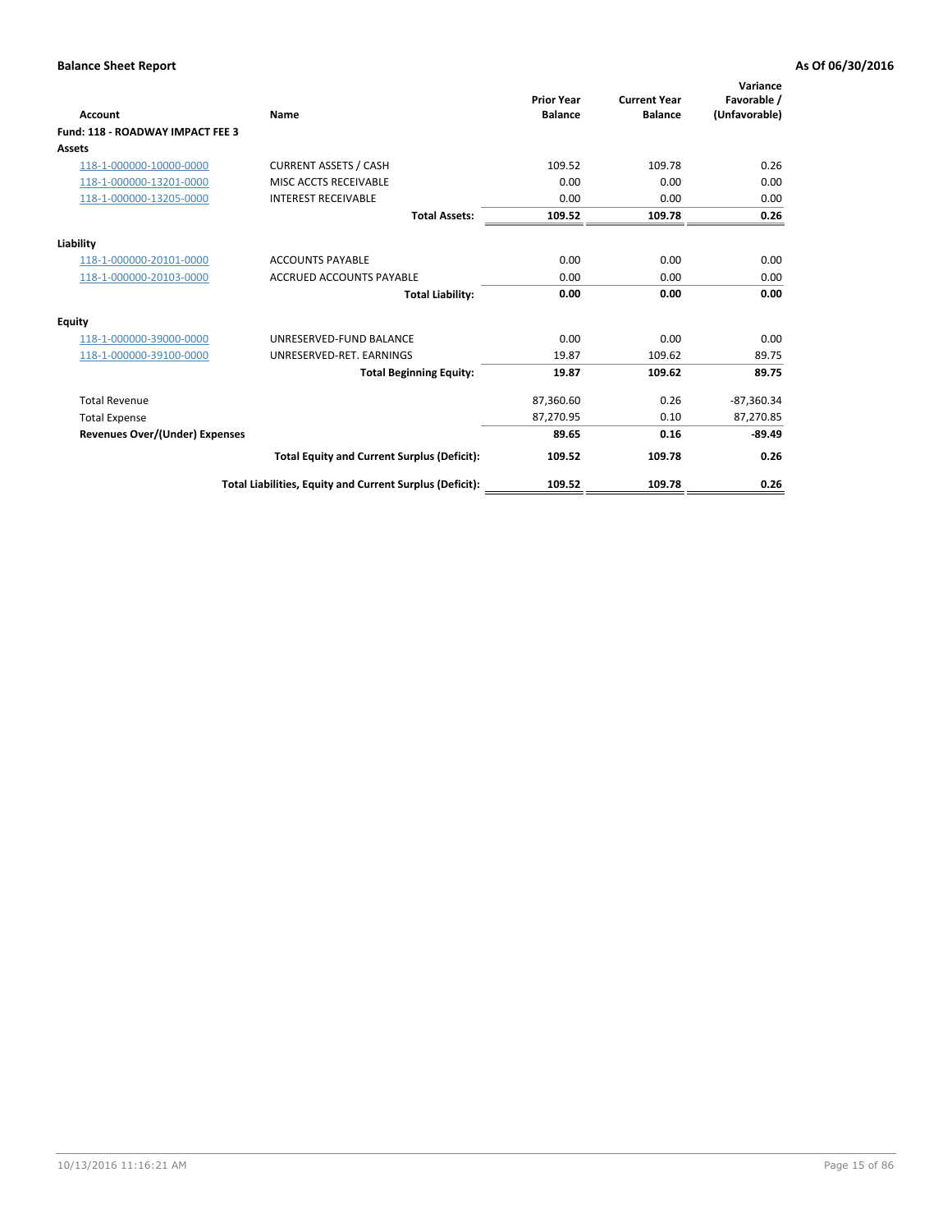**Balance Sheet Report** | **As Of 06/30/2016**

| Account | Name | Prior Year Balance | Current Year Balance | Variance Favorable / (Unfavorable) |
|---|---|---|---|---|
| **Fund: 118 - ROADWAY IMPACT FEE 3** | | | | |
| **Assets** | | | | |
| 118-1-000000-10000-0000 | CURRENT ASSETS / CASH | 109.52 | 109.78 | 0.26 |
| 118-1-000000-13201-0000 | MISC ACCTS RECEIVABLE | 0.00 | 0.00 | 0.00 |
| 118-1-000000-13205-0000 | INTEREST RECEIVABLE | 0.00 | 0.00 | 0.00 |
| | **Total Assets:** | **109.52** | **109.78** | **0.26** |
| **Liability** | | | | |
| 118-1-000000-20101-0000 | ACCOUNTS PAYABLE | 0.00 | 0.00 | 0.00 |
| 118-1-000000-20103-0000 | ACCRUED ACCOUNTS PAYABLE | 0.00 | 0.00 | 0.00 |
| | **Total Liability:** | **0.00** | **0.00** | **0.00** |
| **Equity** | | | | |
| 118-1-000000-39000-0000 | UNRESERVED-FUND BALANCE | 0.00 | 0.00 | 0.00 |
| 118-1-000000-39100-0000 | UNRESERVED-RET. EARNINGS | 19.87 | 109.62 | 89.75 |
| | **Total Beginning Equity:** | **19.87** | **109.62** | **89.75** |
| Total Revenue | | 87,360.60 | 0.26 | -87,360.34 |
| Total Expense | | 87,270.95 | 0.10 | 87,270.85 |
| **Revenues Over/(Under) Expenses** | | **89.65** | **0.16** | **-89.49** |
| | **Total Equity and Current Surplus (Deficit):** | **109.52** | **109.78** | **0.26** |
| | **Total Liabilities, Equity and Current Surplus (Deficit):** | **109.52** | **109.78** | **0.26** |

10/13/2016 11:16:21 AM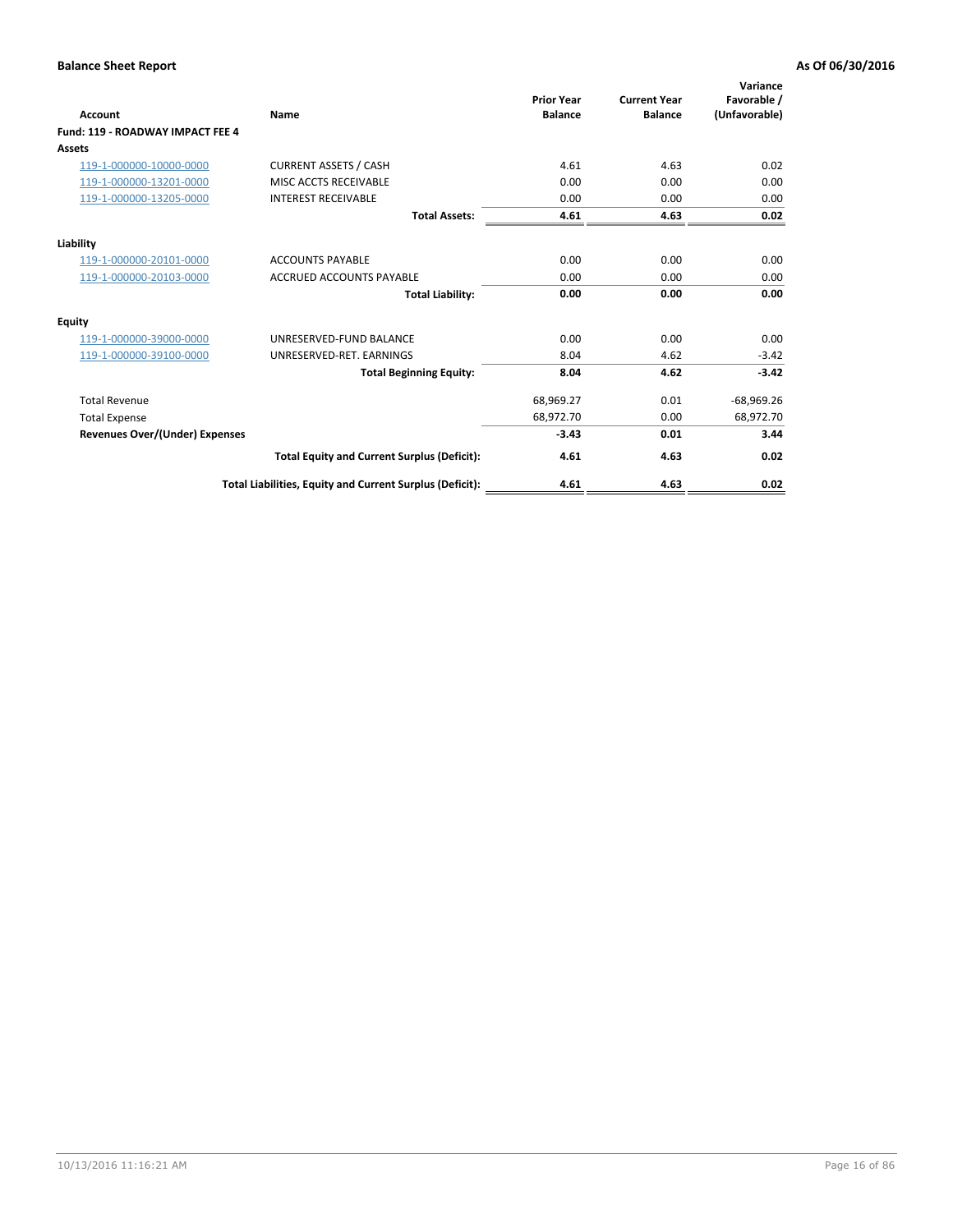**Balance Sheet Report** | **As Of 06/30/2016**

| Account | Name | Prior Year Balance | Current Year Balance | Variance Favorable / (Unfavorable) |
|---|---|---|---|---|
| **Fund: 119 - ROADWAY IMPACT FEE 4** | | | | |
| **Assets** | | | | |
| 119-1-000000-10000-0000 | CURRENT ASSETS / CASH | 4.61 | 4.63 | 0.02 |
| 119-1-000000-13201-0000 | MISC ACCTS RECEIVABLE | 0.00 | 0.00 | 0.00 |
| 119-1-000000-13205-0000 | INTEREST RECEIVABLE | 0.00 | 0.00 | 0.00 |
| | **Total Assets:** | **4.61** | **4.63** | **0.02** |
| **Liability** | | | | |
| 119-1-000000-20101-0000 | ACCOUNTS PAYABLE | 0.00 | 0.00 | 0.00 |
| 119-1-000000-20103-0000 | ACCRUED ACCOUNTS PAYABLE | 0.00 | 0.00 | 0.00 |
| | **Total Liability:** | **0.00** | **0.00** | **0.00** |
| **Equity** | | | | |
| 119-1-000000-39000-0000 | UNRESERVED-FUND BALANCE | 0.00 | 0.00 | 0.00 |
| 119-1-000000-39100-0000 | UNRESERVED-RET. EARNINGS | 8.04 | 4.62 | -3.42 |
| | **Total Beginning Equity:** | **8.04** | **4.62** | **-3.42** |
| Total Revenue | | 68,969.27 | 0.01 | -68,969.26 |
| Total Expense | | 68,972.70 | 0.00 | 68,972.70 |
| **Revenues Over/(Under) Expenses** | | **-3.43** | **0.01** | **3.44** |
| | **Total Equity and Current Surplus (Deficit):** | **4.61** | **4.63** | **0.02** |
| | **Total Liabilities, Equity and Current Surplus (Deficit):** | **4.61** | **4.63** | **0.02** |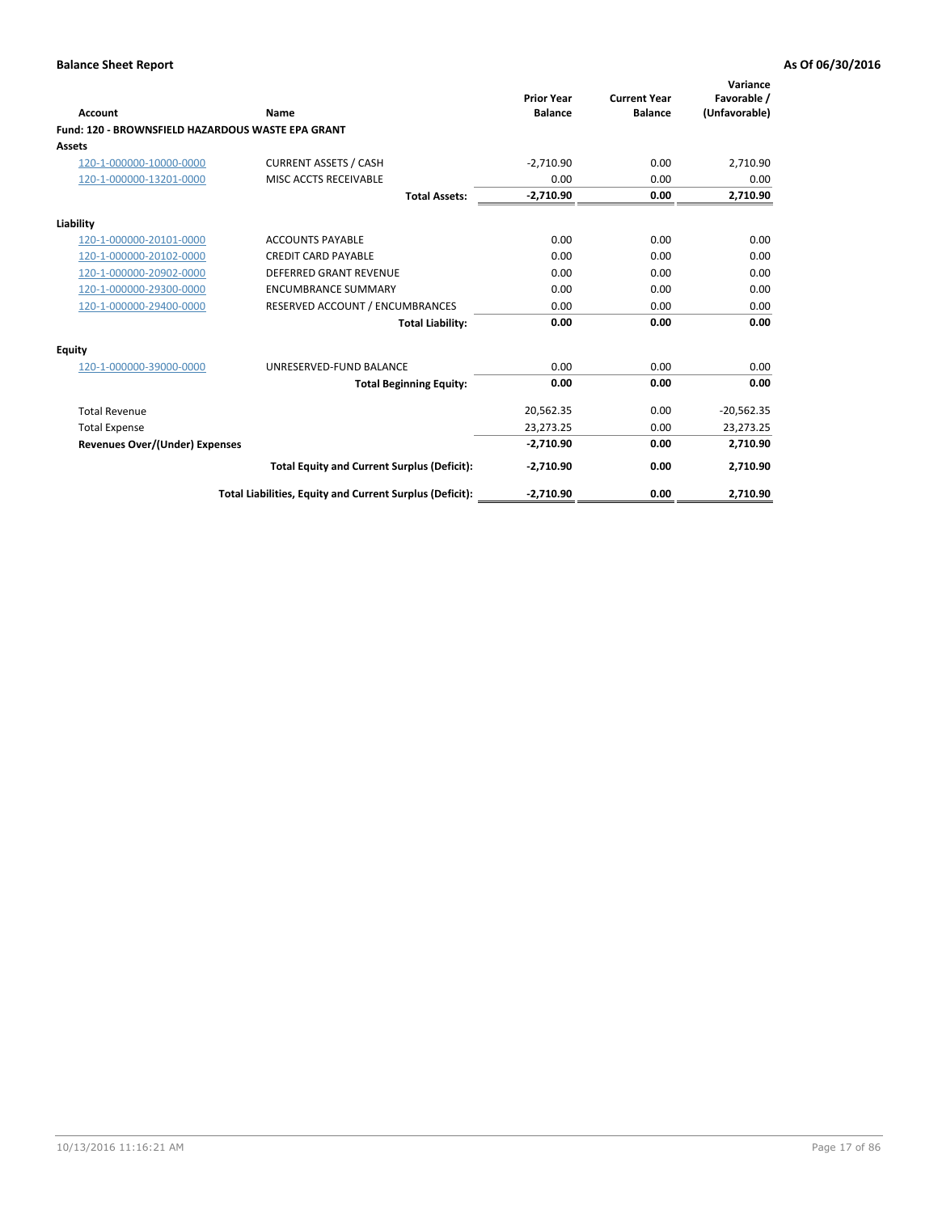**Balance Sheet Report** **As Of 06/30/2016**

| Account | Name | Prior Year Balance | Current Year Balance | Variance Favorable / (Unfavorable) |
|---|---|---|---|---|
| **Fund: 120 - BROWNSFIELD HAZARDOUS WASTE EPA GRANT** | | | | |
| **Assets** | | | | |
| 120-1-000000-10000-0000 | CURRENT ASSETS / CASH | -2,710.90 | 0.00 | 2,710.90 |
| 120-1-000000-13201-0000 | MISC ACCTS RECEIVABLE | 0.00 | 0.00 | 0.00 |
| | **Total Assets:** | **-2,710.90** | **0.00** | **2,710.90** |
| **Liability** | | | | |
| 120-1-000000-20101-0000 | ACCOUNTS PAYABLE | 0.00 | 0.00 | 0.00 |
| 120-1-000000-20102-0000 | CREDIT CARD PAYABLE | 0.00 | 0.00 | 0.00 |
| 120-1-000000-20902-0000 | DEFERRED GRANT REVENUE | 0.00 | 0.00 | 0.00 |
| 120-1-000000-29300-0000 | ENCUMBRANCE SUMMARY | 0.00 | 0.00 | 0.00 |
| 120-1-000000-29400-0000 | RESERVED ACCOUNT / ENCUMBRANCES | 0.00 | 0.00 | 0.00 |
| | **Total Liability:** | **0.00** | **0.00** | **0.00** |
| **Equity** | | | | |
| 120-1-000000-39000-0000 | UNRESERVED-FUND BALANCE | 0.00 | 0.00 | 0.00 |
| | **Total Beginning Equity:** | **0.00** | **0.00** | **0.00** |
| Total Revenue | | 20,562.35 | 0.00 | -20,562.35 |
| Total Expense | | 23,273.25 | 0.00 | 23,273.25 |
| **Revenues Over/(Under) Expenses** | | **-2,710.90** | **0.00** | **2,710.90** |
| | **Total Equity and Current Surplus (Deficit):** | **-2,710.90** | **0.00** | **2,710.90** |
| | **Total Liabilities, Equity and Current Surplus (Deficit):** | **-2,710.90** | **0.00** | **2,710.90** |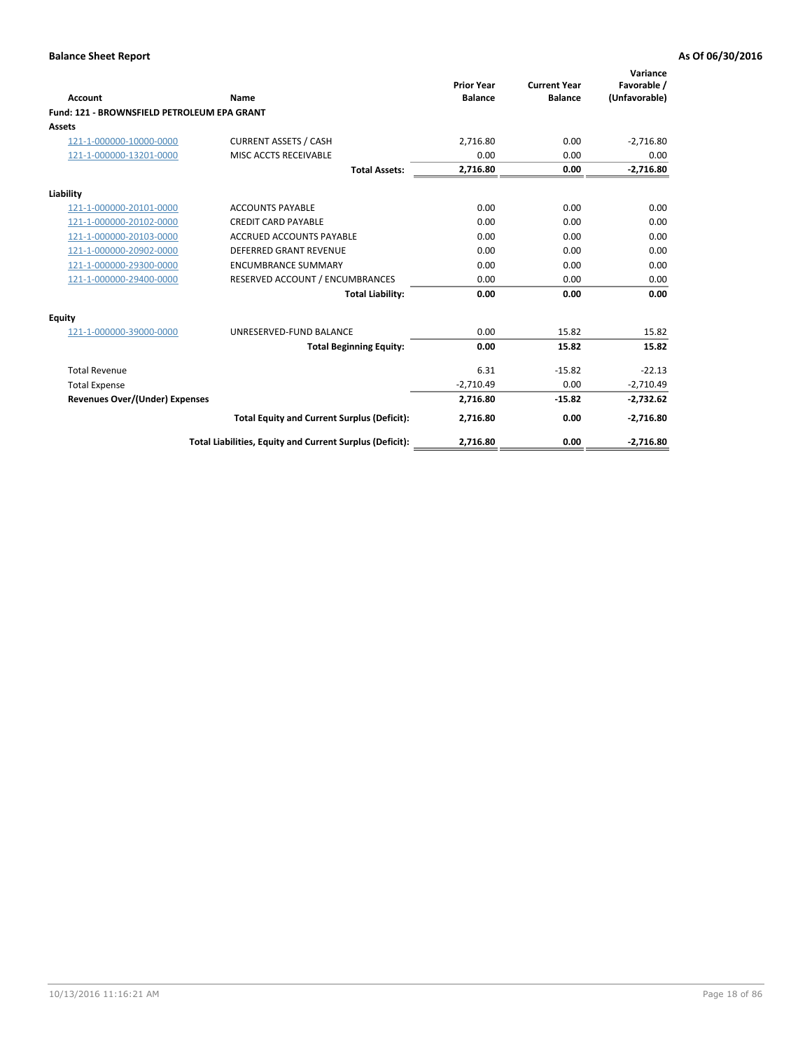**Balance Sheet Report** **As Of 06/30/2016**

| Account | Name | Prior Year Balance | Current Year Balance | Variance Favorable / (Unfavorable) |
|---|---|---|---|---|
| **Fund: 121 - BROWNSFIELD PETROLEUM EPA GRANT** | | | | |
| **Assets** | | | | |
| 121-1-000000-10000-0000 | CURRENT ASSETS / CASH | 2,716.80 | 0.00 | -2,716.80 |
| 121-1-000000-13201-0000 | MISC ACCTS RECEIVABLE | 0.00 | 0.00 | 0.00 |
| | **Total Assets:** | **2,716.80** | **0.00** | **-2,716.80** |
| **Liability** | | | | |
| 121-1-000000-20101-0000 | ACCOUNTS PAYABLE | 0.00 | 0.00 | 0.00 |
| 121-1-000000-20102-0000 | CREDIT CARD PAYABLE | 0.00 | 0.00 | 0.00 |
| 121-1-000000-20103-0000 | ACCRUED ACCOUNTS PAYABLE | 0.00 | 0.00 | 0.00 |
| 121-1-000000-20902-0000 | DEFERRED GRANT REVENUE | 0.00 | 0.00 | 0.00 |
| 121-1-000000-29300-0000 | ENCUMBRANCE SUMMARY | 0.00 | 0.00 | 0.00 |
| 121-1-000000-29400-0000 | RESERVED ACCOUNT / ENCUMBRANCES | 0.00 | 0.00 | 0.00 |
| | **Total Liability:** | **0.00** | **0.00** | **0.00** |
| **Equity** | | | | |
| 121-1-000000-39000-0000 | UNRESERVED-FUND BALANCE | 0.00 | 15.82 | 15.82 |
| | **Total Beginning Equity:** | **0.00** | **15.82** | **15.82** |
| Total Revenue | | 6.31 | -15.82 | -22.13 |
| Total Expense | | -2,710.49 | 0.00 | -2,710.49 |
| **Revenues Over/(Under) Expenses** | | **2,716.80** | **-15.82** | **-2,732.62** |
| | **Total Equity and Current Surplus (Deficit):** | **2,716.80** | **0.00** | **-2,716.80** |
| | **Total Liabilities, Equity and Current Surplus (Deficit):** | **2,716.80** | **0.00** | **-2,716.80** |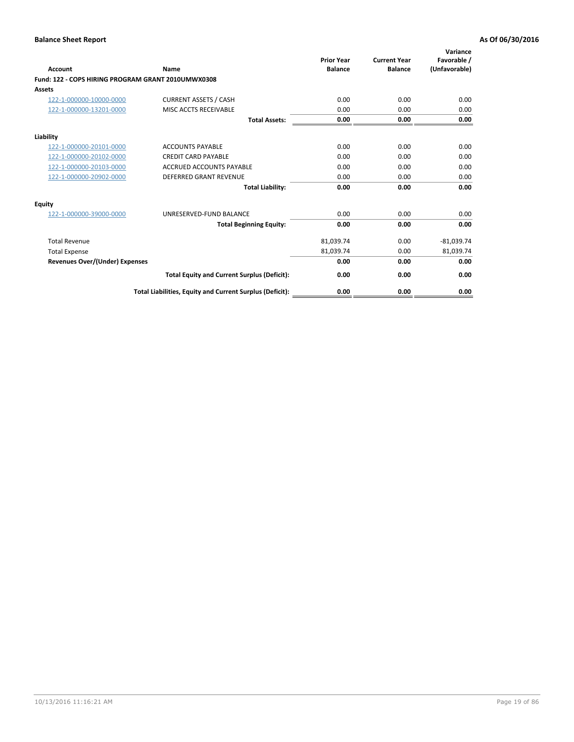**Balance Sheet Report** | **As Of 06/30/2016**

| Account | Name | Prior Year Balance | Current Year Balance | Variance Favorable / (Unfavorable) |
|---|---|---|---|---|
| **Fund: 122 - COPS HIRING PROGRAM GRANT 2010UMWX0308** | | | | |
| **Assets** | | | | |
| 122-1-000000-10000-0000 | CURRENT ASSETS / CASH | 0.00 | 0.00 | 0.00 |
| 122-1-000000-13201-0000 | MISC ACCTS RECEIVABLE | 0.00 | 0.00 | 0.00 |
| | **Total Assets:** | **0.00** | **0.00** | **0.00** |
| **Liability** | | | | |
| 122-1-000000-20101-0000 | ACCOUNTS PAYABLE | 0.00 | 0.00 | 0.00 |
| 122-1-000000-20102-0000 | CREDIT CARD PAYABLE | 0.00 | 0.00 | 0.00 |
| 122-1-000000-20103-0000 | ACCRUED ACCOUNTS PAYABLE | 0.00 | 0.00 | 0.00 |
| 122-1-000000-20902-0000 | DEFERRED GRANT REVENUE | 0.00 | 0.00 | 0.00 |
| | **Total Liability:** | **0.00** | **0.00** | **0.00** |
| **Equity** | | | | |
| 122-1-000000-39000-0000 | UNRESERVED-FUND BALANCE | 0.00 | 0.00 | 0.00 |
| | **Total Beginning Equity:** | **0.00** | **0.00** | **0.00** |
| Total Revenue | | 81,039.74 | 0.00 | -81,039.74 |
| Total Expense | | 81,039.74 | 0.00 | 81,039.74 |
| **Revenues Over/(Under) Expenses** | | **0.00** | **0.00** | **0.00** |
| | **Total Equity and Current Surplus (Deficit):** | **0.00** | **0.00** | **0.00** |
| | **Total Liabilities, Equity and Current Surplus (Deficit):** | **0.00** | **0.00** | **0.00** |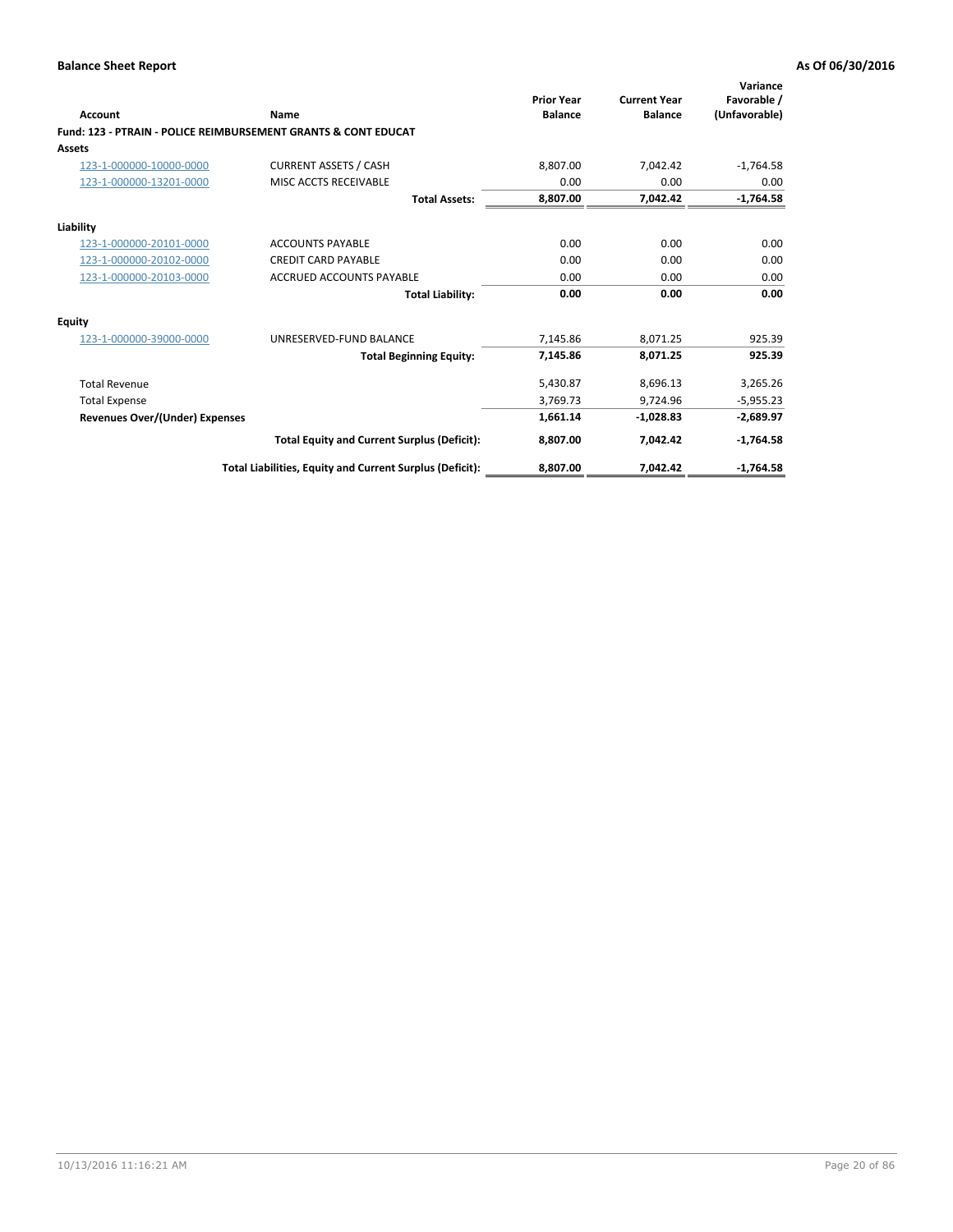**Balance Sheet Report** — **As Of 06/30/2016**

| Account | Name | Prior Year Balance | Current Year Balance | Variance Favorable / (Unfavorable) |
|---|---|---|---|---|
| **Fund: 123 - PTRAIN - POLICE REIMBURSEMENT GRANTS & CONT EDUCAT** | | | | |
| **Assets** | | | | |
| 123-1-000000-10000-0000 | CURRENT ASSETS / CASH | 8,807.00 | 7,042.42 | -1,764.58 |
| 123-1-000000-13201-0000 | MISC ACCTS RECEIVABLE | 0.00 | 0.00 | 0.00 |
| | **Total Assets:** | **8,807.00** | **7,042.42** | **-1,764.58** |
| **Liability** | | | | |
| 123-1-000000-20101-0000 | ACCOUNTS PAYABLE | 0.00 | 0.00 | 0.00 |
| 123-1-000000-20102-0000 | CREDIT CARD PAYABLE | 0.00 | 0.00 | 0.00 |
| 123-1-000000-20103-0000 | ACCRUED ACCOUNTS PAYABLE | 0.00 | 0.00 | 0.00 |
| | **Total Liability:** | **0.00** | **0.00** | **0.00** |
| **Equity** | | | | |
| 123-1-000000-39000-0000 | UNRESERVED-FUND BALANCE | 7,145.86 | 8,071.25 | 925.39 |
| | **Total Beginning Equity:** | **7,145.86** | **8,071.25** | **925.39** |
| Total Revenue | | 5,430.87 | 8,696.13 | 3,265.26 |
| Total Expense | | 3,769.73 | 9,724.96 | -5,955.23 |
| **Revenues Over/(Under) Expenses** | | **1,661.14** | **-1,028.83** | **-2,689.97** |
| | **Total Equity and Current Surplus (Deficit):** | **8,807.00** | **7,042.42** | **-1,764.58** |
| | **Total Liabilities, Equity and Current Surplus (Deficit):** | **8,807.00** | **7,042.42** | **-1,764.58** |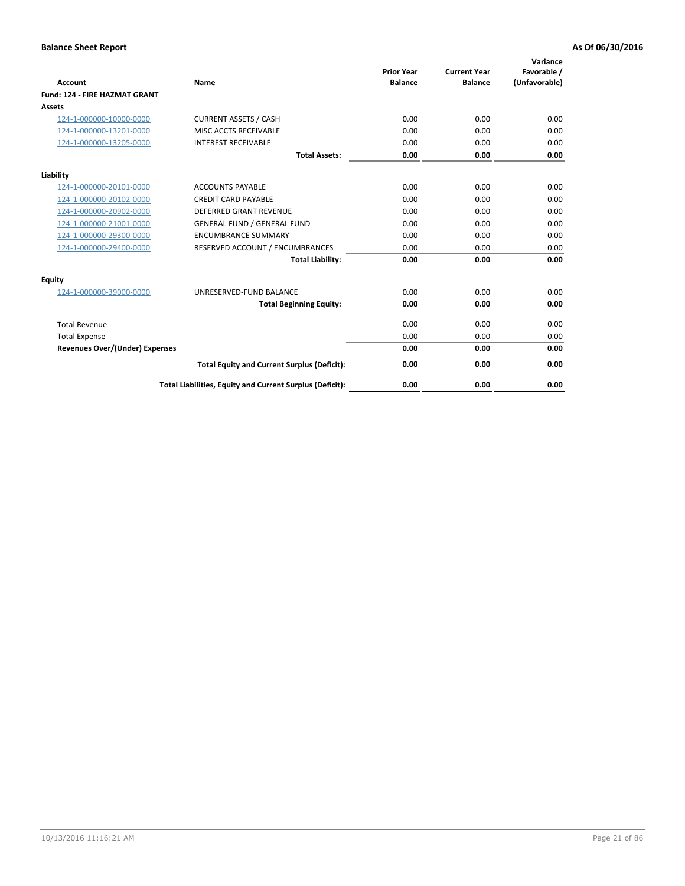**Balance Sheet Report** — As Of 06/30/2016

| Account | Name | Prior Year Balance | Current Year Balance | Variance Favorable / (Unfavorable) |
|---|---|---|---|---|
| **Fund: 124 - FIRE HAZMAT GRANT** | | | | |
| **Assets** | | | | |
| 124-1-000000-10000-0000 | CURRENT ASSETS / CASH | 0.00 | 0.00 | 0.00 |
| 124-1-000000-13201-0000 | MISC ACCTS RECEIVABLE | 0.00 | 0.00 | 0.00 |
| 124-1-000000-13205-0000 | INTEREST RECEIVABLE | 0.00 | 0.00 | 0.00 |
| | **Total Assets:** | **0.00** | **0.00** | **0.00** |
| **Liability** | | | | |
| 124-1-000000-20101-0000 | ACCOUNTS PAYABLE | 0.00 | 0.00 | 0.00 |
| 124-1-000000-20102-0000 | CREDIT CARD PAYABLE | 0.00 | 0.00 | 0.00 |
| 124-1-000000-20902-0000 | DEFERRED GRANT REVENUE | 0.00 | 0.00 | 0.00 |
| 124-1-000000-21001-0000 | GENERAL FUND / GENERAL FUND | 0.00 | 0.00 | 0.00 |
| 124-1-000000-29300-0000 | ENCUMBRANCE SUMMARY | 0.00 | 0.00 | 0.00 |
| 124-1-000000-29400-0000 | RESERVED ACCOUNT / ENCUMBRANCES | 0.00 | 0.00 | 0.00 |
| | **Total Liability:** | **0.00** | **0.00** | **0.00** |
| **Equity** | | | | |
| 124-1-000000-39000-0000 | UNRESERVED-FUND BALANCE | 0.00 | 0.00 | 0.00 |
| | **Total Beginning Equity:** | **0.00** | **0.00** | **0.00** |
| Total Revenue | | 0.00 | 0.00 | 0.00 |
| Total Expense | | 0.00 | 0.00 | 0.00 |
| **Revenues Over/(Under) Expenses** | | **0.00** | **0.00** | **0.00** |
| | **Total Equity and Current Surplus (Deficit):** | **0.00** | **0.00** | **0.00** |
| | **Total Liabilities, Equity and Current Surplus (Deficit):** | **0.00** | **0.00** | **0.00** |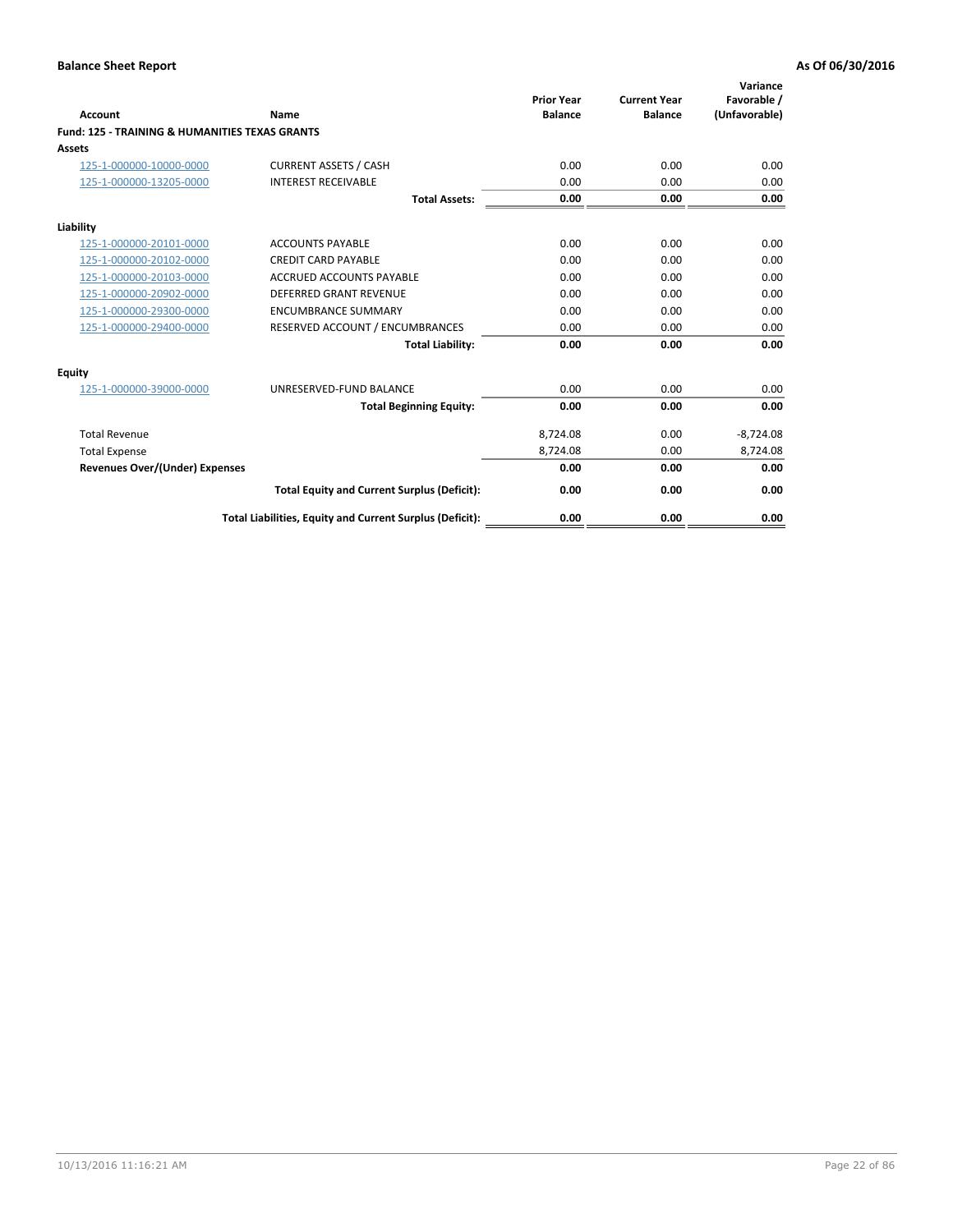**Balance Sheet Report** | **As Of 06/30/2016**

| Account | Name | Prior Year Balance | Current Year Balance | Variance Favorable / (Unfavorable) |
|---|---|---|---|---|
| **Fund: 125 - TRAINING & HUMANITIES TEXAS GRANTS** | | | | |
| **Assets** | | | | |
| 125-1-000000-10000-0000 | CURRENT ASSETS / CASH | 0.00 | 0.00 | 0.00 |
| 125-1-000000-13205-0000 | INTEREST RECEIVABLE | 0.00 | 0.00 | 0.00 |
| | **Total Assets:** | **0.00** | **0.00** | **0.00** |
| **Liability** | | | | |
| 125-1-000000-20101-0000 | ACCOUNTS PAYABLE | 0.00 | 0.00 | 0.00 |
| 125-1-000000-20102-0000 | CREDIT CARD PAYABLE | 0.00 | 0.00 | 0.00 |
| 125-1-000000-20103-0000 | ACCRUED ACCOUNTS PAYABLE | 0.00 | 0.00 | 0.00 |
| 125-1-000000-20902-0000 | DEFERRED GRANT REVENUE | 0.00 | 0.00 | 0.00 |
| 125-1-000000-29300-0000 | ENCUMBRANCE SUMMARY | 0.00 | 0.00 | 0.00 |
| 125-1-000000-29400-0000 | RESERVED ACCOUNT / ENCUMBRANCES | 0.00 | 0.00 | 0.00 |
| | **Total Liability:** | **0.00** | **0.00** | **0.00** |
| **Equity** | | | | |
| 125-1-000000-39000-0000 | UNRESERVED-FUND BALANCE | 0.00 | 0.00 | 0.00 |
| | **Total Beginning Equity:** | **0.00** | **0.00** | **0.00** |
| Total Revenue | | 8,724.08 | 0.00 | -8,724.08 |
| Total Expense | | 8,724.08 | 0.00 | 8,724.08 |
| **Revenues Over/(Under) Expenses** | | **0.00** | **0.00** | **0.00** |
| | **Total Equity and Current Surplus (Deficit):** | **0.00** | **0.00** | **0.00** |
| | **Total Liabilities, Equity and Current Surplus (Deficit):** | **0.00** | **0.00** | **0.00** |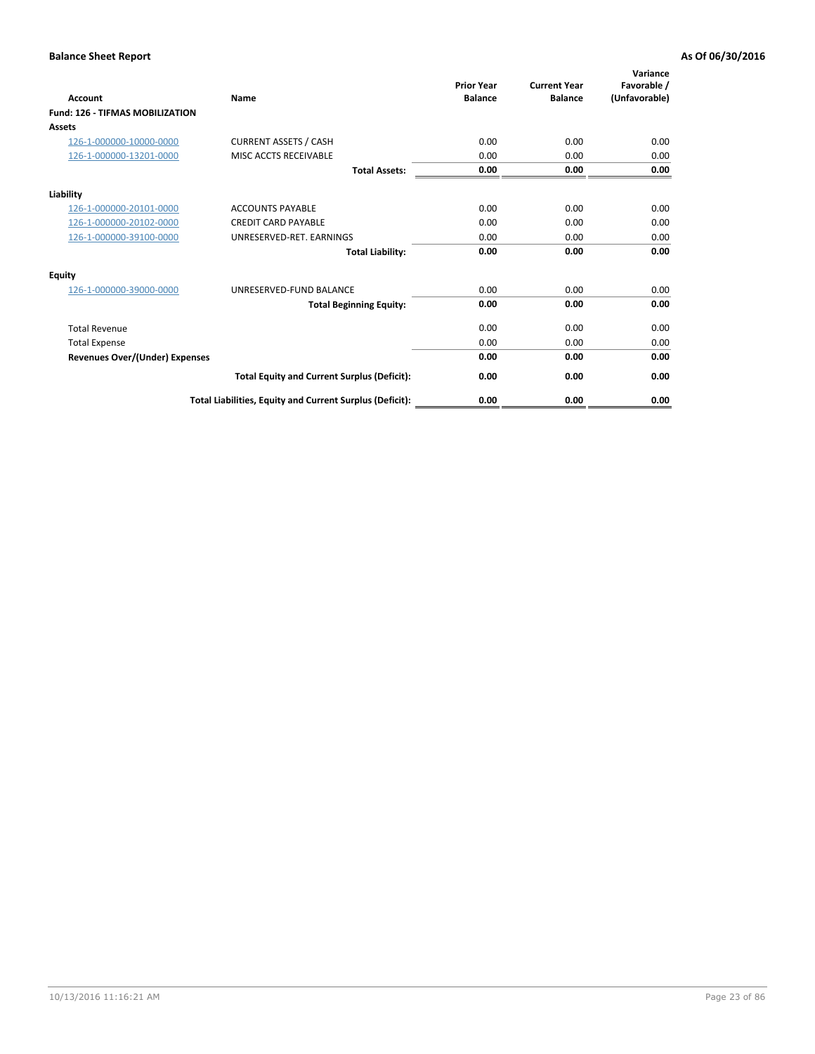**Balance Sheet Report** **As Of 06/30/2016**

| Account | Name | Prior Year Balance | Current Year Balance | Variance Favorable / (Unfavorable) |
|---|---|---|---|---|
| **Fund: 126 - TIFMAS MOBILIZATION** | | | | |
| **Assets** | | | | |
| 126-1-000000-10000-0000 | CURRENT ASSETS / CASH | 0.00 | 0.00 | 0.00 |
| 126-1-000000-13201-0000 | MISC ACCTS RECEIVABLE | 0.00 | 0.00 | 0.00 |
| | **Total Assets:** | **0.00** | **0.00** | **0.00** |
| **Liability** | | | | |
| 126-1-000000-20101-0000 | ACCOUNTS PAYABLE | 0.00 | 0.00 | 0.00 |
| 126-1-000000-20102-0000 | CREDIT CARD PAYABLE | 0.00 | 0.00 | 0.00 |
| 126-1-000000-39100-0000 | UNRESERVED-RET. EARNINGS | 0.00 | 0.00 | 0.00 |
| | **Total Liability:** | **0.00** | **0.00** | **0.00** |
| **Equity** | | | | |
| 126-1-000000-39000-0000 | UNRESERVED-FUND BALANCE | 0.00 | 0.00 | 0.00 |
| | **Total Beginning Equity:** | **0.00** | **0.00** | **0.00** |
| Total Revenue | | 0.00 | 0.00 | 0.00 |
| Total Expense | | 0.00 | 0.00 | 0.00 |
| **Revenues Over/(Under) Expenses** | | **0.00** | **0.00** | **0.00** |
| | **Total Equity and Current Surplus (Deficit):** | **0.00** | **0.00** | **0.00** |
| | **Total Liabilities, Equity and Current Surplus (Deficit):** | **0.00** | **0.00** | **0.00** |

10/13/2016 11:16:21 AM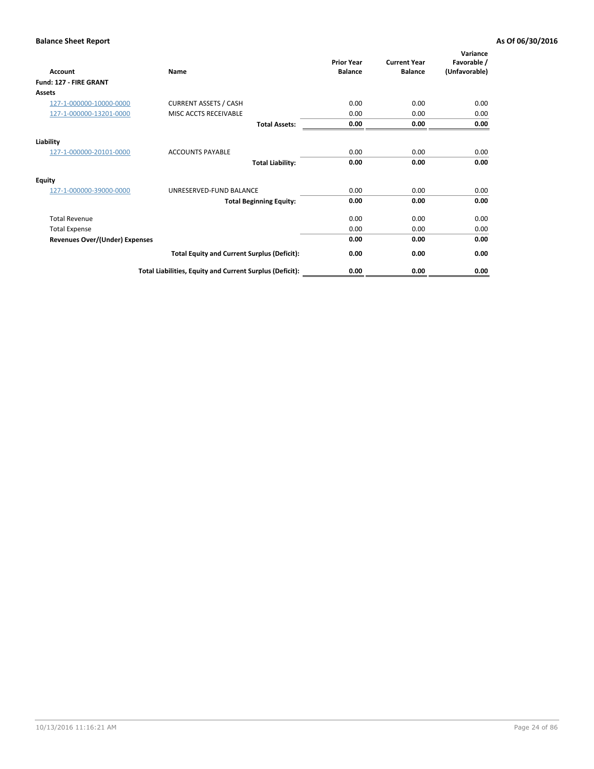**Balance Sheet Report** — As Of 06/30/2016

| Account | Name | Prior Year Balance | Current Year Balance | Variance Favorable / (Unfavorable) |
|---|---|---|---|---|
| **Fund: 127 - FIRE GRANT** | | | | |
| **Assets** | | | | |
| 127-1-000000-10000-0000 | CURRENT ASSETS / CASH | 0.00 | 0.00 | 0.00 |
| 127-1-000000-13201-0000 | MISC ACCTS RECEIVABLE | 0.00 | 0.00 | 0.00 |
| | **Total Assets:** | **0.00** | **0.00** | **0.00** |
| **Liability** | | | | |
| 127-1-000000-20101-0000 | ACCOUNTS PAYABLE | 0.00 | 0.00 | 0.00 |
| | **Total Liability:** | **0.00** | **0.00** | **0.00** |
| **Equity** | | | | |
| 127-1-000000-39000-0000 | UNRESERVED-FUND BALANCE | 0.00 | 0.00 | 0.00 |
| | **Total Beginning Equity:** | **0.00** | **0.00** | **0.00** |
| Total Revenue | | 0.00 | 0.00 | 0.00 |
| Total Expense | | 0.00 | 0.00 | 0.00 |
| **Revenues Over/(Under) Expenses** | | **0.00** | **0.00** | **0.00** |
| | **Total Equity and Current Surplus (Deficit):** | **0.00** | **0.00** | **0.00** |
| | **Total Liabilities, Equity and Current Surplus (Deficit):** | **0.00** | **0.00** | **0.00** |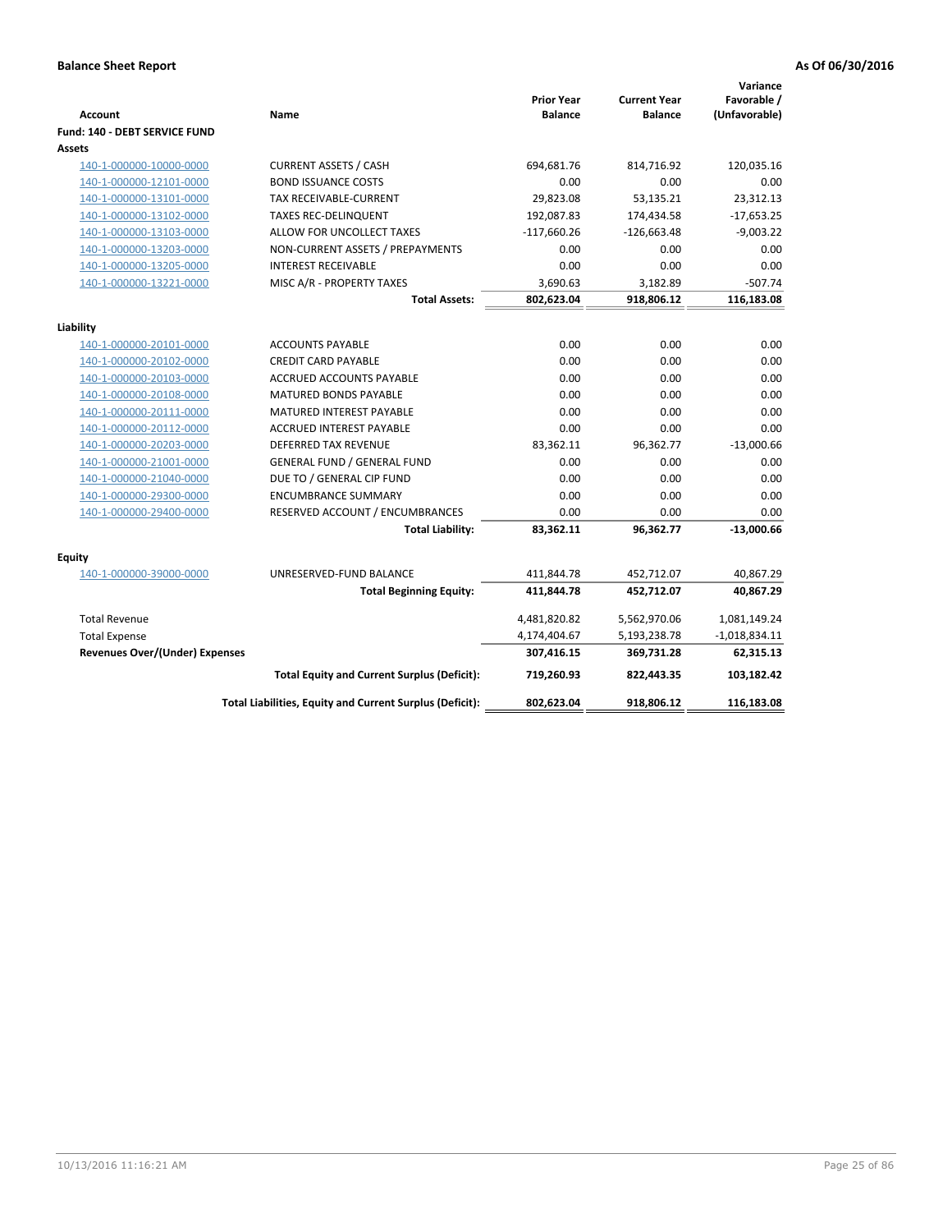**Balance Sheet Report** **As Of 06/30/2016**

| Account | Name | Prior Year Balance | Current Year Balance | Variance Favorable / (Unfavorable) |
|---|---|---|---|---|
| **Fund: 140 - DEBT SERVICE FUND** | | | | |
| **Assets** | | | | |
| 140-1-000000-10000-0000 | CURRENT ASSETS / CASH | 694,681.76 | 814,716.92 | 120,035.16 |
| 140-1-000000-12101-0000 | BOND ISSUANCE COSTS | 0.00 | 0.00 | 0.00 |
| 140-1-000000-13101-0000 | TAX RECEIVABLE-CURRENT | 29,823.08 | 53,135.21 | 23,312.13 |
| 140-1-000000-13102-0000 | TAXES REC-DELINQUENT | 192,087.83 | 174,434.58 | -17,653.25 |
| 140-1-000000-13103-0000 | ALLOW FOR UNCOLLECT TAXES | -117,660.26 | -126,663.48 | -9,003.22 |
| 140-1-000000-13203-0000 | NON-CURRENT ASSETS / PREPAYMENTS | 0.00 | 0.00 | 0.00 |
| 140-1-000000-13205-0000 | INTEREST RECEIVABLE | 0.00 | 0.00 | 0.00 |
| 140-1-000000-13221-0000 | MISC A/R - PROPERTY TAXES | 3,690.63 | 3,182.89 | -507.74 |
| | **Total Assets:** | **802,623.04** | **918,806.12** | **116,183.08** |
| **Liability** | | | | |
| 140-1-000000-20101-0000 | ACCOUNTS PAYABLE | 0.00 | 0.00 | 0.00 |
| 140-1-000000-20102-0000 | CREDIT CARD PAYABLE | 0.00 | 0.00 | 0.00 |
| 140-1-000000-20103-0000 | ACCRUED ACCOUNTS PAYABLE | 0.00 | 0.00 | 0.00 |
| 140-1-000000-20108-0000 | MATURED BONDS PAYABLE | 0.00 | 0.00 | 0.00 |
| 140-1-000000-20111-0000 | MATURED INTEREST PAYABLE | 0.00 | 0.00 | 0.00 |
| 140-1-000000-20112-0000 | ACCRUED INTEREST PAYABLE | 0.00 | 0.00 | 0.00 |
| 140-1-000000-20203-0000 | DEFERRED TAX REVENUE | 83,362.11 | 96,362.77 | -13,000.66 |
| 140-1-000000-21001-0000 | GENERAL FUND / GENERAL FUND | 0.00 | 0.00 | 0.00 |
| 140-1-000000-21040-0000 | DUE TO / GENERAL CIP FUND | 0.00 | 0.00 | 0.00 |
| 140-1-000000-29300-0000 | ENCUMBRANCE SUMMARY | 0.00 | 0.00 | 0.00 |
| 140-1-000000-29400-0000 | RESERVED ACCOUNT / ENCUMBRANCES | 0.00 | 0.00 | 0.00 |
| | **Total Liability:** | **83,362.11** | **96,362.77** | **-13,000.66** |
| **Equity** | | | | |
| 140-1-000000-39000-0000 | UNRESERVED-FUND BALANCE | 411,844.78 | 452,712.07 | 40,867.29 |
| | **Total Beginning Equity:** | **411,844.78** | **452,712.07** | **40,867.29** |
| Total Revenue | | 4,481,820.82 | 5,562,970.06 | 1,081,149.24 |
| Total Expense | | 4,174,404.67 | 5,193,238.78 | -1,018,834.11 |
| **Revenues Over/(Under) Expenses** | | **307,416.15** | **369,731.28** | **62,315.13** |
| | **Total Equity and Current Surplus (Deficit):** | **719,260.93** | **822,443.35** | **103,182.42** |
| | **Total Liabilities, Equity and Current Surplus (Deficit):** | **802,623.04** | **918,806.12** | **116,183.08** |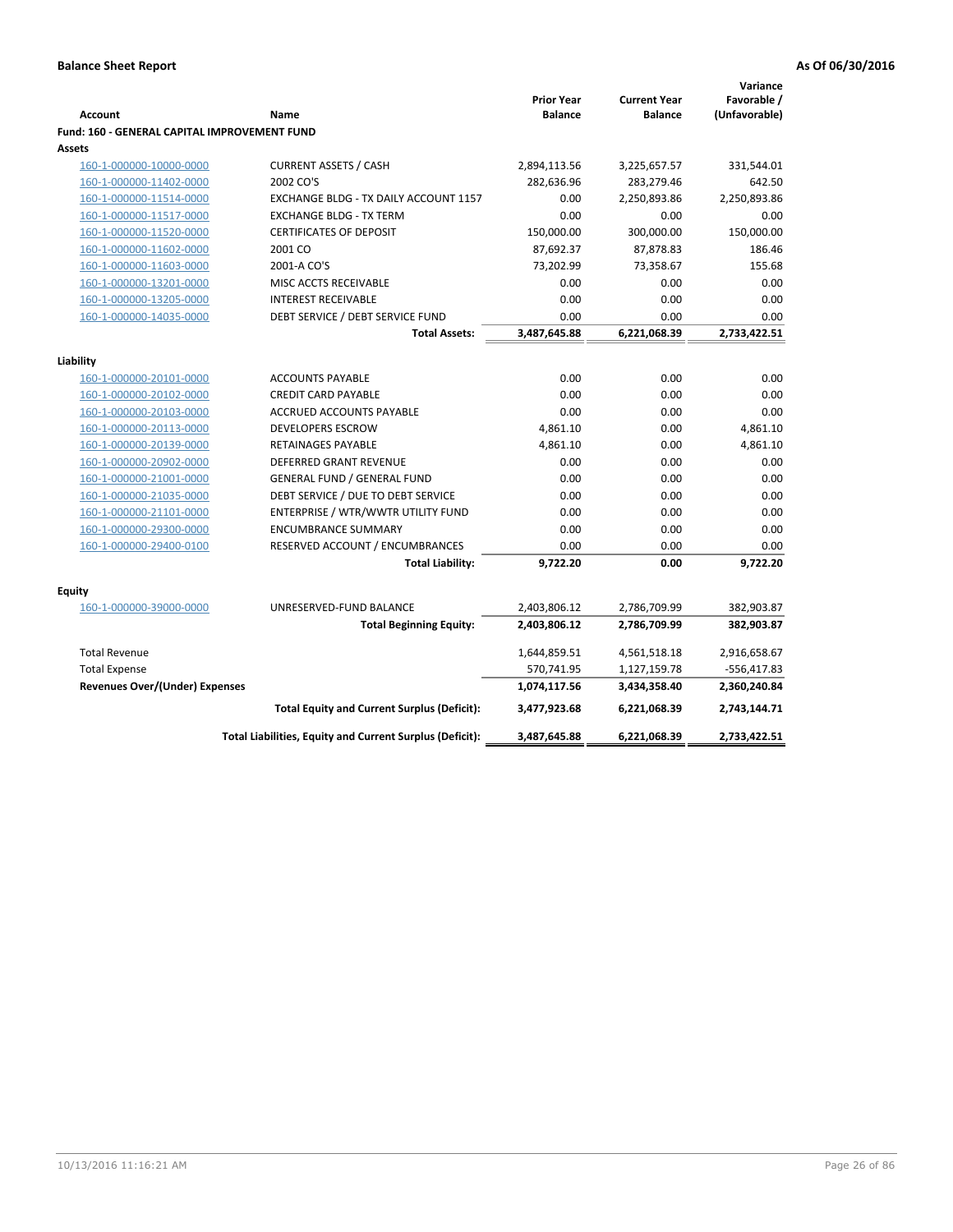**Balance Sheet Report** **As Of 06/30/2016**

| Account | Name | Prior Year Balance | Current Year Balance | Variance Favorable / (Unfavorable) |
|---|---|---|---|---|
| **Fund: 160 - GENERAL CAPITAL IMPROVEMENT FUND** | | | | |
| **Assets** | | | | |
| 160-1-000000-10000-0000 | CURRENT ASSETS / CASH | 2,894,113.56 | 3,225,657.57 | 331,544.01 |
| 160-1-000000-11402-0000 | 2002 CO'S | 282,636.96 | 283,279.46 | 642.50 |
| 160-1-000000-11514-0000 | EXCHANGE BLDG - TX DAILY ACCOUNT 1157 | 0.00 | 2,250,893.86 | 2,250,893.86 |
| 160-1-000000-11517-0000 | EXCHANGE BLDG - TX TERM | 0.00 | 0.00 | 0.00 |
| 160-1-000000-11520-0000 | CERTIFICATES OF DEPOSIT | 150,000.00 | 300,000.00 | 150,000.00 |
| 160-1-000000-11602-0000 | 2001 CO | 87,692.37 | 87,878.83 | 186.46 |
| 160-1-000000-11603-0000 | 2001-A CO'S | 73,202.99 | 73,358.67 | 155.68 |
| 160-1-000000-13201-0000 | MISC ACCTS RECEIVABLE | 0.00 | 0.00 | 0.00 |
| 160-1-000000-13205-0000 | INTEREST RECEIVABLE | 0.00 | 0.00 | 0.00 |
| 160-1-000000-14035-0000 | DEBT SERVICE / DEBT SERVICE FUND | 0.00 | 0.00 | 0.00 |
| | **Total Assets:** | **3,487,645.88** | **6,221,068.39** | **2,733,422.51** |
| **Liability** | | | | |
| 160-1-000000-20101-0000 | ACCOUNTS PAYABLE | 0.00 | 0.00 | 0.00 |
| 160-1-000000-20102-0000 | CREDIT CARD PAYABLE | 0.00 | 0.00 | 0.00 |
| 160-1-000000-20103-0000 | ACCRUED ACCOUNTS PAYABLE | 0.00 | 0.00 | 0.00 |
| 160-1-000000-20113-0000 | DEVELOPERS ESCROW | 4,861.10 | 0.00 | 4,861.10 |
| 160-1-000000-20139-0000 | RETAINAGES PAYABLE | 4,861.10 | 0.00 | 4,861.10 |
| 160-1-000000-20902-0000 | DEFERRED GRANT REVENUE | 0.00 | 0.00 | 0.00 |
| 160-1-000000-21001-0000 | GENERAL FUND / GENERAL FUND | 0.00 | 0.00 | 0.00 |
| 160-1-000000-21035-0000 | DEBT SERVICE / DUE TO DEBT SERVICE | 0.00 | 0.00 | 0.00 |
| 160-1-000000-21101-0000 | ENTERPRISE / WTR/WWTR UTILITY FUND | 0.00 | 0.00 | 0.00 |
| 160-1-000000-29300-0000 | ENCUMBRANCE SUMMARY | 0.00 | 0.00 | 0.00 |
| 160-1-000000-29400-0100 | RESERVED ACCOUNT / ENCUMBRANCES | 0.00 | 0.00 | 0.00 |
| | **Total Liability:** | **9,722.20** | **0.00** | **9,722.20** |
| **Equity** | | | | |
| 160-1-000000-39000-0000 | UNRESERVED-FUND BALANCE | 2,403,806.12 | 2,786,709.99 | 382,903.87 |
| | **Total Beginning Equity:** | **2,403,806.12** | **2,786,709.99** | **382,903.87** |
| Total Revenue | | 1,644,859.51 | 4,561,518.18 | 2,916,658.67 |
| Total Expense | | 570,741.95 | 1,127,159.78 | -556,417.83 |
| **Revenues Over/(Under) Expenses** | | **1,074,117.56** | **3,434,358.40** | **2,360,240.84** |
| | **Total Equity and Current Surplus (Deficit):** | **3,477,923.68** | **6,221,068.39** | **2,743,144.71** |
| | **Total Liabilities, Equity and Current Surplus (Deficit):** | **3,487,645.88** | **6,221,068.39** | **2,733,422.51** |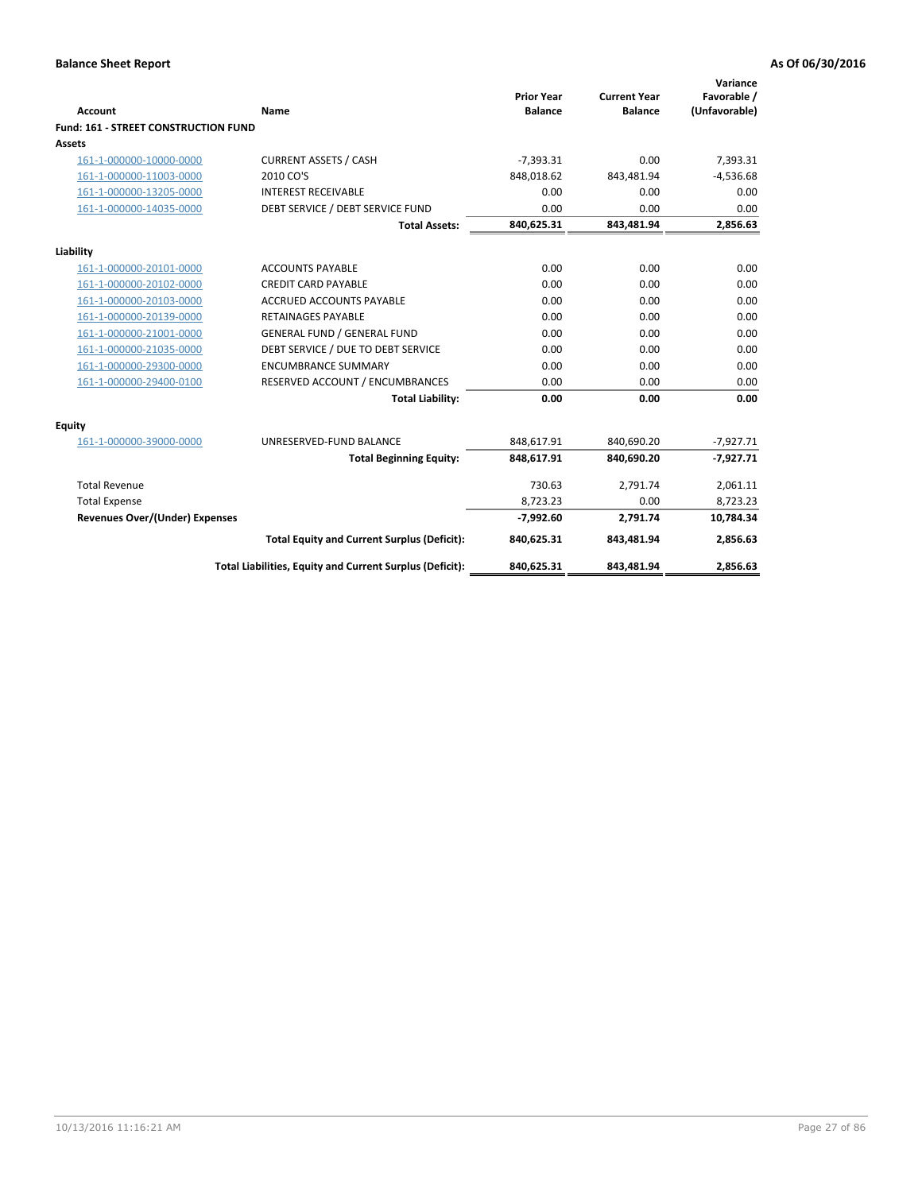**Balance Sheet Report** **As Of 06/30/2016**

| Account | Name | Prior Year Balance | Current Year Balance | Variance Favorable / (Unfavorable) |
|---|---|---|---|---|
| **Fund: 161 - STREET CONSTRUCTION FUND** | | | | |
| **Assets** | | | | |
| 161-1-000000-10000-0000 | CURRENT ASSETS / CASH | -7,393.31 | 0.00 | 7,393.31 |
| 161-1-000000-11003-0000 | 2010 CO'S | 848,018.62 | 843,481.94 | -4,536.68 |
| 161-1-000000-13205-0000 | INTEREST RECEIVABLE | 0.00 | 0.00 | 0.00 |
| 161-1-000000-14035-0000 | DEBT SERVICE / DEBT SERVICE FUND | 0.00 | 0.00 | 0.00 |
| | **Total Assets:** | **840,625.31** | **843,481.94** | **2,856.63** |
| **Liability** | | | | |
| 161-1-000000-20101-0000 | ACCOUNTS PAYABLE | 0.00 | 0.00 | 0.00 |
| 161-1-000000-20102-0000 | CREDIT CARD PAYABLE | 0.00 | 0.00 | 0.00 |
| 161-1-000000-20103-0000 | ACCRUED ACCOUNTS PAYABLE | 0.00 | 0.00 | 0.00 |
| 161-1-000000-20139-0000 | RETAINAGES PAYABLE | 0.00 | 0.00 | 0.00 |
| 161-1-000000-21001-0000 | GENERAL FUND / GENERAL FUND | 0.00 | 0.00 | 0.00 |
| 161-1-000000-21035-0000 | DEBT SERVICE / DUE TO DEBT SERVICE | 0.00 | 0.00 | 0.00 |
| 161-1-000000-29300-0000 | ENCUMBRANCE SUMMARY | 0.00 | 0.00 | 0.00 |
| 161-1-000000-29400-0100 | RESERVED ACCOUNT / ENCUMBRANCES | 0.00 | 0.00 | 0.00 |
| | **Total Liability:** | **0.00** | **0.00** | **0.00** |
| **Equity** | | | | |
| 161-1-000000-39000-0000 | UNRESERVED-FUND BALANCE | 848,617.91 | 840,690.20 | -7,927.71 |
| | **Total Beginning Equity:** | **848,617.91** | **840,690.20** | **-7,927.71** |
| Total Revenue | | 730.63 | 2,791.74 | 2,061.11 |
| Total Expense | | 8,723.23 | 0.00 | 8,723.23 |
| **Revenues Over/(Under) Expenses** | | **-7,992.60** | **2,791.74** | **10,784.34** |
| | **Total Equity and Current Surplus (Deficit):** | **840,625.31** | **843,481.94** | **2,856.63** |
| | **Total Liabilities, Equity and Current Surplus (Deficit):** | **840,625.31** | **843,481.94** | **2,856.63** |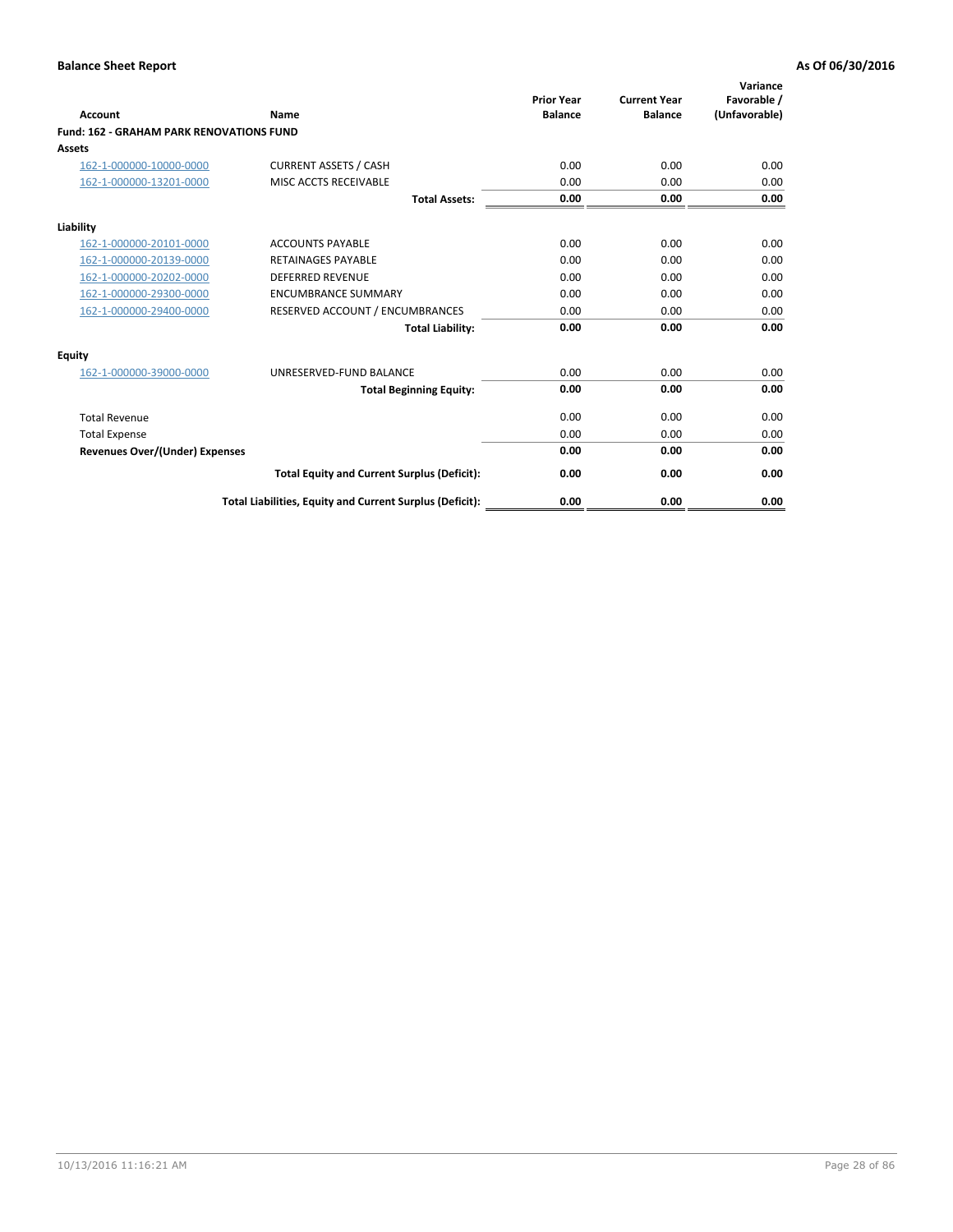**Balance Sheet Report** **As Of 06/30/2016**

| Account | Name | Prior Year Balance | Current Year Balance | Variance Favorable / (Unfavorable) |
|---|---|---|---|---|
| **Fund: 162 - GRAHAM PARK RENOVATIONS FUND** | | | | |
| **Assets** | | | | |
| 162-1-000000-10000-0000 | CURRENT ASSETS / CASH | 0.00 | 0.00 | 0.00 |
| 162-1-000000-13201-0000 | MISC ACCTS RECEIVABLE | 0.00 | 0.00 | 0.00 |
| | **Total Assets:** | **0.00** | **0.00** | **0.00** |
| **Liability** | | | | |
| 162-1-000000-20101-0000 | ACCOUNTS PAYABLE | 0.00 | 0.00 | 0.00 |
| 162-1-000000-20139-0000 | RETAINAGES PAYABLE | 0.00 | 0.00 | 0.00 |
| 162-1-000000-20202-0000 | DEFERRED REVENUE | 0.00 | 0.00 | 0.00 |
| 162-1-000000-29300-0000 | ENCUMBRANCE SUMMARY | 0.00 | 0.00 | 0.00 |
| 162-1-000000-29400-0000 | RESERVED ACCOUNT / ENCUMBRANCES | 0.00 | 0.00 | 0.00 |
| | **Total Liability:** | **0.00** | **0.00** | **0.00** |
| **Equity** | | | | |
| 162-1-000000-39000-0000 | UNRESERVED-FUND BALANCE | 0.00 | 0.00 | 0.00 |
| | **Total Beginning Equity:** | **0.00** | **0.00** | **0.00** |
| Total Revenue | | 0.00 | 0.00 | 0.00 |
| Total Expense | | 0.00 | 0.00 | 0.00 |
| **Revenues Over/(Under) Expenses** | | **0.00** | **0.00** | **0.00** |
| | **Total Equity and Current Surplus (Deficit):** | **0.00** | **0.00** | **0.00** |
| | **Total Liabilities, Equity and Current Surplus (Deficit):** | **0.00** | **0.00** | **0.00** |

10/13/2016 11:16:21 AM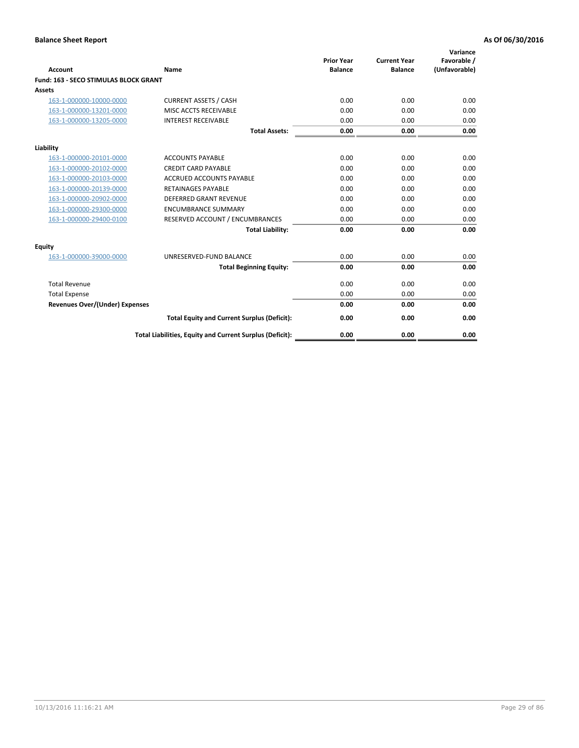**Balance Sheet Report** **As Of 06/30/2016**

| Account | Name | Prior Year Balance | Current Year Balance | Variance Favorable / (Unfavorable) |
|---|---|---|---|---|
| **Fund: 163 - SECO STIMULAS BLOCK GRANT** | | | | |
| **Assets** | | | | |
| 163-1-000000-10000-0000 | CURRENT ASSETS / CASH | 0.00 | 0.00 | 0.00 |
| 163-1-000000-13201-0000 | MISC ACCTS RECEIVABLE | 0.00 | 0.00 | 0.00 |
| 163-1-000000-13205-0000 | INTEREST RECEIVABLE | 0.00 | 0.00 | 0.00 |
| | **Total Assets:** | **0.00** | **0.00** | **0.00** |
| **Liability** | | | | |
| 163-1-000000-20101-0000 | ACCOUNTS PAYABLE | 0.00 | 0.00 | 0.00 |
| 163-1-000000-20102-0000 | CREDIT CARD PAYABLE | 0.00 | 0.00 | 0.00 |
| 163-1-000000-20103-0000 | ACCRUED ACCOUNTS PAYABLE | 0.00 | 0.00 | 0.00 |
| 163-1-000000-20139-0000 | RETAINAGES PAYABLE | 0.00 | 0.00 | 0.00 |
| 163-1-000000-20902-0000 | DEFERRED GRANT REVENUE | 0.00 | 0.00 | 0.00 |
| 163-1-000000-29300-0000 | ENCUMBRANCE SUMMARY | 0.00 | 0.00 | 0.00 |
| 163-1-000000-29400-0100 | RESERVED ACCOUNT / ENCUMBRANCES | 0.00 | 0.00 | 0.00 |
| | **Total Liability:** | **0.00** | **0.00** | **0.00** |
| **Equity** | | | | |
| 163-1-000000-39000-0000 | UNRESERVED-FUND BALANCE | 0.00 | 0.00 | 0.00 |
| | **Total Beginning Equity:** | **0.00** | **0.00** | **0.00** |
| Total Revenue | | 0.00 | 0.00 | 0.00 |
| Total Expense | | 0.00 | 0.00 | 0.00 |
| **Revenues Over/(Under) Expenses** | | **0.00** | **0.00** | **0.00** |
| | **Total Equity and Current Surplus (Deficit):** | **0.00** | **0.00** | **0.00** |
| | **Total Liabilities, Equity and Current Surplus (Deficit):** | **0.00** | **0.00** | **0.00** |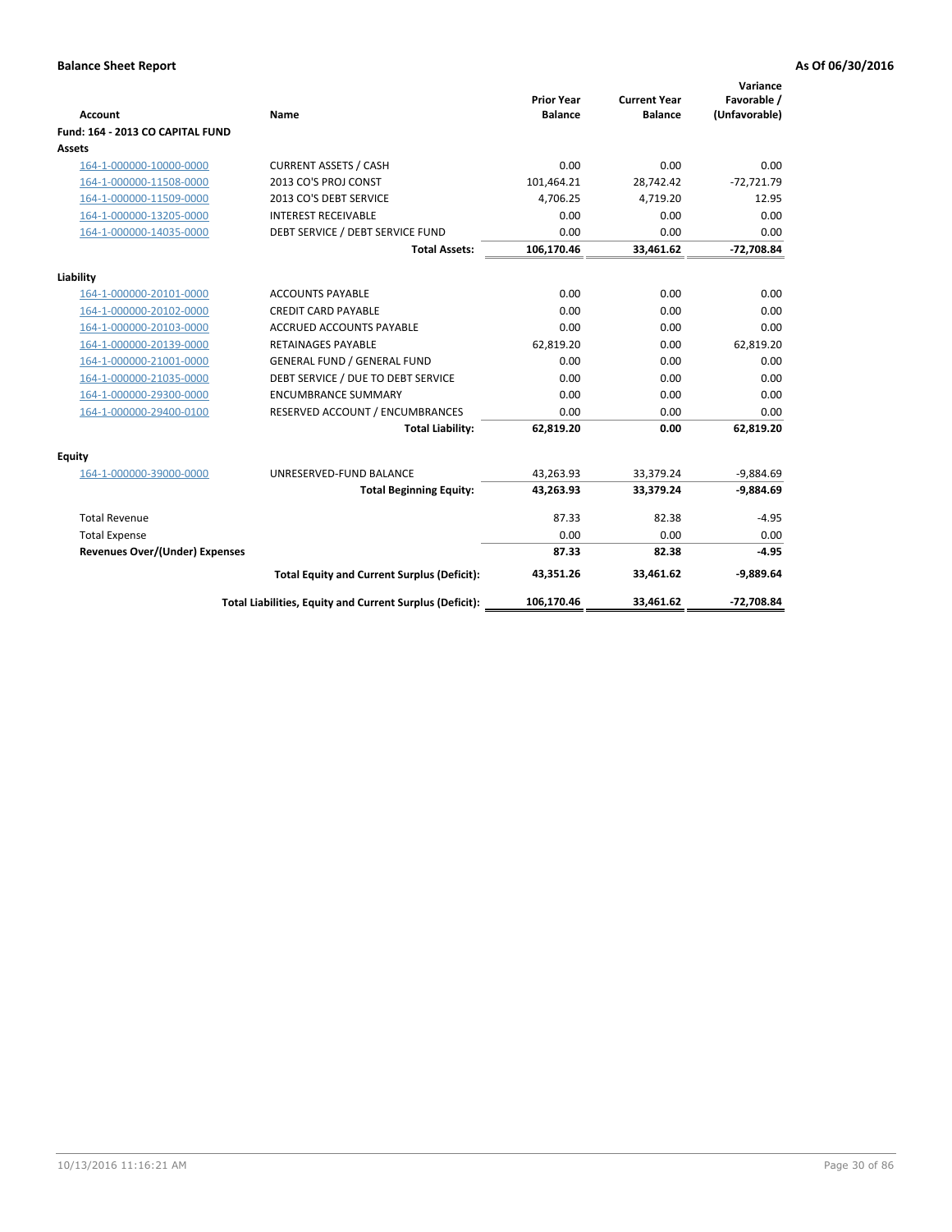**Balance Sheet Report** | **As Of 06/30/2016**

| Account | Name | Prior Year Balance | Current Year Balance | Variance Favorable / (Unfavorable) |
|---|---|---|---|---|
| **Fund: 164 - 2013 CO CAPITAL FUND** | | | | |
| **Assets** | | | | |
| 164-1-000000-10000-0000 | CURRENT ASSETS / CASH | 0.00 | 0.00 | 0.00 |
| 164-1-000000-11508-0000 | 2013 CO'S PROJ CONST | 101,464.21 | 28,742.42 | -72,721.79 |
| 164-1-000000-11509-0000 | 2013 CO'S DEBT SERVICE | 4,706.25 | 4,719.20 | 12.95 |
| 164-1-000000-13205-0000 | INTEREST RECEIVABLE | 0.00 | 0.00 | 0.00 |
| 164-1-000000-14035-0000 | DEBT SERVICE / DEBT SERVICE FUND | 0.00 | 0.00 | 0.00 |
| | **Total Assets:** | **106,170.46** | **33,461.62** | **-72,708.84** |
| **Liability** | | | | |
| 164-1-000000-20101-0000 | ACCOUNTS PAYABLE | 0.00 | 0.00 | 0.00 |
| 164-1-000000-20102-0000 | CREDIT CARD PAYABLE | 0.00 | 0.00 | 0.00 |
| 164-1-000000-20103-0000 | ACCRUED ACCOUNTS PAYABLE | 0.00 | 0.00 | 0.00 |
| 164-1-000000-20139-0000 | RETAINAGES PAYABLE | 62,819.20 | 0.00 | 62,819.20 |
| 164-1-000000-21001-0000 | GENERAL FUND / GENERAL FUND | 0.00 | 0.00 | 0.00 |
| 164-1-000000-21035-0000 | DEBT SERVICE / DUE TO DEBT SERVICE | 0.00 | 0.00 | 0.00 |
| 164-1-000000-29300-0000 | ENCUMBRANCE SUMMARY | 0.00 | 0.00 | 0.00 |
| 164-1-000000-29400-0100 | RESERVED ACCOUNT / ENCUMBRANCES | 0.00 | 0.00 | 0.00 |
| | **Total Liability:** | **62,819.20** | **0.00** | **62,819.20** |
| **Equity** | | | | |
| 164-1-000000-39000-0000 | UNRESERVED-FUND BALANCE | 43,263.93 | 33,379.24 | -9,884.69 |
| | **Total Beginning Equity:** | **43,263.93** | **33,379.24** | **-9,884.69** |
| Total Revenue | | 87.33 | 82.38 | -4.95 |
| Total Expense | | 0.00 | 0.00 | 0.00 |
| **Revenues Over/(Under) Expenses** | | **87.33** | **82.38** | **-4.95** |
| | **Total Equity and Current Surplus (Deficit):** | **43,351.26** | **33,461.62** | **-9,889.64** |
| | **Total Liabilities, Equity and Current Surplus (Deficit):** | **106,170.46** | **33,461.62** | **-72,708.84** |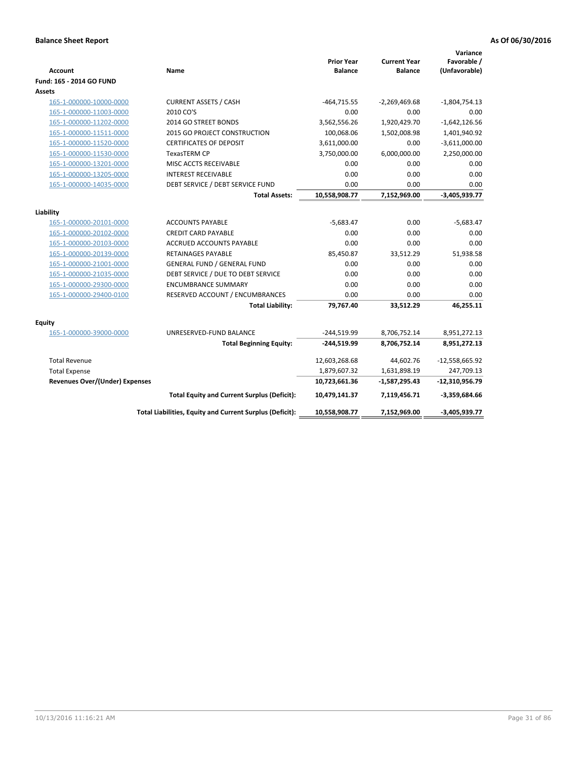**Balance Sheet Report** | **As Of 06/30/2016**

| Account | Name | Prior Year Balance | Current Year Balance | Variance Favorable / (Unfavorable) |
|---|---|---|---|---|
| **Fund: 165 - 2014 GO FUND** | | | | |
| **Assets** | | | | |
| 165-1-000000-10000-0000 | CURRENT ASSETS / CASH | -464,715.55 | -2,269,469.68 | -1,804,754.13 |
| 165-1-000000-11003-0000 | 2010 CO'S | 0.00 | 0.00 | 0.00 |
| 165-1-000000-11202-0000 | 2014 GO STREET BONDS | 3,562,556.26 | 1,920,429.70 | -1,642,126.56 |
| 165-1-000000-11511-0000 | 2015 GO PROJECT CONSTRUCTION | 100,068.06 | 1,502,008.98 | 1,401,940.92 |
| 165-1-000000-11520-0000 | CERTIFICATES OF DEPOSIT | 3,611,000.00 | 0.00 | -3,611,000.00 |
| 165-1-000000-11530-0000 | TexasTERM CP | 3,750,000.00 | 6,000,000.00 | 2,250,000.00 |
| 165-1-000000-13201-0000 | MISC ACCTS RECEIVABLE | 0.00 | 0.00 | 0.00 |
| 165-1-000000-13205-0000 | INTEREST RECEIVABLE | 0.00 | 0.00 | 0.00 |
| 165-1-000000-14035-0000 | DEBT SERVICE / DEBT SERVICE FUND | 0.00 | 0.00 | 0.00 |
| | **Total Assets:** | **10,558,908.77** | **7,152,969.00** | **-3,405,939.77** |
| **Liability** | | | | |
| 165-1-000000-20101-0000 | ACCOUNTS PAYABLE | -5,683.47 | 0.00 | -5,683.47 |
| 165-1-000000-20102-0000 | CREDIT CARD PAYABLE | 0.00 | 0.00 | 0.00 |
| 165-1-000000-20103-0000 | ACCRUED ACCOUNTS PAYABLE | 0.00 | 0.00 | 0.00 |
| 165-1-000000-20139-0000 | RETAINAGES PAYABLE | 85,450.87 | 33,512.29 | 51,938.58 |
| 165-1-000000-21001-0000 | GENERAL FUND / GENERAL FUND | 0.00 | 0.00 | 0.00 |
| 165-1-000000-21035-0000 | DEBT SERVICE / DUE TO DEBT SERVICE | 0.00 | 0.00 | 0.00 |
| 165-1-000000-29300-0000 | ENCUMBRANCE SUMMARY | 0.00 | 0.00 | 0.00 |
| 165-1-000000-29400-0100 | RESERVED ACCOUNT / ENCUMBRANCES | 0.00 | 0.00 | 0.00 |
| | **Total Liability:** | **79,767.40** | **33,512.29** | **46,255.11** |
| **Equity** | | | | |
| 165-1-000000-39000-0000 | UNRESERVED-FUND BALANCE | -244,519.99 | 8,706,752.14 | 8,951,272.13 |
| | **Total Beginning Equity:** | **-244,519.99** | **8,706,752.14** | **8,951,272.13** |
| Total Revenue | | 12,603,268.68 | 44,602.76 | -12,558,665.92 |
| Total Expense | | 1,879,607.32 | 1,631,898.19 | 247,709.13 |
| **Revenues Over/(Under) Expenses** | | **10,723,661.36** | **-1,587,295.43** | **-12,310,956.79** |
| | **Total Equity and Current Surplus (Deficit):** | **10,479,141.37** | **7,119,456.71** | **-3,359,684.66** |
| | **Total Liabilities, Equity and Current Surplus (Deficit):** | **10,558,908.77** | **7,152,969.00** | **-3,405,939.77** |

10/13/2016 11:16:21 AM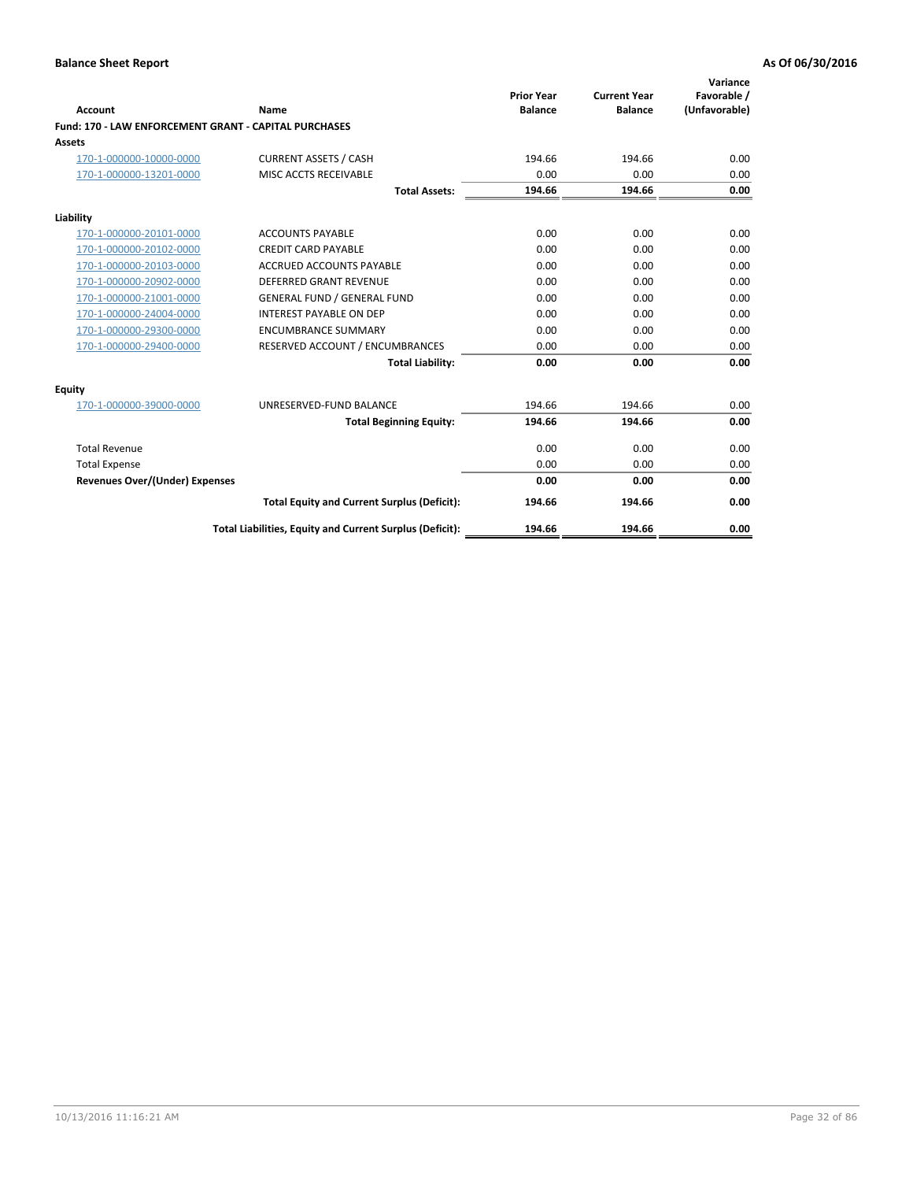**Balance Sheet Report** | **As Of 06/30/2016**

| Account | Name | Prior Year Balance | Current Year Balance | Variance Favorable / (Unfavorable) |
|---|---|---|---|---|
| **Fund: 170 - LAW ENFORCEMENT GRANT - CAPITAL PURCHASES** | | | | |
| **Assets** | | | | |
| 170-1-000000-10000-0000 | CURRENT ASSETS / CASH | 194.66 | 194.66 | 0.00 |
| 170-1-000000-13201-0000 | MISC ACCTS RECEIVABLE | 0.00 | 0.00 | 0.00 |
| | **Total Assets:** | **194.66** | **194.66** | **0.00** |
| **Liability** | | | | |
| 170-1-000000-20101-0000 | ACCOUNTS PAYABLE | 0.00 | 0.00 | 0.00 |
| 170-1-000000-20102-0000 | CREDIT CARD PAYABLE | 0.00 | 0.00 | 0.00 |
| 170-1-000000-20103-0000 | ACCRUED ACCOUNTS PAYABLE | 0.00 | 0.00 | 0.00 |
| 170-1-000000-20902-0000 | DEFERRED GRANT REVENUE | 0.00 | 0.00 | 0.00 |
| 170-1-000000-21001-0000 | GENERAL FUND / GENERAL FUND | 0.00 | 0.00 | 0.00 |
| 170-1-000000-24004-0000 | INTEREST PAYABLE ON DEP | 0.00 | 0.00 | 0.00 |
| 170-1-000000-29300-0000 | ENCUMBRANCE SUMMARY | 0.00 | 0.00 | 0.00 |
| 170-1-000000-29400-0000 | RESERVED ACCOUNT / ENCUMBRANCES | 0.00 | 0.00 | 0.00 |
| | **Total Liability:** | **0.00** | **0.00** | **0.00** |
| **Equity** | | | | |
| 170-1-000000-39000-0000 | UNRESERVED-FUND BALANCE | 194.66 | 194.66 | 0.00 |
| | **Total Beginning Equity:** | **194.66** | **194.66** | **0.00** |
| Total Revenue | | 0.00 | 0.00 | 0.00 |
| Total Expense | | 0.00 | 0.00 | 0.00 |
| **Revenues Over/(Under) Expenses** | | **0.00** | **0.00** | **0.00** |
| | **Total Equity and Current Surplus (Deficit):** | **194.66** | **194.66** | **0.00** |
| | **Total Liabilities, Equity and Current Surplus (Deficit):** | **194.66** | **194.66** | **0.00** |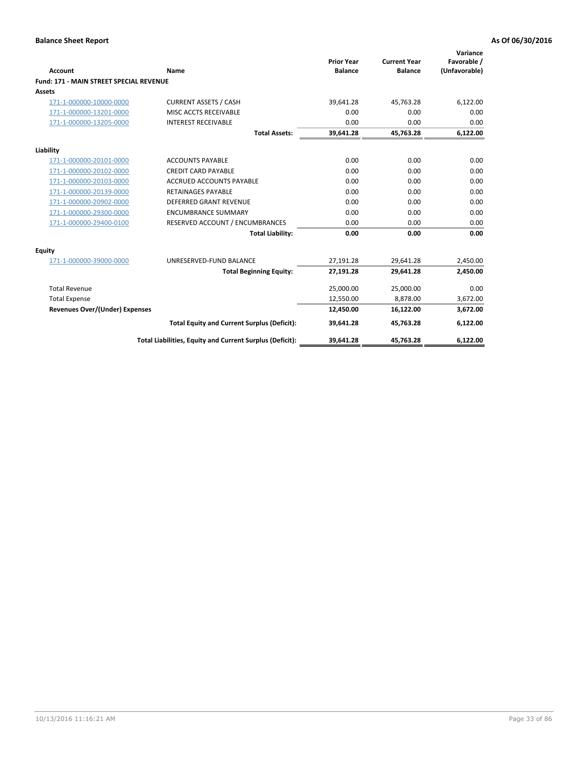**Balance Sheet Report** — **As Of 06/30/2016**

| Account | Name | Prior Year Balance | Current Year Balance | Variance Favorable / (Unfavorable) |
|---|---|---|---|---|
| **Fund: 171 - MAIN STREET SPECIAL REVENUE** | | | | |
| **Assets** | | | | |
| 171-1-000000-10000-0000 | CURRENT ASSETS / CASH | 39,641.28 | 45,763.28 | 6,122.00 |
| 171-1-000000-13201-0000 | MISC ACCTS RECEIVABLE | 0.00 | 0.00 | 0.00 |
| 171-1-000000-13205-0000 | INTEREST RECEIVABLE | 0.00 | 0.00 | 0.00 |
| | **Total Assets:** | **39,641.28** | **45,763.28** | **6,122.00** |
| **Liability** | | | | |
| 171-1-000000-20101-0000 | ACCOUNTS PAYABLE | 0.00 | 0.00 | 0.00 |
| 171-1-000000-20102-0000 | CREDIT CARD PAYABLE | 0.00 | 0.00 | 0.00 |
| 171-1-000000-20103-0000 | ACCRUED ACCOUNTS PAYABLE | 0.00 | 0.00 | 0.00 |
| 171-1-000000-20139-0000 | RETAINAGES PAYABLE | 0.00 | 0.00 | 0.00 |
| 171-1-000000-20902-0000 | DEFERRED GRANT REVENUE | 0.00 | 0.00 | 0.00 |
| 171-1-000000-29300-0000 | ENCUMBRANCE SUMMARY | 0.00 | 0.00 | 0.00 |
| 171-1-000000-29400-0100 | RESERVED ACCOUNT / ENCUMBRANCES | 0.00 | 0.00 | 0.00 |
| | **Total Liability:** | **0.00** | **0.00** | **0.00** |
| **Equity** | | | | |
| 171-1-000000-39000-0000 | UNRESERVED-FUND BALANCE | 27,191.28 | 29,641.28 | 2,450.00 |
| | **Total Beginning Equity:** | **27,191.28** | **29,641.28** | **2,450.00** |
| Total Revenue | | 25,000.00 | 25,000.00 | 0.00 |
| Total Expense | | 12,550.00 | 8,878.00 | 3,672.00 |
| **Revenues Over/(Under) Expenses** | | **12,450.00** | **16,122.00** | **3,672.00** |
| | **Total Equity and Current Surplus (Deficit):** | **39,641.28** | **45,763.28** | **6,122.00** |
| | **Total Liabilities, Equity and Current Surplus (Deficit):** | **39,641.28** | **45,763.28** | **6,122.00** |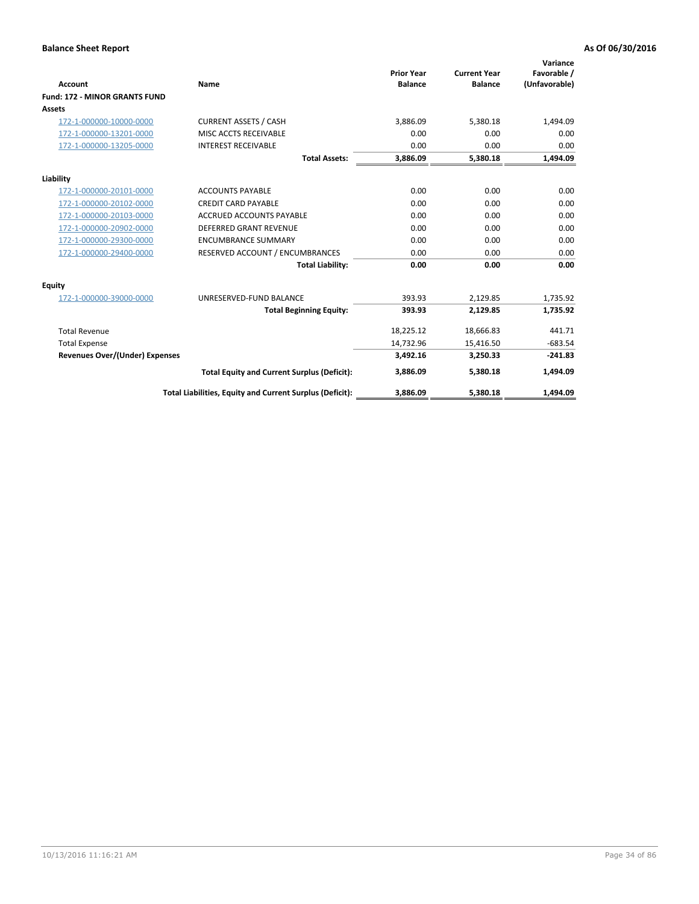**Balance Sheet Report** **As Of 06/30/2016**

| Account | Name | Prior Year Balance | Current Year Balance | Variance Favorable / (Unfavorable) |
|---|---|---|---|---|
| **Fund: 172 - MINOR GRANTS FUND** | | | | |
| **Assets** | | | | |
| 172-1-000000-10000-0000 | CURRENT ASSETS / CASH | 3,886.09 | 5,380.18 | 1,494.09 |
| 172-1-000000-13201-0000 | MISC ACCTS RECEIVABLE | 0.00 | 0.00 | 0.00 |
| 172-1-000000-13205-0000 | INTEREST RECEIVABLE | 0.00 | 0.00 | 0.00 |
| | **Total Assets:** | **3,886.09** | **5,380.18** | **1,494.09** |
| **Liability** | | | | |
| 172-1-000000-20101-0000 | ACCOUNTS PAYABLE | 0.00 | 0.00 | 0.00 |
| 172-1-000000-20102-0000 | CREDIT CARD PAYABLE | 0.00 | 0.00 | 0.00 |
| 172-1-000000-20103-0000 | ACCRUED ACCOUNTS PAYABLE | 0.00 | 0.00 | 0.00 |
| 172-1-000000-20902-0000 | DEFERRED GRANT REVENUE | 0.00 | 0.00 | 0.00 |
| 172-1-000000-29300-0000 | ENCUMBRANCE SUMMARY | 0.00 | 0.00 | 0.00 |
| 172-1-000000-29400-0000 | RESERVED ACCOUNT / ENCUMBRANCES | 0.00 | 0.00 | 0.00 |
| | **Total Liability:** | **0.00** | **0.00** | **0.00** |
| **Equity** | | | | |
| 172-1-000000-39000-0000 | UNRESERVED-FUND BALANCE | 393.93 | 2,129.85 | 1,735.92 |
| | **Total Beginning Equity:** | **393.93** | **2,129.85** | **1,735.92** |
| Total Revenue | | 18,225.12 | 18,666.83 | 441.71 |
| Total Expense | | 14,732.96 | 15,416.50 | -683.54 |
| **Revenues Over/(Under) Expenses** | | **3,492.16** | **3,250.33** | **-241.83** |
| | **Total Equity and Current Surplus (Deficit):** | **3,886.09** | **5,380.18** | **1,494.09** |
| | **Total Liabilities, Equity and Current Surplus (Deficit):** | **3,886.09** | **5,380.18** | **1,494.09** |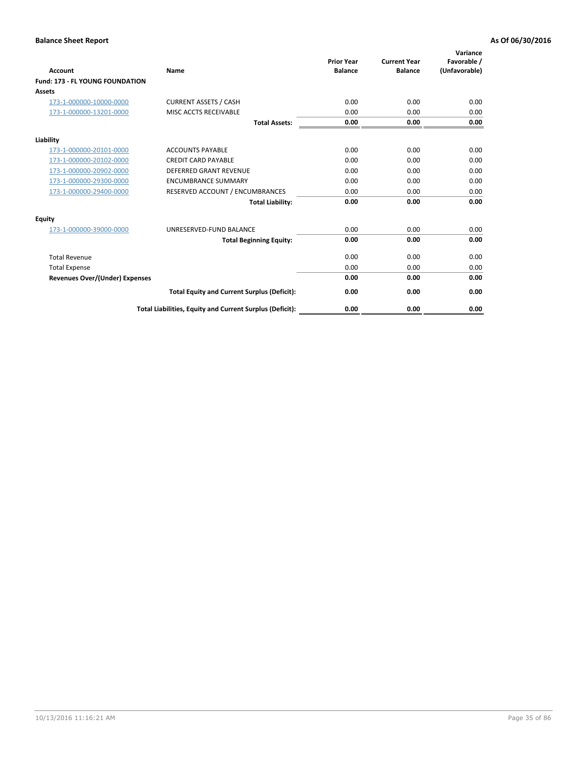**Balance Sheet Report** | **As Of 06/30/2016**

| Account | Name | Prior Year Balance | Current Year Balance | Variance Favorable / (Unfavorable) |
|---|---|---|---|---|
| **Fund: 173 - FL YOUNG FOUNDATION** | | | | |
| **Assets** | | | | |
| 173-1-000000-10000-0000 | CURRENT ASSETS / CASH | 0.00 | 0.00 | 0.00 |
| 173-1-000000-13201-0000 | MISC ACCTS RECEIVABLE | 0.00 | 0.00 | 0.00 |
| | **Total Assets:** | **0.00** | **0.00** | **0.00** |
| **Liability** | | | | |
| 173-1-000000-20101-0000 | ACCOUNTS PAYABLE | 0.00 | 0.00 | 0.00 |
| 173-1-000000-20102-0000 | CREDIT CARD PAYABLE | 0.00 | 0.00 | 0.00 |
| 173-1-000000-20902-0000 | DEFERRED GRANT REVENUE | 0.00 | 0.00 | 0.00 |
| 173-1-000000-29300-0000 | ENCUMBRANCE SUMMARY | 0.00 | 0.00 | 0.00 |
| 173-1-000000-29400-0000 | RESERVED ACCOUNT / ENCUMBRANCES | 0.00 | 0.00 | 0.00 |
| | **Total Liability:** | **0.00** | **0.00** | **0.00** |
| **Equity** | | | | |
| 173-1-000000-39000-0000 | UNRESERVED-FUND BALANCE | 0.00 | 0.00 | 0.00 |
| | **Total Beginning Equity:** | **0.00** | **0.00** | **0.00** |
| Total Revenue | | 0.00 | 0.00 | 0.00 |
| Total Expense | | 0.00 | 0.00 | 0.00 |
| **Revenues Over/(Under) Expenses** | | **0.00** | **0.00** | **0.00** |
| | **Total Equity and Current Surplus (Deficit):** | **0.00** | **0.00** | **0.00** |
| | **Total Liabilities, Equity and Current Surplus (Deficit):** | **0.00** | **0.00** | **0.00** |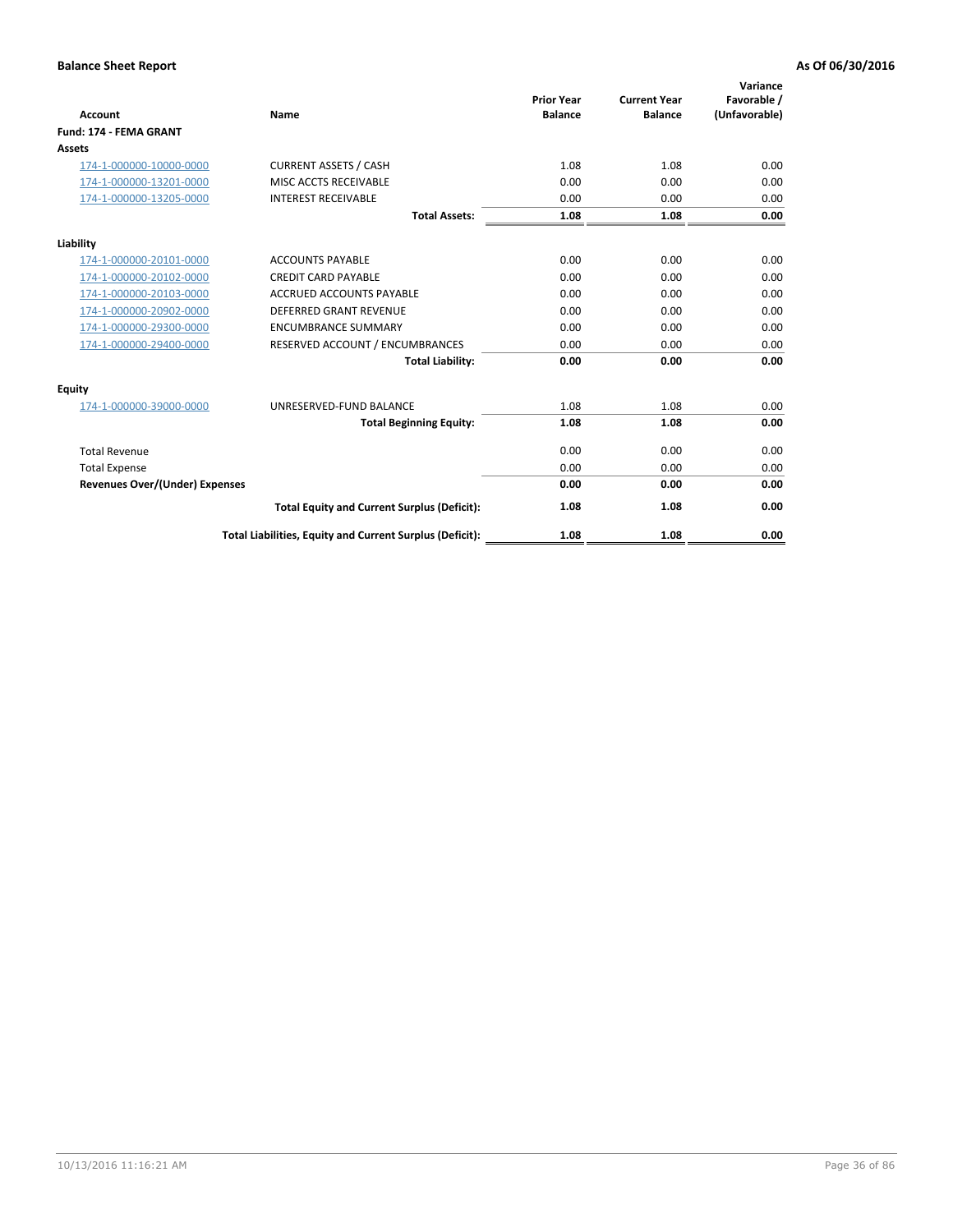**Balance Sheet Report** | **As Of 06/30/2016**

| Account | Name | Prior Year Balance | Current Year Balance | Variance Favorable / (Unfavorable) |
|---|---|---|---|---|
| **Fund: 174 - FEMA GRANT** | | | | |
| **Assets** | | | | |
| 174-1-000000-10000-0000 | CURRENT ASSETS / CASH | 1.08 | 1.08 | 0.00 |
| 174-1-000000-13201-0000 | MISC ACCTS RECEIVABLE | 0.00 | 0.00 | 0.00 |
| 174-1-000000-13205-0000 | INTEREST RECEIVABLE | 0.00 | 0.00 | 0.00 |
| | **Total Assets:** | **1.08** | **1.08** | **0.00** |
| **Liability** | | | | |
| 174-1-000000-20101-0000 | ACCOUNTS PAYABLE | 0.00 | 0.00 | 0.00 |
| 174-1-000000-20102-0000 | CREDIT CARD PAYABLE | 0.00 | 0.00 | 0.00 |
| 174-1-000000-20103-0000 | ACCRUED ACCOUNTS PAYABLE | 0.00 | 0.00 | 0.00 |
| 174-1-000000-20902-0000 | DEFERRED GRANT REVENUE | 0.00 | 0.00 | 0.00 |
| 174-1-000000-29300-0000 | ENCUMBRANCE SUMMARY | 0.00 | 0.00 | 0.00 |
| 174-1-000000-29400-0000 | RESERVED ACCOUNT / ENCUMBRANCES | 0.00 | 0.00 | 0.00 |
| | **Total Liability:** | **0.00** | **0.00** | **0.00** |
| **Equity** | | | | |
| 174-1-000000-39000-0000 | UNRESERVED-FUND BALANCE | 1.08 | 1.08 | 0.00 |
| | **Total Beginning Equity:** | **1.08** | **1.08** | **0.00** |
| Total Revenue | | 0.00 | 0.00 | 0.00 |
| Total Expense | | 0.00 | 0.00 | 0.00 |
| **Revenues Over/(Under) Expenses** | | **0.00** | **0.00** | **0.00** |
| | **Total Equity and Current Surplus (Deficit):** | **1.08** | **1.08** | **0.00** |
| | **Total Liabilities, Equity and Current Surplus (Deficit):** | **1.08** | **1.08** | **0.00** |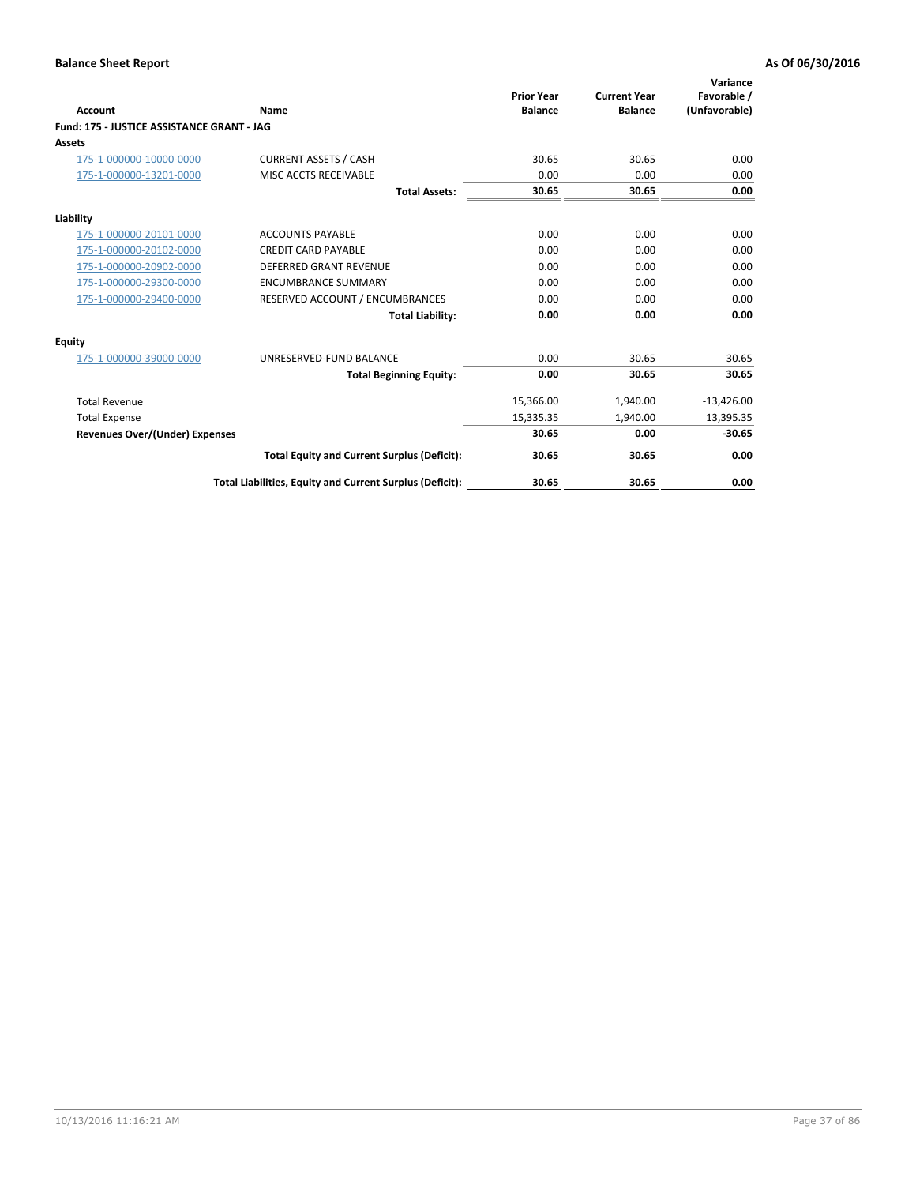**Balance Sheet Report** | **As Of 06/30/2016**

| Account | Name | Prior Year Balance | Current Year Balance | Variance Favorable / (Unfavorable) |
|---|---|---|---|---|
| **Fund: 175 - JUSTICE ASSISTANCE GRANT - JAG** | | | | |
| **Assets** | | | | |
| 175-1-000000-10000-0000 | CURRENT ASSETS / CASH | 30.65 | 30.65 | 0.00 |
| 175-1-000000-13201-0000 | MISC ACCTS RECEIVABLE | 0.00 | 0.00 | 0.00 |
| | **Total Assets:** | **30.65** | **30.65** | **0.00** |
| **Liability** | | | | |
| 175-1-000000-20101-0000 | ACCOUNTS PAYABLE | 0.00 | 0.00 | 0.00 |
| 175-1-000000-20102-0000 | CREDIT CARD PAYABLE | 0.00 | 0.00 | 0.00 |
| 175-1-000000-20902-0000 | DEFERRED GRANT REVENUE | 0.00 | 0.00 | 0.00 |
| 175-1-000000-29300-0000 | ENCUMBRANCE SUMMARY | 0.00 | 0.00 | 0.00 |
| 175-1-000000-29400-0000 | RESERVED ACCOUNT / ENCUMBRANCES | 0.00 | 0.00 | 0.00 |
| | **Total Liability:** | **0.00** | **0.00** | **0.00** |
| **Equity** | | | | |
| 175-1-000000-39000-0000 | UNRESERVED-FUND BALANCE | 0.00 | 30.65 | 30.65 |
| | **Total Beginning Equity:** | **0.00** | **30.65** | **30.65** |
| Total Revenue | | 15,366.00 | 1,940.00 | -13,426.00 |
| Total Expense | | 15,335.35 | 1,940.00 | 13,395.35 |
| **Revenues Over/(Under) Expenses** | | **30.65** | **0.00** | **-30.65** |
| | **Total Equity and Current Surplus (Deficit):** | **30.65** | **30.65** | **0.00** |
| | **Total Liabilities, Equity and Current Surplus (Deficit):** | **30.65** | **30.65** | **0.00** |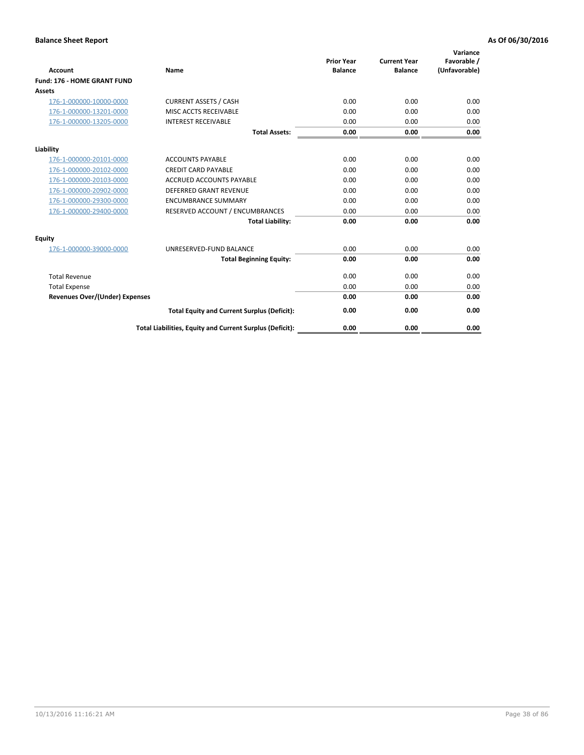**Balance Sheet Report** — As Of 06/30/2016

| Account | Name | Prior Year Balance | Current Year Balance | Variance Favorable / (Unfavorable) |
|---|---|---|---|---|
| **Fund: 176 - HOME GRANT FUND** | | | | |
| **Assets** | | | | |
| 176-1-000000-10000-0000 | CURRENT ASSETS / CASH | 0.00 | 0.00 | 0.00 |
| 176-1-000000-13201-0000 | MISC ACCTS RECEIVABLE | 0.00 | 0.00 | 0.00 |
| 176-1-000000-13205-0000 | INTEREST RECEIVABLE | 0.00 | 0.00 | 0.00 |
| | **Total Assets:** | **0.00** | **0.00** | **0.00** |
| **Liability** | | | | |
| 176-1-000000-20101-0000 | ACCOUNTS PAYABLE | 0.00 | 0.00 | 0.00 |
| 176-1-000000-20102-0000 | CREDIT CARD PAYABLE | 0.00 | 0.00 | 0.00 |
| 176-1-000000-20103-0000 | ACCRUED ACCOUNTS PAYABLE | 0.00 | 0.00 | 0.00 |
| 176-1-000000-20902-0000 | DEFERRED GRANT REVENUE | 0.00 | 0.00 | 0.00 |
| 176-1-000000-29300-0000 | ENCUMBRANCE SUMMARY | 0.00 | 0.00 | 0.00 |
| 176-1-000000-29400-0000 | RESERVED ACCOUNT / ENCUMBRANCES | 0.00 | 0.00 | 0.00 |
| | **Total Liability:** | **0.00** | **0.00** | **0.00** |
| **Equity** | | | | |
| 176-1-000000-39000-0000 | UNRESERVED-FUND BALANCE | 0.00 | 0.00 | 0.00 |
| | **Total Beginning Equity:** | **0.00** | **0.00** | **0.00** |
| Total Revenue | | 0.00 | 0.00 | 0.00 |
| Total Expense | | 0.00 | 0.00 | 0.00 |
| **Revenues Over/(Under) Expenses** | | **0.00** | **0.00** | **0.00** |
| | **Total Equity and Current Surplus (Deficit):** | **0.00** | **0.00** | **0.00** |
| | **Total Liabilities, Equity and Current Surplus (Deficit):** | **0.00** | **0.00** | **0.00** |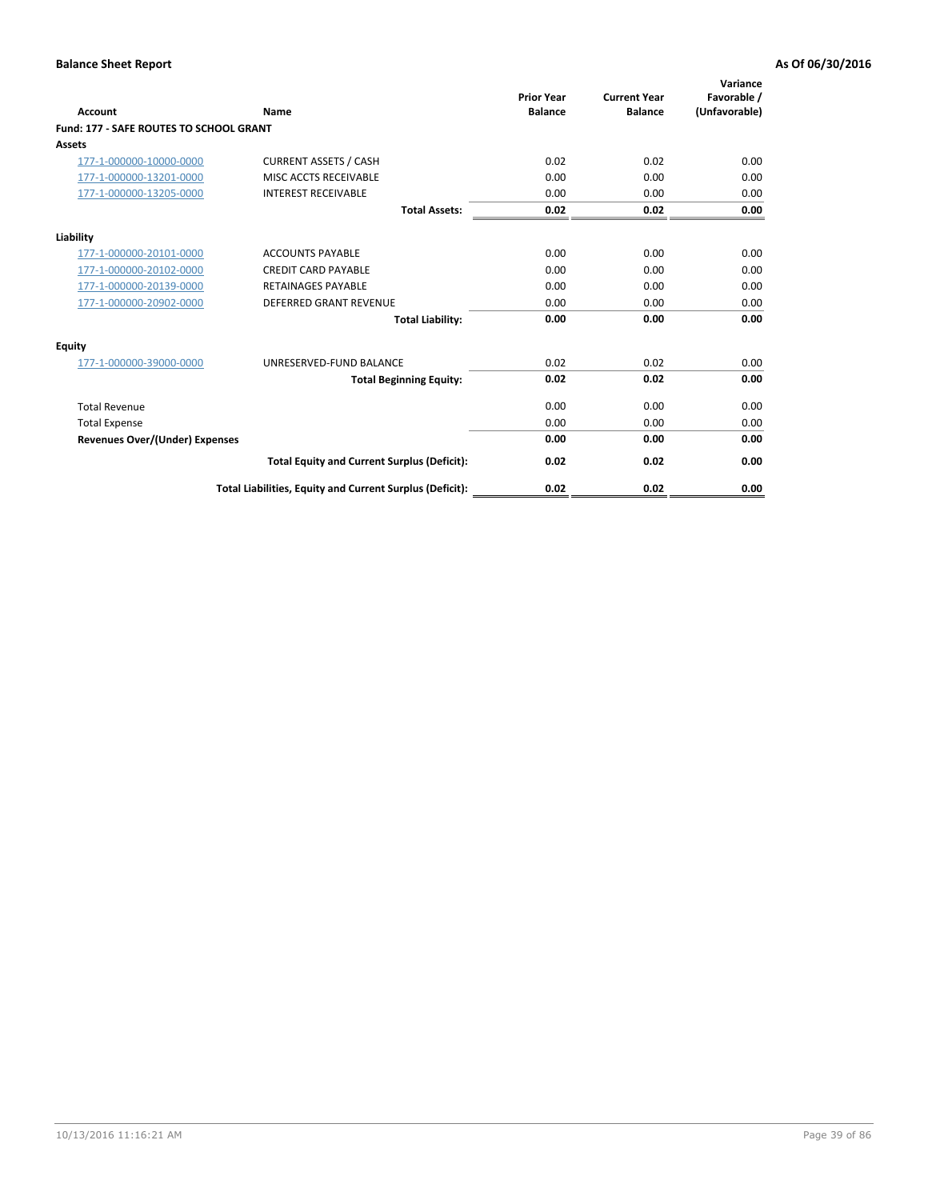**Balance Sheet Report** **As Of 06/30/2016**

| Account | Name | Prior Year Balance | Current Year Balance | Variance Favorable / (Unfavorable) |
|---|---|---|---|---|
| **Fund: 177 - SAFE ROUTES TO SCHOOL GRANT** | | | | |
| **Assets** | | | | |
| 177-1-000000-10000-0000 | CURRENT ASSETS / CASH | 0.02 | 0.02 | 0.00 |
| 177-1-000000-13201-0000 | MISC ACCTS RECEIVABLE | 0.00 | 0.00 | 0.00 |
| 177-1-000000-13205-0000 | INTEREST RECEIVABLE | 0.00 | 0.00 | 0.00 |
| | **Total Assets:** | **0.02** | **0.02** | **0.00** |
| **Liability** | | | | |
| 177-1-000000-20101-0000 | ACCOUNTS PAYABLE | 0.00 | 0.00 | 0.00 |
| 177-1-000000-20102-0000 | CREDIT CARD PAYABLE | 0.00 | 0.00 | 0.00 |
| 177-1-000000-20139-0000 | RETAINAGES PAYABLE | 0.00 | 0.00 | 0.00 |
| 177-1-000000-20902-0000 | DEFERRED GRANT REVENUE | 0.00 | 0.00 | 0.00 |
| | **Total Liability:** | **0.00** | **0.00** | **0.00** |
| **Equity** | | | | |
| 177-1-000000-39000-0000 | UNRESERVED-FUND BALANCE | 0.02 | 0.02 | 0.00 |
| | **Total Beginning Equity:** | **0.02** | **0.02** | **0.00** |
| Total Revenue | | 0.00 | 0.00 | 0.00 |
| Total Expense | | 0.00 | 0.00 | 0.00 |
| **Revenues Over/(Under) Expenses** | | **0.00** | **0.00** | **0.00** |
| | **Total Equity and Current Surplus (Deficit):** | **0.02** | **0.02** | **0.00** |
| | **Total Liabilities, Equity and Current Surplus (Deficit):** | **0.02** | **0.02** | **0.00** |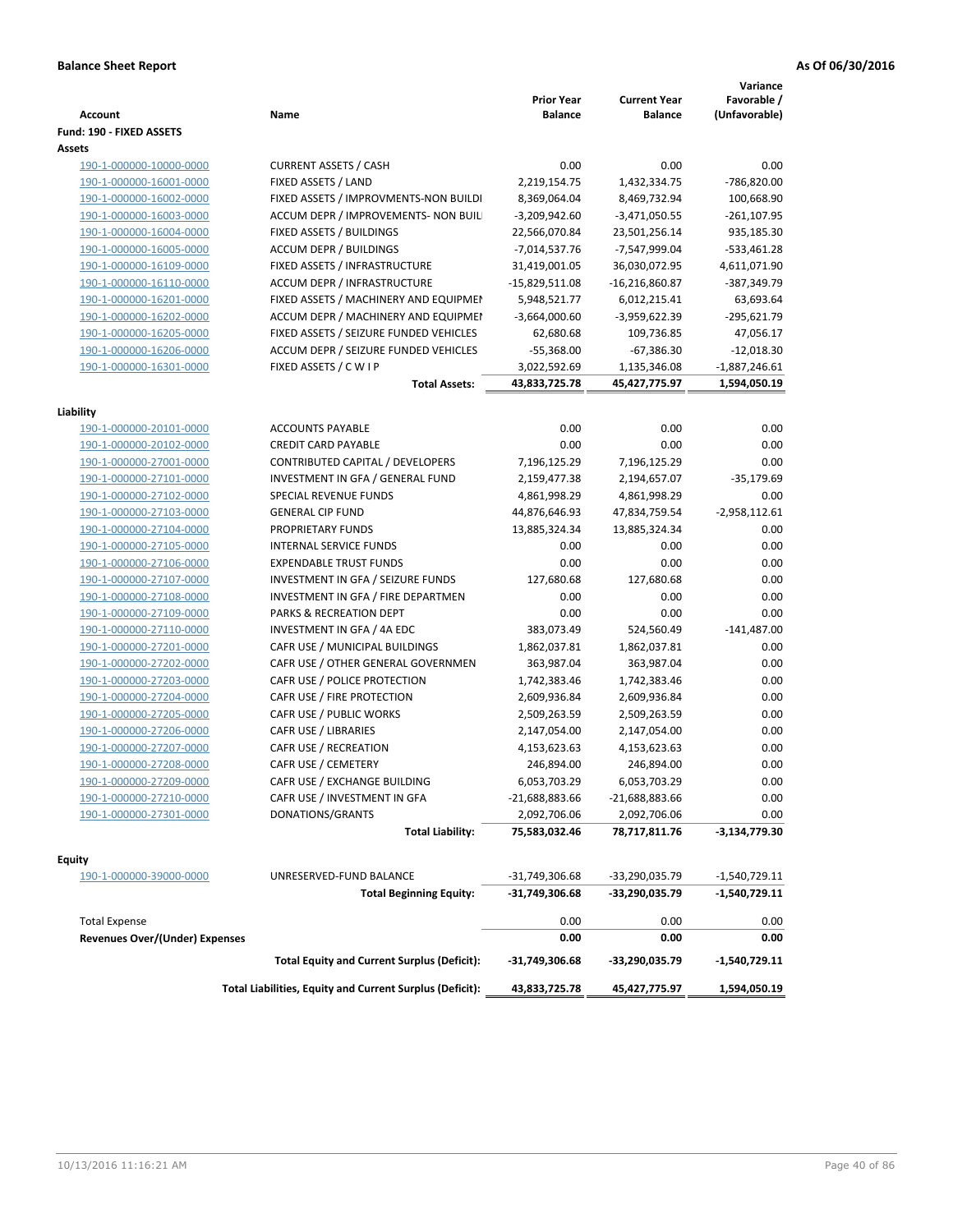**Balance Sheet Report** **As Of 06/30/2016**

| Account | Name | Prior Year Balance | Current Year Balance | Variance Favorable / (Unfavorable) |
|---|---|---|---|---|
| **Fund: 190 - FIXED ASSETS** | | | | |
| **Assets** | | | | |
| 190-1-000000-10000-0000 | CURRENT ASSETS / CASH | 0.00 | 0.00 | 0.00 |
| 190-1-000000-16001-0000 | FIXED ASSETS / LAND | 2,219,154.75 | 1,432,334.75 | -786,820.00 |
| 190-1-000000-16002-0000 | FIXED ASSETS / IMPROVMENTS-NON BUILDI | 8,369,064.04 | 8,469,732.94 | 100,668.90 |
| 190-1-000000-16003-0000 | ACCUM DEPR / IMPROVEMENTS- NON BUIL | -3,209,942.60 | -3,471,050.55 | -261,107.95 |
| 190-1-000000-16004-0000 | FIXED ASSETS / BUILDINGS | 22,566,070.84 | 23,501,256.14 | 935,185.30 |
| 190-1-000000-16005-0000 | ACCUM DEPR / BUILDINGS | -7,014,537.76 | -7,547,999.04 | -533,461.28 |
| 190-1-000000-16109-0000 | FIXED ASSETS / INFRASTRUCTURE | 31,419,001.05 | 36,030,072.95 | 4,611,071.90 |
| 190-1-000000-16110-0000 | ACCUM DEPR / INFRASTRUCTURE | -15,829,511.08 | -16,216,860.87 | -387,349.79 |
| 190-1-000000-16201-0000 | FIXED ASSETS / MACHINERY AND EQUIPMEN | 5,948,521.77 | 6,012,215.41 | 63,693.64 |
| 190-1-000000-16202-0000 | ACCUM DEPR / MACHINERY AND EQUIPMEI | -3,664,000.60 | -3,959,622.39 | -295,621.79 |
| 190-1-000000-16205-0000 | FIXED ASSETS / SEIZURE FUNDED VEHICLES | 62,680.68 | 109,736.85 | 47,056.17 |
| 190-1-000000-16206-0000 | ACCUM DEPR / SEIZURE FUNDED VEHICLES | -55,368.00 | -67,386.30 | -12,018.30 |
| 190-1-000000-16301-0000 | FIXED ASSETS / C W I P | 3,022,592.69 | 1,135,346.08 | -1,887,246.61 |
| | **Total Assets:** | **43,833,725.78** | **45,427,775.97** | **1,594,050.19** |
| **Liability** | | | | |
| 190-1-000000-20101-0000 | ACCOUNTS PAYABLE | 0.00 | 0.00 | 0.00 |
| 190-1-000000-20102-0000 | CREDIT CARD PAYABLE | 0.00 | 0.00 | 0.00 |
| 190-1-000000-27001-0000 | CONTRIBUTED CAPITAL / DEVELOPERS | 7,196,125.29 | 7,196,125.29 | 0.00 |
| 190-1-000000-27101-0000 | INVESTMENT IN GFA / GENERAL FUND | 2,159,477.38 | 2,194,657.07 | -35,179.69 |
| 190-1-000000-27102-0000 | SPECIAL REVENUE FUNDS | 4,861,998.29 | 4,861,998.29 | 0.00 |
| 190-1-000000-27103-0000 | GENERAL CIP FUND | 44,876,646.93 | 47,834,759.54 | -2,958,112.61 |
| 190-1-000000-27104-0000 | PROPRIETARY FUNDS | 13,885,324.34 | 13,885,324.34 | 0.00 |
| 190-1-000000-27105-0000 | INTERNAL SERVICE FUNDS | 0.00 | 0.00 | 0.00 |
| 190-1-000000-27106-0000 | EXPENDABLE TRUST FUNDS | 0.00 | 0.00 | 0.00 |
| 190-1-000000-27107-0000 | INVESTMENT IN GFA / SEIZURE FUNDS | 127,680.68 | 127,680.68 | 0.00 |
| 190-1-000000-27108-0000 | INVESTMENT IN GFA / FIRE DEPARTMEN | 0.00 | 0.00 | 0.00 |
| 190-1-000000-27109-0000 | PARKS & RECREATION DEPT | 0.00 | 0.00 | 0.00 |
| 190-1-000000-27110-0000 | INVESTMENT IN GFA / 4A EDC | 383,073.49 | 524,560.49 | -141,487.00 |
| 190-1-000000-27201-0000 | CAFR USE / MUNICIPAL BUILDINGS | 1,862,037.81 | 1,862,037.81 | 0.00 |
| 190-1-000000-27202-0000 | CAFR USE / OTHER GENERAL GOVERNMEN | 363,987.04 | 363,987.04 | 0.00 |
| 190-1-000000-27203-0000 | CAFR USE / POLICE PROTECTION | 1,742,383.46 | 1,742,383.46 | 0.00 |
| 190-1-000000-27204-0000 | CAFR USE / FIRE PROTECTION | 2,609,936.84 | 2,609,936.84 | 0.00 |
| 190-1-000000-27205-0000 | CAFR USE / PUBLIC WORKS | 2,509,263.59 | 2,509,263.59 | 0.00 |
| 190-1-000000-27206-0000 | CAFR USE / LIBRARIES | 2,147,054.00 | 2,147,054.00 | 0.00 |
| 190-1-000000-27207-0000 | CAFR USE / RECREATION | 4,153,623.63 | 4,153,623.63 | 0.00 |
| 190-1-000000-27208-0000 | CAFR USE / CEMETERY | 246,894.00 | 246,894.00 | 0.00 |
| 190-1-000000-27209-0000 | CAFR USE / EXCHANGE BUILDING | 6,053,703.29 | 6,053,703.29 | 0.00 |
| 190-1-000000-27210-0000 | CAFR USE / INVESTMENT IN GFA | -21,688,883.66 | -21,688,883.66 | 0.00 |
| 190-1-000000-27301-0000 | DONATIONS/GRANTS | 2,092,706.06 | 2,092,706.06 | 0.00 |
| | **Total Liability:** | **75,583,032.46** | **78,717,811.76** | **-3,134,779.30** |
| **Equity** | | | | |
| 190-1-000000-39000-0000 | UNRESERVED-FUND BALANCE | -31,749,306.68 | -33,290,035.79 | -1,540,729.11 |
| | **Total Beginning Equity:** | **-31,749,306.68** | **-33,290,035.79** | **-1,540,729.11** |
| Total Expense | | 0.00 | 0.00 | 0.00 |
| **Revenues Over/(Under) Expenses** | | **0.00** | **0.00** | **0.00** |
| | **Total Equity and Current Surplus (Deficit):** | **-31,749,306.68** | **-33,290,035.79** | **-1,540,729.11** |
| | **Total Liabilities, Equity and Current Surplus (Deficit):** | **43,833,725.78** | **45,427,775.97** | **1,594,050.19** |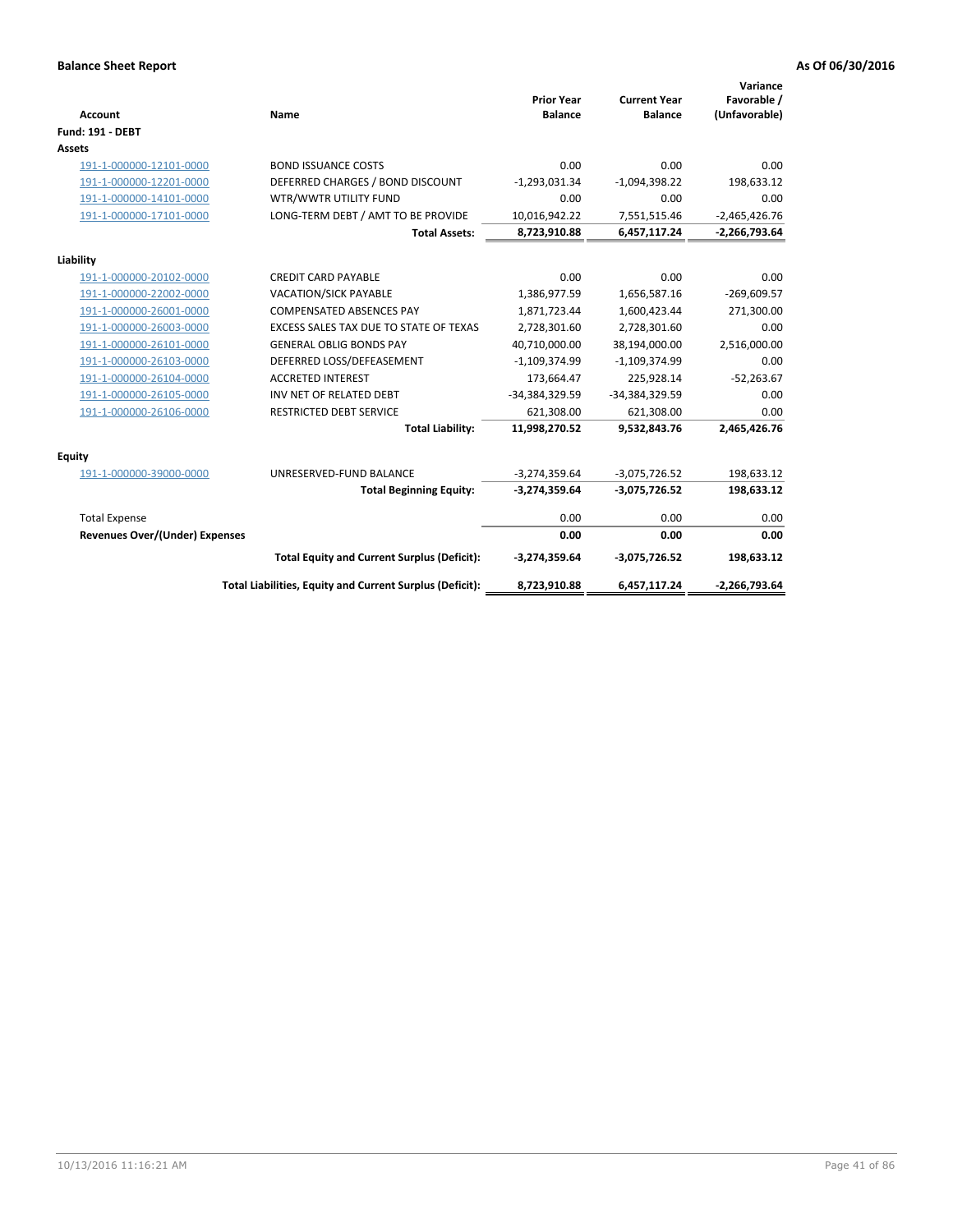**Balance Sheet Report** | **As Of 06/30/2016**

| Account | Name | Prior Year Balance | Current Year Balance | Variance Favorable / (Unfavorable) |
|---|---|---|---|---|
| **Fund: 191 - DEBT** | | | | |
| **Assets** | | | | |
| 191-1-000000-12101-0000 | BOND ISSUANCE COSTS | 0.00 | 0.00 | 0.00 |
| 191-1-000000-12201-0000 | DEFERRED CHARGES / BOND DISCOUNT | -1,293,031.34 | -1,094,398.22 | 198,633.12 |
| 191-1-000000-14101-0000 | WTR/WWTR UTILITY FUND | 0.00 | 0.00 | 0.00 |
| 191-1-000000-17101-0000 | LONG-TERM DEBT / AMT TO BE PROVIDE | 10,016,942.22 | 7,551,515.46 | -2,465,426.76 |
| | **Total Assets:** | **8,723,910.88** | **6,457,117.24** | **-2,266,793.64** |
| **Liability** | | | | |
| 191-1-000000-20102-0000 | CREDIT CARD PAYABLE | 0.00 | 0.00 | 0.00 |
| 191-1-000000-22002-0000 | VACATION/SICK PAYABLE | 1,386,977.59 | 1,656,587.16 | -269,609.57 |
| 191-1-000000-26001-0000 | COMPENSATED ABSENCES PAY | 1,871,723.44 | 1,600,423.44 | 271,300.00 |
| 191-1-000000-26003-0000 | EXCESS SALES TAX DUE TO STATE OF TEXAS | 2,728,301.60 | 2,728,301.60 | 0.00 |
| 191-1-000000-26101-0000 | GENERAL OBLIG BONDS PAY | 40,710,000.00 | 38,194,000.00 | 2,516,000.00 |
| 191-1-000000-26103-0000 | DEFERRED LOSS/DEFEASEMENT | -1,109,374.99 | -1,109,374.99 | 0.00 |
| 191-1-000000-26104-0000 | ACCRETED INTEREST | 173,664.47 | 225,928.14 | -52,263.67 |
| 191-1-000000-26105-0000 | INV NET OF RELATED DEBT | -34,384,329.59 | -34,384,329.59 | 0.00 |
| 191-1-000000-26106-0000 | RESTRICTED DEBT SERVICE | 621,308.00 | 621,308.00 | 0.00 |
| | **Total Liability:** | **11,998,270.52** | **9,532,843.76** | **2,465,426.76** |
| **Equity** | | | | |
| 191-1-000000-39000-0000 | UNRESERVED-FUND BALANCE | -3,274,359.64 | -3,075,726.52 | 198,633.12 |
| | **Total Beginning Equity:** | **-3,274,359.64** | **-3,075,726.52** | **198,633.12** |
| Total Expense | | 0.00 | 0.00 | 0.00 |
| **Revenues Over/(Under) Expenses** | | **0.00** | **0.00** | **0.00** |
| | **Total Equity and Current Surplus (Deficit):** | **-3,274,359.64** | **-3,075,726.52** | **198,633.12** |
| | **Total Liabilities, Equity and Current Surplus (Deficit):** | **8,723,910.88** | **6,457,117.24** | **-2,266,793.64** |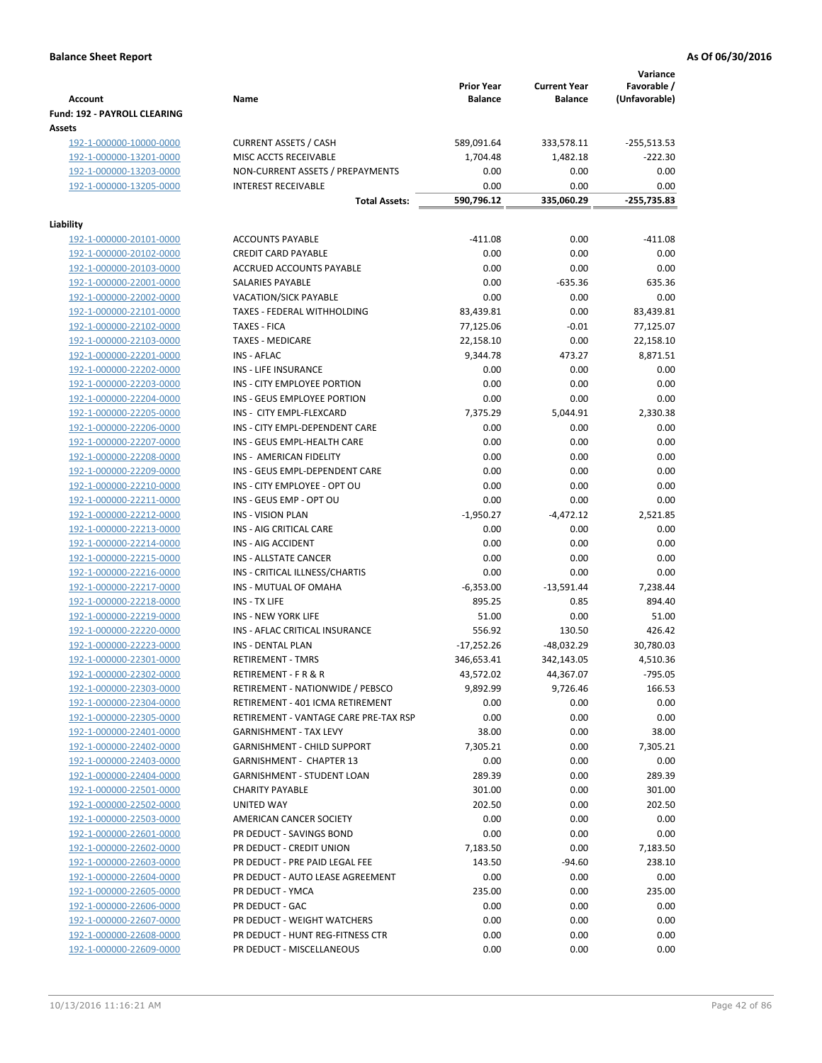**Balance Sheet Report** **As Of 06/30/2016**

| Account | Name | Prior Year Balance | Current Year Balance | Variance Favorable / (Unfavorable) |
|---|---|---|---|---|
| **Fund: 192 - PAYROLL CLEARING** | | | | |
| **Assets** | | | | |
| 192-1-000000-10000-0000 | CURRENT ASSETS / CASH | 589,091.64 | 333,578.11 | -255,513.53 |
| 192-1-000000-13201-0000 | MISC ACCTS RECEIVABLE | 1,704.48 | 1,482.18 | -222.30 |
| 192-1-000000-13203-0000 | NON-CURRENT ASSETS / PREPAYMENTS | 0.00 | 0.00 | 0.00 |
| 192-1-000000-13205-0000 | INTEREST RECEIVABLE | 0.00 | 0.00 | 0.00 |
| | **Total Assets:** | **590,796.12** | **335,060.29** | **-255,735.83** |
| **Liability** | | | | |
| 192-1-000000-20101-0000 | ACCOUNTS PAYABLE | -411.08 | 0.00 | -411.08 |
| 192-1-000000-20102-0000 | CREDIT CARD PAYABLE | 0.00 | 0.00 | 0.00 |
| 192-1-000000-20103-0000 | ACCRUED ACCOUNTS PAYABLE | 0.00 | 0.00 | 0.00 |
| 192-1-000000-22001-0000 | SALARIES PAYABLE | 0.00 | -635.36 | 635.36 |
| 192-1-000000-22002-0000 | VACATION/SICK PAYABLE | 0.00 | 0.00 | 0.00 |
| 192-1-000000-22101-0000 | TAXES - FEDERAL WITHHOLDING | 83,439.81 | 0.00 | 83,439.81 |
| 192-1-000000-22102-0000 | TAXES - FICA | 77,125.06 | -0.01 | 77,125.07 |
| 192-1-000000-22103-0000 | TAXES - MEDICARE | 22,158.10 | 0.00 | 22,158.10 |
| 192-1-000000-22201-0000 | INS - AFLAC | 9,344.78 | 473.27 | 8,871.51 |
| 192-1-000000-22202-0000 | INS - LIFE INSURANCE | 0.00 | 0.00 | 0.00 |
| 192-1-000000-22203-0000 | INS - CITY EMPLOYEE PORTION | 0.00 | 0.00 | 0.00 |
| 192-1-000000-22204-0000 | INS - GEUS EMPLOYEE PORTION | 0.00 | 0.00 | 0.00 |
| 192-1-000000-22205-0000 | INS - CITY EMPL-FLEXCARD | 7,375.29 | 5,044.91 | 2,330.38 |
| 192-1-000000-22206-0000 | INS - CITY EMPL-DEPENDENT CARE | 0.00 | 0.00 | 0.00 |
| 192-1-000000-22207-0000 | INS - GEUS EMPL-HEALTH CARE | 0.00 | 0.00 | 0.00 |
| 192-1-000000-22208-0000 | INS - AMERICAN FIDELITY | 0.00 | 0.00 | 0.00 |
| 192-1-000000-22209-0000 | INS - GEUS EMPL-DEPENDENT CARE | 0.00 | 0.00 | 0.00 |
| 192-1-000000-22210-0000 | INS - CITY EMPLOYEE - OPT OU | 0.00 | 0.00 | 0.00 |
| 192-1-000000-22211-0000 | INS - GEUS EMP - OPT OU | 0.00 | 0.00 | 0.00 |
| 192-1-000000-22212-0000 | INS - VISION PLAN | -1,950.27 | -4,472.12 | 2,521.85 |
| 192-1-000000-22213-0000 | INS - AIG CRITICAL CARE | 0.00 | 0.00 | 0.00 |
| 192-1-000000-22214-0000 | INS - AIG ACCIDENT | 0.00 | 0.00 | 0.00 |
| 192-1-000000-22215-0000 | INS - ALLSTATE CANCER | 0.00 | 0.00 | 0.00 |
| 192-1-000000-22216-0000 | INS - CRITICAL ILLNESS/CHARTIS | 0.00 | 0.00 | 0.00 |
| 192-1-000000-22217-0000 | INS - MUTUAL OF OMAHA | -6,353.00 | -13,591.44 | 7,238.44 |
| 192-1-000000-22218-0000 | INS - TX LIFE | 895.25 | 0.85 | 894.40 |
| 192-1-000000-22219-0000 | INS - NEW YORK LIFE | 51.00 | 0.00 | 51.00 |
| 192-1-000000-22220-0000 | INS - AFLAC CRITICAL INSURANCE | 556.92 | 130.50 | 426.42 |
| 192-1-000000-22223-0000 | INS - DENTAL PLAN | -17,252.26 | -48,032.29 | 30,780.03 |
| 192-1-000000-22301-0000 | RETIREMENT - TMRS | 346,653.41 | 342,143.05 | 4,510.36 |
| 192-1-000000-22302-0000 | RETIREMENT - F R & R | 43,572.02 | 44,367.07 | -795.05 |
| 192-1-000000-22303-0000 | RETIREMENT - NATIONWIDE / PEBSCO | 9,892.99 | 9,726.46 | 166.53 |
| 192-1-000000-22304-0000 | RETIREMENT - 401 ICMA RETIREMENT | 0.00 | 0.00 | 0.00 |
| 192-1-000000-22305-0000 | RETIREMENT - VANTAGE CARE PRE-TAX RSP | 0.00 | 0.00 | 0.00 |
| 192-1-000000-22401-0000 | GARNISHMENT - TAX LEVY | 38.00 | 0.00 | 38.00 |
| 192-1-000000-22402-0000 | GARNISHMENT - CHILD SUPPORT | 7,305.21 | 0.00 | 7,305.21 |
| 192-1-000000-22403-0000 | GARNISHMENT - CHAPTER 13 | 0.00 | 0.00 | 0.00 |
| 192-1-000000-22404-0000 | GARNISHMENT - STUDENT LOAN | 289.39 | 0.00 | 289.39 |
| 192-1-000000-22501-0000 | CHARITY PAYABLE | 301.00 | 0.00 | 301.00 |
| 192-1-000000-22502-0000 | UNITED WAY | 202.50 | 0.00 | 202.50 |
| 192-1-000000-22503-0000 | AMERICAN CANCER SOCIETY | 0.00 | 0.00 | 0.00 |
| 192-1-000000-22601-0000 | PR DEDUCT - SAVINGS BOND | 0.00 | 0.00 | 0.00 |
| 192-1-000000-22602-0000 | PR DEDUCT - CREDIT UNION | 7,183.50 | 0.00 | 7,183.50 |
| 192-1-000000-22603-0000 | PR DEDUCT - PRE PAID LEGAL FEE | 143.50 | -94.60 | 238.10 |
| 192-1-000000-22604-0000 | PR DEDUCT - AUTO LEASE AGREEMENT | 0.00 | 0.00 | 0.00 |
| 192-1-000000-22605-0000 | PR DEDUCT - YMCA | 235.00 | 0.00 | 235.00 |
| 192-1-000000-22606-0000 | PR DEDUCT - GAC | 0.00 | 0.00 | 0.00 |
| 192-1-000000-22607-0000 | PR DEDUCT - WEIGHT WATCHERS | 0.00 | 0.00 | 0.00 |
| 192-1-000000-22608-0000 | PR DEDUCT - HUNT REG-FITNESS CTR | 0.00 | 0.00 | 0.00 |
| 192-1-000000-22609-0000 | PR DEDUCT - MISCELLANEOUS | 0.00 | 0.00 | 0.00 |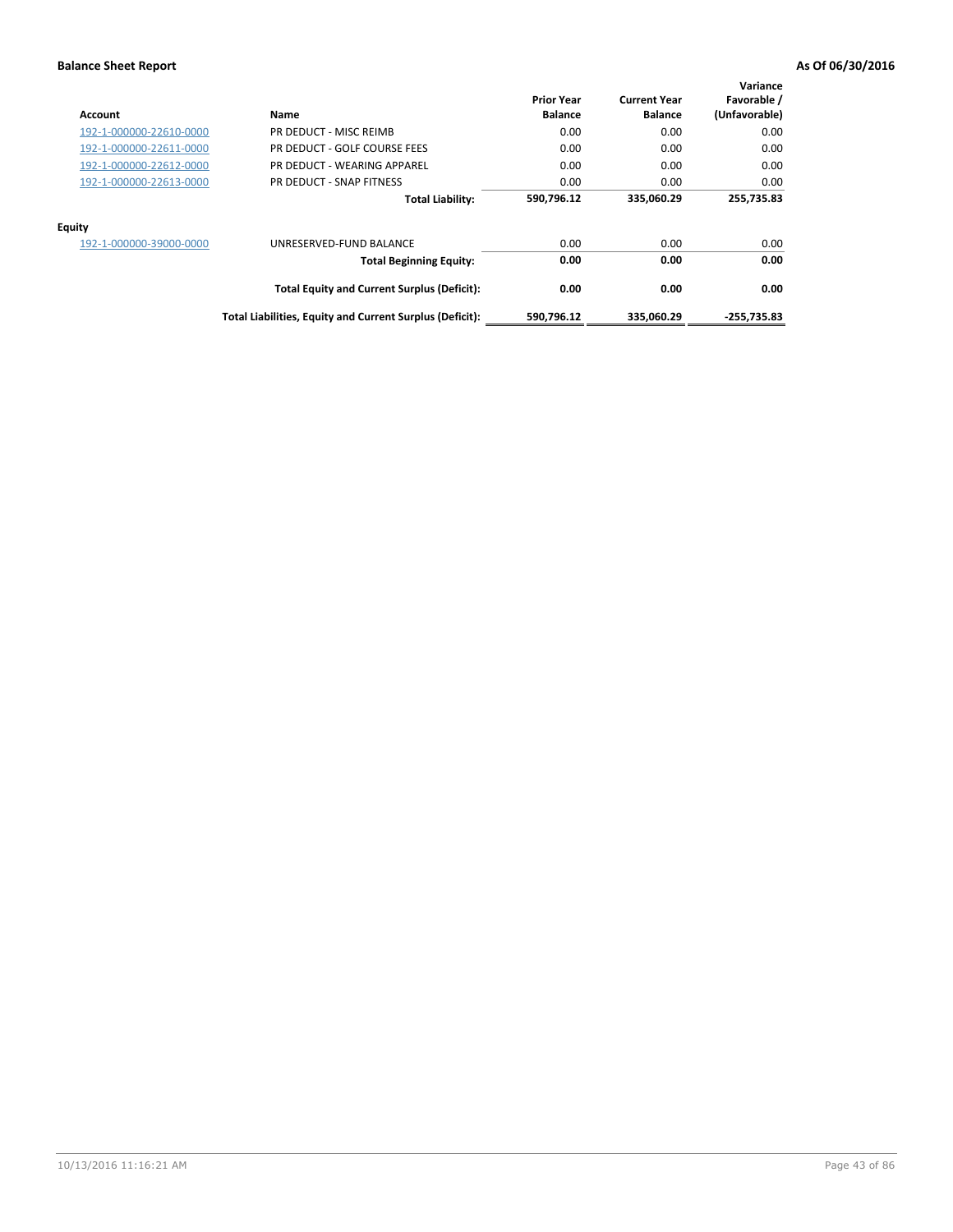**Balance Sheet Report** **As Of 06/30/2016**

| Account | Name | Prior Year Balance | Current Year Balance | Variance Favorable / (Unfavorable) |
|---|---|---|---|---|
| 192-1-000000-22610-0000 | PR DEDUCT - MISC REIMB | 0.00 | 0.00 | 0.00 |
| 192-1-000000-22611-0000 | PR DEDUCT - GOLF COURSE FEES | 0.00 | 0.00 | 0.00 |
| 192-1-000000-22612-0000 | PR DEDUCT - WEARING APPAREL | 0.00 | 0.00 | 0.00 |
| 192-1-000000-22613-0000 | PR DEDUCT - SNAP FITNESS | 0.00 | 0.00 | 0.00 |
| | **Total Liability:** | **590,796.12** | **335,060.29** | **255,735.83** |
| **Equity** | | | | |
| 192-1-000000-39000-0000 | UNRESERVED-FUND BALANCE | 0.00 | 0.00 | 0.00 |
| | **Total Beginning Equity:** | **0.00** | **0.00** | **0.00** |
| | **Total Equity and Current Surplus (Deficit):** | **0.00** | **0.00** | **0.00** |
| | **Total Liabilities, Equity and Current Surplus (Deficit):** | **590,796.12** | **335,060.29** | **-255,735.83** |

10/13/2016 11:16:21 AM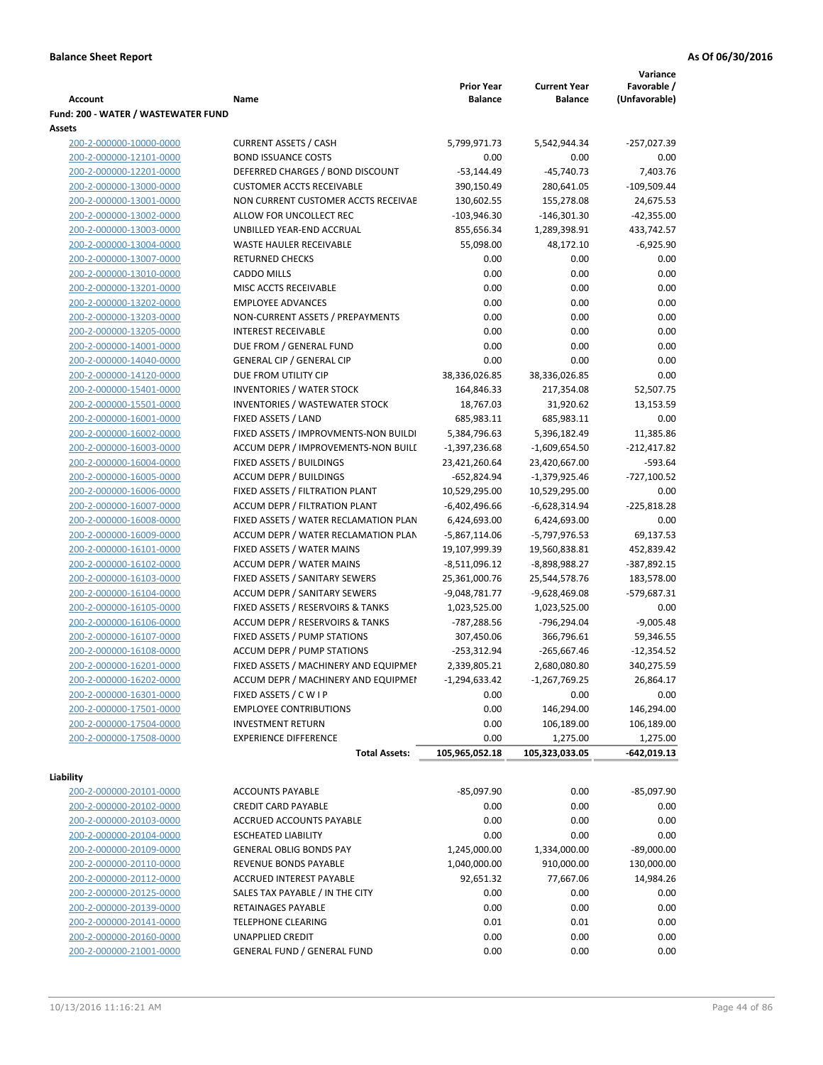**Balance Sheet Report** | **As Of 06/30/2016**

| Account | Name | Prior Year Balance | Current Year Balance | Variance Favorable / (Unfavorable) |
|---|---|---|---|---|
| **Fund: 200 - WATER / WASTEWATER FUND** | | | | |
| **Assets** | | | | |
| 200-2-000000-10000-0000 | CURRENT ASSETS / CASH | 5,799,971.73 | 5,542,944.34 | -257,027.39 |
| 200-2-000000-12101-0000 | BOND ISSUANCE COSTS | 0.00 | 0.00 | 0.00 |
| 200-2-000000-12201-0000 | DEFERRED CHARGES / BOND DISCOUNT | -53,144.49 | -45,740.73 | 7,403.76 |
| 200-2-000000-13000-0000 | CUSTOMER ACCTS RECEIVABLE | 390,150.49 | 280,641.05 | -109,509.44 |
| 200-2-000000-13001-0000 | NON CURRENT CUSTOMER ACCTS RECEIVAE | 130,602.55 | 155,278.08 | 24,675.53 |
| 200-2-000000-13002-0000 | ALLOW FOR UNCOLLECT REC | -103,946.30 | -146,301.30 | -42,355.00 |
| 200-2-000000-13003-0000 | UNBILLED YEAR-END ACCRUAL | 855,656.34 | 1,289,398.91 | 433,742.57 |
| 200-2-000000-13004-0000 | WASTE HAULER RECEIVABLE | 55,098.00 | 48,172.10 | -6,925.90 |
| 200-2-000000-13007-0000 | RETURNED CHECKS | 0.00 | 0.00 | 0.00 |
| 200-2-000000-13010-0000 | CADDO MILLS | 0.00 | 0.00 | 0.00 |
| 200-2-000000-13201-0000 | MISC ACCTS RECEIVABLE | 0.00 | 0.00 | 0.00 |
| 200-2-000000-13202-0000 | EMPLOYEE ADVANCES | 0.00 | 0.00 | 0.00 |
| 200-2-000000-13203-0000 | NON-CURRENT ASSETS / PREPAYMENTS | 0.00 | 0.00 | 0.00 |
| 200-2-000000-13205-0000 | INTEREST RECEIVABLE | 0.00 | 0.00 | 0.00 |
| 200-2-000000-14001-0000 | DUE FROM / GENERAL FUND | 0.00 | 0.00 | 0.00 |
| 200-2-000000-14040-0000 | GENERAL CIP / GENERAL CIP | 0.00 | 0.00 | 0.00 |
| 200-2-000000-14120-0000 | DUE FROM UTILITY CIP | 38,336,026.85 | 38,336,026.85 | 0.00 |
| 200-2-000000-15401-0000 | INVENTORIES / WATER STOCK | 164,846.33 | 217,354.08 | 52,507.75 |
| 200-2-000000-15501-0000 | INVENTORIES / WASTEWATER STOCK | 18,767.03 | 31,920.62 | 13,153.59 |
| 200-2-000000-16001-0000 | FIXED ASSETS / LAND | 685,983.11 | 685,983.11 | 0.00 |
| 200-2-000000-16002-0000 | FIXED ASSETS / IMPROVMENTS-NON BUILDI | 5,384,796.63 | 5,396,182.49 | 11,385.86 |
| 200-2-000000-16003-0000 | ACCUM DEPR / IMPROVEMENTS-NON BUILI | -1,397,236.68 | -1,609,654.50 | -212,417.82 |
| 200-2-000000-16004-0000 | FIXED ASSETS / BUILDINGS | 23,421,260.64 | 23,420,667.00 | -593.64 |
| 200-2-000000-16005-0000 | ACCUM DEPR / BUILDINGS | -652,824.94 | -1,379,925.46 | -727,100.52 |
| 200-2-000000-16006-0000 | FIXED ASSETS / FILTRATION PLANT | 10,529,295.00 | 10,529,295.00 | 0.00 |
| 200-2-000000-16007-0000 | ACCUM DEPR / FILTRATION PLANT | -6,402,496.66 | -6,628,314.94 | -225,818.28 |
| 200-2-000000-16008-0000 | FIXED ASSETS / WATER RECLAMATION PLAN | 6,424,693.00 | 6,424,693.00 | 0.00 |
| 200-2-000000-16009-0000 | ACCUM DEPR / WATER RECLAMATION PLAN | -5,867,114.06 | -5,797,976.53 | 69,137.53 |
| 200-2-000000-16101-0000 | FIXED ASSETS / WATER MAINS | 19,107,999.39 | 19,560,838.81 | 452,839.42 |
| 200-2-000000-16102-0000 | ACCUM DEPR / WATER MAINS | -8,511,096.12 | -8,898,988.27 | -387,892.15 |
| 200-2-000000-16103-0000 | FIXED ASSETS / SANITARY SEWERS | 25,361,000.76 | 25,544,578.76 | 183,578.00 |
| 200-2-000000-16104-0000 | ACCUM DEPR / SANITARY SEWERS | -9,048,781.77 | -9,628,469.08 | -579,687.31 |
| 200-2-000000-16105-0000 | FIXED ASSETS / RESERVOIRS & TANKS | 1,023,525.00 | 1,023,525.00 | 0.00 |
| 200-2-000000-16106-0000 | ACCUM DEPR / RESERVOIRS & TANKS | -787,288.56 | -796,294.04 | -9,005.48 |
| 200-2-000000-16107-0000 | FIXED ASSETS / PUMP STATIONS | 307,450.06 | 366,796.61 | 59,346.55 |
| 200-2-000000-16108-0000 | ACCUM DEPR / PUMP STATIONS | -253,312.94 | -265,667.46 | -12,354.52 |
| 200-2-000000-16201-0000 | FIXED ASSETS / MACHINERY AND EQUIPMEI | 2,339,805.21 | 2,680,080.80 | 340,275.59 |
| 200-2-000000-16202-0000 | ACCUM DEPR / MACHINERY AND EQUIPMEI | -1,294,633.42 | -1,267,769.25 | 26,864.17 |
| 200-2-000000-16301-0000 | FIXED ASSETS / C W I P | 0.00 | 0.00 | 0.00 |
| 200-2-000000-17501-0000 | EMPLOYEE CONTRIBUTIONS | 0.00 | 146,294.00 | 146,294.00 |
| 200-2-000000-17504-0000 | INVESTMENT RETURN | 0.00 | 106,189.00 | 106,189.00 |
| 200-2-000000-17508-0000 | EXPERIENCE DIFFERENCE | 0.00 | 1,275.00 | 1,275.00 |
| | **Total Assets:** | **105,965,052.18** | **105,323,033.05** | **-642,019.13** |
| **Liability** | | | | |
| 200-2-000000-20101-0000 | ACCOUNTS PAYABLE | -85,097.90 | 0.00 | -85,097.90 |
| 200-2-000000-20102-0000 | CREDIT CARD PAYABLE | 0.00 | 0.00 | 0.00 |
| 200-2-000000-20103-0000 | ACCRUED ACCOUNTS PAYABLE | 0.00 | 0.00 | 0.00 |
| 200-2-000000-20104-0000 | ESCHEATED LIABILITY | 0.00 | 0.00 | 0.00 |
| 200-2-000000-20109-0000 | GENERAL OBLIG BONDS PAY | 1,245,000.00 | 1,334,000.00 | -89,000.00 |
| 200-2-000000-20110-0000 | REVENUE BONDS PAYABLE | 1,040,000.00 | 910,000.00 | 130,000.00 |
| 200-2-000000-20112-0000 | ACCRUED INTEREST PAYABLE | 92,651.32 | 77,667.06 | 14,984.26 |
| 200-2-000000-20125-0000 | SALES TAX PAYABLE / IN THE CITY | 0.00 | 0.00 | 0.00 |
| 200-2-000000-20139-0000 | RETAINAGES PAYABLE | 0.00 | 0.00 | 0.00 |
| 200-2-000000-20141-0000 | TELEPHONE CLEARING | 0.01 | 0.01 | 0.00 |
| 200-2-000000-20160-0000 | UNAPPLIED CREDIT | 0.00 | 0.00 | 0.00 |
| 200-2-000000-21001-0000 | GENERAL FUND / GENERAL FUND | 0.00 | 0.00 | 0.00 |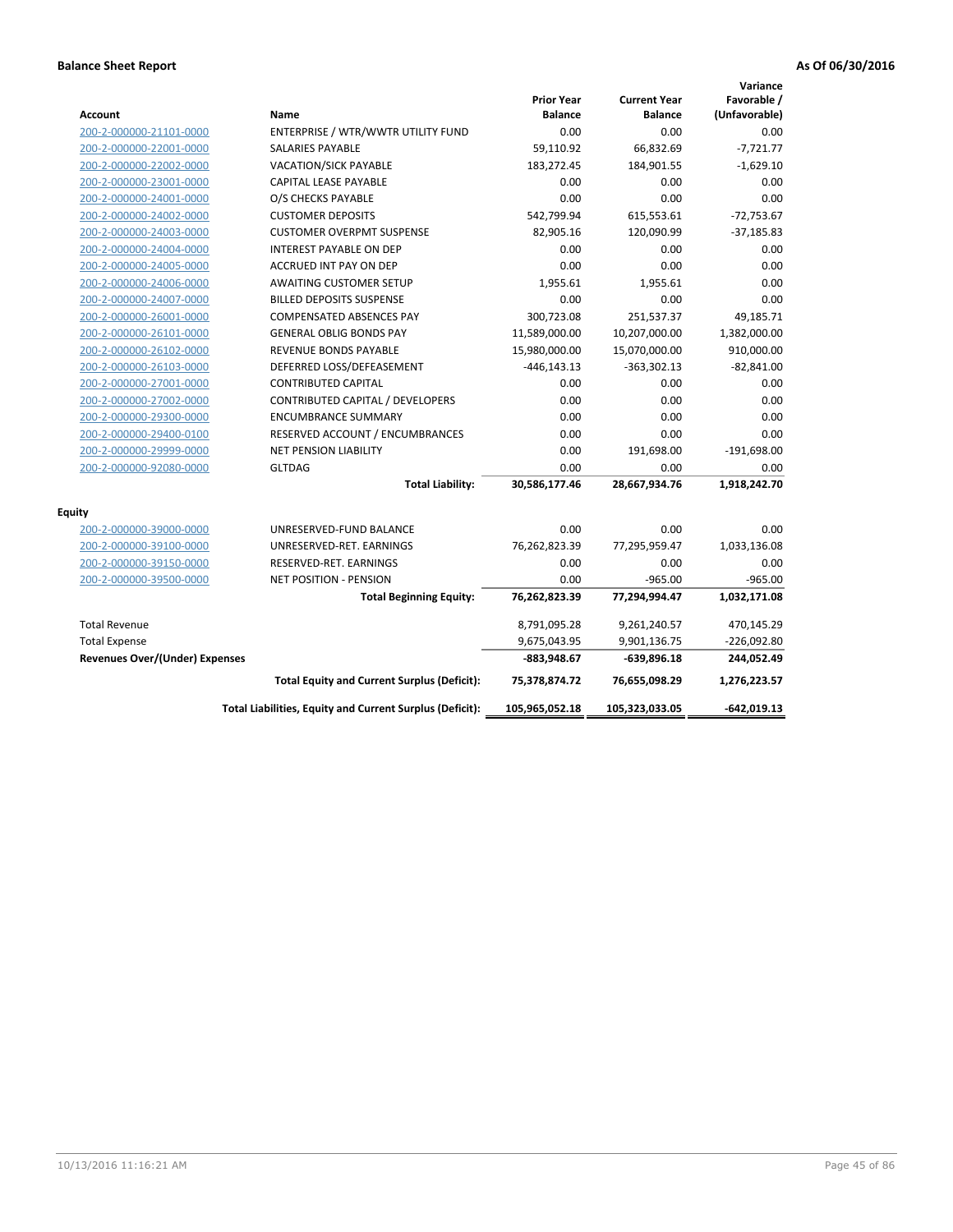**Balance Sheet Report** **As Of 06/30/2016**

| Account | Name | Prior Year Balance | Current Year Balance | Variance Favorable / (Unfavorable) |
|---|---|---|---|---|
| 200-2-000000-21101-0000 | ENTERPRISE / WTR/WWTR UTILITY FUND | 0.00 | 0.00 | 0.00 |
| 200-2-000000-22001-0000 | SALARIES PAYABLE | 59,110.92 | 66,832.69 | -7,721.77 |
| 200-2-000000-22002-0000 | VACATION/SICK PAYABLE | 183,272.45 | 184,901.55 | -1,629.10 |
| 200-2-000000-23001-0000 | CAPITAL LEASE PAYABLE | 0.00 | 0.00 | 0.00 |
| 200-2-000000-24001-0000 | O/S CHECKS PAYABLE | 0.00 | 0.00 | 0.00 |
| 200-2-000000-24002-0000 | CUSTOMER DEPOSITS | 542,799.94 | 615,553.61 | -72,753.67 |
| 200-2-000000-24003-0000 | CUSTOMER OVERPMT SUSPENSE | 82,905.16 | 120,090.99 | -37,185.83 |
| 200-2-000000-24004-0000 | INTEREST PAYABLE ON DEP | 0.00 | 0.00 | 0.00 |
| 200-2-000000-24005-0000 | ACCRUED INT PAY ON DEP | 0.00 | 0.00 | 0.00 |
| 200-2-000000-24006-0000 | AWAITING CUSTOMER SETUP | 1,955.61 | 1,955.61 | 0.00 |
| 200-2-000000-24007-0000 | BILLED DEPOSITS SUSPENSE | 0.00 | 0.00 | 0.00 |
| 200-2-000000-26001-0000 | COMPENSATED ABSENCES PAY | 300,723.08 | 251,537.37 | 49,185.71 |
| 200-2-000000-26101-0000 | GENERAL OBLIG BONDS PAY | 11,589,000.00 | 10,207,000.00 | 1,382,000.00 |
| 200-2-000000-26102-0000 | REVENUE BONDS PAYABLE | 15,980,000.00 | 15,070,000.00 | 910,000.00 |
| 200-2-000000-26103-0000 | DEFERRED LOSS/DEFEASEMENT | -446,143.13 | -363,302.13 | -82,841.00 |
| 200-2-000000-27001-0000 | CONTRIBUTED CAPITAL | 0.00 | 0.00 | 0.00 |
| 200-2-000000-27002-0000 | CONTRIBUTED CAPITAL / DEVELOPERS | 0.00 | 0.00 | 0.00 |
| 200-2-000000-29300-0000 | ENCUMBRANCE SUMMARY | 0.00 | 0.00 | 0.00 |
| 200-2-000000-29400-0100 | RESERVED ACCOUNT / ENCUMBRANCES | 0.00 | 0.00 | 0.00 |
| 200-2-000000-29999-0000 | NET PENSION LIABILITY | 0.00 | 191,698.00 | -191,698.00 |
| 200-2-000000-92080-0000 | GLTDAG | 0.00 | 0.00 | 0.00 |
| | **Total Liability:** | **30,586,177.46** | **28,667,934.76** | **1,918,242.70** |
| **Equity** | | | | |
| 200-2-000000-39000-0000 | UNRESERVED-FUND BALANCE | 0.00 | 0.00 | 0.00 |
| 200-2-000000-39100-0000 | UNRESERVED-RET. EARNINGS | 76,262,823.39 | 77,295,959.47 | 1,033,136.08 |
| 200-2-000000-39150-0000 | RESERVED-RET. EARNINGS | 0.00 | 0.00 | 0.00 |
| 200-2-000000-39500-0000 | NET POSITION - PENSION | 0.00 | -965.00 | -965.00 |
| | **Total Beginning Equity:** | **76,262,823.39** | **77,294,994.47** | **1,032,171.08** |
| Total Revenue | | 8,791,095.28 | 9,261,240.57 | 470,145.29 |
| Total Expense | | 9,675,043.95 | 9,901,136.75 | -226,092.80 |
| **Revenues Over/(Under) Expenses** | | **-883,948.67** | **-639,896.18** | **244,052.49** |
| | **Total Equity and Current Surplus (Deficit):** | **75,378,874.72** | **76,655,098.29** | **1,276,223.57** |
| | **Total Liabilities, Equity and Current Surplus (Deficit):** | **105,965,052.18** | **105,323,033.05** | **-642,019.13** |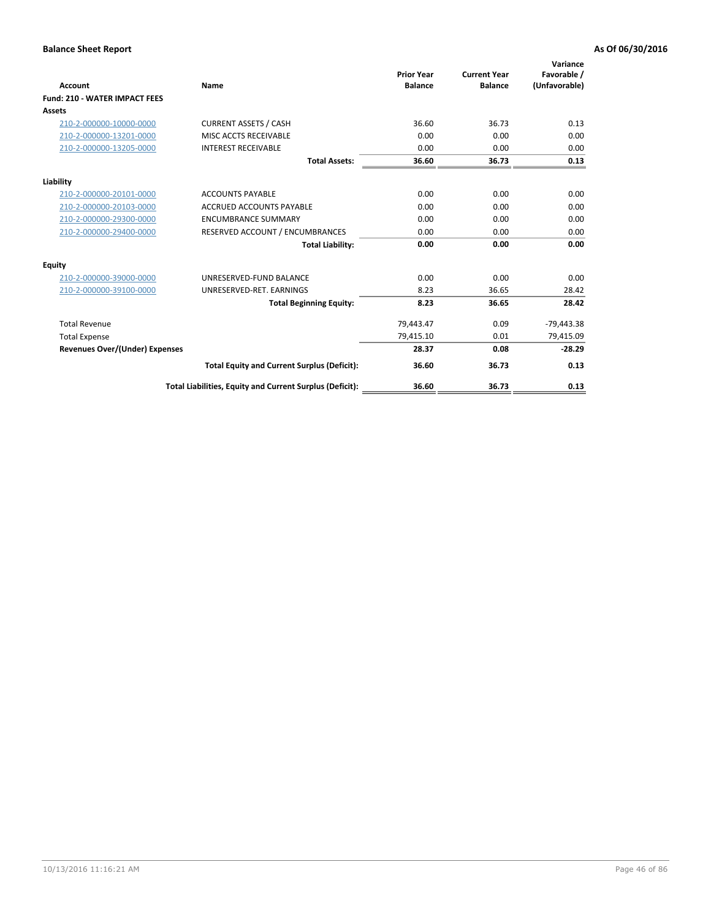**Balance Sheet Report** **As Of 06/30/2016**

| Account | Name | Prior Year Balance | Current Year Balance | Variance Favorable / (Unfavorable) |
|---|---|---|---|---|
| **Fund: 210 - WATER IMPACT FEES** | | | | |
| **Assets** | | | | |
| 210-2-000000-10000-0000 | CURRENT ASSETS / CASH | 36.60 | 36.73 | 0.13 |
| 210-2-000000-13201-0000 | MISC ACCTS RECEIVABLE | 0.00 | 0.00 | 0.00 |
| 210-2-000000-13205-0000 | INTEREST RECEIVABLE | 0.00 | 0.00 | 0.00 |
| | **Total Assets:** | **36.60** | **36.73** | **0.13** |
| **Liability** | | | | |
| 210-2-000000-20101-0000 | ACCOUNTS PAYABLE | 0.00 | 0.00 | 0.00 |
| 210-2-000000-20103-0000 | ACCRUED ACCOUNTS PAYABLE | 0.00 | 0.00 | 0.00 |
| 210-2-000000-29300-0000 | ENCUMBRANCE SUMMARY | 0.00 | 0.00 | 0.00 |
| 210-2-000000-29400-0000 | RESERVED ACCOUNT / ENCUMBRANCES | 0.00 | 0.00 | 0.00 |
| | **Total Liability:** | **0.00** | **0.00** | **0.00** |
| **Equity** | | | | |
| 210-2-000000-39000-0000 | UNRESERVED-FUND BALANCE | 0.00 | 0.00 | 0.00 |
| 210-2-000000-39100-0000 | UNRESERVED-RET. EARNINGS | 8.23 | 36.65 | 28.42 |
| | **Total Beginning Equity:** | **8.23** | **36.65** | **28.42** |
| Total Revenue | | 79,443.47 | 0.09 | -79,443.38 |
| Total Expense | | 79,415.10 | 0.01 | 79,415.09 |
| **Revenues Over/(Under) Expenses** | | **28.37** | **0.08** | **-28.29** |
| | **Total Equity and Current Surplus (Deficit):** | **36.60** | **36.73** | **0.13** |
| | **Total Liabilities, Equity and Current Surplus (Deficit):** | **36.60** | **36.73** | **0.13** |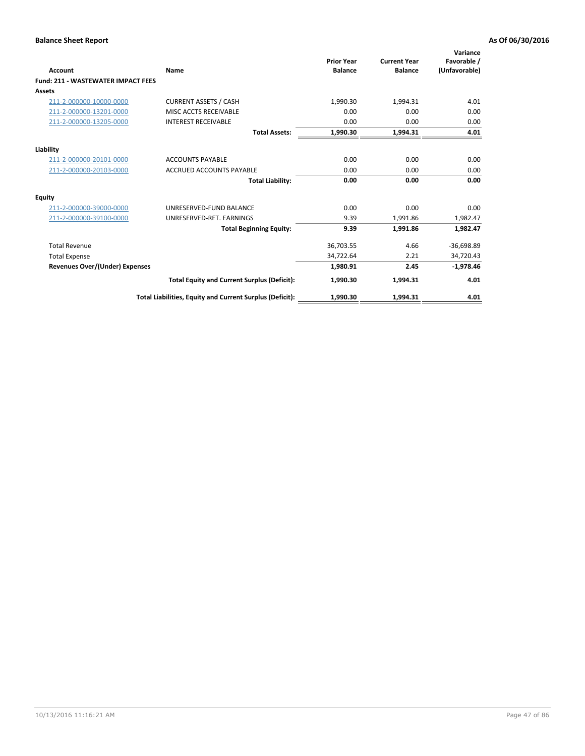**Balance Sheet Report** **As Of 06/30/2016**

| Account | Name | Prior Year Balance | Current Year Balance | Variance Favorable / (Unfavorable) |
|---|---|---|---|---|
| **Fund: 211 - WASTEWATER IMPACT FEES** | | | | |
| **Assets** | | | | |
| 211-2-000000-10000-0000 | CURRENT ASSETS / CASH | 1,990.30 | 1,994.31 | 4.01 |
| 211-2-000000-13201-0000 | MISC ACCTS RECEIVABLE | 0.00 | 0.00 | 0.00 |
| 211-2-000000-13205-0000 | INTEREST RECEIVABLE | 0.00 | 0.00 | 0.00 |
| | **Total Assets:** | **1,990.30** | **1,994.31** | **4.01** |
| **Liability** | | | | |
| 211-2-000000-20101-0000 | ACCOUNTS PAYABLE | 0.00 | 0.00 | 0.00 |
| 211-2-000000-20103-0000 | ACCRUED ACCOUNTS PAYABLE | 0.00 | 0.00 | 0.00 |
| | **Total Liability:** | **0.00** | **0.00** | **0.00** |
| **Equity** | | | | |
| 211-2-000000-39000-0000 | UNRESERVED-FUND BALANCE | 0.00 | 0.00 | 0.00 |
| 211-2-000000-39100-0000 | UNRESERVED-RET. EARNINGS | 9.39 | 1,991.86 | 1,982.47 |
| | **Total Beginning Equity:** | **9.39** | **1,991.86** | **1,982.47** |
| Total Revenue | | 36,703.55 | 4.66 | -36,698.89 |
| Total Expense | | 34,722.64 | 2.21 | 34,720.43 |
| **Revenues Over/(Under) Expenses** | | **1,980.91** | **2.45** | **-1,978.46** |
| | **Total Equity and Current Surplus (Deficit):** | **1,990.30** | **1,994.31** | **4.01** |
| | **Total Liabilities, Equity and Current Surplus (Deficit):** | **1,990.30** | **1,994.31** | **4.01** |

10/13/2016 11:16:21 AM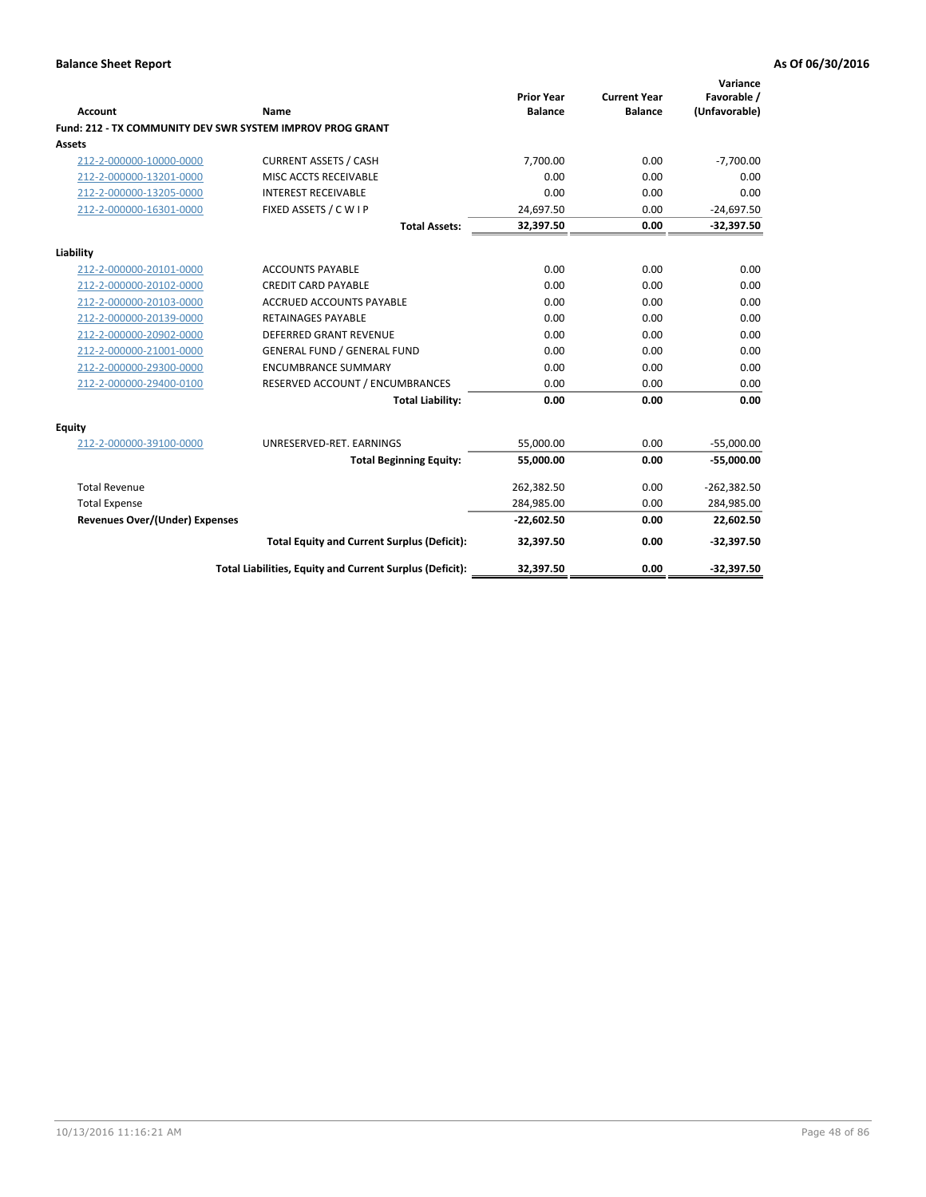**Balance Sheet Report** | **As Of 06/30/2016**

| Account | Name | Prior Year Balance | Current Year Balance | Variance Favorable / (Unfavorable) |
|---|---|---|---|---|
| **Fund: 212 - TX COMMUNITY DEV SWR SYSTEM IMPROV PROG GRANT** | | | | |
| **Assets** | | | | |
| 212-2-000000-10000-0000 | CURRENT ASSETS / CASH | 7,700.00 | 0.00 | -7,700.00 |
| 212-2-000000-13201-0000 | MISC ACCTS RECEIVABLE | 0.00 | 0.00 | 0.00 |
| 212-2-000000-13205-0000 | INTEREST RECEIVABLE | 0.00 | 0.00 | 0.00 |
| 212-2-000000-16301-0000 | FIXED ASSETS / C W I P | 24,697.50 | 0.00 | -24,697.50 |
| | **Total Assets:** | **32,397.50** | **0.00** | **-32,397.50** |
| **Liability** | | | | |
| 212-2-000000-20101-0000 | ACCOUNTS PAYABLE | 0.00 | 0.00 | 0.00 |
| 212-2-000000-20102-0000 | CREDIT CARD PAYABLE | 0.00 | 0.00 | 0.00 |
| 212-2-000000-20103-0000 | ACCRUED ACCOUNTS PAYABLE | 0.00 | 0.00 | 0.00 |
| 212-2-000000-20139-0000 | RETAINAGES PAYABLE | 0.00 | 0.00 | 0.00 |
| 212-2-000000-20902-0000 | DEFERRED GRANT REVENUE | 0.00 | 0.00 | 0.00 |
| 212-2-000000-21001-0000 | GENERAL FUND / GENERAL FUND | 0.00 | 0.00 | 0.00 |
| 212-2-000000-29300-0000 | ENCUMBRANCE SUMMARY | 0.00 | 0.00 | 0.00 |
| 212-2-000000-29400-0100 | RESERVED ACCOUNT / ENCUMBRANCES | 0.00 | 0.00 | 0.00 |
| | **Total Liability:** | **0.00** | **0.00** | **0.00** |
| **Equity** | | | | |
| 212-2-000000-39100-0000 | UNRESERVED-RET. EARNINGS | 55,000.00 | 0.00 | -55,000.00 |
| | **Total Beginning Equity:** | **55,000.00** | **0.00** | **-55,000.00** |
| Total Revenue | | 262,382.50 | 0.00 | -262,382.50 |
| Total Expense | | 284,985.00 | 0.00 | 284,985.00 |
| **Revenues Over/(Under) Expenses** | | **-22,602.50** | **0.00** | **22,602.50** |
| | **Total Equity and Current Surplus (Deficit):** | **32,397.50** | **0.00** | **-32,397.50** |
| | **Total Liabilities, Equity and Current Surplus (Deficit):** | **32,397.50** | **0.00** | **-32,397.50** |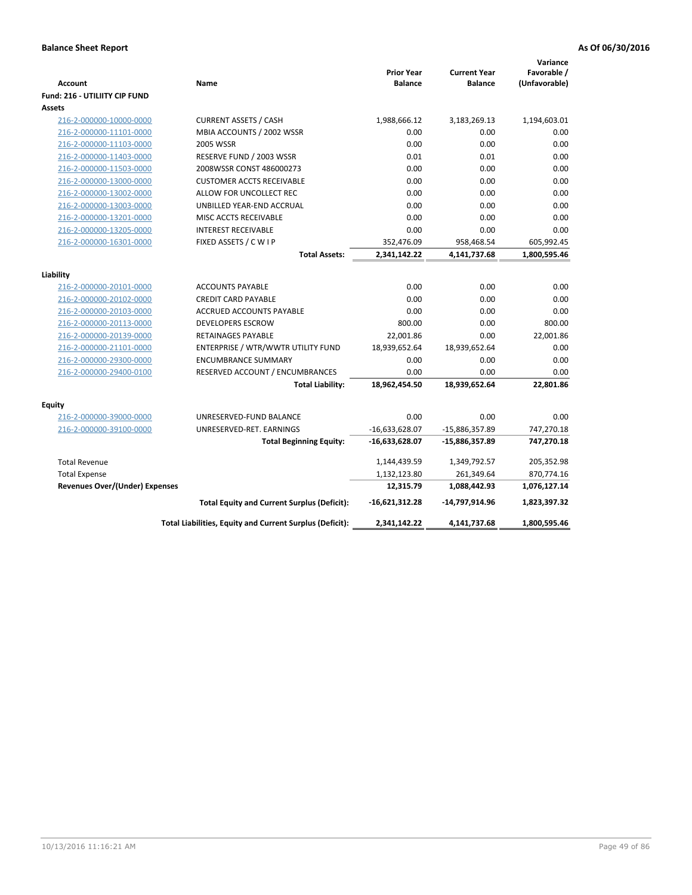**Balance Sheet Report** — **As Of 06/30/2016**

| Account | Name | Prior Year Balance | Current Year Balance | Variance Favorable / (Unfavorable) |
|---|---|---|---|---|
| **Fund: 216 - UTILIITY CIP FUND** | | | | |
| **Assets** | | | | |
| 216-2-000000-10000-0000 | CURRENT ASSETS / CASH | 1,988,666.12 | 3,183,269.13 | 1,194,603.01 |
| 216-2-000000-11101-0000 | MBIA ACCOUNTS / 2002 WSSR | 0.00 | 0.00 | 0.00 |
| 216-2-000000-11103-0000 | 2005 WSSR | 0.00 | 0.00 | 0.00 |
| 216-2-000000-11403-0000 | RESERVE FUND / 2003 WSSR | 0.01 | 0.01 | 0.00 |
| 216-2-000000-11503-0000 | 2008WSSR CONST 486000273 | 0.00 | 0.00 | 0.00 |
| 216-2-000000-13000-0000 | CUSTOMER ACCTS RECEIVABLE | 0.00 | 0.00 | 0.00 |
| 216-2-000000-13002-0000 | ALLOW FOR UNCOLLECT REC | 0.00 | 0.00 | 0.00 |
| 216-2-000000-13003-0000 | UNBILLED YEAR-END ACCRUAL | 0.00 | 0.00 | 0.00 |
| 216-2-000000-13201-0000 | MISC ACCTS RECEIVABLE | 0.00 | 0.00 | 0.00 |
| 216-2-000000-13205-0000 | INTEREST RECEIVABLE | 0.00 | 0.00 | 0.00 |
| 216-2-000000-16301-0000 | FIXED ASSETS / C W I P | 352,476.09 | 958,468.54 | 605,992.45 |
| | **Total Assets:** | **2,341,142.22** | **4,141,737.68** | **1,800,595.46** |
| **Liability** | | | | |
| 216-2-000000-20101-0000 | ACCOUNTS PAYABLE | 0.00 | 0.00 | 0.00 |
| 216-2-000000-20102-0000 | CREDIT CARD PAYABLE | 0.00 | 0.00 | 0.00 |
| 216-2-000000-20103-0000 | ACCRUED ACCOUNTS PAYABLE | 0.00 | 0.00 | 0.00 |
| 216-2-000000-20113-0000 | DEVELOPERS ESCROW | 800.00 | 0.00 | 800.00 |
| 216-2-000000-20139-0000 | RETAINAGES PAYABLE | 22,001.86 | 0.00 | 22,001.86 |
| 216-2-000000-21101-0000 | ENTERPRISE / WTR/WWTR UTILITY FUND | 18,939,652.64 | 18,939,652.64 | 0.00 |
| 216-2-000000-29300-0000 | ENCUMBRANCE SUMMARY | 0.00 | 0.00 | 0.00 |
| 216-2-000000-29400-0100 | RESERVED ACCOUNT / ENCUMBRANCES | 0.00 | 0.00 | 0.00 |
| | **Total Liability:** | **18,962,454.50** | **18,939,652.64** | **22,801.86** |
| **Equity** | | | | |
| 216-2-000000-39000-0000 | UNRESERVED-FUND BALANCE | 0.00 | 0.00 | 0.00 |
| 216-2-000000-39100-0000 | UNRESERVED-RET. EARNINGS | -16,633,628.07 | -15,886,357.89 | 747,270.18 |
| | **Total Beginning Equity:** | **-16,633,628.07** | **-15,886,357.89** | **747,270.18** |
| Total Revenue | | 1,144,439.59 | 1,349,792.57 | 205,352.98 |
| Total Expense | | 1,132,123.80 | 261,349.64 | 870,774.16 |
| **Revenues Over/(Under) Expenses** | | **12,315.79** | **1,088,442.93** | **1,076,127.14** |
| | **Total Equity and Current Surplus (Deficit):** | **-16,621,312.28** | **-14,797,914.96** | **1,823,397.32** |
| | **Total Liabilities, Equity and Current Surplus (Deficit):** | **2,341,142.22** | **4,141,737.68** | **1,800,595.46** |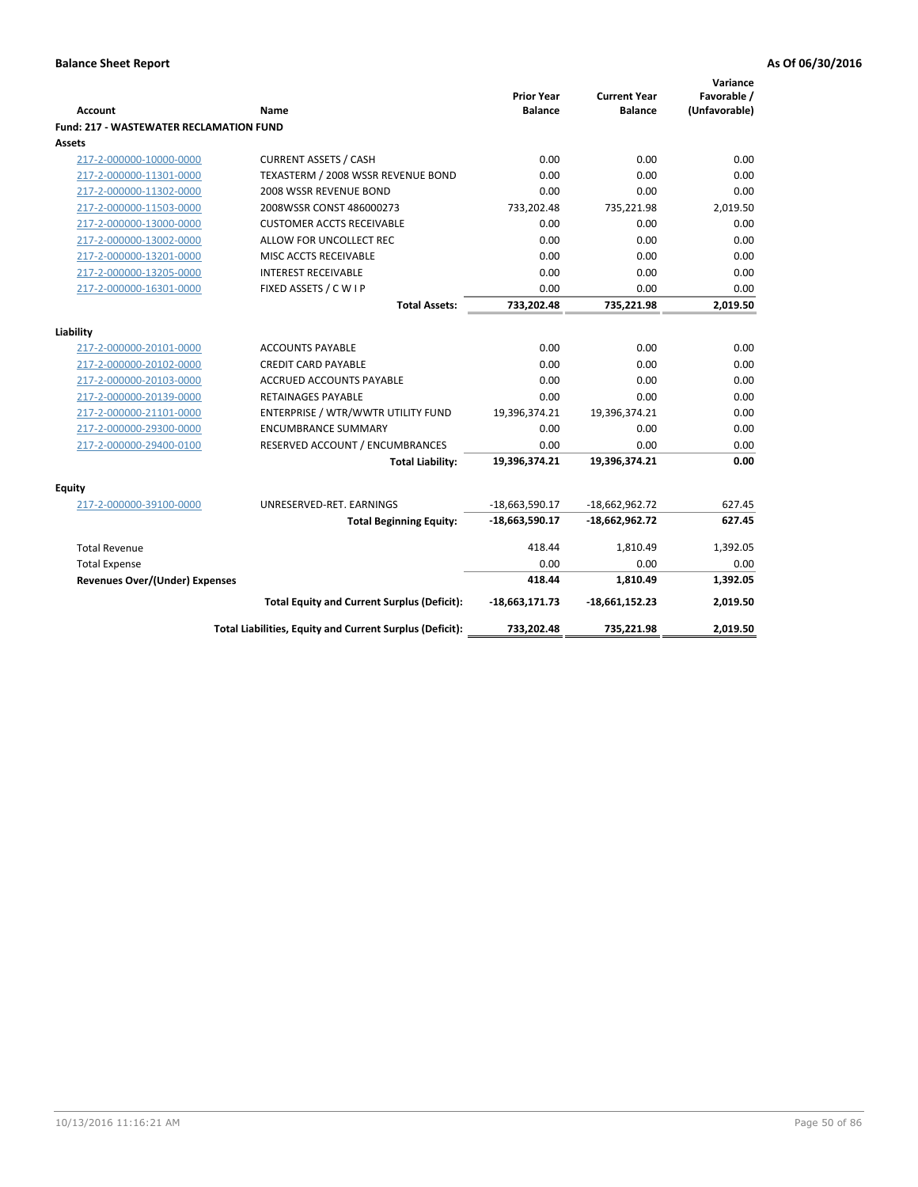**Balance Sheet Report** — **As Of 06/30/2016**

| Account | Name | Prior Year Balance | Current Year Balance | Variance Favorable / (Unfavorable) |
|---|---|---|---|---|
| **Fund: 217 - WASTEWATER RECLAMATION FUND** | | | | |
| **Assets** | | | | |
| 217-2-000000-10000-0000 | CURRENT ASSETS / CASH | 0.00 | 0.00 | 0.00 |
| 217-2-000000-11301-0000 | TEXASTERM / 2008 WSSR REVENUE BOND | 0.00 | 0.00 | 0.00 |
| 217-2-000000-11302-0000 | 2008 WSSR REVENUE BOND | 0.00 | 0.00 | 0.00 |
| 217-2-000000-11503-0000 | 2008WSSR CONST 486000273 | 733,202.48 | 735,221.98 | 2,019.50 |
| 217-2-000000-13000-0000 | CUSTOMER ACCTS RECEIVABLE | 0.00 | 0.00 | 0.00 |
| 217-2-000000-13002-0000 | ALLOW FOR UNCOLLECT REC | 0.00 | 0.00 | 0.00 |
| 217-2-000000-13201-0000 | MISC ACCTS RECEIVABLE | 0.00 | 0.00 | 0.00 |
| 217-2-000000-13205-0000 | INTEREST RECEIVABLE | 0.00 | 0.00 | 0.00 |
| 217-2-000000-16301-0000 | FIXED ASSETS / C W I P | 0.00 | 0.00 | 0.00 |
| | **Total Assets:** | **733,202.48** | **735,221.98** | **2,019.50** |
| **Liability** | | | | |
| 217-2-000000-20101-0000 | ACCOUNTS PAYABLE | 0.00 | 0.00 | 0.00 |
| 217-2-000000-20102-0000 | CREDIT CARD PAYABLE | 0.00 | 0.00 | 0.00 |
| 217-2-000000-20103-0000 | ACCRUED ACCOUNTS PAYABLE | 0.00 | 0.00 | 0.00 |
| 217-2-000000-20139-0000 | RETAINAGES PAYABLE | 0.00 | 0.00 | 0.00 |
| 217-2-000000-21101-0000 | ENTERPRISE / WTR/WWTR UTILITY FUND | 19,396,374.21 | 19,396,374.21 | 0.00 |
| 217-2-000000-29300-0000 | ENCUMBRANCE SUMMARY | 0.00 | 0.00 | 0.00 |
| 217-2-000000-29400-0100 | RESERVED ACCOUNT / ENCUMBRANCES | 0.00 | 0.00 | 0.00 |
| | **Total Liability:** | **19,396,374.21** | **19,396,374.21** | **0.00** |
| **Equity** | | | | |
| 217-2-000000-39100-0000 | UNRESERVED-RET. EARNINGS | -18,663,590.17 | -18,662,962.72 | 627.45 |
| | **Total Beginning Equity:** | **-18,663,590.17** | **-18,662,962.72** | **627.45** |
| Total Revenue | | 418.44 | 1,810.49 | 1,392.05 |
| Total Expense | | 0.00 | 0.00 | 0.00 |
| **Revenues Over/(Under) Expenses** | | **418.44** | **1,810.49** | **1,392.05** |
| | **Total Equity and Current Surplus (Deficit):** | **-18,663,171.73** | **-18,661,152.23** | **2,019.50** |
| | **Total Liabilities, Equity and Current Surplus (Deficit):** | **733,202.48** | **735,221.98** | **2,019.50** |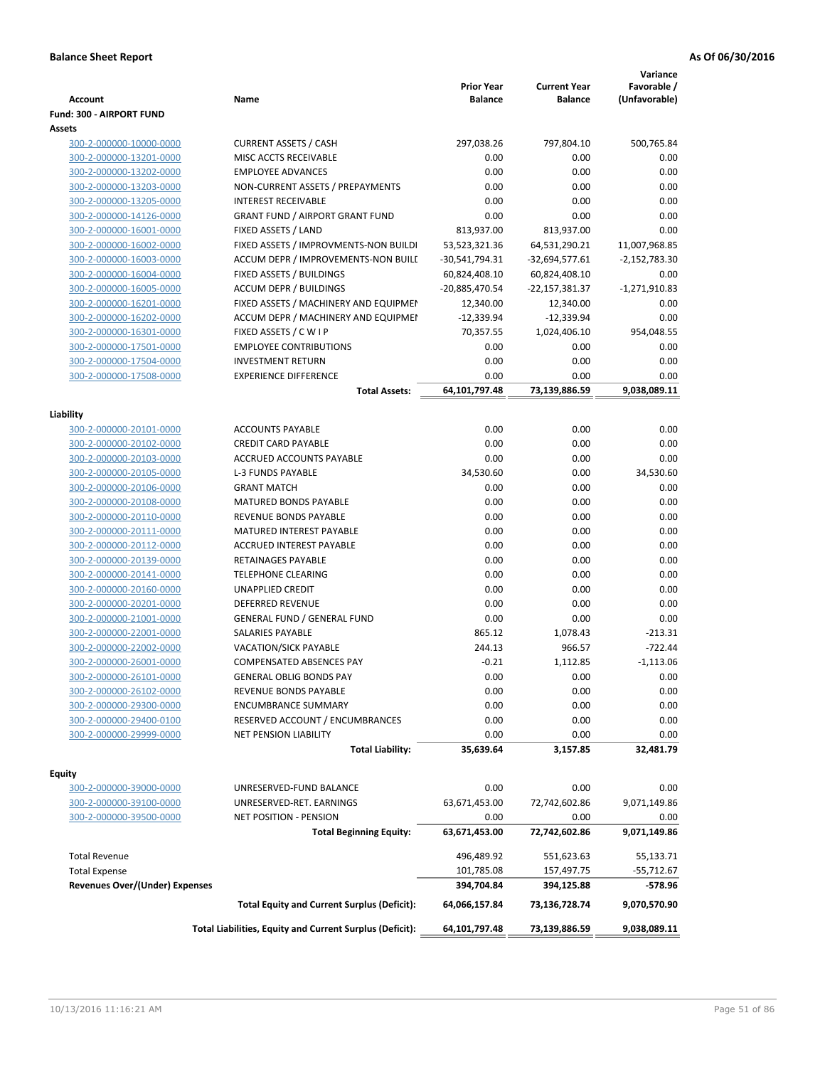**Balance Sheet Report** **As Of 06/30/2016**

| Account | Name | Prior Year Balance | Current Year Balance | Variance Favorable / (Unfavorable) |
|---|---|---|---|---|
| **Fund: 300 - AIRPORT FUND** | | | | |
| **Assets** | | | | |
| 300-2-000000-10000-0000 | CURRENT ASSETS / CASH | 297,038.26 | 797,804.10 | 500,765.84 |
| 300-2-000000-13201-0000 | MISC ACCTS RECEIVABLE | 0.00 | 0.00 | 0.00 |
| 300-2-000000-13202-0000 | EMPLOYEE ADVANCES | 0.00 | 0.00 | 0.00 |
| 300-2-000000-13203-0000 | NON-CURRENT ASSETS / PREPAYMENTS | 0.00 | 0.00 | 0.00 |
| 300-2-000000-13205-0000 | INTEREST RECEIVABLE | 0.00 | 0.00 | 0.00 |
| 300-2-000000-14126-0000 | GRANT FUND / AIRPORT GRANT FUND | 0.00 | 0.00 | 0.00 |
| 300-2-000000-16001-0000 | FIXED ASSETS / LAND | 813,937.00 | 813,937.00 | 0.00 |
| 300-2-000000-16002-0000 | FIXED ASSETS / IMPROVMENTS-NON BUILDI | 53,523,321.36 | 64,531,290.21 | 11,007,968.85 |
| 300-2-000000-16003-0000 | ACCUM DEPR / IMPROVEMENTS-NON BUILI | -30,541,794.31 | -32,694,577.61 | -2,152,783.30 |
| 300-2-000000-16004-0000 | FIXED ASSETS / BUILDINGS | 60,824,408.10 | 60,824,408.10 | 0.00 |
| 300-2-000000-16005-0000 | ACCUM DEPR / BUILDINGS | -20,885,470.54 | -22,157,381.37 | -1,271,910.83 |
| 300-2-000000-16201-0000 | FIXED ASSETS / MACHINERY AND EQUIPMEI | 12,340.00 | 12,340.00 | 0.00 |
| 300-2-000000-16202-0000 | ACCUM DEPR / MACHINERY AND EQUIPMEI | -12,339.94 | -12,339.94 | 0.00 |
| 300-2-000000-16301-0000 | FIXED ASSETS / C W I P | 70,357.55 | 1,024,406.10 | 954,048.55 |
| 300-2-000000-17501-0000 | EMPLOYEE CONTRIBUTIONS | 0.00 | 0.00 | 0.00 |
| 300-2-000000-17504-0000 | INVESTMENT RETURN | 0.00 | 0.00 | 0.00 |
| 300-2-000000-17508-0000 | EXPERIENCE DIFFERENCE | 0.00 | 0.00 | 0.00 |
| | **Total Assets:** | **64,101,797.48** | **73,139,886.59** | **9,038,089.11** |
| **Liability** | | | | |
| 300-2-000000-20101-0000 | ACCOUNTS PAYABLE | 0.00 | 0.00 | 0.00 |
| 300-2-000000-20102-0000 | CREDIT CARD PAYABLE | 0.00 | 0.00 | 0.00 |
| 300-2-000000-20103-0000 | ACCRUED ACCOUNTS PAYABLE | 0.00 | 0.00 | 0.00 |
| 300-2-000000-20105-0000 | L-3 FUNDS PAYABLE | 34,530.60 | 0.00 | 34,530.60 |
| 300-2-000000-20106-0000 | GRANT MATCH | 0.00 | 0.00 | 0.00 |
| 300-2-000000-20108-0000 | MATURED BONDS PAYABLE | 0.00 | 0.00 | 0.00 |
| 300-2-000000-20110-0000 | REVENUE BONDS PAYABLE | 0.00 | 0.00 | 0.00 |
| 300-2-000000-20111-0000 | MATURED INTEREST PAYABLE | 0.00 | 0.00 | 0.00 |
| 300-2-000000-20112-0000 | ACCRUED INTEREST PAYABLE | 0.00 | 0.00 | 0.00 |
| 300-2-000000-20139-0000 | RETAINAGES PAYABLE | 0.00 | 0.00 | 0.00 |
| 300-2-000000-20141-0000 | TELEPHONE CLEARING | 0.00 | 0.00 | 0.00 |
| 300-2-000000-20160-0000 | UNAPPLIED CREDIT | 0.00 | 0.00 | 0.00 |
| 300-2-000000-20201-0000 | DEFERRED REVENUE | 0.00 | 0.00 | 0.00 |
| 300-2-000000-21001-0000 | GENERAL FUND / GENERAL FUND | 0.00 | 0.00 | 0.00 |
| 300-2-000000-22001-0000 | SALARIES PAYABLE | 865.12 | 1,078.43 | -213.31 |
| 300-2-000000-22002-0000 | VACATION/SICK PAYABLE | 244.13 | 966.57 | -722.44 |
| 300-2-000000-26001-0000 | COMPENSATED ABSENCES PAY | -0.21 | 1,112.85 | -1,113.06 |
| 300-2-000000-26101-0000 | GENERAL OBLIG BONDS PAY | 0.00 | 0.00 | 0.00 |
| 300-2-000000-26102-0000 | REVENUE BONDS PAYABLE | 0.00 | 0.00 | 0.00 |
| 300-2-000000-29300-0000 | ENCUMBRANCE SUMMARY | 0.00 | 0.00 | 0.00 |
| 300-2-000000-29400-0100 | RESERVED ACCOUNT / ENCUMBRANCES | 0.00 | 0.00 | 0.00 |
| 300-2-000000-29999-0000 | NET PENSION LIABILITY | 0.00 | 0.00 | 0.00 |
| | **Total Liability:** | **35,639.64** | **3,157.85** | **32,481.79** |
| **Equity** | | | | |
| 300-2-000000-39000-0000 | UNRESERVED-FUND BALANCE | 0.00 | 0.00 | 0.00 |
| 300-2-000000-39100-0000 | UNRESERVED-RET. EARNINGS | 63,671,453.00 | 72,742,602.86 | 9,071,149.86 |
| 300-2-000000-39500-0000 | NET POSITION - PENSION | 0.00 | 0.00 | 0.00 |
| | **Total Beginning Equity:** | **63,671,453.00** | **72,742,602.86** | **9,071,149.86** |
| Total Revenue | | 496,489.92 | 551,623.63 | 55,133.71 |
| Total Expense | | 101,785.08 | 157,497.75 | -55,712.67 |
| **Revenues Over/(Under) Expenses** | | **394,704.84** | **394,125.88** | **-578.96** |
| | **Total Equity and Current Surplus (Deficit):** | **64,066,157.84** | **73,136,728.74** | **9,070,570.90** |
| | **Total Liabilities, Equity and Current Surplus (Deficit):** | **64,101,797.48** | **73,139,886.59** | **9,038,089.11** |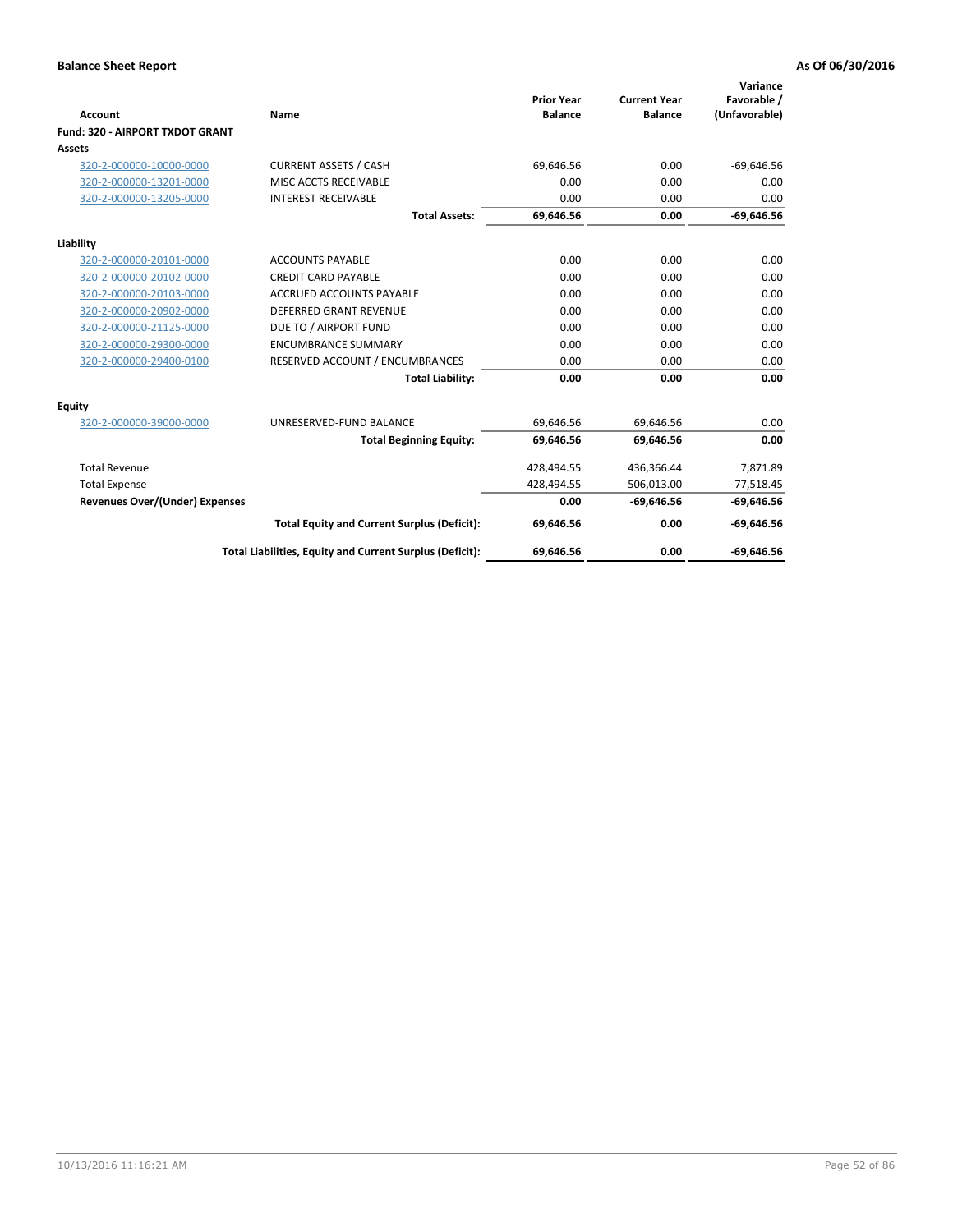**Balance Sheet Report** — **As Of 06/30/2016**

| Account | Name | Prior Year Balance | Current Year Balance | Variance Favorable / (Unfavorable) |
|---|---|---|---|---|
| **Fund: 320 - AIRPORT TXDOT GRANT** | | | | |
| **Assets** | | | | |
| 320-2-000000-10000-0000 | CURRENT ASSETS / CASH | 69,646.56 | 0.00 | -69,646.56 |
| 320-2-000000-13201-0000 | MISC ACCTS RECEIVABLE | 0.00 | 0.00 | 0.00 |
| 320-2-000000-13205-0000 | INTEREST RECEIVABLE | 0.00 | 0.00 | 0.00 |
| | **Total Assets:** | **69,646.56** | **0.00** | **-69,646.56** |
| **Liability** | | | | |
| 320-2-000000-20101-0000 | ACCOUNTS PAYABLE | 0.00 | 0.00 | 0.00 |
| 320-2-000000-20102-0000 | CREDIT CARD PAYABLE | 0.00 | 0.00 | 0.00 |
| 320-2-000000-20103-0000 | ACCRUED ACCOUNTS PAYABLE | 0.00 | 0.00 | 0.00 |
| 320-2-000000-20902-0000 | DEFERRED GRANT REVENUE | 0.00 | 0.00 | 0.00 |
| 320-2-000000-21125-0000 | DUE TO / AIRPORT FUND | 0.00 | 0.00 | 0.00 |
| 320-2-000000-29300-0000 | ENCUMBRANCE SUMMARY | 0.00 | 0.00 | 0.00 |
| 320-2-000000-29400-0100 | RESERVED ACCOUNT / ENCUMBRANCES | 0.00 | 0.00 | 0.00 |
| | **Total Liability:** | **0.00** | **0.00** | **0.00** |
| **Equity** | | | | |
| 320-2-000000-39000-0000 | UNRESERVED-FUND BALANCE | 69,646.56 | 69,646.56 | 0.00 |
| | **Total Beginning Equity:** | **69,646.56** | **69,646.56** | **0.00** |
| Total Revenue | | 428,494.55 | 436,366.44 | 7,871.89 |
| Total Expense | | 428,494.55 | 506,013.00 | -77,518.45 |
| **Revenues Over/(Under) Expenses** | | **0.00** | **-69,646.56** | **-69,646.56** |
| | **Total Equity and Current Surplus (Deficit):** | **69,646.56** | **0.00** | **-69,646.56** |
| | **Total Liabilities, Equity and Current Surplus (Deficit):** | **69,646.56** | **0.00** | **-69,646.56** |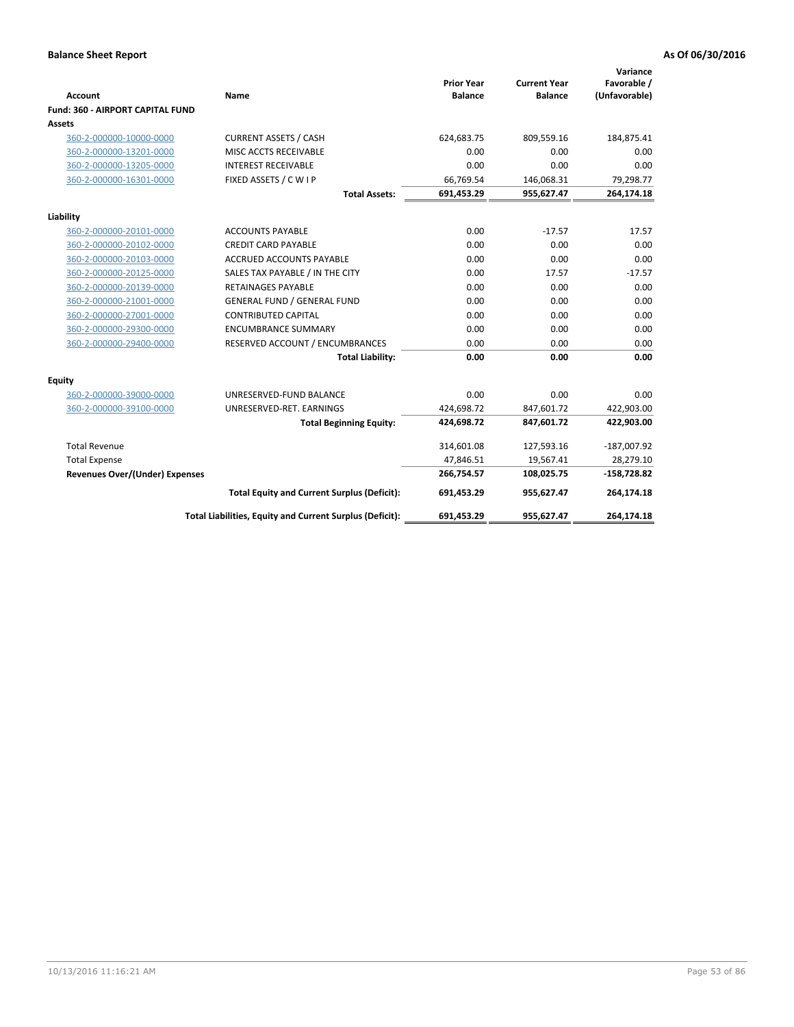**Balance Sheet Report** **As Of 06/30/2016**

| Account | Name | Prior Year Balance | Current Year Balance | Variance Favorable / (Unfavorable) |
|---|---|---|---|---|
| **Fund: 360 - AIRPORT CAPITAL FUND** | | | | |
| **Assets** | | | | |
| 360-2-000000-10000-0000 | CURRENT ASSETS / CASH | 624,683.75 | 809,559.16 | 184,875.41 |
| 360-2-000000-13201-0000 | MISC ACCTS RECEIVABLE | 0.00 | 0.00 | 0.00 |
| 360-2-000000-13205-0000 | INTEREST RECEIVABLE | 0.00 | 0.00 | 0.00 |
| 360-2-000000-16301-0000 | FIXED ASSETS / C W I P | 66,769.54 | 146,068.31 | 79,298.77 |
| | **Total Assets:** | **691,453.29** | **955,627.47** | **264,174.18** |
| **Liability** | | | | |
| 360-2-000000-20101-0000 | ACCOUNTS PAYABLE | 0.00 | -17.57 | 17.57 |
| 360-2-000000-20102-0000 | CREDIT CARD PAYABLE | 0.00 | 0.00 | 0.00 |
| 360-2-000000-20103-0000 | ACCRUED ACCOUNTS PAYABLE | 0.00 | 0.00 | 0.00 |
| 360-2-000000-20125-0000 | SALES TAX PAYABLE / IN THE CITY | 0.00 | 17.57 | -17.57 |
| 360-2-000000-20139-0000 | RETAINAGES PAYABLE | 0.00 | 0.00 | 0.00 |
| 360-2-000000-21001-0000 | GENERAL FUND / GENERAL FUND | 0.00 | 0.00 | 0.00 |
| 360-2-000000-27001-0000 | CONTRIBUTED CAPITAL | 0.00 | 0.00 | 0.00 |
| 360-2-000000-29300-0000 | ENCUMBRANCE SUMMARY | 0.00 | 0.00 | 0.00 |
| 360-2-000000-29400-0000 | RESERVED ACCOUNT / ENCUMBRANCES | 0.00 | 0.00 | 0.00 |
| | **Total Liability:** | **0.00** | **0.00** | **0.00** |
| **Equity** | | | | |
| 360-2-000000-39000-0000 | UNRESERVED-FUND BALANCE | 0.00 | 0.00 | 0.00 |
| 360-2-000000-39100-0000 | UNRESERVED-RET. EARNINGS | 424,698.72 | 847,601.72 | 422,903.00 |
| | **Total Beginning Equity:** | **424,698.72** | **847,601.72** | **422,903.00** |
| Total Revenue | | 314,601.08 | 127,593.16 | -187,007.92 |
| Total Expense | | 47,846.51 | 19,567.41 | 28,279.10 |
| **Revenues Over/(Under) Expenses** | | **266,754.57** | **108,025.75** | **-158,728.82** |
| | **Total Equity and Current Surplus (Deficit):** | **691,453.29** | **955,627.47** | **264,174.18** |
| | **Total Liabilities, Equity and Current Surplus (Deficit):** | **691,453.29** | **955,627.47** | **264,174.18** |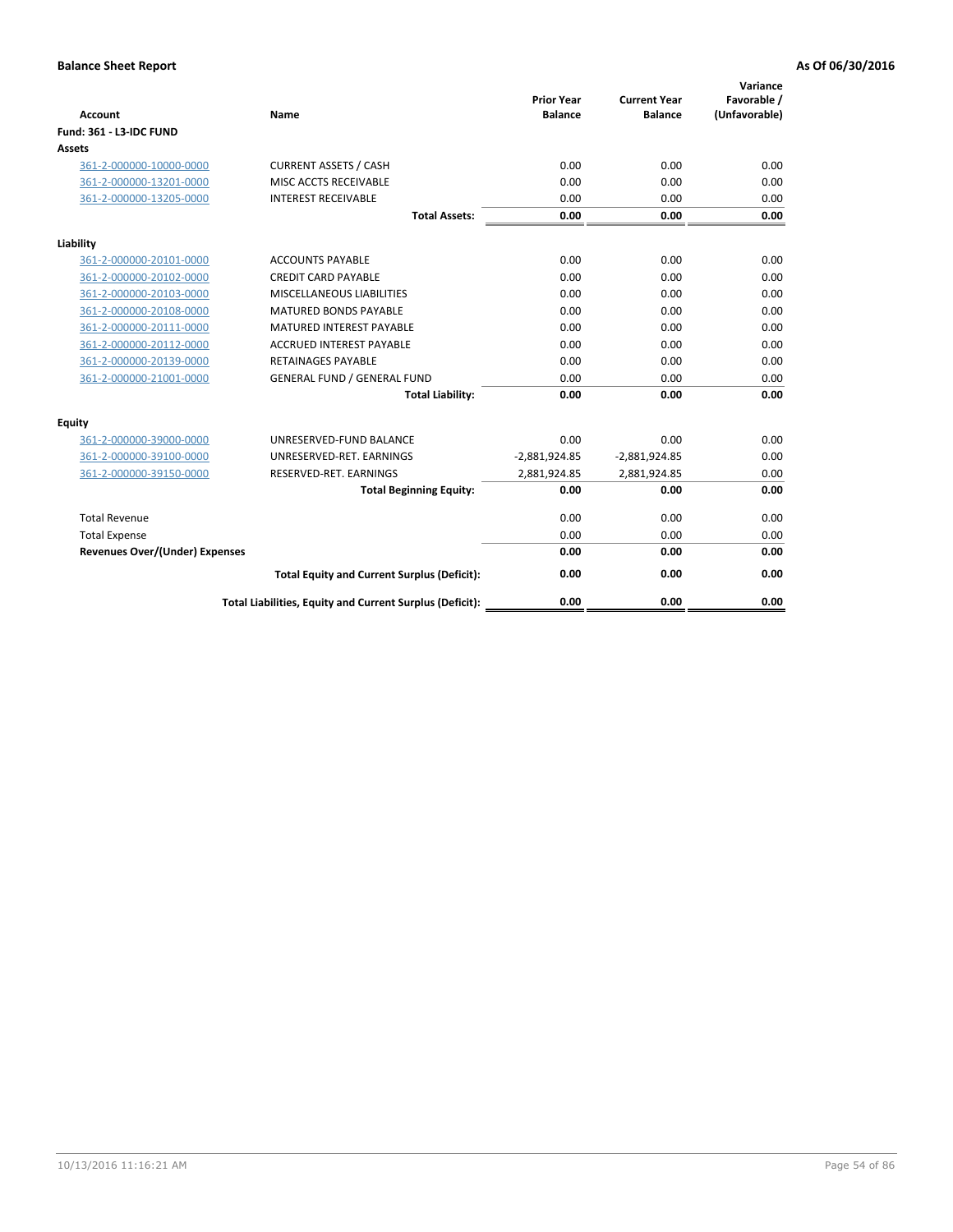**Balance Sheet Report** | **As Of 06/30/2016**

| Account | Name | Prior Year Balance | Current Year Balance | Variance Favorable / (Unfavorable) |
|---|---|---|---|---|
| **Fund: 361 - L3-IDC FUND** | | | | |
| **Assets** | | | | |
| 361-2-000000-10000-0000 | CURRENT ASSETS / CASH | 0.00 | 0.00 | 0.00 |
| 361-2-000000-13201-0000 | MISC ACCTS RECEIVABLE | 0.00 | 0.00 | 0.00 |
| 361-2-000000-13205-0000 | INTEREST RECEIVABLE | 0.00 | 0.00 | 0.00 |
| | **Total Assets:** | **0.00** | **0.00** | **0.00** |
| **Liability** | | | | |
| 361-2-000000-20101-0000 | ACCOUNTS PAYABLE | 0.00 | 0.00 | 0.00 |
| 361-2-000000-20102-0000 | CREDIT CARD PAYABLE | 0.00 | 0.00 | 0.00 |
| 361-2-000000-20103-0000 | MISCELLANEOUS LIABILITIES | 0.00 | 0.00 | 0.00 |
| 361-2-000000-20108-0000 | MATURED BONDS PAYABLE | 0.00 | 0.00 | 0.00 |
| 361-2-000000-20111-0000 | MATURED INTEREST PAYABLE | 0.00 | 0.00 | 0.00 |
| 361-2-000000-20112-0000 | ACCRUED INTEREST PAYABLE | 0.00 | 0.00 | 0.00 |
| 361-2-000000-20139-0000 | RETAINAGES PAYABLE | 0.00 | 0.00 | 0.00 |
| 361-2-000000-21001-0000 | GENERAL FUND / GENERAL FUND | 0.00 | 0.00 | 0.00 |
| | **Total Liability:** | **0.00** | **0.00** | **0.00** |
| **Equity** | | | | |
| 361-2-000000-39000-0000 | UNRESERVED-FUND BALANCE | 0.00 | 0.00 | 0.00 |
| 361-2-000000-39100-0000 | UNRESERVED-RET. EARNINGS | -2,881,924.85 | -2,881,924.85 | 0.00 |
| 361-2-000000-39150-0000 | RESERVED-RET. EARNINGS | 2,881,924.85 | 2,881,924.85 | 0.00 |
| | **Total Beginning Equity:** | **0.00** | **0.00** | **0.00** |
| Total Revenue | | 0.00 | 0.00 | 0.00 |
| Total Expense | | 0.00 | 0.00 | 0.00 |
| **Revenues Over/(Under) Expenses** | | **0.00** | **0.00** | **0.00** |
| | **Total Equity and Current Surplus (Deficit):** | **0.00** | **0.00** | **0.00** |
| | **Total Liabilities, Equity and Current Surplus (Deficit):** | **0.00** | **0.00** | **0.00** |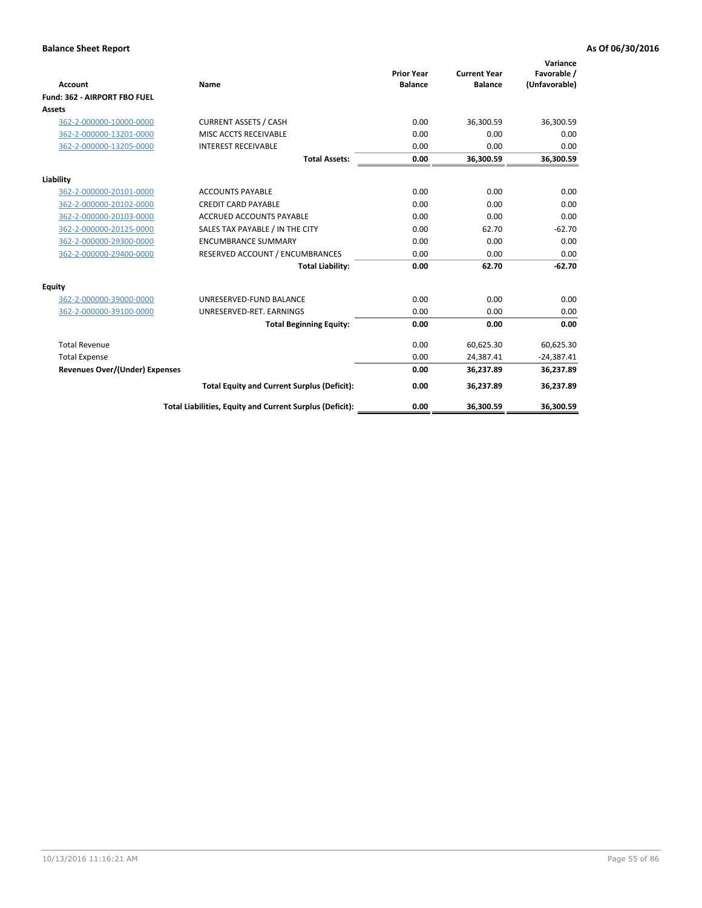**Balance Sheet Report** | **As Of 06/30/2016**

| Account | Name | Prior Year Balance | Current Year Balance | Variance Favorable / (Unfavorable) |
|---|---|---|---|---|
| **Fund: 362 - AIRPORT FBO FUEL** | | | | |
| **Assets** | | | | |
| 362-2-000000-10000-0000 | CURRENT ASSETS / CASH | 0.00 | 36,300.59 | 36,300.59 |
| 362-2-000000-13201-0000 | MISC ACCTS RECEIVABLE | 0.00 | 0.00 | 0.00 |
| 362-2-000000-13205-0000 | INTEREST RECEIVABLE | 0.00 | 0.00 | 0.00 |
| | **Total Assets:** | **0.00** | **36,300.59** | **36,300.59** |
| **Liability** | | | | |
| 362-2-000000-20101-0000 | ACCOUNTS PAYABLE | 0.00 | 0.00 | 0.00 |
| 362-2-000000-20102-0000 | CREDIT CARD PAYABLE | 0.00 | 0.00 | 0.00 |
| 362-2-000000-20103-0000 | ACCRUED ACCOUNTS PAYABLE | 0.00 | 0.00 | 0.00 |
| 362-2-000000-20125-0000 | SALES TAX PAYABLE / IN THE CITY | 0.00 | 62.70 | -62.70 |
| 362-2-000000-29300-0000 | ENCUMBRANCE SUMMARY | 0.00 | 0.00 | 0.00 |
| 362-2-000000-29400-0000 | RESERVED ACCOUNT / ENCUMBRANCES | 0.00 | 0.00 | 0.00 |
| | **Total Liability:** | **0.00** | **62.70** | **-62.70** |
| **Equity** | | | | |
| 362-2-000000-39000-0000 | UNRESERVED-FUND BALANCE | 0.00 | 0.00 | 0.00 |
| 362-2-000000-39100-0000 | UNRESERVED-RET. EARNINGS | 0.00 | 0.00 | 0.00 |
| | **Total Beginning Equity:** | **0.00** | **0.00** | **0.00** |
| Total Revenue | | 0.00 | 60,625.30 | 60,625.30 |
| Total Expense | | 0.00 | 24,387.41 | -24,387.41 |
| **Revenues Over/(Under) Expenses** | | **0.00** | **36,237.89** | **36,237.89** |
| | **Total Equity and Current Surplus (Deficit):** | **0.00** | **36,237.89** | **36,237.89** |
| | **Total Liabilities, Equity and Current Surplus (Deficit):** | **0.00** | **36,300.59** | **36,300.59** |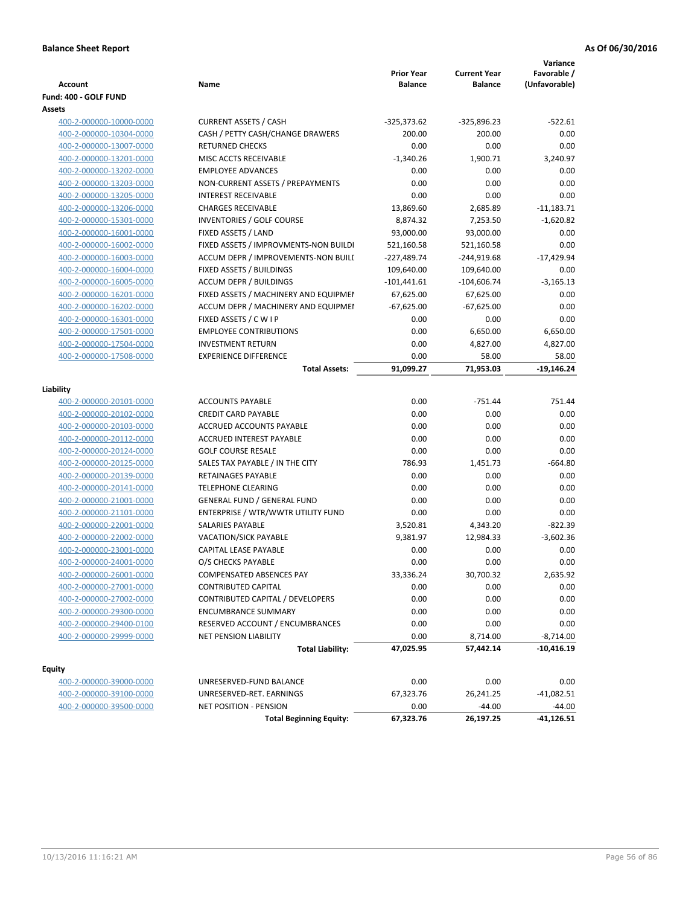**Balance Sheet Report** **As Of 06/30/2016**

| Account | Name | Prior Year Balance | Current Year Balance | Variance Favorable / (Unfavorable) |
|---|---|---|---|---|
| **Fund: 400 - GOLF FUND** | | | | |
| **Assets** | | | | |
| 400-2-000000-10000-0000 | CURRENT ASSETS / CASH | -325,373.62 | -325,896.23 | -522.61 |
| 400-2-000000-10304-0000 | CASH / PETTY CASH/CHANGE DRAWERS | 200.00 | 200.00 | 0.00 |
| 400-2-000000-13007-0000 | RETURNED CHECKS | 0.00 | 0.00 | 0.00 |
| 400-2-000000-13201-0000 | MISC ACCTS RECEIVABLE | -1,340.26 | 1,900.71 | 3,240.97 |
| 400-2-000000-13202-0000 | EMPLOYEE ADVANCES | 0.00 | 0.00 | 0.00 |
| 400-2-000000-13203-0000 | NON-CURRENT ASSETS / PREPAYMENTS | 0.00 | 0.00 | 0.00 |
| 400-2-000000-13205-0000 | INTEREST RECEIVABLE | 0.00 | 0.00 | 0.00 |
| 400-2-000000-13206-0000 | CHARGES RECEIVABLE | 13,869.60 | 2,685.89 | -11,183.71 |
| 400-2-000000-15301-0000 | INVENTORIES / GOLF COURSE | 8,874.32 | 7,253.50 | -1,620.82 |
| 400-2-000000-16001-0000 | FIXED ASSETS / LAND | 93,000.00 | 93,000.00 | 0.00 |
| 400-2-000000-16002-0000 | FIXED ASSETS / IMPROVMENTS-NON BUILDI | 521,160.58 | 521,160.58 | 0.00 |
| 400-2-000000-16003-0000 | ACCUM DEPR / IMPROVEMENTS-NON BUILI | -227,489.74 | -244,919.68 | -17,429.94 |
| 400-2-000000-16004-0000 | FIXED ASSETS / BUILDINGS | 109,640.00 | 109,640.00 | 0.00 |
| 400-2-000000-16005-0000 | ACCUM DEPR / BUILDINGS | -101,441.61 | -104,606.74 | -3,165.13 |
| 400-2-000000-16201-0000 | FIXED ASSETS / MACHINERY AND EQUIPMEI | 67,625.00 | 67,625.00 | 0.00 |
| 400-2-000000-16202-0000 | ACCUM DEPR / MACHINERY AND EQUIPMEI | -67,625.00 | -67,625.00 | 0.00 |
| 400-2-000000-16301-0000 | FIXED ASSETS / C W I P | 0.00 | 0.00 | 0.00 |
| 400-2-000000-17501-0000 | EMPLOYEE CONTRIBUTIONS | 0.00 | 6,650.00 | 6,650.00 |
| 400-2-000000-17504-0000 | INVESTMENT RETURN | 0.00 | 4,827.00 | 4,827.00 |
| 400-2-000000-17508-0000 | EXPERIENCE DIFFERENCE | 0.00 | 58.00 | 58.00 |
| | **Total Assets:** | **91,099.27** | **71,953.03** | **-19,146.24** |
| **Liability** | | | | |
| 400-2-000000-20101-0000 | ACCOUNTS PAYABLE | 0.00 | -751.44 | 751.44 |
| 400-2-000000-20102-0000 | CREDIT CARD PAYABLE | 0.00 | 0.00 | 0.00 |
| 400-2-000000-20103-0000 | ACCRUED ACCOUNTS PAYABLE | 0.00 | 0.00 | 0.00 |
| 400-2-000000-20112-0000 | ACCRUED INTEREST PAYABLE | 0.00 | 0.00 | 0.00 |
| 400-2-000000-20124-0000 | GOLF COURSE RESALE | 0.00 | 0.00 | 0.00 |
| 400-2-000000-20125-0000 | SALES TAX PAYABLE / IN THE CITY | 786.93 | 1,451.73 | -664.80 |
| 400-2-000000-20139-0000 | RETAINAGES PAYABLE | 0.00 | 0.00 | 0.00 |
| 400-2-000000-20141-0000 | TELEPHONE CLEARING | 0.00 | 0.00 | 0.00 |
| 400-2-000000-21001-0000 | GENERAL FUND / GENERAL FUND | 0.00 | 0.00 | 0.00 |
| 400-2-000000-21101-0000 | ENTERPRISE / WTR/WWTR UTILITY FUND | 0.00 | 0.00 | 0.00 |
| 400-2-000000-22001-0000 | SALARIES PAYABLE | 3,520.81 | 4,343.20 | -822.39 |
| 400-2-000000-22002-0000 | VACATION/SICK PAYABLE | 9,381.97 | 12,984.33 | -3,602.36 |
| 400-2-000000-23001-0000 | CAPITAL LEASE PAYABLE | 0.00 | 0.00 | 0.00 |
| 400-2-000000-24001-0000 | O/S CHECKS PAYABLE | 0.00 | 0.00 | 0.00 |
| 400-2-000000-26001-0000 | COMPENSATED ABSENCES PAY | 33,336.24 | 30,700.32 | 2,635.92 |
| 400-2-000000-27001-0000 | CONTRIBUTED CAPITAL | 0.00 | 0.00 | 0.00 |
| 400-2-000000-27002-0000 | CONTRIBUTED CAPITAL / DEVELOPERS | 0.00 | 0.00 | 0.00 |
| 400-2-000000-29300-0000 | ENCUMBRANCE SUMMARY | 0.00 | 0.00 | 0.00 |
| 400-2-000000-29400-0100 | RESERVED ACCOUNT / ENCUMBRANCES | 0.00 | 0.00 | 0.00 |
| 400-2-000000-29999-0000 | NET PENSION LIABILITY | 0.00 | 8,714.00 | -8,714.00 |
| | **Total Liability:** | **47,025.95** | **57,442.14** | **-10,416.19** |
| **Equity** | | | | |
| 400-2-000000-39000-0000 | UNRESERVED-FUND BALANCE | 0.00 | 0.00 | 0.00 |
| 400-2-000000-39100-0000 | UNRESERVED-RET. EARNINGS | 67,323.76 | 26,241.25 | -41,082.51 |
| 400-2-000000-39500-0000 | NET POSITION - PENSION | 0.00 | -44.00 | -44.00 |
| | **Total Beginning Equity:** | **67,323.76** | **26,197.25** | **-41,126.51** |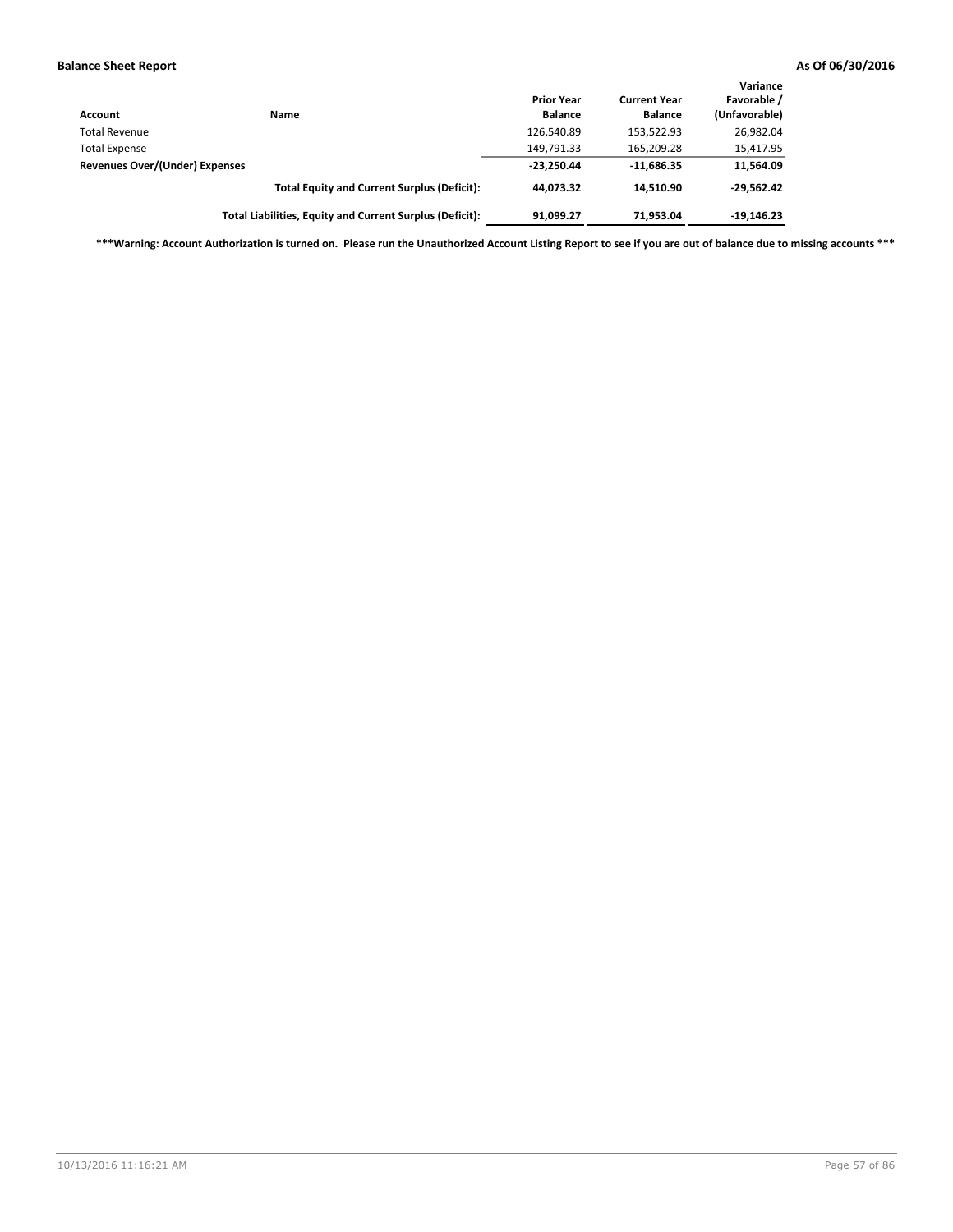**Balance Sheet Report** **As Of 06/30/2016**

| Account | Name | Prior Year Balance | Current Year Balance | Variance Favorable / (Unfavorable) |
|---|---|---|---|---|
| Total Revenue | | 126,540.89 | 153,522.93 | 26,982.04 |
| Total Expense | | 149,791.33 | 165,209.28 | -15,417.95 |
| **Revenues Over/(Under) Expenses** | | **-23,250.44** | **-11,686.35** | **11,564.09** |
| | **Total Equity and Current Surplus (Deficit):** | **44,073.32** | **14,510.90** | **-29,562.42** |
| | **Total Liabilities, Equity and Current Surplus (Deficit):** | **91,099.27** | **71,953.04** | **-19,146.23** |

**\*\*\*Warning: Account Authorization is turned on. Please run the Unauthorized Account Listing Report to see if you are out of balance due to missing accounts \*\*\***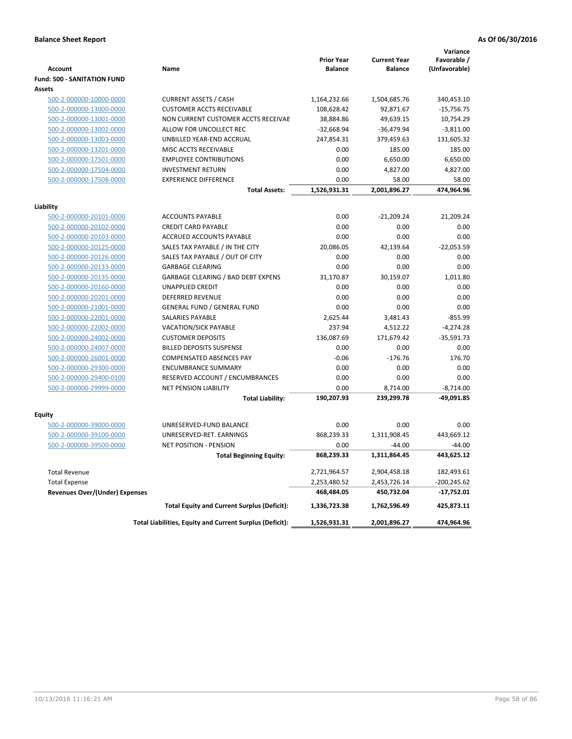**Balance Sheet Report** | **As Of 06/30/2016**

| Account | Name | Prior Year Balance | Current Year Balance | Variance Favorable / (Unfavorable) |
|---|---|---|---|---|
| **Fund: 500 - SANITATION FUND** | | | | |
| **Assets** | | | | |
| 500-2-000000-10000-0000 | CURRENT ASSETS / CASH | 1,164,232.66 | 1,504,685.76 | 340,453.10 |
| 500-2-000000-13000-0000 | CUSTOMER ACCTS RECEIVABLE | 108,628.42 | 92,871.67 | -15,756.75 |
| 500-2-000000-13001-0000 | NON CURRENT CUSTOMER ACCTS RECEIVAE | 38,884.86 | 49,639.15 | 10,754.29 |
| 500-2-000000-13002-0000 | ALLOW FOR UNCOLLECT REC | -32,668.94 | -36,479.94 | -3,811.00 |
| 500-2-000000-13003-0000 | UNBILLED YEAR-END ACCRUAL | 247,854.31 | 379,459.63 | 131,605.32 |
| 500-2-000000-13201-0000 | MISC ACCTS RECEIVABLE | 0.00 | 185.00 | 185.00 |
| 500-2-000000-17501-0000 | EMPLOYEE CONTRIBUTIONS | 0.00 | 6,650.00 | 6,650.00 |
| 500-2-000000-17504-0000 | INVESTMENT RETURN | 0.00 | 4,827.00 | 4,827.00 |
| 500-2-000000-17508-0000 | EXPERIENCE DIFFERENCE | 0.00 | 58.00 | 58.00 |
| | **Total Assets:** | **1,526,931.31** | **2,001,896.27** | **474,964.96** |
| **Liability** | | | | |
| 500-2-000000-20101-0000 | ACCOUNTS PAYABLE | 0.00 | -21,209.24 | 21,209.24 |
| 500-2-000000-20102-0000 | CREDIT CARD PAYABLE | 0.00 | 0.00 | 0.00 |
| 500-2-000000-20103-0000 | ACCRUED ACCOUNTS PAYABLE | 0.00 | 0.00 | 0.00 |
| 500-2-000000-20125-0000 | SALES TAX PAYABLE / IN THE CITY | 20,086.05 | 42,139.64 | -22,053.59 |
| 500-2-000000-20126-0000 | SALES TAX PAYABLE / OUT OF CITY | 0.00 | 0.00 | 0.00 |
| 500-2-000000-20133-0000 | GARBAGE CLEARING | 0.00 | 0.00 | 0.00 |
| 500-2-000000-20135-0000 | GARBAGE CLEARING / BAD DEBT EXPENS | 31,170.87 | 30,159.07 | 1,011.80 |
| 500-2-000000-20160-0000 | UNAPPLIED CREDIT | 0.00 | 0.00 | 0.00 |
| 500-2-000000-20201-0000 | DEFERRED REVENUE | 0.00 | 0.00 | 0.00 |
| 500-2-000000-21001-0000 | GENERAL FUND / GENERAL FUND | 0.00 | 0.00 | 0.00 |
| 500-2-000000-22001-0000 | SALARIES PAYABLE | 2,625.44 | 3,481.43 | -855.99 |
| 500-2-000000-22002-0000 | VACATION/SICK PAYABLE | 237.94 | 4,512.22 | -4,274.28 |
| 500-2-000000-24002-0000 | CUSTOMER DEPOSITS | 136,087.69 | 171,679.42 | -35,591.73 |
| 500-2-000000-24007-0000 | BILLED DEPOSITS SUSPENSE | 0.00 | 0.00 | 0.00 |
| 500-2-000000-26001-0000 | COMPENSATED ABSENCES PAY | -0.06 | -176.76 | 176.70 |
| 500-2-000000-29300-0000 | ENCUMBRANCE SUMMARY | 0.00 | 0.00 | 0.00 |
| 500-2-000000-29400-0100 | RESERVED ACCOUNT / ENCUMBRANCES | 0.00 | 0.00 | 0.00 |
| 500-2-000000-29999-0000 | NET PENSION LIABILITY | 0.00 | 8,714.00 | -8,714.00 |
| | **Total Liability:** | **190,207.93** | **239,299.78** | **-49,091.85** |
| **Equity** | | | | |
| 500-2-000000-39000-0000 | UNRESERVED-FUND BALANCE | 0.00 | 0.00 | 0.00 |
| 500-2-000000-39100-0000 | UNRESERVED-RET. EARNINGS | 868,239.33 | 1,311,908.45 | 443,669.12 |
| 500-2-000000-39500-0000 | NET POSITION - PENSION | 0.00 | -44.00 | -44.00 |
| | **Total Beginning Equity:** | **868,239.33** | **1,311,864.45** | **443,625.12** |
| Total Revenue | | 2,721,964.57 | 2,904,458.18 | 182,493.61 |
| Total Expense | | 2,253,480.52 | 2,453,726.14 | -200,245.62 |
| **Revenues Over/(Under) Expenses** | | **468,484.05** | **450,732.04** | **-17,752.01** |
| | **Total Equity and Current Surplus (Deficit):** | **1,336,723.38** | **1,762,596.49** | **425,873.11** |
| | **Total Liabilities, Equity and Current Surplus (Deficit):** | **1,526,931.31** | **2,001,896.27** | **474,964.96** |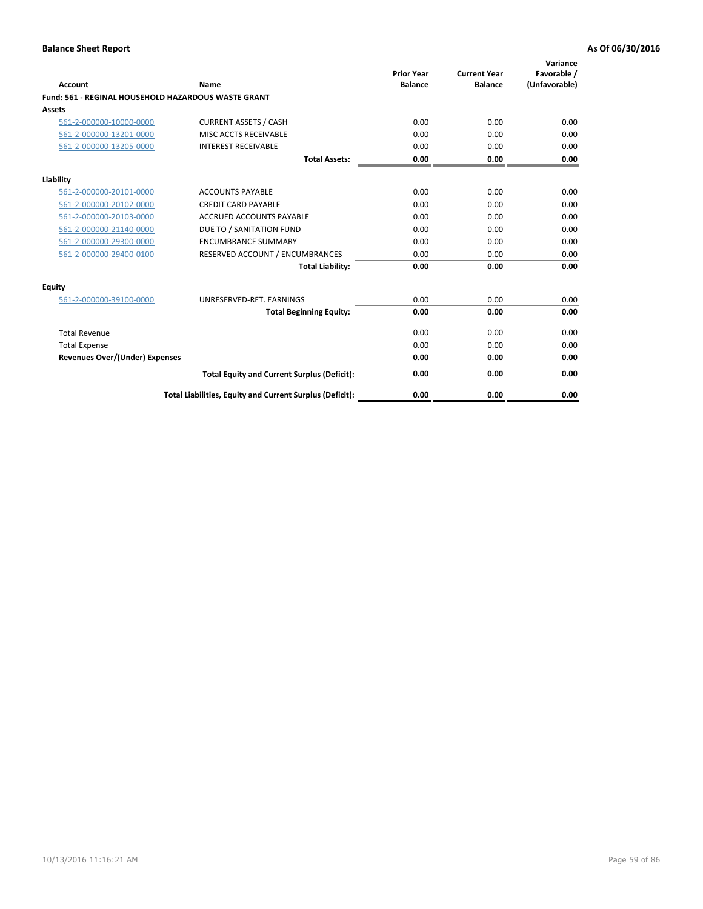**Balance Sheet Report** — As Of 06/30/2016

| Account | Name | Prior Year Balance | Current Year Balance | Variance Favorable / (Unfavorable) |
|---|---|---|---|---|
| **Fund: 561 - REGINAL HOUSEHOLD HAZARDOUS WASTE GRANT** | | | | |
| **Assets** | | | | |
| 561-2-000000-10000-0000 | CURRENT ASSETS / CASH | 0.00 | 0.00 | 0.00 |
| 561-2-000000-13201-0000 | MISC ACCTS RECEIVABLE | 0.00 | 0.00 | 0.00 |
| 561-2-000000-13205-0000 | INTEREST RECEIVABLE | 0.00 | 0.00 | 0.00 |
| | **Total Assets:** | **0.00** | **0.00** | **0.00** |
| **Liability** | | | | |
| 561-2-000000-20101-0000 | ACCOUNTS PAYABLE | 0.00 | 0.00 | 0.00 |
| 561-2-000000-20102-0000 | CREDIT CARD PAYABLE | 0.00 | 0.00 | 0.00 |
| 561-2-000000-20103-0000 | ACCRUED ACCOUNTS PAYABLE | 0.00 | 0.00 | 0.00 |
| 561-2-000000-21140-0000 | DUE TO / SANITATION FUND | 0.00 | 0.00 | 0.00 |
| 561-2-000000-29300-0000 | ENCUMBRANCE SUMMARY | 0.00 | 0.00 | 0.00 |
| 561-2-000000-29400-0100 | RESERVED ACCOUNT / ENCUMBRANCES | 0.00 | 0.00 | 0.00 |
| | **Total Liability:** | **0.00** | **0.00** | **0.00** |
| **Equity** | | | | |
| 561-2-000000-39100-0000 | UNRESERVED-RET. EARNINGS | 0.00 | 0.00 | 0.00 |
| | **Total Beginning Equity:** | **0.00** | **0.00** | **0.00** |
| Total Revenue | | 0.00 | 0.00 | 0.00 |
| Total Expense | | 0.00 | 0.00 | 0.00 |
| **Revenues Over/(Under) Expenses** | | **0.00** | **0.00** | **0.00** |
| | **Total Equity and Current Surplus (Deficit):** | **0.00** | **0.00** | **0.00** |
| | **Total Liabilities, Equity and Current Surplus (Deficit):** | **0.00** | **0.00** | **0.00** |

10/13/2016 11:16:21 AM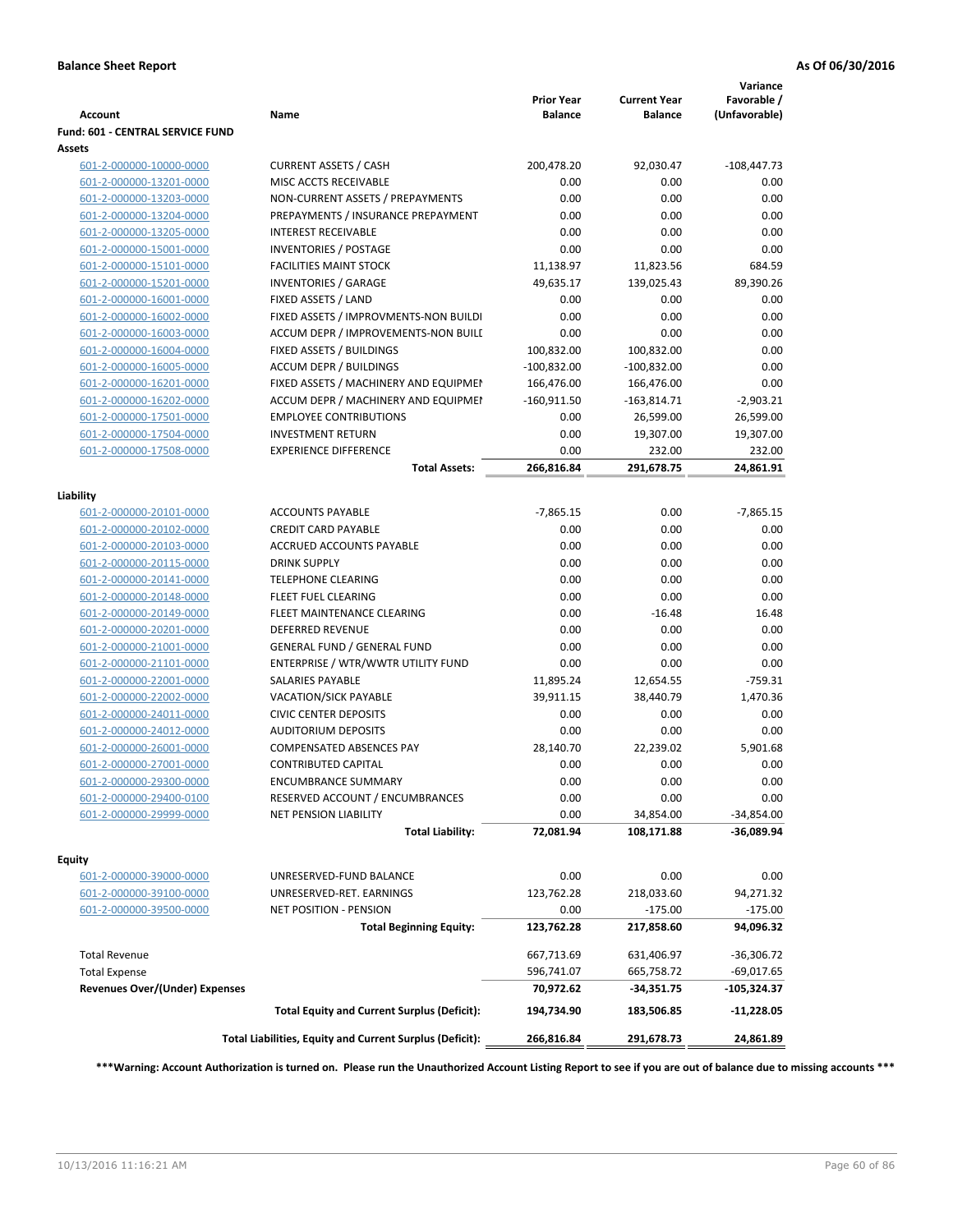**Balance Sheet Report** — **As Of 06/30/2016**

| Account | Name | Prior Year Balance | Current Year Balance | Variance Favorable / (Unfavorable) |
|---|---|---|---|---|
| **Fund: 601 - CENTRAL SERVICE FUND** | | | | |
| **Assets** | | | | |
| 601-2-000000-10000-0000 | CURRENT ASSETS / CASH | 200,478.20 | 92,030.47 | -108,447.73 |
| 601-2-000000-13201-0000 | MISC ACCTS RECEIVABLE | 0.00 | 0.00 | 0.00 |
| 601-2-000000-13203-0000 | NON-CURRENT ASSETS / PREPAYMENTS | 0.00 | 0.00 | 0.00 |
| 601-2-000000-13204-0000 | PREPAYMENTS / INSURANCE PREPAYMENT | 0.00 | 0.00 | 0.00 |
| 601-2-000000-13205-0000 | INTEREST RECEIVABLE | 0.00 | 0.00 | 0.00 |
| 601-2-000000-15001-0000 | INVENTORIES / POSTAGE | 0.00 | 0.00 | 0.00 |
| 601-2-000000-15101-0000 | FACILITIES MAINT STOCK | 11,138.97 | 11,823.56 | 684.59 |
| 601-2-000000-15201-0000 | INVENTORIES / GARAGE | 49,635.17 | 139,025.43 | 89,390.26 |
| 601-2-000000-16001-0000 | FIXED ASSETS / LAND | 0.00 | 0.00 | 0.00 |
| 601-2-000000-16002-0000 | FIXED ASSETS / IMPROVMENTS-NON BUILDI | 0.00 | 0.00 | 0.00 |
| 601-2-000000-16003-0000 | ACCUM DEPR / IMPROVEMENTS-NON BUILI | 0.00 | 0.00 | 0.00 |
| 601-2-000000-16004-0000 | FIXED ASSETS / BUILDINGS | 100,832.00 | 100,832.00 | 0.00 |
| 601-2-000000-16005-0000 | ACCUM DEPR / BUILDINGS | -100,832.00 | -100,832.00 | 0.00 |
| 601-2-000000-16201-0000 | FIXED ASSETS / MACHINERY AND EQUIPMEI | 166,476.00 | 166,476.00 | 0.00 |
| 601-2-000000-16202-0000 | ACCUM DEPR / MACHINERY AND EQUIPMEI | -160,911.50 | -163,814.71 | -2,903.21 |
| 601-2-000000-17501-0000 | EMPLOYEE CONTRIBUTIONS | 0.00 | 26,599.00 | 26,599.00 |
| 601-2-000000-17504-0000 | INVESTMENT RETURN | 0.00 | 19,307.00 | 19,307.00 |
| 601-2-000000-17508-0000 | EXPERIENCE DIFFERENCE | 0.00 | 232.00 | 232.00 |
| | **Total Assets:** | **266,816.84** | **291,678.75** | **24,861.91** |
| **Liability** | | | | |
| 601-2-000000-20101-0000 | ACCOUNTS PAYABLE | -7,865.15 | 0.00 | -7,865.15 |
| 601-2-000000-20102-0000 | CREDIT CARD PAYABLE | 0.00 | 0.00 | 0.00 |
| 601-2-000000-20103-0000 | ACCRUED ACCOUNTS PAYABLE | 0.00 | 0.00 | 0.00 |
| 601-2-000000-20115-0000 | DRINK SUPPLY | 0.00 | 0.00 | 0.00 |
| 601-2-000000-20141-0000 | TELEPHONE CLEARING | 0.00 | 0.00 | 0.00 |
| 601-2-000000-20148-0000 | FLEET FUEL CLEARING | 0.00 | 0.00 | 0.00 |
| 601-2-000000-20149-0000 | FLEET MAINTENANCE CLEARING | 0.00 | -16.48 | 16.48 |
| 601-2-000000-20201-0000 | DEFERRED REVENUE | 0.00 | 0.00 | 0.00 |
| 601-2-000000-21001-0000 | GENERAL FUND / GENERAL FUND | 0.00 | 0.00 | 0.00 |
| 601-2-000000-21101-0000 | ENTERPRISE / WTR/WWTR UTILITY FUND | 0.00 | 0.00 | 0.00 |
| 601-2-000000-22001-0000 | SALARIES PAYABLE | 11,895.24 | 12,654.55 | -759.31 |
| 601-2-000000-22002-0000 | VACATION/SICK PAYABLE | 39,911.15 | 38,440.79 | 1,470.36 |
| 601-2-000000-24011-0000 | CIVIC CENTER DEPOSITS | 0.00 | 0.00 | 0.00 |
| 601-2-000000-24012-0000 | AUDITORIUM DEPOSITS | 0.00 | 0.00 | 0.00 |
| 601-2-000000-26001-0000 | COMPENSATED ABSENCES PAY | 28,140.70 | 22,239.02 | 5,901.68 |
| 601-2-000000-27001-0000 | CONTRIBUTED CAPITAL | 0.00 | 0.00 | 0.00 |
| 601-2-000000-29300-0000 | ENCUMBRANCE SUMMARY | 0.00 | 0.00 | 0.00 |
| 601-2-000000-29400-0100 | RESERVED ACCOUNT / ENCUMBRANCES | 0.00 | 0.00 | 0.00 |
| 601-2-000000-29999-0000 | NET PENSION LIABILITY | 0.00 | 34,854.00 | -34,854.00 |
| | **Total Liability:** | **72,081.94** | **108,171.88** | **-36,089.94** |
| **Equity** | | | | |
| 601-2-000000-39000-0000 | UNRESERVED-FUND BALANCE | 0.00 | 0.00 | 0.00 |
| 601-2-000000-39100-0000 | UNRESERVED-RET. EARNINGS | 123,762.28 | 218,033.60 | 94,271.32 |
| 601-2-000000-39500-0000 | NET POSITION - PENSION | 0.00 | -175.00 | -175.00 |
| | **Total Beginning Equity:** | **123,762.28** | **217,858.60** | **94,096.32** |
| Total Revenue | | 667,713.69 | 631,406.97 | -36,306.72 |
| Total Expense | | 596,741.07 | 665,758.72 | -69,017.65 |
| **Revenues Over/(Under) Expenses** | | **70,972.62** | **-34,351.75** | **-105,324.37** |
| | **Total Equity and Current Surplus (Deficit):** | **194,734.90** | **183,506.85** | **-11,228.05** |
| | **Total Liabilities, Equity and Current Surplus (Deficit):** | **266,816.84** | **291,678.73** | **24,861.89** |

**\*\*\*Warning: Account Authorization is turned on. Please run the Unauthorized Account Listing Report to see if you are out of balance due to missing accounts \*\*\***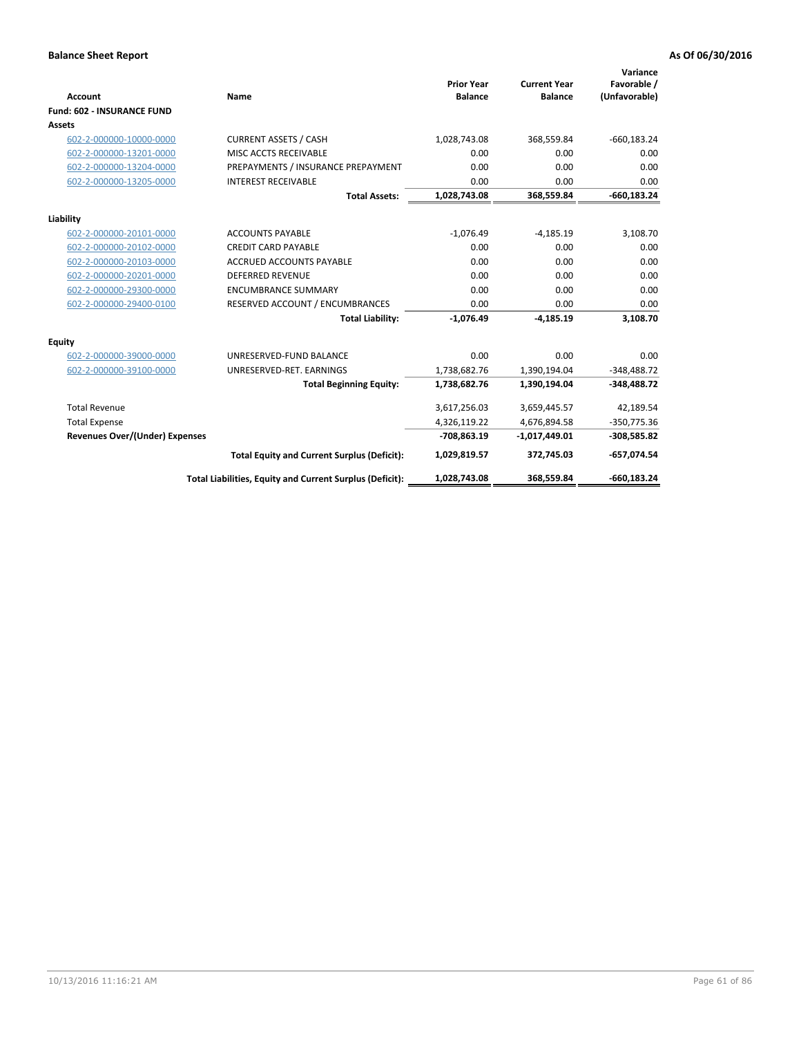**Balance Sheet Report** **As Of 06/30/2016**

| Account | Name | Prior Year Balance | Current Year Balance | Variance Favorable / (Unfavorable) |
|---|---|---|---|---|
| **Fund: 602 - INSURANCE FUND** | | | | |
| **Assets** | | | | |
| 602-2-000000-10000-0000 | CURRENT ASSETS / CASH | 1,028,743.08 | 368,559.84 | -660,183.24 |
| 602-2-000000-13201-0000 | MISC ACCTS RECEIVABLE | 0.00 | 0.00 | 0.00 |
| 602-2-000000-13204-0000 | PREPAYMENTS / INSURANCE PREPAYMENT | 0.00 | 0.00 | 0.00 |
| 602-2-000000-13205-0000 | INTEREST RECEIVABLE | 0.00 | 0.00 | 0.00 |
| | **Total Assets:** | **1,028,743.08** | **368,559.84** | **-660,183.24** |
| **Liability** | | | | |
| 602-2-000000-20101-0000 | ACCOUNTS PAYABLE | -1,076.49 | -4,185.19 | 3,108.70 |
| 602-2-000000-20102-0000 | CREDIT CARD PAYABLE | 0.00 | 0.00 | 0.00 |
| 602-2-000000-20103-0000 | ACCRUED ACCOUNTS PAYABLE | 0.00 | 0.00 | 0.00 |
| 602-2-000000-20201-0000 | DEFERRED REVENUE | 0.00 | 0.00 | 0.00 |
| 602-2-000000-29300-0000 | ENCUMBRANCE SUMMARY | 0.00 | 0.00 | 0.00 |
| 602-2-000000-29400-0100 | RESERVED ACCOUNT / ENCUMBRANCES | 0.00 | 0.00 | 0.00 |
| | **Total Liability:** | **-1,076.49** | **-4,185.19** | **3,108.70** |
| **Equity** | | | | |
| 602-2-000000-39000-0000 | UNRESERVED-FUND BALANCE | 0.00 | 0.00 | 0.00 |
| 602-2-000000-39100-0000 | UNRESERVED-RET. EARNINGS | 1,738,682.76 | 1,390,194.04 | -348,488.72 |
| | **Total Beginning Equity:** | **1,738,682.76** | **1,390,194.04** | **-348,488.72** |
| Total Revenue | | 3,617,256.03 | 3,659,445.57 | 42,189.54 |
| Total Expense | | 4,326,119.22 | 4,676,894.58 | -350,775.36 |
| **Revenues Over/(Under) Expenses** | | **-708,863.19** | **-1,017,449.01** | **-308,585.82** |
| | **Total Equity and Current Surplus (Deficit):** | **1,029,819.57** | **372,745.03** | **-657,074.54** |
| | **Total Liabilities, Equity and Current Surplus (Deficit):** | **1,028,743.08** | **368,559.84** | **-660,183.24** |

10/13/2016 11:16:21 AM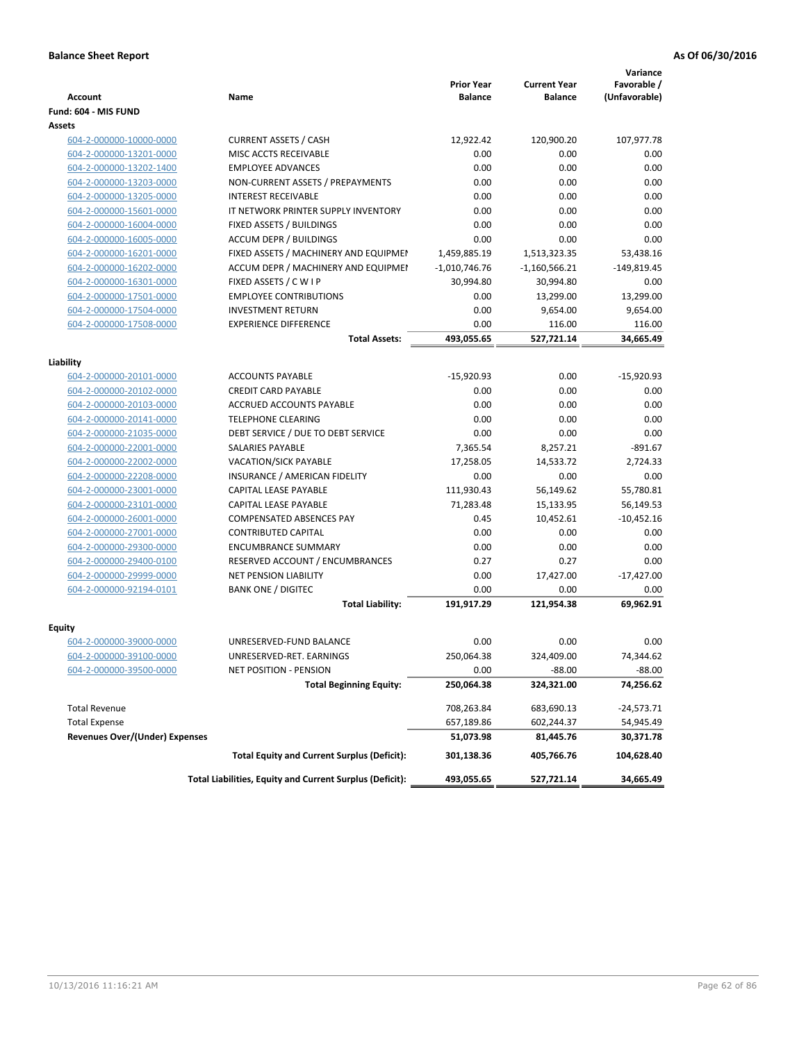**Balance Sheet Report** — **As Of 06/30/2016**

| Account | Name | Prior Year Balance | Current Year Balance | Variance Favorable / (Unfavorable) |
|---|---|---|---|---|
| **Fund: 604 - MIS FUND** | | | | |
| **Assets** | | | | |
| 604-2-000000-10000-0000 | CURRENT ASSETS / CASH | 12,922.42 | 120,900.20 | 107,977.78 |
| 604-2-000000-13201-0000 | MISC ACCTS RECEIVABLE | 0.00 | 0.00 | 0.00 |
| 604-2-000000-13202-1400 | EMPLOYEE ADVANCES | 0.00 | 0.00 | 0.00 |
| 604-2-000000-13203-0000 | NON-CURRENT ASSETS / PREPAYMENTS | 0.00 | 0.00 | 0.00 |
| 604-2-000000-13205-0000 | INTEREST RECEIVABLE | 0.00 | 0.00 | 0.00 |
| 604-2-000000-15601-0000 | IT NETWORK PRINTER SUPPLY INVENTORY | 0.00 | 0.00 | 0.00 |
| 604-2-000000-16004-0000 | FIXED ASSETS / BUILDINGS | 0.00 | 0.00 | 0.00 |
| 604-2-000000-16005-0000 | ACCUM DEPR / BUILDINGS | 0.00 | 0.00 | 0.00 |
| 604-2-000000-16201-0000 | FIXED ASSETS / MACHINERY AND EQUIPMEI | 1,459,885.19 | 1,513,323.35 | 53,438.16 |
| 604-2-000000-16202-0000 | ACCUM DEPR / MACHINERY AND EQUIPMEI | -1,010,746.76 | -1,160,566.21 | -149,819.45 |
| 604-2-000000-16301-0000 | FIXED ASSETS / C W I P | 30,994.80 | 30,994.80 | 0.00 |
| 604-2-000000-17501-0000 | EMPLOYEE CONTRIBUTIONS | 0.00 | 13,299.00 | 13,299.00 |
| 604-2-000000-17504-0000 | INVESTMENT RETURN | 0.00 | 9,654.00 | 9,654.00 |
| 604-2-000000-17508-0000 | EXPERIENCE DIFFERENCE | 0.00 | 116.00 | 116.00 |
| | **Total Assets:** | **493,055.65** | **527,721.14** | **34,665.49** |
| **Liability** | | | | |
| 604-2-000000-20101-0000 | ACCOUNTS PAYABLE | -15,920.93 | 0.00 | -15,920.93 |
| 604-2-000000-20102-0000 | CREDIT CARD PAYABLE | 0.00 | 0.00 | 0.00 |
| 604-2-000000-20103-0000 | ACCRUED ACCOUNTS PAYABLE | 0.00 | 0.00 | 0.00 |
| 604-2-000000-20141-0000 | TELEPHONE CLEARING | 0.00 | 0.00 | 0.00 |
| 604-2-000000-21035-0000 | DEBT SERVICE / DUE TO DEBT SERVICE | 0.00 | 0.00 | 0.00 |
| 604-2-000000-22001-0000 | SALARIES PAYABLE | 7,365.54 | 8,257.21 | -891.67 |
| 604-2-000000-22002-0000 | VACATION/SICK PAYABLE | 17,258.05 | 14,533.72 | 2,724.33 |
| 604-2-000000-22208-0000 | INSURANCE / AMERICAN FIDELITY | 0.00 | 0.00 | 0.00 |
| 604-2-000000-23001-0000 | CAPITAL LEASE PAYABLE | 111,930.43 | 56,149.62 | 55,780.81 |
| 604-2-000000-23101-0000 | CAPITAL LEASE PAYABLE | 71,283.48 | 15,133.95 | 56,149.53 |
| 604-2-000000-26001-0000 | COMPENSATED ABSENCES PAY | 0.45 | 10,452.61 | -10,452.16 |
| 604-2-000000-27001-0000 | CONTRIBUTED CAPITAL | 0.00 | 0.00 | 0.00 |
| 604-2-000000-29300-0000 | ENCUMBRANCE SUMMARY | 0.00 | 0.00 | 0.00 |
| 604-2-000000-29400-0100 | RESERVED ACCOUNT / ENCUMBRANCES | 0.27 | 0.27 | 0.00 |
| 604-2-000000-29999-0000 | NET PENSION LIABILITY | 0.00 | 17,427.00 | -17,427.00 |
| 604-2-000000-92194-0101 | BANK ONE / DIGITEC | 0.00 | 0.00 | 0.00 |
| | **Total Liability:** | **191,917.29** | **121,954.38** | **69,962.91** |
| **Equity** | | | | |
| 604-2-000000-39000-0000 | UNRESERVED-FUND BALANCE | 0.00 | 0.00 | 0.00 |
| 604-2-000000-39100-0000 | UNRESERVED-RET. EARNINGS | 250,064.38 | 324,409.00 | 74,344.62 |
| 604-2-000000-39500-0000 | NET POSITION - PENSION | 0.00 | -88.00 | -88.00 |
| | **Total Beginning Equity:** | **250,064.38** | **324,321.00** | **74,256.62** |
| Total Revenue | | 708,263.84 | 683,690.13 | -24,573.71 |
| Total Expense | | 657,189.86 | 602,244.37 | 54,945.49 |
| **Revenues Over/(Under) Expenses** | | **51,073.98** | **81,445.76** | **30,371.78** |
| | **Total Equity and Current Surplus (Deficit):** | **301,138.36** | **405,766.76** | **104,628.40** |
| | **Total Liabilities, Equity and Current Surplus (Deficit):** | **493,055.65** | **527,721.14** | **34,665.49** |

10/13/2016 11:16:21 AM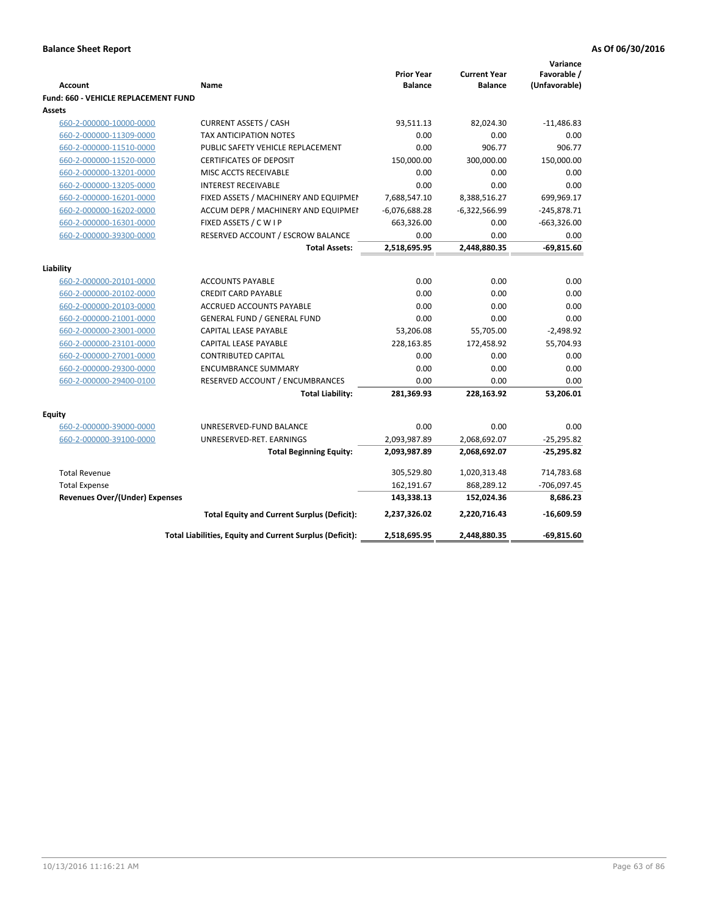**Balance Sheet Report** — **As Of 06/30/2016**

| Account | Name | Prior Year Balance | Current Year Balance | Variance Favorable / (Unfavorable) |
|---|---|---|---|---|
| **Fund: 660 - VEHICLE REPLACEMENT FUND** | | | | |
| **Assets** | | | | |
| 660-2-000000-10000-0000 | CURRENT ASSETS / CASH | 93,511.13 | 82,024.30 | -11,486.83 |
| 660-2-000000-11309-0000 | TAX ANTICIPATION NOTES | 0.00 | 0.00 | 0.00 |
| 660-2-000000-11510-0000 | PUBLIC SAFETY VEHICLE REPLACEMENT | 0.00 | 906.77 | 906.77 |
| 660-2-000000-11520-0000 | CERTIFICATES OF DEPOSIT | 150,000.00 | 300,000.00 | 150,000.00 |
| 660-2-000000-13201-0000 | MISC ACCTS RECEIVABLE | 0.00 | 0.00 | 0.00 |
| 660-2-000000-13205-0000 | INTEREST RECEIVABLE | 0.00 | 0.00 | 0.00 |
| 660-2-000000-16201-0000 | FIXED ASSETS / MACHINERY AND EQUIPMENT | 7,688,547.10 | 8,388,516.27 | 699,969.17 |
| 660-2-000000-16202-0000 | ACCUM DEPR / MACHINERY AND EQUIPMENT | -6,076,688.28 | -6,322,566.99 | -245,878.71 |
| 660-2-000000-16301-0000 | FIXED ASSETS / C W I P | 663,326.00 | 0.00 | -663,326.00 |
| 660-2-000000-39300-0000 | RESERVED ACCOUNT / ESCROW BALANCE | 0.00 | 0.00 | 0.00 |
| | **Total Assets:** | **2,518,695.95** | **2,448,880.35** | **-69,815.60** |
| **Liability** | | | | |
| 660-2-000000-20101-0000 | ACCOUNTS PAYABLE | 0.00 | 0.00 | 0.00 |
| 660-2-000000-20102-0000 | CREDIT CARD PAYABLE | 0.00 | 0.00 | 0.00 |
| 660-2-000000-20103-0000 | ACCRUED ACCOUNTS PAYABLE | 0.00 | 0.00 | 0.00 |
| 660-2-000000-21001-0000 | GENERAL FUND / GENERAL FUND | 0.00 | 0.00 | 0.00 |
| 660-2-000000-23001-0000 | CAPITAL LEASE PAYABLE | 53,206.08 | 55,705.00 | -2,498.92 |
| 660-2-000000-23101-0000 | CAPITAL LEASE PAYABLE | 228,163.85 | 172,458.92 | 55,704.93 |
| 660-2-000000-27001-0000 | CONTRIBUTED CAPITAL | 0.00 | 0.00 | 0.00 |
| 660-2-000000-29300-0000 | ENCUMBRANCE SUMMARY | 0.00 | 0.00 | 0.00 |
| 660-2-000000-29400-0100 | RESERVED ACCOUNT / ENCUMBRANCES | 0.00 | 0.00 | 0.00 |
| | **Total Liability:** | **281,369.93** | **228,163.92** | **53,206.01** |
| **Equity** | | | | |
| 660-2-000000-39000-0000 | UNRESERVED-FUND BALANCE | 0.00 | 0.00 | 0.00 |
| 660-2-000000-39100-0000 | UNRESERVED-RET. EARNINGS | 2,093,987.89 | 2,068,692.07 | -25,295.82 |
| | **Total Beginning Equity:** | **2,093,987.89** | **2,068,692.07** | **-25,295.82** |
| Total Revenue | | 305,529.80 | 1,020,313.48 | 714,783.68 |
| Total Expense | | 162,191.67 | 868,289.12 | -706,097.45 |
| **Revenues Over/(Under) Expenses** | | **143,338.13** | **152,024.36** | **8,686.23** |
| | **Total Equity and Current Surplus (Deficit):** | **2,237,326.02** | **2,220,716.43** | **-16,609.59** |
| | **Total Liabilities, Equity and Current Surplus (Deficit):** | **2,518,695.95** | **2,448,880.35** | **-69,815.60** |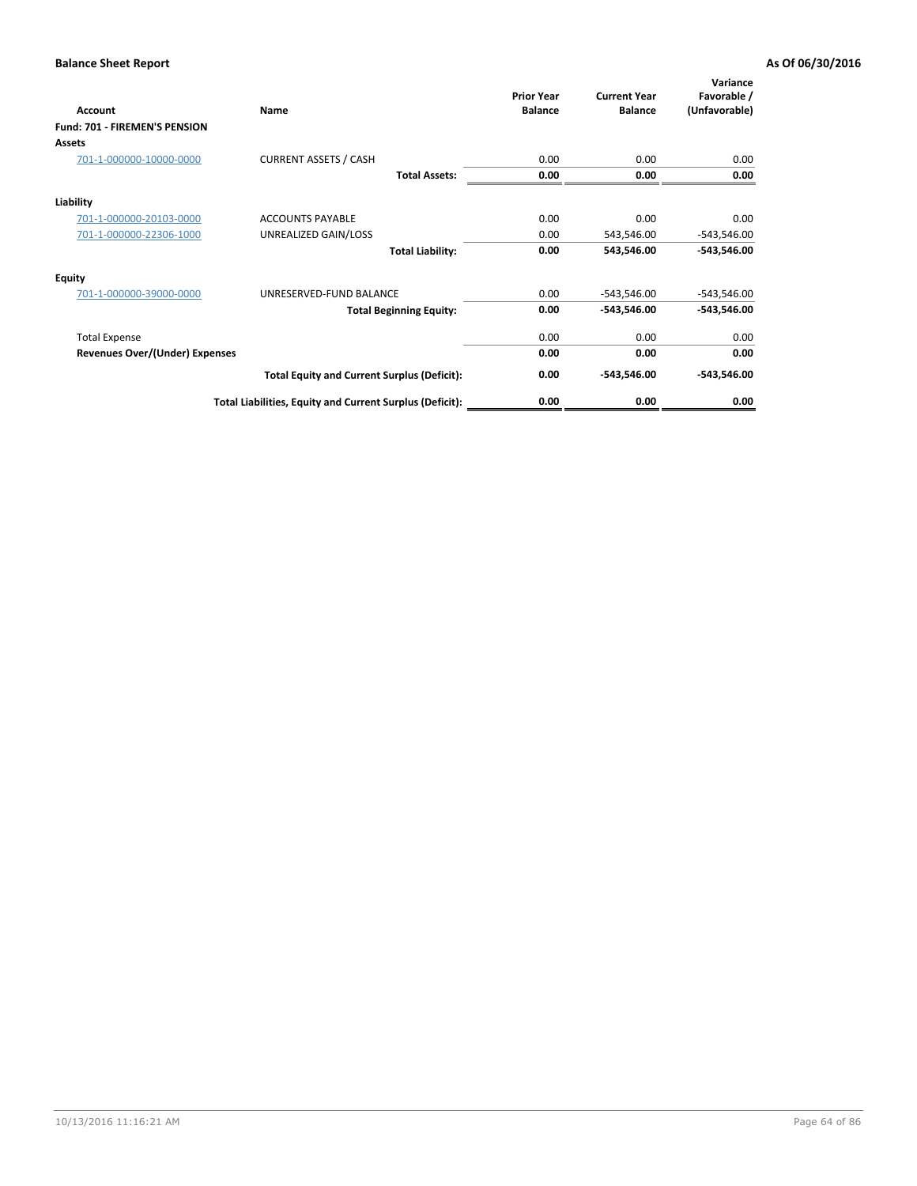**Balance Sheet Report** **As Of 06/30/2016**

| Account | Name | Prior Year Balance | Current Year Balance | Variance Favorable / (Unfavorable) |
|---|---|---|---|---|
| **Fund: 701 - FIREMEN'S PENSION** | | | | |
| **Assets** | | | | |
| 701-1-000000-10000-0000 | CURRENT ASSETS / CASH | 0.00 | 0.00 | 0.00 |
| | **Total Assets:** | **0.00** | **0.00** | **0.00** |
| **Liability** | | | | |
| 701-1-000000-20103-0000 | ACCOUNTS PAYABLE | 0.00 | 0.00 | 0.00 |
| 701-1-000000-22306-1000 | UNREALIZED GAIN/LOSS | 0.00 | 543,546.00 | -543,546.00 |
| | **Total Liability:** | **0.00** | **543,546.00** | **-543,546.00** |
| **Equity** | | | | |
| 701-1-000000-39000-0000 | UNRESERVED-FUND BALANCE | 0.00 | -543,546.00 | -543,546.00 |
| | **Total Beginning Equity:** | **0.00** | **-543,546.00** | **-543,546.00** |
| Total Expense | | 0.00 | 0.00 | 0.00 |
| **Revenues Over/(Under) Expenses** | | **0.00** | **0.00** | **0.00** |
| | **Total Equity and Current Surplus (Deficit):** | **0.00** | **-543,546.00** | **-543,546.00** |
| | **Total Liabilities, Equity and Current Surplus (Deficit):** | **0.00** | **0.00** | **0.00** |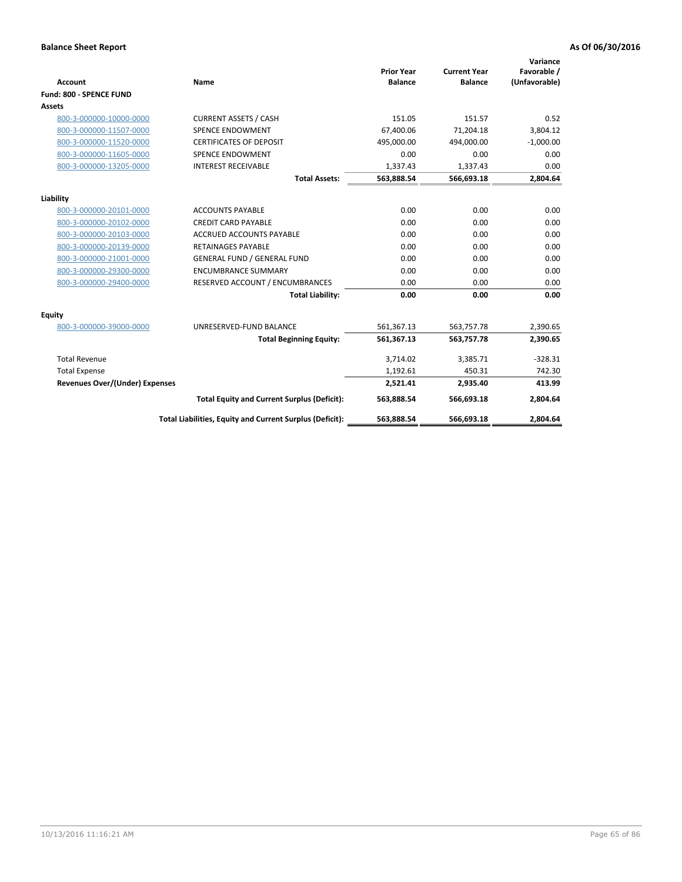**Balance Sheet Report** | **As Of 06/30/2016**

| Account | Name | Prior Year Balance | Current Year Balance | Variance Favorable / (Unfavorable) |
|---|---|---|---|---|
| **Fund: 800 - SPENCE FUND** | | | | |
| **Assets** | | | | |
| 800-3-000000-10000-0000 | CURRENT ASSETS / CASH | 151.05 | 151.57 | 0.52 |
| 800-3-000000-11507-0000 | SPENCE ENDOWMENT | 67,400.06 | 71,204.18 | 3,804.12 |
| 800-3-000000-11520-0000 | CERTIFICATES OF DEPOSIT | 495,000.00 | 494,000.00 | -1,000.00 |
| 800-3-000000-11605-0000 | SPENCE ENDOWMENT | 0.00 | 0.00 | 0.00 |
| 800-3-000000-13205-0000 | INTEREST RECEIVABLE | 1,337.43 | 1,337.43 | 0.00 |
| | **Total Assets:** | **563,888.54** | **566,693.18** | **2,804.64** |
| **Liability** | | | | |
| 800-3-000000-20101-0000 | ACCOUNTS PAYABLE | 0.00 | 0.00 | 0.00 |
| 800-3-000000-20102-0000 | CREDIT CARD PAYABLE | 0.00 | 0.00 | 0.00 |
| 800-3-000000-20103-0000 | ACCRUED ACCOUNTS PAYABLE | 0.00 | 0.00 | 0.00 |
| 800-3-000000-20139-0000 | RETAINAGES PAYABLE | 0.00 | 0.00 | 0.00 |
| 800-3-000000-21001-0000 | GENERAL FUND / GENERAL FUND | 0.00 | 0.00 | 0.00 |
| 800-3-000000-29300-0000 | ENCUMBRANCE SUMMARY | 0.00 | 0.00 | 0.00 |
| 800-3-000000-29400-0000 | RESERVED ACCOUNT / ENCUMBRANCES | 0.00 | 0.00 | 0.00 |
| | **Total Liability:** | **0.00** | **0.00** | **0.00** |
| **Equity** | | | | |
| 800-3-000000-39000-0000 | UNRESERVED-FUND BALANCE | 561,367.13 | 563,757.78 | 2,390.65 |
| | **Total Beginning Equity:** | **561,367.13** | **563,757.78** | **2,390.65** |
| Total Revenue | | 3,714.02 | 3,385.71 | -328.31 |
| Total Expense | | 1,192.61 | 450.31 | 742.30 |
| **Revenues Over/(Under) Expenses** | | **2,521.41** | **2,935.40** | **413.99** |
| | **Total Equity and Current Surplus (Deficit):** | **563,888.54** | **566,693.18** | **2,804.64** |
| | **Total Liabilities, Equity and Current Surplus (Deficit):** | **563,888.54** | **566,693.18** | **2,804.64** |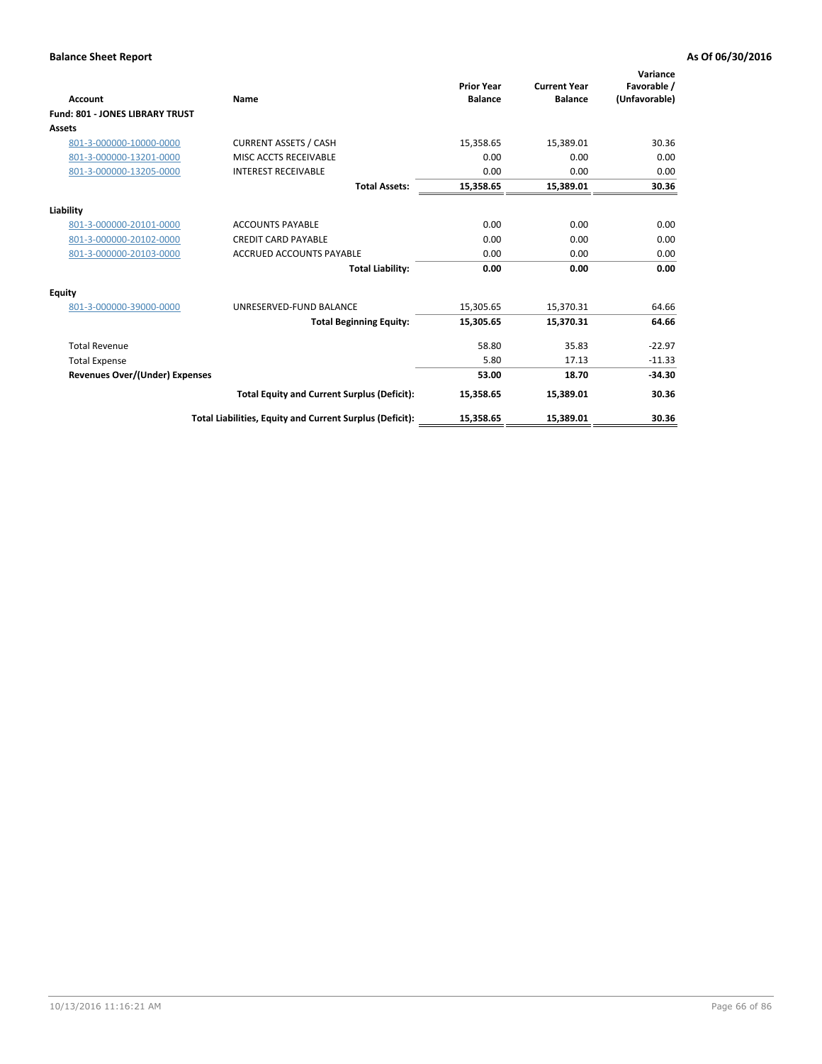**Balance Sheet Report** **As Of 06/30/2016**

| Account | Name | Prior Year Balance | Current Year Balance | Variance Favorable / (Unfavorable) |
|---|---|---|---|---|
| **Fund: 801 - JONES LIBRARY TRUST** | | | | |
| **Assets** | | | | |
| 801-3-000000-10000-0000 | CURRENT ASSETS / CASH | 15,358.65 | 15,389.01 | 30.36 |
| 801-3-000000-13201-0000 | MISC ACCTS RECEIVABLE | 0.00 | 0.00 | 0.00 |
| 801-3-000000-13205-0000 | INTEREST RECEIVABLE | 0.00 | 0.00 | 0.00 |
| | **Total Assets:** | **15,358.65** | **15,389.01** | **30.36** |
| **Liability** | | | | |
| 801-3-000000-20101-0000 | ACCOUNTS PAYABLE | 0.00 | 0.00 | 0.00 |
| 801-3-000000-20102-0000 | CREDIT CARD PAYABLE | 0.00 | 0.00 | 0.00 |
| 801-3-000000-20103-0000 | ACCRUED ACCOUNTS PAYABLE | 0.00 | 0.00 | 0.00 |
| | **Total Liability:** | **0.00** | **0.00** | **0.00** |
| **Equity** | | | | |
| 801-3-000000-39000-0000 | UNRESERVED-FUND BALANCE | 15,305.65 | 15,370.31 | 64.66 |
| | **Total Beginning Equity:** | **15,305.65** | **15,370.31** | **64.66** |
| Total Revenue | | 58.80 | 35.83 | -22.97 |
| Total Expense | | 5.80 | 17.13 | -11.33 |
| **Revenues Over/(Under) Expenses** | | **53.00** | **18.70** | **-34.30** |
| | **Total Equity and Current Surplus (Deficit):** | **15,358.65** | **15,389.01** | **30.36** |
| | **Total Liabilities, Equity and Current Surplus (Deficit):** | **15,358.65** | **15,389.01** | **30.36** |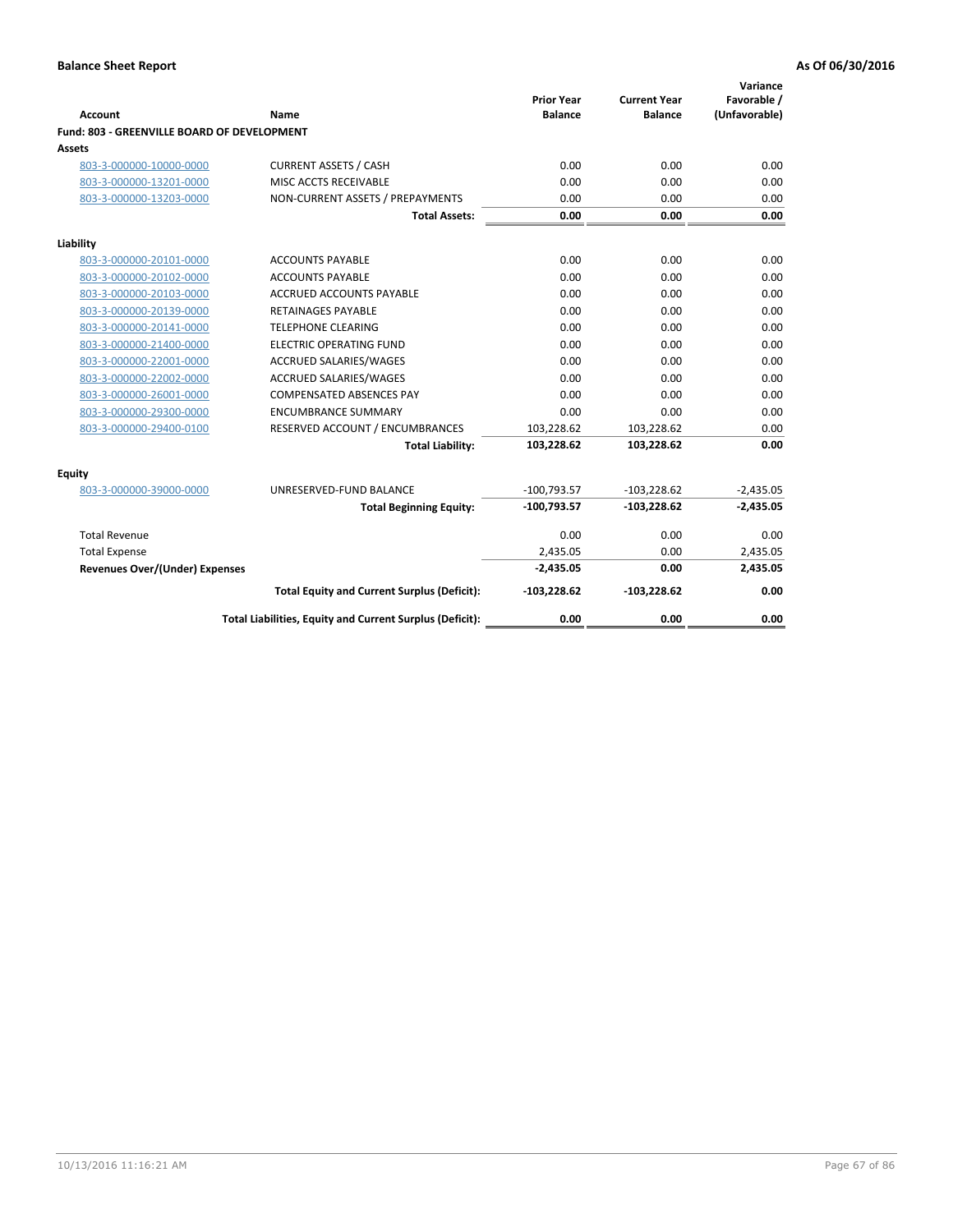**Balance Sheet Report** | **As Of 06/30/2016**

| Account | Name | Prior Year Balance | Current Year Balance | Variance Favorable / (Unfavorable) |
|---|---|---|---|---|
| **Fund: 803 - GREENVILLE BOARD OF DEVELOPMENT** | | | | |
| **Assets** | | | | |
| 803-3-000000-10000-0000 | CURRENT ASSETS / CASH | 0.00 | 0.00 | 0.00 |
| 803-3-000000-13201-0000 | MISC ACCTS RECEIVABLE | 0.00 | 0.00 | 0.00 |
| 803-3-000000-13203-0000 | NON-CURRENT ASSETS / PREPAYMENTS | 0.00 | 0.00 | 0.00 |
| | **Total Assets:** | **0.00** | **0.00** | **0.00** |
| **Liability** | | | | |
| 803-3-000000-20101-0000 | ACCOUNTS PAYABLE | 0.00 | 0.00 | 0.00 |
| 803-3-000000-20102-0000 | ACCOUNTS PAYABLE | 0.00 | 0.00 | 0.00 |
| 803-3-000000-20103-0000 | ACCRUED ACCOUNTS PAYABLE | 0.00 | 0.00 | 0.00 |
| 803-3-000000-20139-0000 | RETAINAGES PAYABLE | 0.00 | 0.00 | 0.00 |
| 803-3-000000-20141-0000 | TELEPHONE CLEARING | 0.00 | 0.00 | 0.00 |
| 803-3-000000-21400-0000 | ELECTRIC OPERATING FUND | 0.00 | 0.00 | 0.00 |
| 803-3-000000-22001-0000 | ACCRUED SALARIES/WAGES | 0.00 | 0.00 | 0.00 |
| 803-3-000000-22002-0000 | ACCRUED SALARIES/WAGES | 0.00 | 0.00 | 0.00 |
| 803-3-000000-26001-0000 | COMPENSATED ABSENCES PAY | 0.00 | 0.00 | 0.00 |
| 803-3-000000-29300-0000 | ENCUMBRANCE SUMMARY | 0.00 | 0.00 | 0.00 |
| 803-3-000000-29400-0100 | RESERVED ACCOUNT / ENCUMBRANCES | 103,228.62 | 103,228.62 | 0.00 |
| | **Total Liability:** | **103,228.62** | **103,228.62** | **0.00** |
| **Equity** | | | | |
| 803-3-000000-39000-0000 | UNRESERVED-FUND BALANCE | -100,793.57 | -103,228.62 | -2,435.05 |
| | **Total Beginning Equity:** | **-100,793.57** | **-103,228.62** | **-2,435.05** |
| Total Revenue | | 0.00 | 0.00 | 0.00 |
| Total Expense | | 2,435.05 | 0.00 | 2,435.05 |
| **Revenues Over/(Under) Expenses** | | **-2,435.05** | **0.00** | **2,435.05** |
| | **Total Equity and Current Surplus (Deficit):** | **-103,228.62** | **-103,228.62** | **0.00** |
| | **Total Liabilities, Equity and Current Surplus (Deficit):** | **0.00** | **0.00** | **0.00** |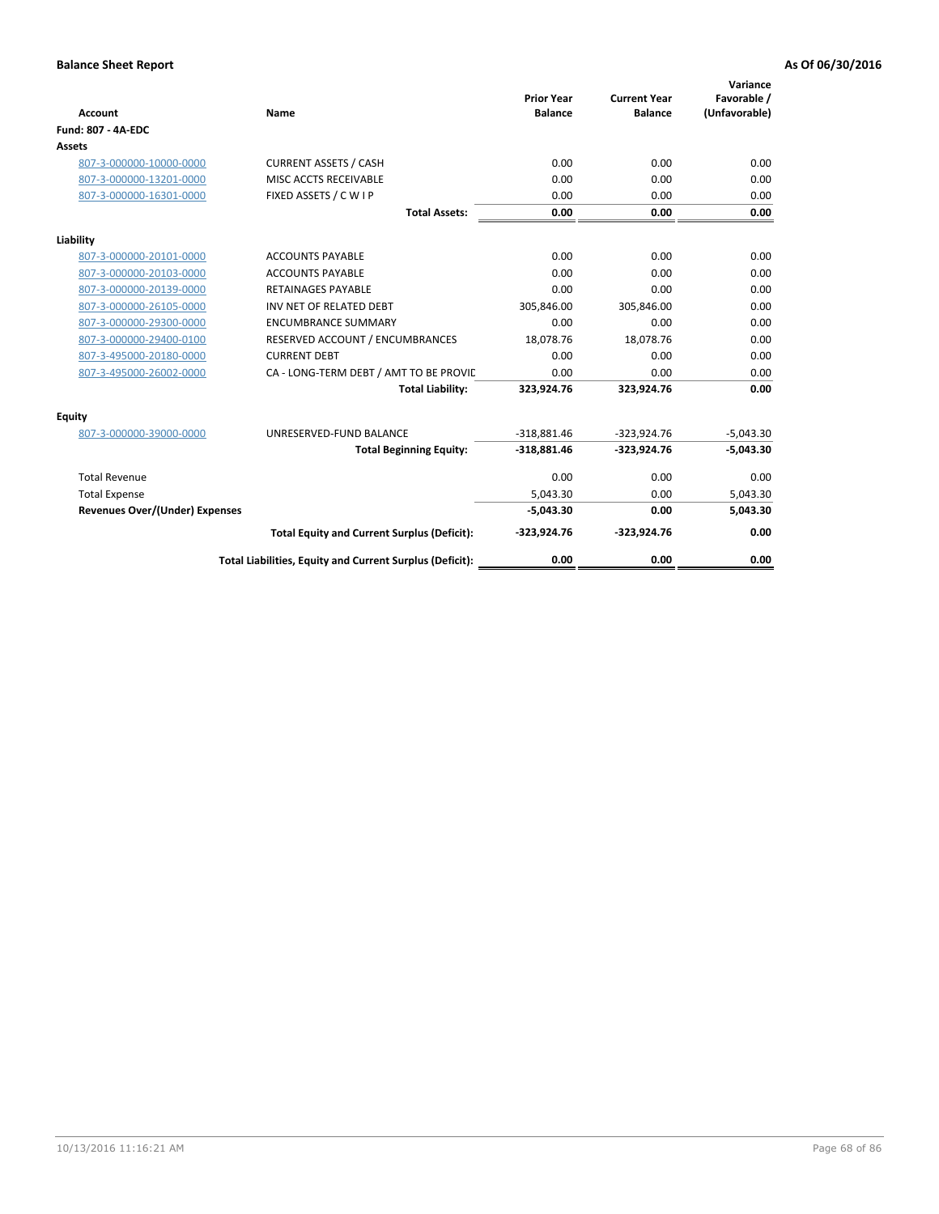**Balance Sheet Report** **As Of 06/30/2016**

| Account | Name | Prior Year Balance | Current Year Balance | Variance Favorable / (Unfavorable) |
|---|---|---|---|---|
| **Fund: 807 - 4A-EDC** | | | | |
| **Assets** | | | | |
| 807-3-000000-10000-0000 | CURRENT ASSETS / CASH | 0.00 | 0.00 | 0.00 |
| 807-3-000000-13201-0000 | MISC ACCTS RECEIVABLE | 0.00 | 0.00 | 0.00 |
| 807-3-000000-16301-0000 | FIXED ASSETS / C W I P | 0.00 | 0.00 | 0.00 |
| | **Total Assets:** | **0.00** | **0.00** | **0.00** |
| **Liability** | | | | |
| 807-3-000000-20101-0000 | ACCOUNTS PAYABLE | 0.00 | 0.00 | 0.00 |
| 807-3-000000-20103-0000 | ACCOUNTS PAYABLE | 0.00 | 0.00 | 0.00 |
| 807-3-000000-20139-0000 | RETAINAGES PAYABLE | 0.00 | 0.00 | 0.00 |
| 807-3-000000-26105-0000 | INV NET OF RELATED DEBT | 305,846.00 | 305,846.00 | 0.00 |
| 807-3-000000-29300-0000 | ENCUMBRANCE SUMMARY | 0.00 | 0.00 | 0.00 |
| 807-3-000000-29400-0100 | RESERVED ACCOUNT / ENCUMBRANCES | 18,078.76 | 18,078.76 | 0.00 |
| 807-3-495000-20180-0000 | CURRENT DEBT | 0.00 | 0.00 | 0.00 |
| 807-3-495000-26002-0000 | CA - LONG-TERM DEBT / AMT TO BE PROVIC | 0.00 | 0.00 | 0.00 |
| | **Total Liability:** | **323,924.76** | **323,924.76** | **0.00** |
| **Equity** | | | | |
| 807-3-000000-39000-0000 | UNRESERVED-FUND BALANCE | -318,881.46 | -323,924.76 | -5,043.30 |
| | **Total Beginning Equity:** | **-318,881.46** | **-323,924.76** | **-5,043.30** |
| Total Revenue | | 0.00 | 0.00 | 0.00 |
| Total Expense | | 5,043.30 | 0.00 | 5,043.30 |
| **Revenues Over/(Under) Expenses** | | **-5,043.30** | **0.00** | **5,043.30** |
| | **Total Equity and Current Surplus (Deficit):** | **-323,924.76** | **-323,924.76** | **0.00** |
| | **Total Liabilities, Equity and Current Surplus (Deficit):** | **0.00** | **0.00** | **0.00** |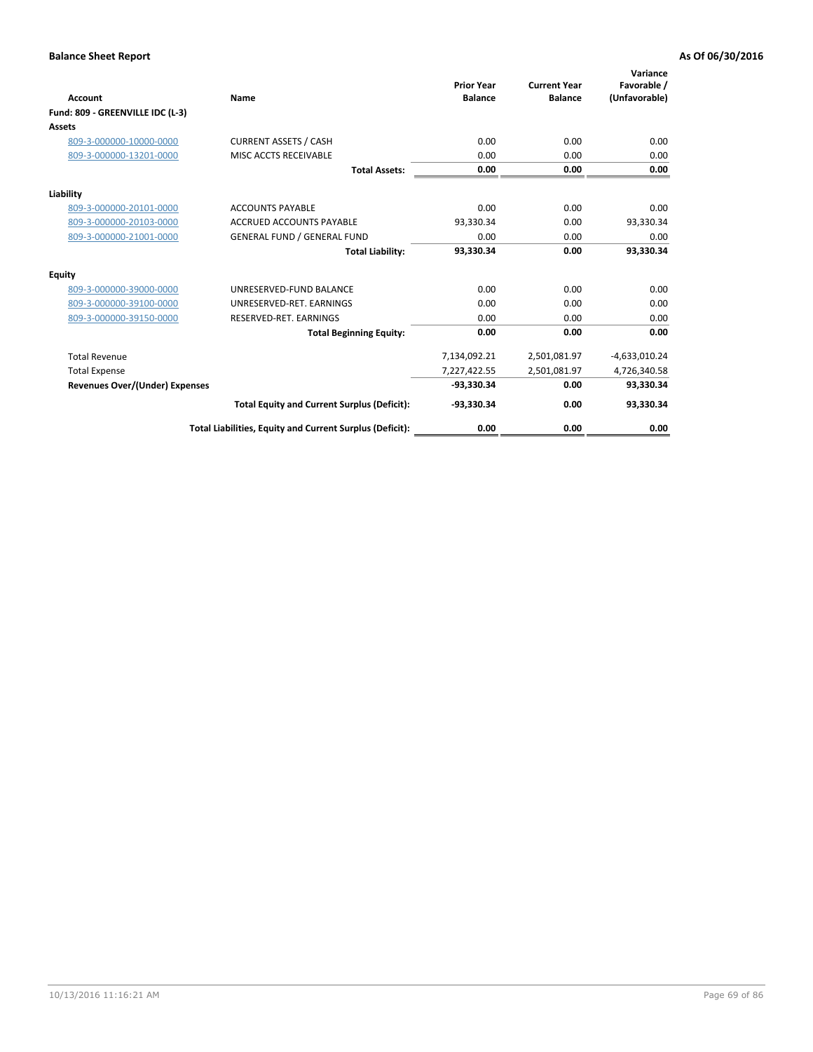**Balance Sheet Report** — **As Of 06/30/2016**

| Account | Name | Prior Year Balance | Current Year Balance | Variance Favorable / (Unfavorable) |
|---|---|---|---|---|
| **Fund: 809 - GREENVILLE IDC (L-3)** | | | | |
| **Assets** | | | | |
| 809-3-000000-10000-0000 | CURRENT ASSETS / CASH | 0.00 | 0.00 | 0.00 |
| 809-3-000000-13201-0000 | MISC ACCTS RECEIVABLE | 0.00 | 0.00 | 0.00 |
| | **Total Assets:** | **0.00** | **0.00** | **0.00** |
| **Liability** | | | | |
| 809-3-000000-20101-0000 | ACCOUNTS PAYABLE | 0.00 | 0.00 | 0.00 |
| 809-3-000000-20103-0000 | ACCRUED ACCOUNTS PAYABLE | 93,330.34 | 0.00 | 93,330.34 |
| 809-3-000000-21001-0000 | GENERAL FUND / GENERAL FUND | 0.00 | 0.00 | 0.00 |
| | **Total Liability:** | **93,330.34** | **0.00** | **93,330.34** |
| **Equity** | | | | |
| 809-3-000000-39000-0000 | UNRESERVED-FUND BALANCE | 0.00 | 0.00 | 0.00 |
| 809-3-000000-39100-0000 | UNRESERVED-RET. EARNINGS | 0.00 | 0.00 | 0.00 |
| 809-3-000000-39150-0000 | RESERVED-RET. EARNINGS | 0.00 | 0.00 | 0.00 |
| | **Total Beginning Equity:** | **0.00** | **0.00** | **0.00** |
| Total Revenue | | 7,134,092.21 | 2,501,081.97 | -4,633,010.24 |
| Total Expense | | 7,227,422.55 | 2,501,081.97 | 4,726,340.58 |
| **Revenues Over/(Under) Expenses** | | **-93,330.34** | **0.00** | **93,330.34** |
| | **Total Equity and Current Surplus (Deficit):** | **-93,330.34** | **0.00** | **93,330.34** |
| | **Total Liabilities, Equity and Current Surplus (Deficit):** | **0.00** | **0.00** | **0.00** |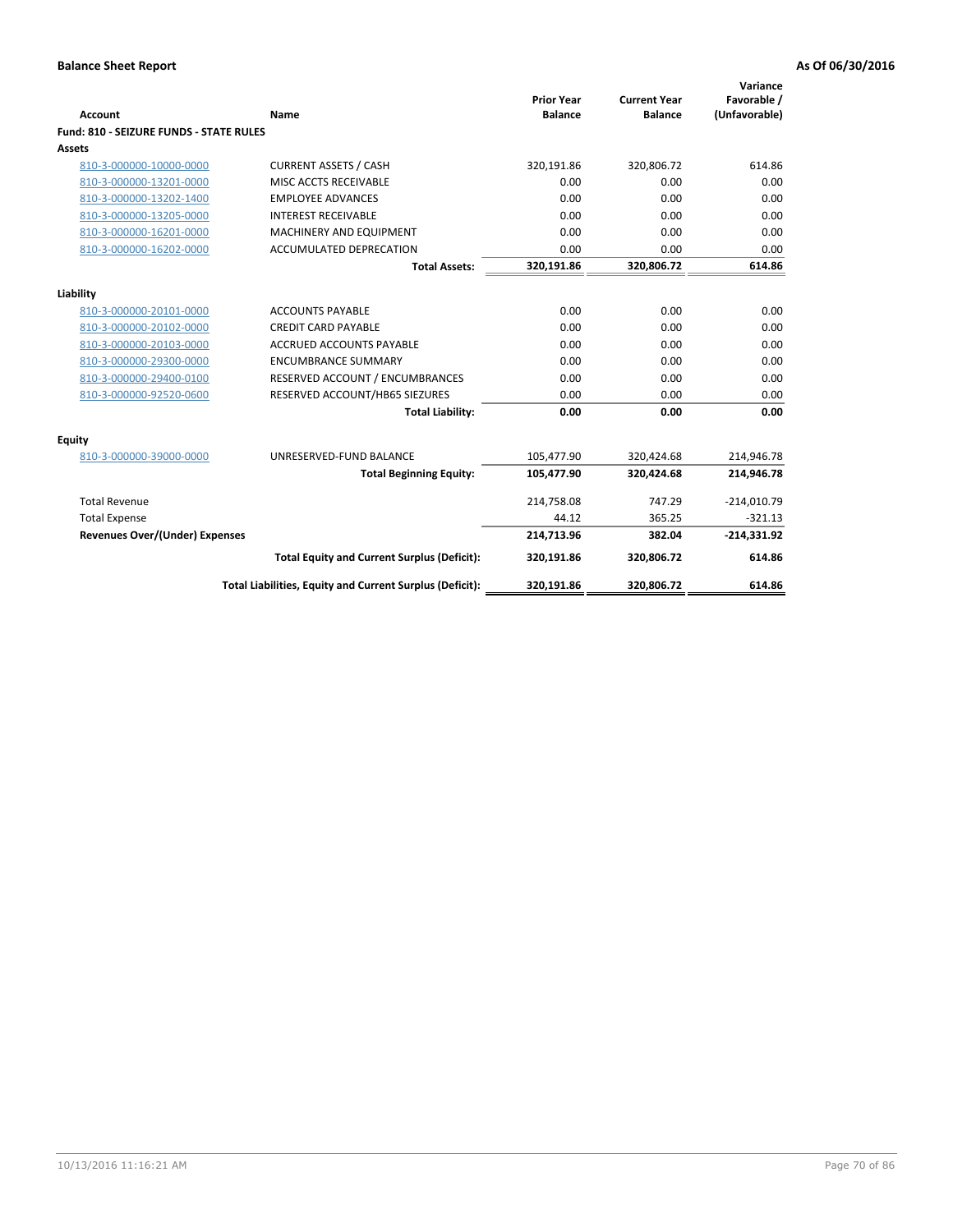**Balance Sheet Report** — As Of 06/30/2016

| Account | Name | Prior Year Balance | Current Year Balance | Variance Favorable / (Unfavorable) |
|---|---|---|---|---|
| **Fund: 810 - SEIZURE FUNDS - STATE RULES** | | | | |
| **Assets** | | | | |
| 810-3-000000-10000-0000 | CURRENT ASSETS / CASH | 320,191.86 | 320,806.72 | 614.86 |
| 810-3-000000-13201-0000 | MISC ACCTS RECEIVABLE | 0.00 | 0.00 | 0.00 |
| 810-3-000000-13202-1400 | EMPLOYEE ADVANCES | 0.00 | 0.00 | 0.00 |
| 810-3-000000-13205-0000 | INTEREST RECEIVABLE | 0.00 | 0.00 | 0.00 |
| 810-3-000000-16201-0000 | MACHINERY AND EQUIPMENT | 0.00 | 0.00 | 0.00 |
| 810-3-000000-16202-0000 | ACCUMULATED DEPRECATION | 0.00 | 0.00 | 0.00 |
| | **Total Assets:** | **320,191.86** | **320,806.72** | **614.86** |
| **Liability** | | | | |
| 810-3-000000-20101-0000 | ACCOUNTS PAYABLE | 0.00 | 0.00 | 0.00 |
| 810-3-000000-20102-0000 | CREDIT CARD PAYABLE | 0.00 | 0.00 | 0.00 |
| 810-3-000000-20103-0000 | ACCRUED ACCOUNTS PAYABLE | 0.00 | 0.00 | 0.00 |
| 810-3-000000-29300-0000 | ENCUMBRANCE SUMMARY | 0.00 | 0.00 | 0.00 |
| 810-3-000000-29400-0100 | RESERVED ACCOUNT / ENCUMBRANCES | 0.00 | 0.00 | 0.00 |
| 810-3-000000-92520-0600 | RESERVED ACCOUNT/HB65 SIEZURES | 0.00 | 0.00 | 0.00 |
| | **Total Liability:** | **0.00** | **0.00** | **0.00** |
| **Equity** | | | | |
| 810-3-000000-39000-0000 | UNRESERVED-FUND BALANCE | 105,477.90 | 320,424.68 | 214,946.78 |
| | **Total Beginning Equity:** | **105,477.90** | **320,424.68** | **214,946.78** |
| Total Revenue | | 214,758.08 | 747.29 | -214,010.79 |
| Total Expense | | 44.12 | 365.25 | -321.13 |
| **Revenues Over/(Under) Expenses** | | **214,713.96** | **382.04** | **-214,331.92** |
| | **Total Equity and Current Surplus (Deficit):** | **320,191.86** | **320,806.72** | **614.86** |
| | **Total Liabilities, Equity and Current Surplus (Deficit):** | **320,191.86** | **320,806.72** | **614.86** |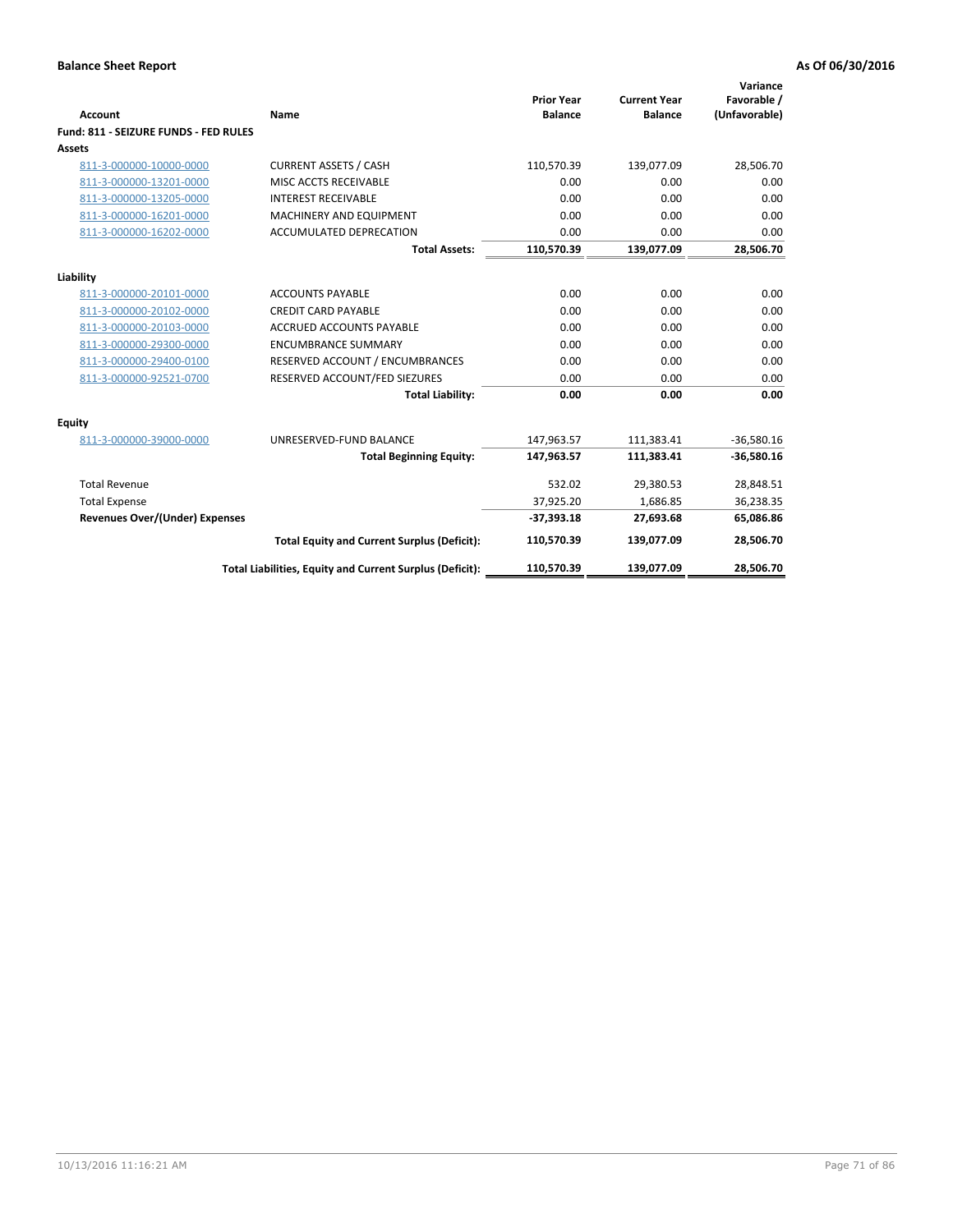**Balance Sheet Report** | **As Of 06/30/2016**

| Account | Name | Prior Year Balance | Current Year Balance | Variance Favorable / (Unfavorable) |
|---|---|---|---|---|
| **Fund: 811 - SEIZURE FUNDS - FED RULES** | | | | |
| **Assets** | | | | |
| 811-3-000000-10000-0000 | CURRENT ASSETS / CASH | 110,570.39 | 139,077.09 | 28,506.70 |
| 811-3-000000-13201-0000 | MISC ACCTS RECEIVABLE | 0.00 | 0.00 | 0.00 |
| 811-3-000000-13205-0000 | INTEREST RECEIVABLE | 0.00 | 0.00 | 0.00 |
| 811-3-000000-16201-0000 | MACHINERY AND EQUIPMENT | 0.00 | 0.00 | 0.00 |
| 811-3-000000-16202-0000 | ACCUMULATED DEPRECATION | 0.00 | 0.00 | 0.00 |
| | **Total Assets:** | **110,570.39** | **139,077.09** | **28,506.70** |
| **Liability** | | | | |
| 811-3-000000-20101-0000 | ACCOUNTS PAYABLE | 0.00 | 0.00 | 0.00 |
| 811-3-000000-20102-0000 | CREDIT CARD PAYABLE | 0.00 | 0.00 | 0.00 |
| 811-3-000000-20103-0000 | ACCRUED ACCOUNTS PAYABLE | 0.00 | 0.00 | 0.00 |
| 811-3-000000-29300-0000 | ENCUMBRANCE SUMMARY | 0.00 | 0.00 | 0.00 |
| 811-3-000000-29400-0100 | RESERVED ACCOUNT / ENCUMBRANCES | 0.00 | 0.00 | 0.00 |
| 811-3-000000-92521-0700 | RESERVED ACCOUNT/FED SIEZURES | 0.00 | 0.00 | 0.00 |
| | **Total Liability:** | **0.00** | **0.00** | **0.00** |
| **Equity** | | | | |
| 811-3-000000-39000-0000 | UNRESERVED-FUND BALANCE | 147,963.57 | 111,383.41 | -36,580.16 |
| | **Total Beginning Equity:** | **147,963.57** | **111,383.41** | **-36,580.16** |
| Total Revenue | | 532.02 | 29,380.53 | 28,848.51 |
| Total Expense | | 37,925.20 | 1,686.85 | 36,238.35 |
| **Revenues Over/(Under) Expenses** | | **-37,393.18** | **27,693.68** | **65,086.86** |
| | **Total Equity and Current Surplus (Deficit):** | **110,570.39** | **139,077.09** | **28,506.70** |
| | **Total Liabilities, Equity and Current Surplus (Deficit):** | **110,570.39** | **139,077.09** | **28,506.70** |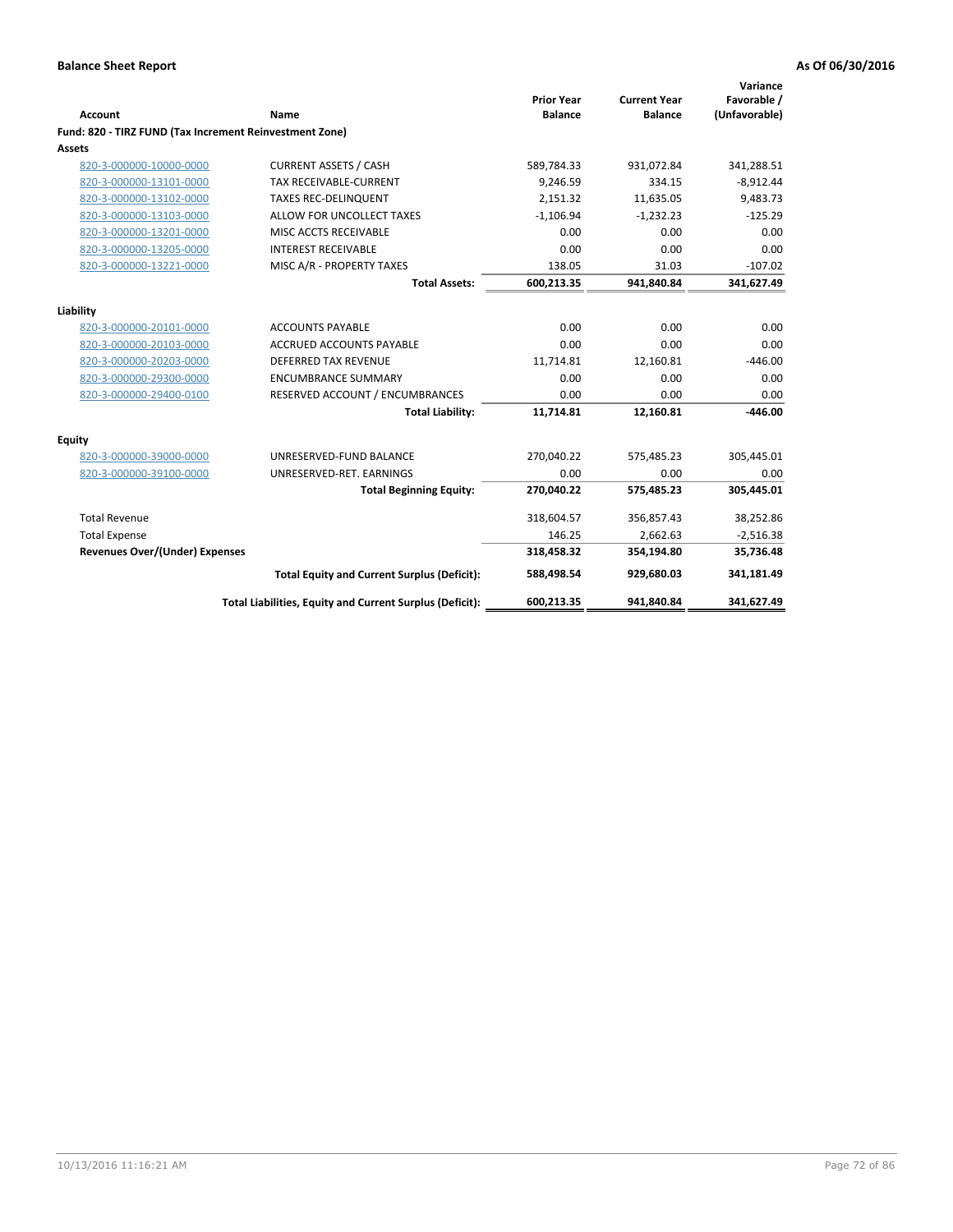**Balance Sheet Report** | **As Of 06/30/2016**

| Account | Name | Prior Year Balance | Current Year Balance | Variance Favorable / (Unfavorable) |
|---|---|---|---|---|
| **Fund: 820 - TIRZ FUND (Tax Increment Reinvestment Zone)** | | | | |
| **Assets** | | | | |
| 820-3-000000-10000-0000 | CURRENT ASSETS / CASH | 589,784.33 | 931,072.84 | 341,288.51 |
| 820-3-000000-13101-0000 | TAX RECEIVABLE-CURRENT | 9,246.59 | 334.15 | -8,912.44 |
| 820-3-000000-13102-0000 | TAXES REC-DELINQUENT | 2,151.32 | 11,635.05 | 9,483.73 |
| 820-3-000000-13103-0000 | ALLOW FOR UNCOLLECT TAXES | -1,106.94 | -1,232.23 | -125.29 |
| 820-3-000000-13201-0000 | MISC ACCTS RECEIVABLE | 0.00 | 0.00 | 0.00 |
| 820-3-000000-13205-0000 | INTEREST RECEIVABLE | 0.00 | 0.00 | 0.00 |
| 820-3-000000-13221-0000 | MISC A/R - PROPERTY TAXES | 138.05 | 31.03 | -107.02 |
| | **Total Assets:** | **600,213.35** | **941,840.84** | **341,627.49** |
| **Liability** | | | | |
| 820-3-000000-20101-0000 | ACCOUNTS PAYABLE | 0.00 | 0.00 | 0.00 |
| 820-3-000000-20103-0000 | ACCRUED ACCOUNTS PAYABLE | 0.00 | 0.00 | 0.00 |
| 820-3-000000-20203-0000 | DEFERRED TAX REVENUE | 11,714.81 | 12,160.81 | -446.00 |
| 820-3-000000-29300-0000 | ENCUMBRANCE SUMMARY | 0.00 | 0.00 | 0.00 |
| 820-3-000000-29400-0100 | RESERVED ACCOUNT / ENCUMBRANCES | 0.00 | 0.00 | 0.00 |
| | **Total Liability:** | **11,714.81** | **12,160.81** | **-446.00** |
| **Equity** | | | | |
| 820-3-000000-39000-0000 | UNRESERVED-FUND BALANCE | 270,040.22 | 575,485.23 | 305,445.01 |
| 820-3-000000-39100-0000 | UNRESERVED-RET. EARNINGS | 0.00 | 0.00 | 0.00 |
| | **Total Beginning Equity:** | **270,040.22** | **575,485.23** | **305,445.01** |
| Total Revenue | | 318,604.57 | 356,857.43 | 38,252.86 |
| Total Expense | | 146.25 | 2,662.63 | -2,516.38 |
| **Revenues Over/(Under) Expenses** | | **318,458.32** | **354,194.80** | **35,736.48** |
| | **Total Equity and Current Surplus (Deficit):** | **588,498.54** | **929,680.03** | **341,181.49** |
| | **Total Liabilities, Equity and Current Surplus (Deficit):** | **600,213.35** | **941,840.84** | **341,627.49** |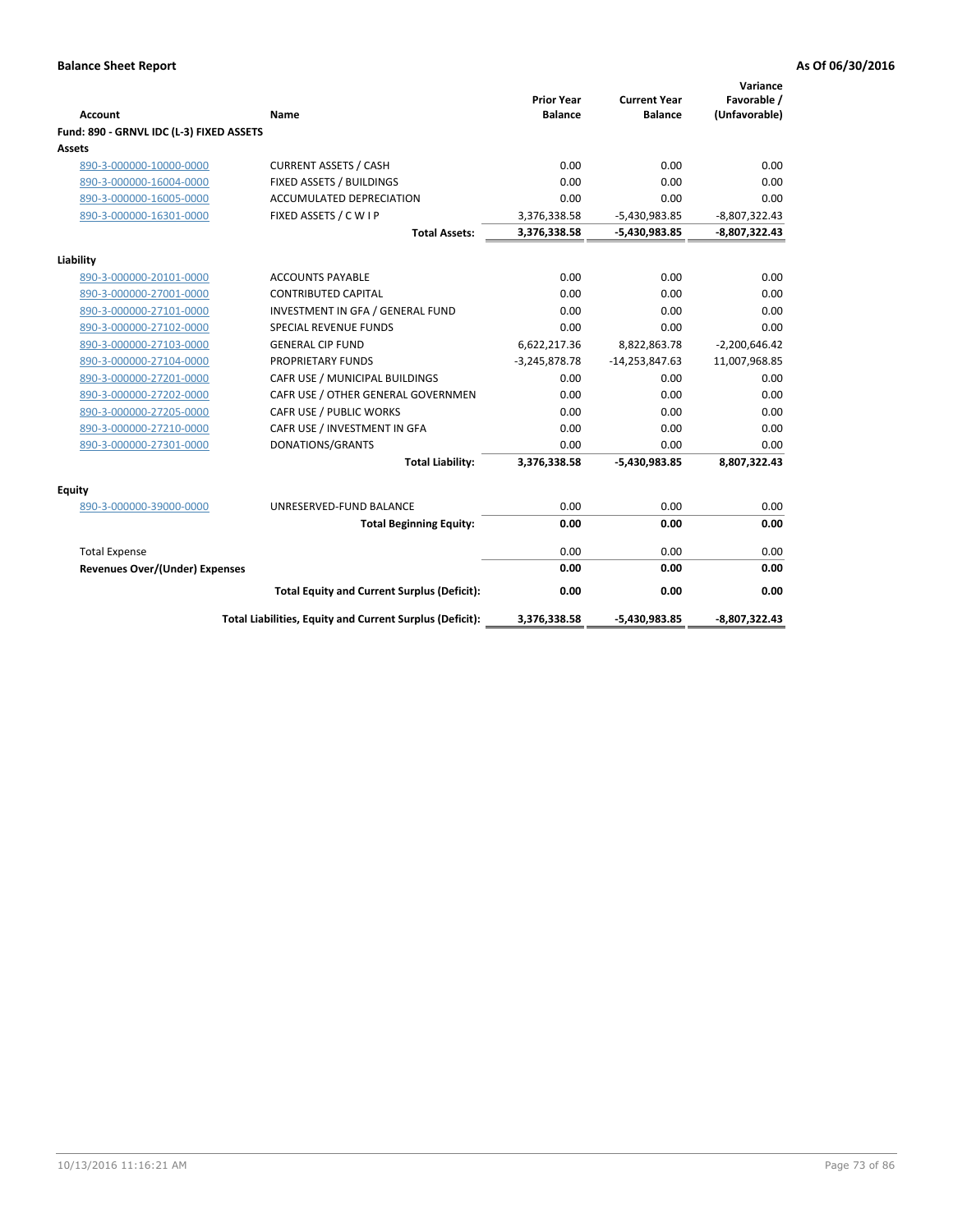**Balance Sheet Report** — **As Of 06/30/2016**

| Account | Name | Prior Year Balance | Current Year Balance | Variance Favorable / (Unfavorable) |
|---|---|---|---|---|
| **Fund: 890 - GRNVL IDC (L-3) FIXED ASSETS** | | | | |
| **Assets** | | | | |
| 890-3-000000-10000-0000 | CURRENT ASSETS / CASH | 0.00 | 0.00 | 0.00 |
| 890-3-000000-16004-0000 | FIXED ASSETS / BUILDINGS | 0.00 | 0.00 | 0.00 |
| 890-3-000000-16005-0000 | ACCUMULATED DEPRECIATION | 0.00 | 0.00 | 0.00 |
| 890-3-000000-16301-0000 | FIXED ASSETS / C W I P | 3,376,338.58 | -5,430,983.85 | -8,807,322.43 |
| | **Total Assets:** | **3,376,338.58** | **-5,430,983.85** | **-8,807,322.43** |
| **Liability** | | | | |
| 890-3-000000-20101-0000 | ACCOUNTS PAYABLE | 0.00 | 0.00 | 0.00 |
| 890-3-000000-27001-0000 | CONTRIBUTED CAPITAL | 0.00 | 0.00 | 0.00 |
| 890-3-000000-27101-0000 | INVESTMENT IN GFA / GENERAL FUND | 0.00 | 0.00 | 0.00 |
| 890-3-000000-27102-0000 | SPECIAL REVENUE FUNDS | 0.00 | 0.00 | 0.00 |
| 890-3-000000-27103-0000 | GENERAL CIP FUND | 6,622,217.36 | 8,822,863.78 | -2,200,646.42 |
| 890-3-000000-27104-0000 | PROPRIETARY FUNDS | -3,245,878.78 | -14,253,847.63 | 11,007,968.85 |
| 890-3-000000-27201-0000 | CAFR USE / MUNICIPAL BUILDINGS | 0.00 | 0.00 | 0.00 |
| 890-3-000000-27202-0000 | CAFR USE / OTHER GENERAL GOVERNMEN | 0.00 | 0.00 | 0.00 |
| 890-3-000000-27205-0000 | CAFR USE / PUBLIC WORKS | 0.00 | 0.00 | 0.00 |
| 890-3-000000-27210-0000 | CAFR USE / INVESTMENT IN GFA | 0.00 | 0.00 | 0.00 |
| 890-3-000000-27301-0000 | DONATIONS/GRANTS | 0.00 | 0.00 | 0.00 |
| | **Total Liability:** | **3,376,338.58** | **-5,430,983.85** | **8,807,322.43** |
| **Equity** | | | | |
| 890-3-000000-39000-0000 | UNRESERVED-FUND BALANCE | 0.00 | 0.00 | 0.00 |
| | **Total Beginning Equity:** | **0.00** | **0.00** | **0.00** |
| Total Expense | | 0.00 | 0.00 | 0.00 |
| **Revenues Over/(Under) Expenses** | | **0.00** | **0.00** | **0.00** |
| | **Total Equity and Current Surplus (Deficit):** | **0.00** | **0.00** | **0.00** |
| | **Total Liabilities, Equity and Current Surplus (Deficit):** | **3,376,338.58** | **-5,430,983.85** | **-8,807,322.43** |

10/13/2016 11:16:21 AM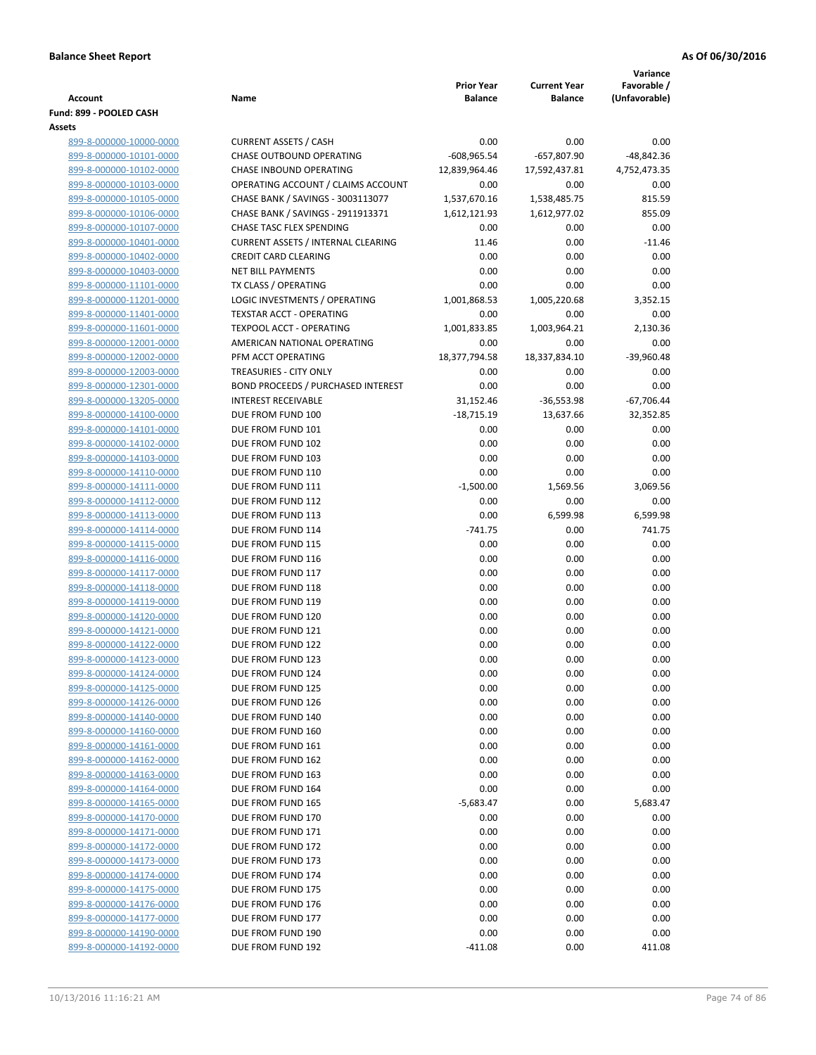**Balance Sheet Report** **As Of 06/30/2016**

| Account | Name | Prior Year Balance | Current Year Balance | Variance Favorable / (Unfavorable) |
|---|---|---|---|---|
| **Fund: 899 - POOLED CASH** | | | | |
| **Assets** | | | | |
| 899-8-000000-10000-0000 | CURRENT ASSETS / CASH | 0.00 | 0.00 | 0.00 |
| 899-8-000000-10101-0000 | CHASE OUTBOUND OPERATING | -608,965.54 | -657,807.90 | -48,842.36 |
| 899-8-000000-10102-0000 | CHASE INBOUND OPERATING | 12,839,964.46 | 17,592,437.81 | 4,752,473.35 |
| 899-8-000000-10103-0000 | OPERATING ACCOUNT / CLAIMS ACCOUNT | 0.00 | 0.00 | 0.00 |
| 899-8-000000-10105-0000 | CHASE BANK / SAVINGS - 3003113077 | 1,537,670.16 | 1,538,485.75 | 815.59 |
| 899-8-000000-10106-0000 | CHASE BANK / SAVINGS - 2911913371 | 1,612,121.93 | 1,612,977.02 | 855.09 |
| 899-8-000000-10107-0000 | CHASE TASC FLEX SPENDING | 0.00 | 0.00 | 0.00 |
| 899-8-000000-10401-0000 | CURRENT ASSETS / INTERNAL CLEARING | 11.46 | 0.00 | -11.46 |
| 899-8-000000-10402-0000 | CREDIT CARD CLEARING | 0.00 | 0.00 | 0.00 |
| 899-8-000000-10403-0000 | NET BILL PAYMENTS | 0.00 | 0.00 | 0.00 |
| 899-8-000000-11101-0000 | TX CLASS / OPERATING | 0.00 | 0.00 | 0.00 |
| 899-8-000000-11201-0000 | LOGIC INVESTMENTS / OPERATING | 1,001,868.53 | 1,005,220.68 | 3,352.15 |
| 899-8-000000-11401-0000 | TEXSTAR ACCT - OPERATING | 0.00 | 0.00 | 0.00 |
| 899-8-000000-11601-0000 | TEXPOOL ACCT - OPERATING | 1,001,833.85 | 1,003,964.21 | 2,130.36 |
| 899-8-000000-12001-0000 | AMERICAN NATIONAL OPERATING | 0.00 | 0.00 | 0.00 |
| 899-8-000000-12002-0000 | PFM ACCT OPERATING | 18,377,794.58 | 18,337,834.10 | -39,960.48 |
| 899-8-000000-12003-0000 | TREASURIES - CITY ONLY | 0.00 | 0.00 | 0.00 |
| 899-8-000000-12301-0000 | BOND PROCEEDS / PURCHASED INTEREST | 0.00 | 0.00 | 0.00 |
| 899-8-000000-13205-0000 | INTEREST RECEIVABLE | 31,152.46 | -36,553.98 | -67,706.44 |
| 899-8-000000-14100-0000 | DUE FROM FUND 100 | -18,715.19 | 13,637.66 | 32,352.85 |
| 899-8-000000-14101-0000 | DUE FROM FUND 101 | 0.00 | 0.00 | 0.00 |
| 899-8-000000-14102-0000 | DUE FROM FUND 102 | 0.00 | 0.00 | 0.00 |
| 899-8-000000-14103-0000 | DUE FROM FUND 103 | 0.00 | 0.00 | 0.00 |
| 899-8-000000-14110-0000 | DUE FROM FUND 110 | 0.00 | 0.00 | 0.00 |
| 899-8-000000-14111-0000 | DUE FROM FUND 111 | -1,500.00 | 1,569.56 | 3,069.56 |
| 899-8-000000-14112-0000 | DUE FROM FUND 112 | 0.00 | 0.00 | 0.00 |
| 899-8-000000-14113-0000 | DUE FROM FUND 113 | 0.00 | 6,599.98 | 6,599.98 |
| 899-8-000000-14114-0000 | DUE FROM FUND 114 | -741.75 | 0.00 | 741.75 |
| 899-8-000000-14115-0000 | DUE FROM FUND 115 | 0.00 | 0.00 | 0.00 |
| 899-8-000000-14116-0000 | DUE FROM FUND 116 | 0.00 | 0.00 | 0.00 |
| 899-8-000000-14117-0000 | DUE FROM FUND 117 | 0.00 | 0.00 | 0.00 |
| 899-8-000000-14118-0000 | DUE FROM FUND 118 | 0.00 | 0.00 | 0.00 |
| 899-8-000000-14119-0000 | DUE FROM FUND 119 | 0.00 | 0.00 | 0.00 |
| 899-8-000000-14120-0000 | DUE FROM FUND 120 | 0.00 | 0.00 | 0.00 |
| 899-8-000000-14121-0000 | DUE FROM FUND 121 | 0.00 | 0.00 | 0.00 |
| 899-8-000000-14122-0000 | DUE FROM FUND 122 | 0.00 | 0.00 | 0.00 |
| 899-8-000000-14123-0000 | DUE FROM FUND 123 | 0.00 | 0.00 | 0.00 |
| 899-8-000000-14124-0000 | DUE FROM FUND 124 | 0.00 | 0.00 | 0.00 |
| 899-8-000000-14125-0000 | DUE FROM FUND 125 | 0.00 | 0.00 | 0.00 |
| 899-8-000000-14126-0000 | DUE FROM FUND 126 | 0.00 | 0.00 | 0.00 |
| 899-8-000000-14140-0000 | DUE FROM FUND 140 | 0.00 | 0.00 | 0.00 |
| 899-8-000000-14160-0000 | DUE FROM FUND 160 | 0.00 | 0.00 | 0.00 |
| 899-8-000000-14161-0000 | DUE FROM FUND 161 | 0.00 | 0.00 | 0.00 |
| 899-8-000000-14162-0000 | DUE FROM FUND 162 | 0.00 | 0.00 | 0.00 |
| 899-8-000000-14163-0000 | DUE FROM FUND 163 | 0.00 | 0.00 | 0.00 |
| 899-8-000000-14164-0000 | DUE FROM FUND 164 | 0.00 | 0.00 | 0.00 |
| 899-8-000000-14165-0000 | DUE FROM FUND 165 | -5,683.47 | 0.00 | 5,683.47 |
| 899-8-000000-14170-0000 | DUE FROM FUND 170 | 0.00 | 0.00 | 0.00 |
| 899-8-000000-14171-0000 | DUE FROM FUND 171 | 0.00 | 0.00 | 0.00 |
| 899-8-000000-14172-0000 | DUE FROM FUND 172 | 0.00 | 0.00 | 0.00 |
| 899-8-000000-14173-0000 | DUE FROM FUND 173 | 0.00 | 0.00 | 0.00 |
| 899-8-000000-14174-0000 | DUE FROM FUND 174 | 0.00 | 0.00 | 0.00 |
| 899-8-000000-14175-0000 | DUE FROM FUND 175 | 0.00 | 0.00 | 0.00 |
| 899-8-000000-14176-0000 | DUE FROM FUND 176 | 0.00 | 0.00 | 0.00 |
| 899-8-000000-14177-0000 | DUE FROM FUND 177 | 0.00 | 0.00 | 0.00 |
| 899-8-000000-14190-0000 | DUE FROM FUND 190 | 0.00 | 0.00 | 0.00 |
| 899-8-000000-14192-0000 | DUE FROM FUND 192 | -411.08 | 0.00 | 411.08 |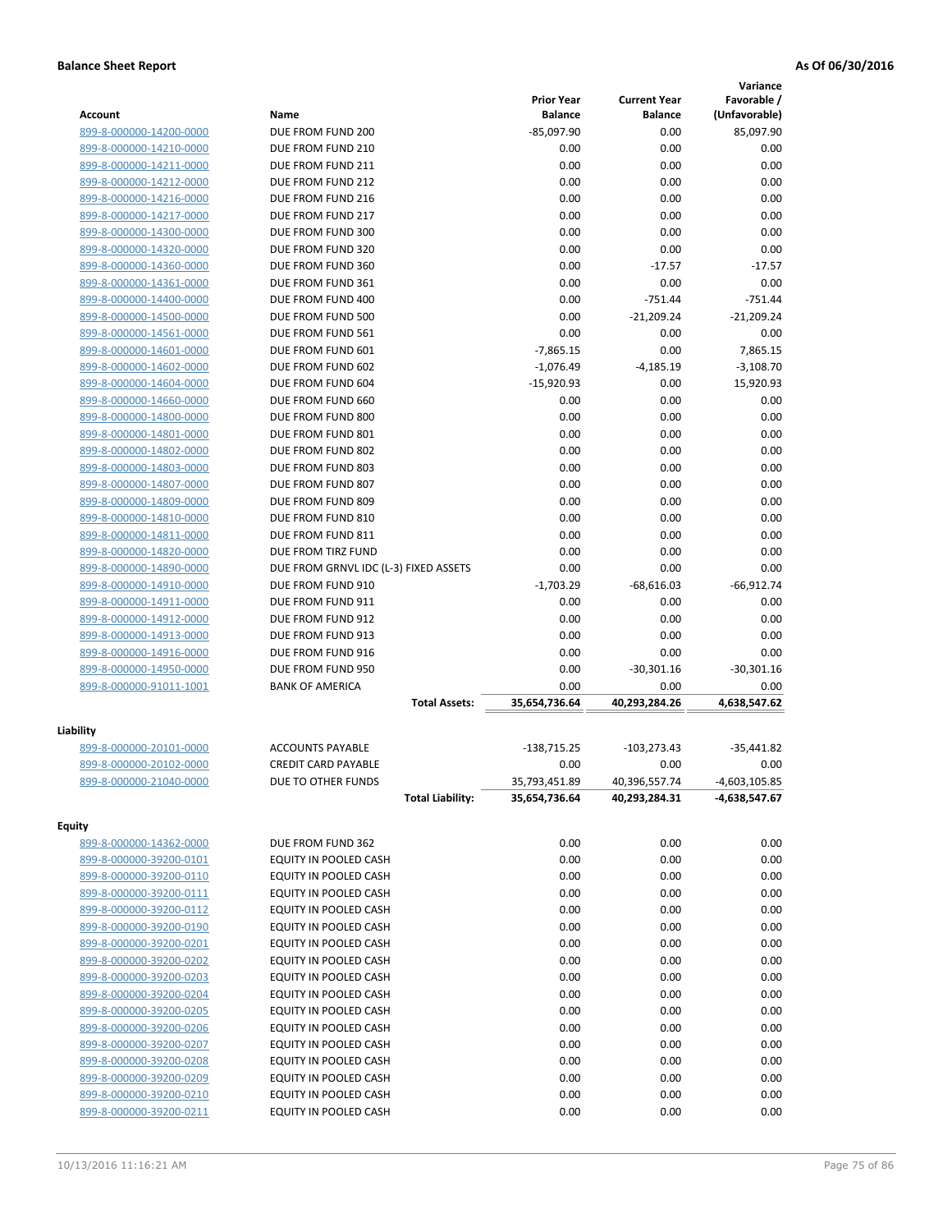**Balance Sheet Report** **As Of 06/30/2016**

| Account | Name | Prior Year Balance | Current Year Balance | Variance Favorable / (Unfavorable) |
|---|---|---|---|---|
| 899-8-000000-14200-0000 | DUE FROM FUND 200 | -85,097.90 | 0.00 | 85,097.90 |
| 899-8-000000-14210-0000 | DUE FROM FUND 210 | 0.00 | 0.00 | 0.00 |
| 899-8-000000-14211-0000 | DUE FROM FUND 211 | 0.00 | 0.00 | 0.00 |
| 899-8-000000-14212-0000 | DUE FROM FUND 212 | 0.00 | 0.00 | 0.00 |
| 899-8-000000-14216-0000 | DUE FROM FUND 216 | 0.00 | 0.00 | 0.00 |
| 899-8-000000-14217-0000 | DUE FROM FUND 217 | 0.00 | 0.00 | 0.00 |
| 899-8-000000-14300-0000 | DUE FROM FUND 300 | 0.00 | 0.00 | 0.00 |
| 899-8-000000-14320-0000 | DUE FROM FUND 320 | 0.00 | 0.00 | 0.00 |
| 899-8-000000-14360-0000 | DUE FROM FUND 360 | 0.00 | -17.57 | -17.57 |
| 899-8-000000-14361-0000 | DUE FROM FUND 361 | 0.00 | 0.00 | 0.00 |
| 899-8-000000-14400-0000 | DUE FROM FUND 400 | 0.00 | -751.44 | -751.44 |
| 899-8-000000-14500-0000 | DUE FROM FUND 500 | 0.00 | -21,209.24 | -21,209.24 |
| 899-8-000000-14561-0000 | DUE FROM FUND 561 | 0.00 | 0.00 | 0.00 |
| 899-8-000000-14601-0000 | DUE FROM FUND 601 | -7,865.15 | 0.00 | 7,865.15 |
| 899-8-000000-14602-0000 | DUE FROM FUND 602 | -1,076.49 | -4,185.19 | -3,108.70 |
| 899-8-000000-14604-0000 | DUE FROM FUND 604 | -15,920.93 | 0.00 | 15,920.93 |
| 899-8-000000-14660-0000 | DUE FROM FUND 660 | 0.00 | 0.00 | 0.00 |
| 899-8-000000-14800-0000 | DUE FROM FUND 800 | 0.00 | 0.00 | 0.00 |
| 899-8-000000-14801-0000 | DUE FROM FUND 801 | 0.00 | 0.00 | 0.00 |
| 899-8-000000-14802-0000 | DUE FROM FUND 802 | 0.00 | 0.00 | 0.00 |
| 899-8-000000-14803-0000 | DUE FROM FUND 803 | 0.00 | 0.00 | 0.00 |
| 899-8-000000-14807-0000 | DUE FROM FUND 807 | 0.00 | 0.00 | 0.00 |
| 899-8-000000-14809-0000 | DUE FROM FUND 809 | 0.00 | 0.00 | 0.00 |
| 899-8-000000-14810-0000 | DUE FROM FUND 810 | 0.00 | 0.00 | 0.00 |
| 899-8-000000-14811-0000 | DUE FROM FUND 811 | 0.00 | 0.00 | 0.00 |
| 899-8-000000-14820-0000 | DUE FROM TIRZ FUND | 0.00 | 0.00 | 0.00 |
| 899-8-000000-14890-0000 | DUE FROM GRNVL IDC (L-3) FIXED ASSETS | 0.00 | 0.00 | 0.00 |
| 899-8-000000-14910-0000 | DUE FROM FUND 910 | -1,703.29 | -68,616.03 | -66,912.74 |
| 899-8-000000-14911-0000 | DUE FROM FUND 911 | 0.00 | 0.00 | 0.00 |
| 899-8-000000-14912-0000 | DUE FROM FUND 912 | 0.00 | 0.00 | 0.00 |
| 899-8-000000-14913-0000 | DUE FROM FUND 913 | 0.00 | 0.00 | 0.00 |
| 899-8-000000-14916-0000 | DUE FROM FUND 916 | 0.00 | 0.00 | 0.00 |
| 899-8-000000-14950-0000 | DUE FROM FUND 950 | 0.00 | -30,301.16 | -30,301.16 |
| 899-8-000000-91011-1001 | BANK OF AMERICA | 0.00 | 0.00 | 0.00 |
| | **Total Assets:** | **35,654,736.64** | **40,293,284.26** | **4,638,547.62** |

**Liability**

| Account | Name | Prior Year Balance | Current Year Balance | Variance Favorable / (Unfavorable) |
|---|---|---|---|---|
| 899-8-000000-20101-0000 | ACCOUNTS PAYABLE | -138,715.25 | -103,273.43 | -35,441.82 |
| 899-8-000000-20102-0000 | CREDIT CARD PAYABLE | 0.00 | 0.00 | 0.00 |
| 899-8-000000-21040-0000 | DUE TO OTHER FUNDS | 35,793,451.89 | 40,396,557.74 | -4,603,105.85 |
| | **Total Liability:** | **35,654,736.64** | **40,293,284.31** | **-4,638,547.67** |

**Equity**

| Account | Name | Prior Year Balance | Current Year Balance | Variance Favorable / (Unfavorable) |
|---|---|---|---|---|
| 899-8-000000-14362-0000 | DUE FROM FUND 362 | 0.00 | 0.00 | 0.00 |
| 899-8-000000-39200-0101 | EQUITY IN POOLED CASH | 0.00 | 0.00 | 0.00 |
| 899-8-000000-39200-0110 | EQUITY IN POOLED CASH | 0.00 | 0.00 | 0.00 |
| 899-8-000000-39200-0111 | EQUITY IN POOLED CASH | 0.00 | 0.00 | 0.00 |
| 899-8-000000-39200-0112 | EQUITY IN POOLED CASH | 0.00 | 0.00 | 0.00 |
| 899-8-000000-39200-0190 | EQUITY IN POOLED CASH | 0.00 | 0.00 | 0.00 |
| 899-8-000000-39200-0201 | EQUITY IN POOLED CASH | 0.00 | 0.00 | 0.00 |
| 899-8-000000-39200-0202 | EQUITY IN POOLED CASH | 0.00 | 0.00 | 0.00 |
| 899-8-000000-39200-0203 | EQUITY IN POOLED CASH | 0.00 | 0.00 | 0.00 |
| 899-8-000000-39200-0204 | EQUITY IN POOLED CASH | 0.00 | 0.00 | 0.00 |
| 899-8-000000-39200-0205 | EQUITY IN POOLED CASH | 0.00 | 0.00 | 0.00 |
| 899-8-000000-39200-0206 | EQUITY IN POOLED CASH | 0.00 | 0.00 | 0.00 |
| 899-8-000000-39200-0207 | EQUITY IN POOLED CASH | 0.00 | 0.00 | 0.00 |
| 899-8-000000-39200-0208 | EQUITY IN POOLED CASH | 0.00 | 0.00 | 0.00 |
| 899-8-000000-39200-0209 | EQUITY IN POOLED CASH | 0.00 | 0.00 | 0.00 |
| 899-8-000000-39200-0210 | EQUITY IN POOLED CASH | 0.00 | 0.00 | 0.00 |
| 899-8-000000-39200-0211 | EQUITY IN POOLED CASH | 0.00 | 0.00 | 0.00 |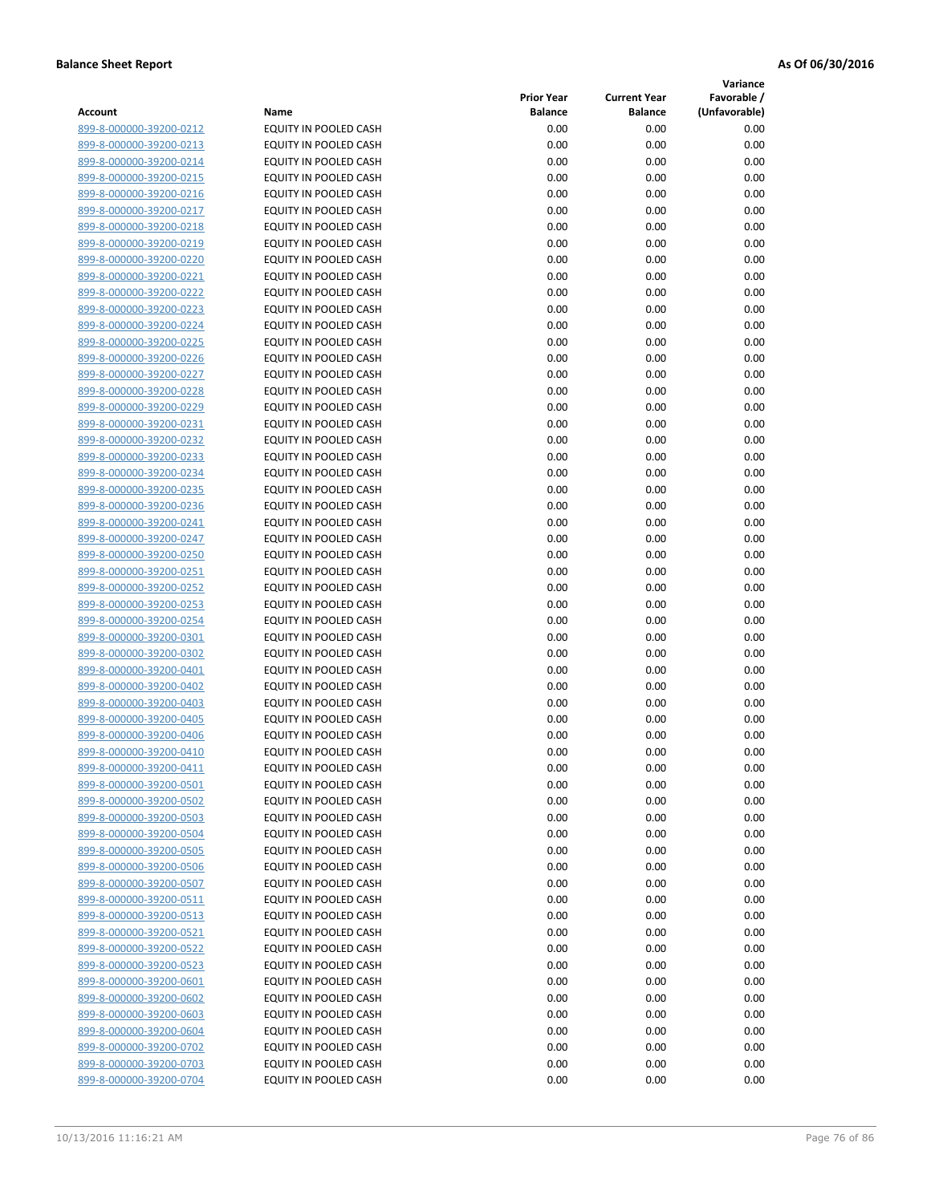**Balance Sheet Report** **As Of 06/30/2016**

| Account | Name | Prior Year Balance | Current Year Balance | Variance Favorable / (Unfavorable) |
|---|---|---|---|---|
| 899-8-000000-39200-0212 | EQUITY IN POOLED CASH | 0.00 | 0.00 | 0.00 |
| 899-8-000000-39200-0213 | EQUITY IN POOLED CASH | 0.00 | 0.00 | 0.00 |
| 899-8-000000-39200-0214 | EQUITY IN POOLED CASH | 0.00 | 0.00 | 0.00 |
| 899-8-000000-39200-0215 | EQUITY IN POOLED CASH | 0.00 | 0.00 | 0.00 |
| 899-8-000000-39200-0216 | EQUITY IN POOLED CASH | 0.00 | 0.00 | 0.00 |
| 899-8-000000-39200-0217 | EQUITY IN POOLED CASH | 0.00 | 0.00 | 0.00 |
| 899-8-000000-39200-0218 | EQUITY IN POOLED CASH | 0.00 | 0.00 | 0.00 |
| 899-8-000000-39200-0219 | EQUITY IN POOLED CASH | 0.00 | 0.00 | 0.00 |
| 899-8-000000-39200-0220 | EQUITY IN POOLED CASH | 0.00 | 0.00 | 0.00 |
| 899-8-000000-39200-0221 | EQUITY IN POOLED CASH | 0.00 | 0.00 | 0.00 |
| 899-8-000000-39200-0222 | EQUITY IN POOLED CASH | 0.00 | 0.00 | 0.00 |
| 899-8-000000-39200-0223 | EQUITY IN POOLED CASH | 0.00 | 0.00 | 0.00 |
| 899-8-000000-39200-0224 | EQUITY IN POOLED CASH | 0.00 | 0.00 | 0.00 |
| 899-8-000000-39200-0225 | EQUITY IN POOLED CASH | 0.00 | 0.00 | 0.00 |
| 899-8-000000-39200-0226 | EQUITY IN POOLED CASH | 0.00 | 0.00 | 0.00 |
| 899-8-000000-39200-0227 | EQUITY IN POOLED CASH | 0.00 | 0.00 | 0.00 |
| 899-8-000000-39200-0228 | EQUITY IN POOLED CASH | 0.00 | 0.00 | 0.00 |
| 899-8-000000-39200-0229 | EQUITY IN POOLED CASH | 0.00 | 0.00 | 0.00 |
| 899-8-000000-39200-0231 | EQUITY IN POOLED CASH | 0.00 | 0.00 | 0.00 |
| 899-8-000000-39200-0232 | EQUITY IN POOLED CASH | 0.00 | 0.00 | 0.00 |
| 899-8-000000-39200-0233 | EQUITY IN POOLED CASH | 0.00 | 0.00 | 0.00 |
| 899-8-000000-39200-0234 | EQUITY IN POOLED CASH | 0.00 | 0.00 | 0.00 |
| 899-8-000000-39200-0235 | EQUITY IN POOLED CASH | 0.00 | 0.00 | 0.00 |
| 899-8-000000-39200-0236 | EQUITY IN POOLED CASH | 0.00 | 0.00 | 0.00 |
| 899-8-000000-39200-0241 | EQUITY IN POOLED CASH | 0.00 | 0.00 | 0.00 |
| 899-8-000000-39200-0247 | EQUITY IN POOLED CASH | 0.00 | 0.00 | 0.00 |
| 899-8-000000-39200-0250 | EQUITY IN POOLED CASH | 0.00 | 0.00 | 0.00 |
| 899-8-000000-39200-0251 | EQUITY IN POOLED CASH | 0.00 | 0.00 | 0.00 |
| 899-8-000000-39200-0252 | EQUITY IN POOLED CASH | 0.00 | 0.00 | 0.00 |
| 899-8-000000-39200-0253 | EQUITY IN POOLED CASH | 0.00 | 0.00 | 0.00 |
| 899-8-000000-39200-0254 | EQUITY IN POOLED CASH | 0.00 | 0.00 | 0.00 |
| 899-8-000000-39200-0301 | EQUITY IN POOLED CASH | 0.00 | 0.00 | 0.00 |
| 899-8-000000-39200-0302 | EQUITY IN POOLED CASH | 0.00 | 0.00 | 0.00 |
| 899-8-000000-39200-0401 | EQUITY IN POOLED CASH | 0.00 | 0.00 | 0.00 |
| 899-8-000000-39200-0402 | EQUITY IN POOLED CASH | 0.00 | 0.00 | 0.00 |
| 899-8-000000-39200-0403 | EQUITY IN POOLED CASH | 0.00 | 0.00 | 0.00 |
| 899-8-000000-39200-0405 | EQUITY IN POOLED CASH | 0.00 | 0.00 | 0.00 |
| 899-8-000000-39200-0406 | EQUITY IN POOLED CASH | 0.00 | 0.00 | 0.00 |
| 899-8-000000-39200-0410 | EQUITY IN POOLED CASH | 0.00 | 0.00 | 0.00 |
| 899-8-000000-39200-0411 | EQUITY IN POOLED CASH | 0.00 | 0.00 | 0.00 |
| 899-8-000000-39200-0501 | EQUITY IN POOLED CASH | 0.00 | 0.00 | 0.00 |
| 899-8-000000-39200-0502 | EQUITY IN POOLED CASH | 0.00 | 0.00 | 0.00 |
| 899-8-000000-39200-0503 | EQUITY IN POOLED CASH | 0.00 | 0.00 | 0.00 |
| 899-8-000000-39200-0504 | EQUITY IN POOLED CASH | 0.00 | 0.00 | 0.00 |
| 899-8-000000-39200-0505 | EQUITY IN POOLED CASH | 0.00 | 0.00 | 0.00 |
| 899-8-000000-39200-0506 | EQUITY IN POOLED CASH | 0.00 | 0.00 | 0.00 |
| 899-8-000000-39200-0507 | EQUITY IN POOLED CASH | 0.00 | 0.00 | 0.00 |
| 899-8-000000-39200-0511 | EQUITY IN POOLED CASH | 0.00 | 0.00 | 0.00 |
| 899-8-000000-39200-0513 | EQUITY IN POOLED CASH | 0.00 | 0.00 | 0.00 |
| 899-8-000000-39200-0521 | EQUITY IN POOLED CASH | 0.00 | 0.00 | 0.00 |
| 899-8-000000-39200-0522 | EQUITY IN POOLED CASH | 0.00 | 0.00 | 0.00 |
| 899-8-000000-39200-0523 | EQUITY IN POOLED CASH | 0.00 | 0.00 | 0.00 |
| 899-8-000000-39200-0601 | EQUITY IN POOLED CASH | 0.00 | 0.00 | 0.00 |
| 899-8-000000-39200-0602 | EQUITY IN POOLED CASH | 0.00 | 0.00 | 0.00 |
| 899-8-000000-39200-0603 | EQUITY IN POOLED CASH | 0.00 | 0.00 | 0.00 |
| 899-8-000000-39200-0604 | EQUITY IN POOLED CASH | 0.00 | 0.00 | 0.00 |
| 899-8-000000-39200-0702 | EQUITY IN POOLED CASH | 0.00 | 0.00 | 0.00 |
| 899-8-000000-39200-0703 | EQUITY IN POOLED CASH | 0.00 | 0.00 | 0.00 |
| 899-8-000000-39200-0704 | EQUITY IN POOLED CASH | 0.00 | 0.00 | 0.00 |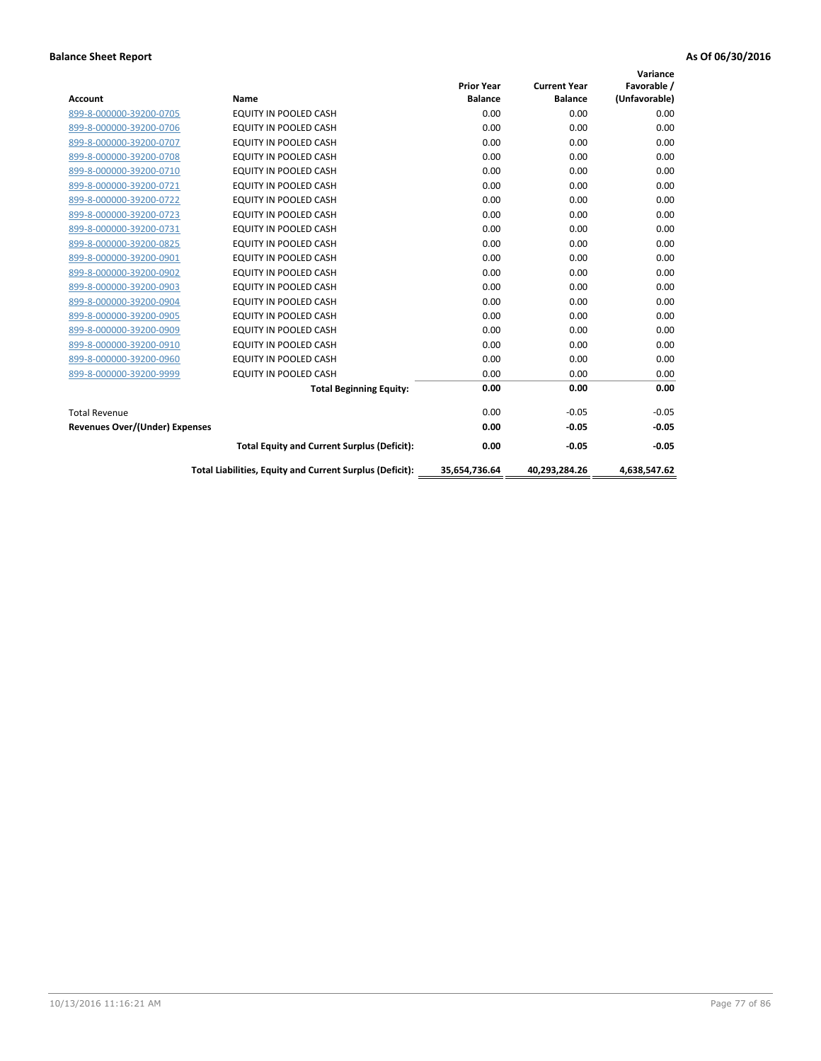**Balance Sheet Report** **As Of 06/30/2016**

| Account | Name | Prior Year Balance | Current Year Balance | Variance Favorable / (Unfavorable) |
|---|---|---|---|---|
| 899-8-000000-39200-0705 | EQUITY IN POOLED CASH | 0.00 | 0.00 | 0.00 |
| 899-8-000000-39200-0706 | EQUITY IN POOLED CASH | 0.00 | 0.00 | 0.00 |
| 899-8-000000-39200-0707 | EQUITY IN POOLED CASH | 0.00 | 0.00 | 0.00 |
| 899-8-000000-39200-0708 | EQUITY IN POOLED CASH | 0.00 | 0.00 | 0.00 |
| 899-8-000000-39200-0710 | EQUITY IN POOLED CASH | 0.00 | 0.00 | 0.00 |
| 899-8-000000-39200-0721 | EQUITY IN POOLED CASH | 0.00 | 0.00 | 0.00 |
| 899-8-000000-39200-0722 | EQUITY IN POOLED CASH | 0.00 | 0.00 | 0.00 |
| 899-8-000000-39200-0723 | EQUITY IN POOLED CASH | 0.00 | 0.00 | 0.00 |
| 899-8-000000-39200-0731 | EQUITY IN POOLED CASH | 0.00 | 0.00 | 0.00 |
| 899-8-000000-39200-0825 | EQUITY IN POOLED CASH | 0.00 | 0.00 | 0.00 |
| 899-8-000000-39200-0901 | EQUITY IN POOLED CASH | 0.00 | 0.00 | 0.00 |
| 899-8-000000-39200-0902 | EQUITY IN POOLED CASH | 0.00 | 0.00 | 0.00 |
| 899-8-000000-39200-0903 | EQUITY IN POOLED CASH | 0.00 | 0.00 | 0.00 |
| 899-8-000000-39200-0904 | EQUITY IN POOLED CASH | 0.00 | 0.00 | 0.00 |
| 899-8-000000-39200-0905 | EQUITY IN POOLED CASH | 0.00 | 0.00 | 0.00 |
| 899-8-000000-39200-0909 | EQUITY IN POOLED CASH | 0.00 | 0.00 | 0.00 |
| 899-8-000000-39200-0910 | EQUITY IN POOLED CASH | 0.00 | 0.00 | 0.00 |
| 899-8-000000-39200-0960 | EQUITY IN POOLED CASH | 0.00 | 0.00 | 0.00 |
| 899-8-000000-39200-9999 | EQUITY IN POOLED CASH | 0.00 | 0.00 | 0.00 |
| | **Total Beginning Equity:** | **0.00** | **0.00** | **0.00** |
| Total Revenue | | 0.00 | -0.05 | -0.05 |
| **Revenues Over/(Under) Expenses** | | **0.00** | **-0.05** | **-0.05** |
| | **Total Equity and Current Surplus (Deficit):** | **0.00** | **-0.05** | **-0.05** |
| | **Total Liabilities, Equity and Current Surplus (Deficit):** | **35,654,736.64** | **40,293,284.26** | **4,638,547.62** |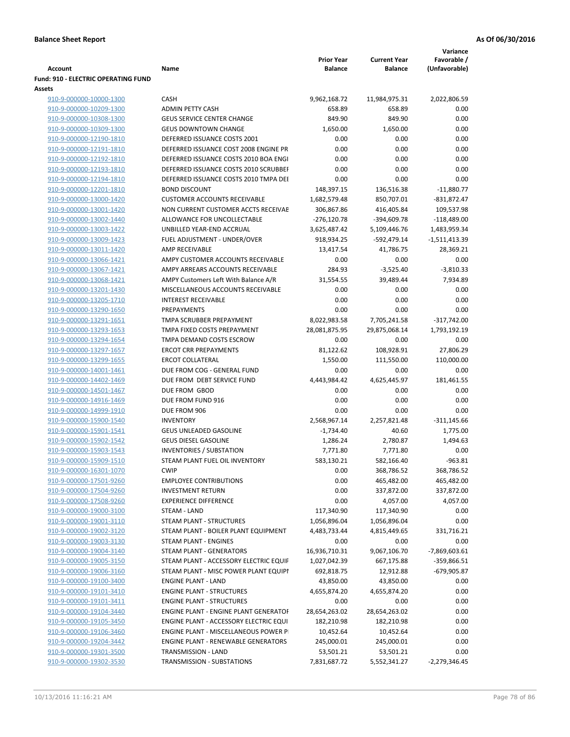**Balance Sheet Report** | **As Of 06/30/2016**

| Account | Name | Prior Year Balance | Current Year Balance | Variance Favorable / (Unfavorable) |
|---|---|---|---|---|
| **Fund: 910 - ELECTRIC OPERATING FUND** | | | | |
| **Assets** | | | | |
| 910-9-000000-10000-1300 | CASH | 9,962,168.72 | 11,984,975.31 | 2,022,806.59 |
| 910-9-000000-10209-1300 | ADMIN PETTY CASH | 658.89 | 658.89 | 0.00 |
| 910-9-000000-10308-1300 | GEUS SERVICE CENTER CHANGE | 849.90 | 849.90 | 0.00 |
| 910-9-000000-10309-1300 | GEUS DOWNTOWN CHANGE | 1,650.00 | 1,650.00 | 0.00 |
| 910-9-000000-12190-1810 | DEFERRED ISSUANCE COSTS 2001 | 0.00 | 0.00 | 0.00 |
| 910-9-000000-12191-1810 | DEFERRED ISSUANCE COST 2008 ENGINE PR | 0.00 | 0.00 | 0.00 |
| 910-9-000000-12192-1810 | DEFERRED ISSUANCE COSTS 2010 BOA ENGI | 0.00 | 0.00 | 0.00 |
| 910-9-000000-12193-1810 | DEFERRED ISSUANCE COSTS 2010 SCRUBBEI | 0.00 | 0.00 | 0.00 |
| 910-9-000000-12194-1810 | DEFERRED ISSUANCE COSTS 2010 TMPA DEI | 0.00 | 0.00 | 0.00 |
| 910-9-000000-12201-1810 | BOND DISCOUNT | 148,397.15 | 136,516.38 | -11,880.77 |
| 910-9-000000-13000-1420 | CUSTOMER ACCOUNTS RECEIVABLE | 1,682,579.48 | 850,707.01 | -831,872.47 |
| 910-9-000000-13001-1420 | NON CURRENT CUSTOMER ACCTS RECEIVAE | 306,867.86 | 416,405.84 | 109,537.98 |
| 910-9-000000-13002-1440 | ALLOWANCE FOR UNCOLLECTABLE | -276,120.78 | -394,609.78 | -118,489.00 |
| 910-9-000000-13003-1422 | UNBILLED YEAR-END ACCRUAL | 3,625,487.42 | 5,109,446.76 | 1,483,959.34 |
| 910-9-000000-13009-1423 | FUEL ADJUSTMENT - UNDER/OVER | 918,934.25 | -592,479.14 | -1,511,413.39 |
| 910-9-000000-13011-1420 | AMP RECEIVABLE | 13,417.54 | 41,786.75 | 28,369.21 |
| 910-9-000000-13066-1421 | AMPY CUSTOMER ACCOUNTS RECEIVABLE | 0.00 | 0.00 | 0.00 |
| 910-9-000000-13067-1421 | AMPY ARREARS ACCOUNTS RECEIVABLE | 284.93 | -3,525.40 | -3,810.33 |
| 910-9-000000-13068-1421 | AMPY Customers Left With Balance A/R | 31,554.55 | 39,489.44 | 7,934.89 |
| 910-9-000000-13201-1430 | MISCELLANEOUS ACCOUNTS RECEIVABLE | 0.00 | 0.00 | 0.00 |
| 910-9-000000-13205-1710 | INTEREST RECEIVABLE | 0.00 | 0.00 | 0.00 |
| 910-9-000000-13290-1650 | PREPAYMENTS | 0.00 | 0.00 | 0.00 |
| 910-9-000000-13291-1651 | TMPA SCRUBBER PREPAYMENT | 8,022,983.58 | 7,705,241.58 | -317,742.00 |
| 910-9-000000-13293-1653 | TMPA FIXED COSTS PREPAYMENT | 28,081,875.95 | 29,875,068.14 | 1,793,192.19 |
| 910-9-000000-13294-1654 | TMPA DEMAND COSTS ESCROW | 0.00 | 0.00 | 0.00 |
| 910-9-000000-13297-1657 | ERCOT CRR PREPAYMENTS | 81,122.62 | 108,928.91 | 27,806.29 |
| 910-9-000000-13299-1655 | ERCOT COLLATERAL | 1,550.00 | 111,550.00 | 110,000.00 |
| 910-9-000000-14001-1461 | DUE FROM COG - GENERAL FUND | 0.00 | 0.00 | 0.00 |
| 910-9-000000-14402-1469 | DUE FROM DEBT SERVICE FUND | 4,443,984.42 | 4,625,445.97 | 181,461.55 |
| 910-9-000000-14501-1467 | DUE FROM GBOD | 0.00 | 0.00 | 0.00 |
| 910-9-000000-14916-1469 | DUE FROM FUND 916 | 0.00 | 0.00 | 0.00 |
| 910-9-000000-14999-1910 | DUE FROM 906 | 0.00 | 0.00 | 0.00 |
| 910-9-000000-15900-1540 | INVENTORY | 2,568,967.14 | 2,257,821.48 | -311,145.66 |
| 910-9-000000-15901-1541 | GEUS UNLEADED GASOLINE | -1,734.40 | 40.60 | 1,775.00 |
| 910-9-000000-15902-1542 | GEUS DIESEL GASOLINE | 1,286.24 | 2,780.87 | 1,494.63 |
| 910-9-000000-15903-1543 | INVENTORIES / SUBSTATION | 7,771.80 | 7,771.80 | 0.00 |
| 910-9-000000-15909-1510 | STEAM PLANT FUEL OIL INVENTORY | 583,130.21 | 582,166.40 | -963.81 |
| 910-9-000000-16301-1070 | CWIP | 0.00 | 368,786.52 | 368,786.52 |
| 910-9-000000-17501-9260 | EMPLOYEE CONTRIBUTIONS | 0.00 | 465,482.00 | 465,482.00 |
| 910-9-000000-17504-9260 | INVESTMENT RETURN | 0.00 | 337,872.00 | 337,872.00 |
| 910-9-000000-17508-9260 | EXPERIENCE DIFFERENCE | 0.00 | 4,057.00 | 4,057.00 |
| 910-9-000000-19000-3100 | STEAM - LAND | 117,340.90 | 117,340.90 | 0.00 |
| 910-9-000000-19001-3110 | STEAM PLANT - STRUCTURES | 1,056,896.04 | 1,056,896.04 | 0.00 |
| 910-9-000000-19002-3120 | STEAM PLANT - BOILER PLANT EQUIPMENT | 4,483,733.44 | 4,815,449.65 | 331,716.21 |
| 910-9-000000-19003-3130 | STEAM PLANT - ENGINES | 0.00 | 0.00 | 0.00 |
| 910-9-000000-19004-3140 | STEAM PLANT - GENERATORS | 16,936,710.31 | 9,067,106.70 | -7,869,603.61 |
| 910-9-000000-19005-3150 | STEAM PLANT - ACCESSORY ELECTRIC EQUIF | 1,027,042.39 | 667,175.88 | -359,866.51 |
| 910-9-000000-19006-3160 | STEAM PLANT - MISC POWER PLANT EQUIPI | 692,818.75 | 12,912.88 | -679,905.87 |
| 910-9-000000-19100-3400 | ENGINE PLANT - LAND | 43,850.00 | 43,850.00 | 0.00 |
| 910-9-000000-19101-3410 | ENGINE PLANT - STRUCTURES | 4,655,874.20 | 4,655,874.20 | 0.00 |
| 910-9-000000-19101-3411 | ENGINE PLANT - STRUCTURES | 0.00 | 0.00 | 0.00 |
| 910-9-000000-19104-3440 | ENGINE PLANT - ENGINE PLANT GENERATOF | 28,654,263.02 | 28,654,263.02 | 0.00 |
| 910-9-000000-19105-3450 | ENGINE PLANT - ACCESSORY ELECTRIC EQUI | 182,210.98 | 182,210.98 | 0.00 |
| 910-9-000000-19106-3460 | ENGINE PLANT - MISCELLANEOUS POWER P | 10,452.64 | 10,452.64 | 0.00 |
| 910-9-000000-19204-3442 | ENGINE PLANT - RENEWABLE GENERATORS | 245,000.01 | 245,000.01 | 0.00 |
| 910-9-000000-19301-3500 | TRANSMISSION - LAND | 53,501.21 | 53,501.21 | 0.00 |
| 910-9-000000-19302-3530 | TRANSMISSION - SUBSTATIONS | 7,831,687.72 | 5,552,341.27 | -2,279,346.45 |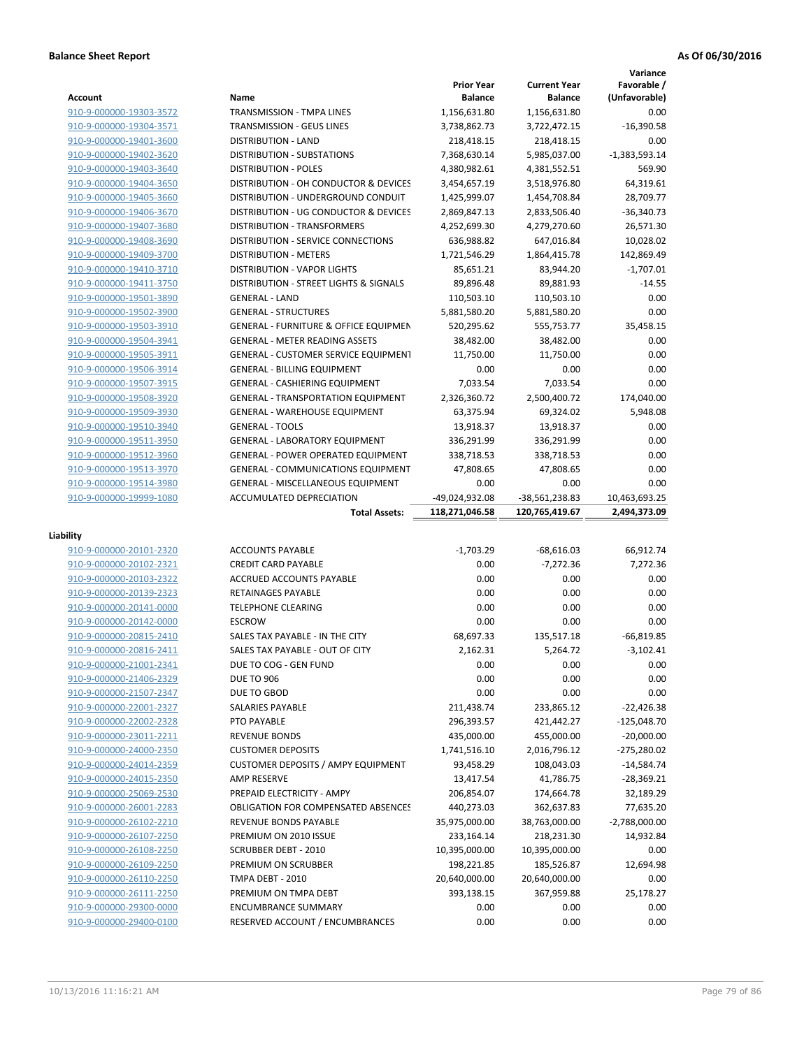**Balance Sheet Report** **As Of 06/30/2016**

| Account | Name | Prior Year Balance | Current Year Balance | Variance Favorable / (Unfavorable) |
|---|---|---|---|---|
| 910-9-000000-19303-3572 | TRANSMISSION - TMPA LINES | 1,156,631.80 | 1,156,631.80 | 0.00 |
| 910-9-000000-19304-3571 | TRANSMISSION - GEUS LINES | 3,738,862.73 | 3,722,472.15 | -16,390.58 |
| 910-9-000000-19401-3600 | DISTRIBUTION - LAND | 218,418.15 | 218,418.15 | 0.00 |
| 910-9-000000-19402-3620 | DISTRIBUTION - SUBSTATIONS | 7,368,630.14 | 5,985,037.00 | -1,383,593.14 |
| 910-9-000000-19403-3640 | DISTRIBUTION - POLES | 4,380,982.61 | 4,381,552.51 | 569.90 |
| 910-9-000000-19404-3650 | DISTRIBUTION - OH CONDUCTOR & DEVICES | 3,454,657.19 | 3,518,976.80 | 64,319.61 |
| 910-9-000000-19405-3660 | DISTRIBUTION - UNDERGROUND CONDUIT | 1,425,999.07 | 1,454,708.84 | 28,709.77 |
| 910-9-000000-19406-3670 | DISTRIBUTION - UG CONDUCTOR & DEVICES | 2,869,847.13 | 2,833,506.40 | -36,340.73 |
| 910-9-000000-19407-3680 | DISTRIBUTION - TRANSFORMERS | 4,252,699.30 | 4,279,270.60 | 26,571.30 |
| 910-9-000000-19408-3690 | DISTRIBUTION - SERVICE CONNECTIONS | 636,988.82 | 647,016.84 | 10,028.02 |
| 910-9-000000-19409-3700 | DISTRIBUTION - METERS | 1,721,546.29 | 1,864,415.78 | 142,869.49 |
| 910-9-000000-19410-3710 | DISTRIBUTION - VAPOR LIGHTS | 85,651.21 | 83,944.20 | -1,707.01 |
| 910-9-000000-19411-3750 | DISTRIBUTION - STREET LIGHTS & SIGNALS | 89,896.48 | 89,881.93 | -14.55 |
| 910-9-000000-19501-3890 | GENERAL - LAND | 110,503.10 | 110,503.10 | 0.00 |
| 910-9-000000-19502-3900 | GENERAL - STRUCTURES | 5,881,580.20 | 5,881,580.20 | 0.00 |
| 910-9-000000-19503-3910 | GENERAL - FURNITURE & OFFICE EQUIPMEN | 520,295.62 | 555,753.77 | 35,458.15 |
| 910-9-000000-19504-3941 | GENERAL - METER READING ASSETS | 38,482.00 | 38,482.00 | 0.00 |
| 910-9-000000-19505-3911 | GENERAL - CUSTOMER SERVICE EQUIPMENT | 11,750.00 | 11,750.00 | 0.00 |
| 910-9-000000-19506-3914 | GENERAL - BILLING EQUIPMENT | 0.00 | 0.00 | 0.00 |
| 910-9-000000-19507-3915 | GENERAL - CASHIERING EQUIPMENT | 7,033.54 | 7,033.54 | 0.00 |
| 910-9-000000-19508-3920 | GENERAL - TRANSPORTATION EQUIPMENT | 2,326,360.72 | 2,500,400.72 | 174,040.00 |
| 910-9-000000-19509-3930 | GENERAL - WAREHOUSE EQUIPMENT | 63,375.94 | 69,324.02 | 5,948.08 |
| 910-9-000000-19510-3940 | GENERAL - TOOLS | 13,918.37 | 13,918.37 | 0.00 |
| 910-9-000000-19511-3950 | GENERAL - LABORATORY EQUIPMENT | 336,291.99 | 336,291.99 | 0.00 |
| 910-9-000000-19512-3960 | GENERAL - POWER OPERATED EQUIPMENT | 338,718.53 | 338,718.53 | 0.00 |
| 910-9-000000-19513-3970 | GENERAL - COMMUNICATIONS EQUIPMENT | 47,808.65 | 47,808.65 | 0.00 |
| 910-9-000000-19514-3980 | GENERAL - MISCELLANEOUS EQUIPMENT | 0.00 | 0.00 | 0.00 |
| 910-9-000000-19999-1080 | ACCUMULATED DEPRECIATION | -49,024,932.08 | -38,561,238.83 | 10,463,693.25 |
| | **Total Assets:** | **118,271,046.58** | **120,765,419.67** | **2,494,373.09** |

**Liability**

| Account | Name | Prior Year Balance | Current Year Balance | Variance Favorable / (Unfavorable) |
|---|---|---|---|---|
| 910-9-000000-20101-2320 | ACCOUNTS PAYABLE | -1,703.29 | -68,616.03 | 66,912.74 |
| 910-9-000000-20102-2321 | CREDIT CARD PAYABLE | 0.00 | -7,272.36 | 7,272.36 |
| 910-9-000000-20103-2322 | ACCRUED ACCOUNTS PAYABLE | 0.00 | 0.00 | 0.00 |
| 910-9-000000-20139-2323 | RETAINAGES PAYABLE | 0.00 | 0.00 | 0.00 |
| 910-9-000000-20141-0000 | TELEPHONE CLEARING | 0.00 | 0.00 | 0.00 |
| 910-9-000000-20142-0000 | ESCROW | 0.00 | 0.00 | 0.00 |
| 910-9-000000-20815-2410 | SALES TAX PAYABLE - IN THE CITY | 68,697.33 | 135,517.18 | -66,819.85 |
| 910-9-000000-20816-2411 | SALES TAX PAYABLE - OUT OF CITY | 2,162.31 | 5,264.72 | -3,102.41 |
| 910-9-000000-21001-2341 | DUE TO COG - GEN FUND | 0.00 | 0.00 | 0.00 |
| 910-9-000000-21406-2329 | DUE TO 906 | 0.00 | 0.00 | 0.00 |
| 910-9-000000-21507-2347 | DUE TO GBOD | 0.00 | 0.00 | 0.00 |
| 910-9-000000-22001-2327 | SALARIES PAYABLE | 211,438.74 | 233,865.12 | -22,426.38 |
| 910-9-000000-22002-2328 | PTO PAYABLE | 296,393.57 | 421,442.27 | -125,048.70 |
| 910-9-000000-23011-2211 | REVENUE BONDS | 435,000.00 | 455,000.00 | -20,000.00 |
| 910-9-000000-24000-2350 | CUSTOMER DEPOSITS | 1,741,516.10 | 2,016,796.12 | -275,280.02 |
| 910-9-000000-24014-2359 | CUSTOMER DEPOSITS / AMPY EQUIPMENT | 93,458.29 | 108,043.03 | -14,584.74 |
| 910-9-000000-24015-2350 | AMP RESERVE | 13,417.54 | 41,786.75 | -28,369.21 |
| 910-9-000000-25069-2530 | PREPAID ELECTRICITY - AMPY | 206,854.07 | 174,664.78 | 32,189.29 |
| 910-9-000000-26001-2283 | OBLIGATION FOR COMPENSATED ABSENCES | 440,273.03 | 362,637.83 | 77,635.20 |
| 910-9-000000-26102-2210 | REVENUE BONDS PAYABLE | 35,975,000.00 | 38,763,000.00 | -2,788,000.00 |
| 910-9-000000-26107-2250 | PREMIUM ON 2010 ISSUE | 233,164.14 | 218,231.30 | 14,932.84 |
| 910-9-000000-26108-2250 | SCRUBBER DEBT - 2010 | 10,395,000.00 | 10,395,000.00 | 0.00 |
| 910-9-000000-26109-2250 | PREMIUM ON SCRUBBER | 198,221.85 | 185,526.87 | 12,694.98 |
| 910-9-000000-26110-2250 | TMPA DEBT - 2010 | 20,640,000.00 | 20,640,000.00 | 0.00 |
| 910-9-000000-26111-2250 | PREMIUM ON TMPA DEBT | 393,138.15 | 367,959.88 | 25,178.27 |
| 910-9-000000-29300-0000 | ENCUMBRANCE SUMMARY | 0.00 | 0.00 | 0.00 |
| 910-9-000000-29400-0100 | RESERVED ACCOUNT / ENCUMBRANCES | 0.00 | 0.00 | 0.00 |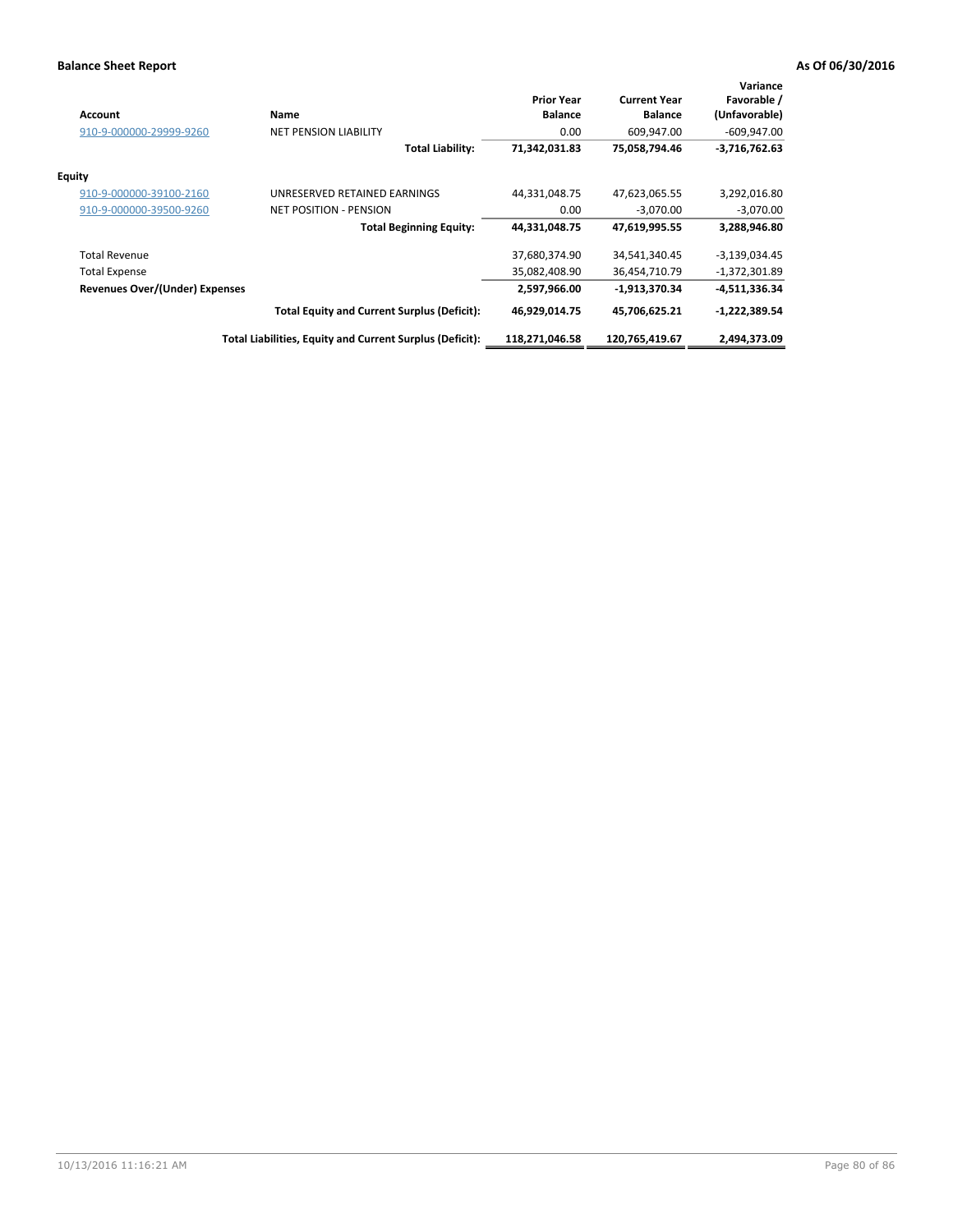**Balance Sheet Report** **As Of 06/30/2016**

| Account | Name | Prior Year Balance | Current Year Balance | Variance Favorable / (Unfavorable) |
|---|---|---|---|---|
| 910-9-000000-29999-9260 | NET PENSION LIABILITY | 0.00 | 609,947.00 | -609,947.00 |
| | **Total Liability:** | **71,342,031.83** | **75,058,794.46** | **-3,716,762.63** |
| **Equity** | | | | |
| 910-9-000000-39100-2160 | UNRESERVED RETAINED EARNINGS | 44,331,048.75 | 47,623,065.55 | 3,292,016.80 |
| 910-9-000000-39500-9260 | NET POSITION - PENSION | 0.00 | -3,070.00 | -3,070.00 |
| | **Total Beginning Equity:** | **44,331,048.75** | **47,619,995.55** | **3,288,946.80** |
| Total Revenue | | 37,680,374.90 | 34,541,340.45 | -3,139,034.45 |
| Total Expense | | 35,082,408.90 | 36,454,710.79 | -1,372,301.89 |
| **Revenues Over/(Under) Expenses** | | **2,597,966.00** | **-1,913,370.34** | **-4,511,336.34** |
| | **Total Equity and Current Surplus (Deficit):** | **46,929,014.75** | **45,706,625.21** | **-1,222,389.54** |
| | **Total Liabilities, Equity and Current Surplus (Deficit):** | **118,271,046.58** | **120,765,419.67** | **2,494,373.09** |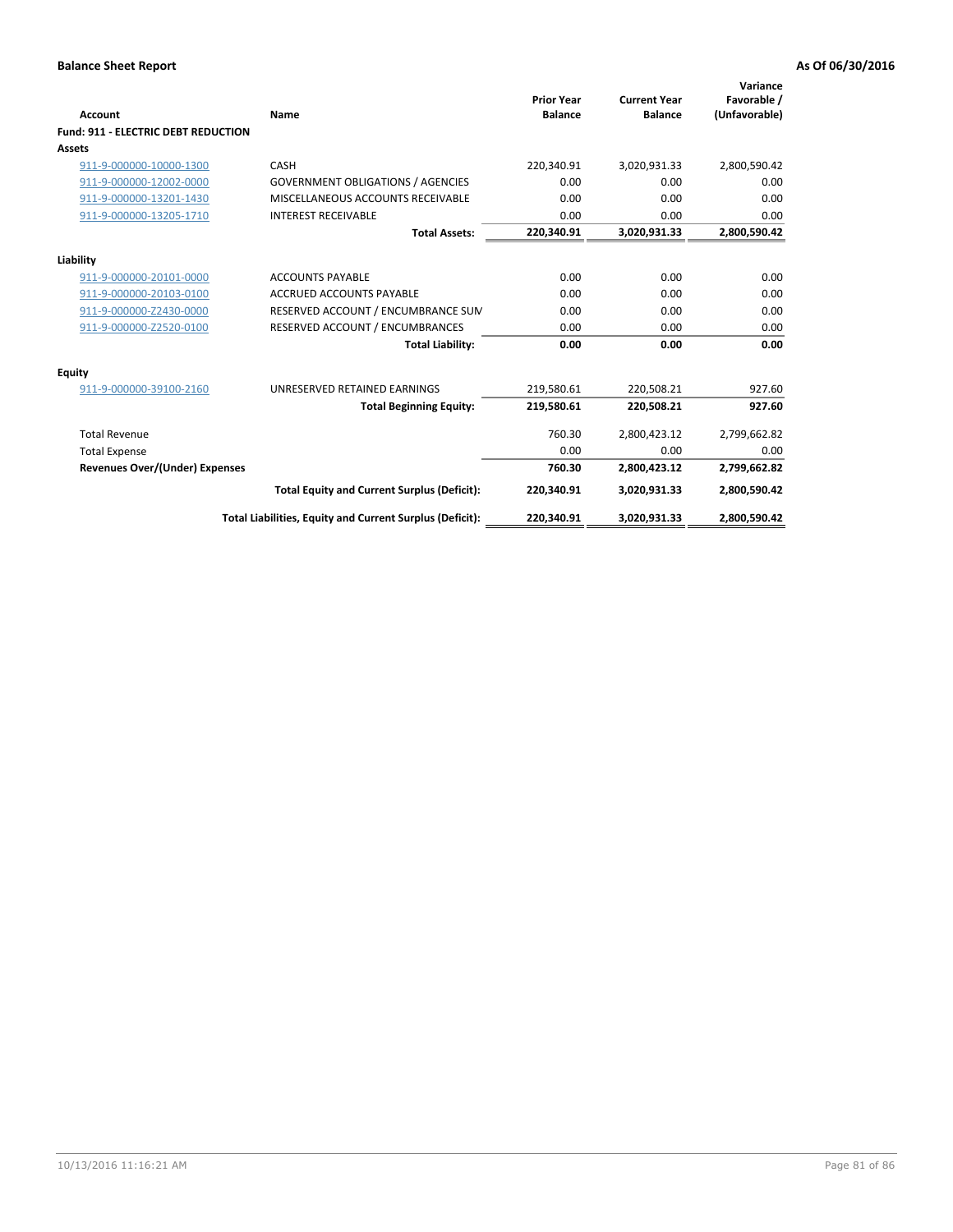**Balance Sheet Report** — As Of 06/30/2016

| Account | Name | Prior Year Balance | Current Year Balance | Variance Favorable / (Unfavorable) |
|---|---|---|---|---|
| **Fund: 911 - ELECTRIC DEBT REDUCTION** | | | | |
| **Assets** | | | | |
| 911-9-000000-10000-1300 | CASH | 220,340.91 | 3,020,931.33 | 2,800,590.42 |
| 911-9-000000-12002-0000 | GOVERNMENT OBLIGATIONS / AGENCIES | 0.00 | 0.00 | 0.00 |
| 911-9-000000-13201-1430 | MISCELLANEOUS ACCOUNTS RECEIVABLE | 0.00 | 0.00 | 0.00 |
| 911-9-000000-13205-1710 | INTEREST RECEIVABLE | 0.00 | 0.00 | 0.00 |
| | **Total Assets:** | **220,340.91** | **3,020,931.33** | **2,800,590.42** |
| **Liability** | | | | |
| 911-9-000000-20101-0000 | ACCOUNTS PAYABLE | 0.00 | 0.00 | 0.00 |
| 911-9-000000-20103-0100 | ACCRUED ACCOUNTS PAYABLE | 0.00 | 0.00 | 0.00 |
| 911-9-000000-Z2430-0000 | RESERVED ACCOUNT / ENCUMBRANCE SUM | 0.00 | 0.00 | 0.00 |
| 911-9-000000-Z2520-0100 | RESERVED ACCOUNT / ENCUMBRANCES | 0.00 | 0.00 | 0.00 |
| | **Total Liability:** | **0.00** | **0.00** | **0.00** |
| **Equity** | | | | |
| 911-9-000000-39100-2160 | UNRESERVED RETAINED EARNINGS | 219,580.61 | 220,508.21 | 927.60 |
| | **Total Beginning Equity:** | **219,580.61** | **220,508.21** | **927.60** |
| Total Revenue | | 760.30 | 2,800,423.12 | 2,799,662.82 |
| Total Expense | | 0.00 | 0.00 | 0.00 |
| **Revenues Over/(Under) Expenses** | | **760.30** | **2,800,423.12** | **2,799,662.82** |
| | **Total Equity and Current Surplus (Deficit):** | **220,340.91** | **3,020,931.33** | **2,800,590.42** |
| | **Total Liabilities, Equity and Current Surplus (Deficit):** | **220,340.91** | **3,020,931.33** | **2,800,590.42** |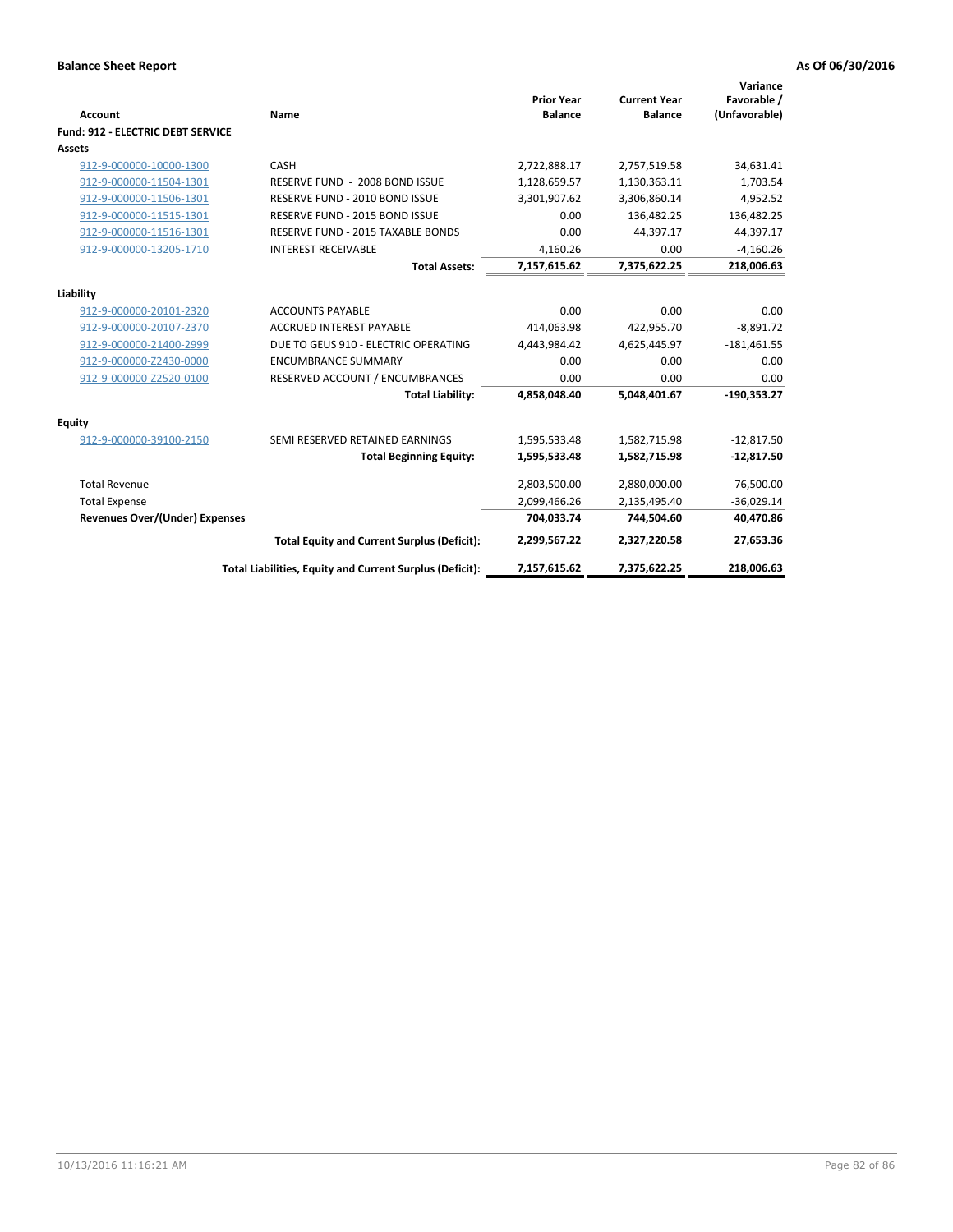**Balance Sheet Report** | **As Of 06/30/2016**

| Account | Name | Prior Year Balance | Current Year Balance | Variance Favorable / (Unfavorable) |
|---|---|---|---|---|
| **Fund: 912 - ELECTRIC DEBT SERVICE** | | | | |
| **Assets** | | | | |
| 912-9-000000-10000-1300 | CASH | 2,722,888.17 | 2,757,519.58 | 34,631.41 |
| 912-9-000000-11504-1301 | RESERVE FUND - 2008 BOND ISSUE | 1,128,659.57 | 1,130,363.11 | 1,703.54 |
| 912-9-000000-11506-1301 | RESERVE FUND - 2010 BOND ISSUE | 3,301,907.62 | 3,306,860.14 | 4,952.52 |
| 912-9-000000-11515-1301 | RESERVE FUND - 2015 BOND ISSUE | 0.00 | 136,482.25 | 136,482.25 |
| 912-9-000000-11516-1301 | RESERVE FUND - 2015 TAXABLE BONDS | 0.00 | 44,397.17 | 44,397.17 |
| 912-9-000000-13205-1710 | INTEREST RECEIVABLE | 4,160.26 | 0.00 | -4,160.26 |
| | **Total Assets:** | **7,157,615.62** | **7,375,622.25** | **218,006.63** |
| **Liability** | | | | |
| 912-9-000000-20101-2320 | ACCOUNTS PAYABLE | 0.00 | 0.00 | 0.00 |
| 912-9-000000-20107-2370 | ACCRUED INTEREST PAYABLE | 414,063.98 | 422,955.70 | -8,891.72 |
| 912-9-000000-21400-2999 | DUE TO GEUS 910 - ELECTRIC OPERATING | 4,443,984.42 | 4,625,445.97 | -181,461.55 |
| 912-9-000000-Z2430-0000 | ENCUMBRANCE SUMMARY | 0.00 | 0.00 | 0.00 |
| 912-9-000000-Z2520-0100 | RESERVED ACCOUNT / ENCUMBRANCES | 0.00 | 0.00 | 0.00 |
| | **Total Liability:** | **4,858,048.40** | **5,048,401.67** | **-190,353.27** |
| **Equity** | | | | |
| 912-9-000000-39100-2150 | SEMI RESERVED RETAINED EARNINGS | 1,595,533.48 | 1,582,715.98 | -12,817.50 |
| | **Total Beginning Equity:** | **1,595,533.48** | **1,582,715.98** | **-12,817.50** |
| Total Revenue | | 2,803,500.00 | 2,880,000.00 | 76,500.00 |
| Total Expense | | 2,099,466.26 | 2,135,495.40 | -36,029.14 |
| **Revenues Over/(Under) Expenses** | | **704,033.74** | **744,504.60** | **40,470.86** |
| | **Total Equity and Current Surplus (Deficit):** | **2,299,567.22** | **2,327,220.58** | **27,653.36** |
| | **Total Liabilities, Equity and Current Surplus (Deficit):** | **7,157,615.62** | **7,375,622.25** | **218,006.63** |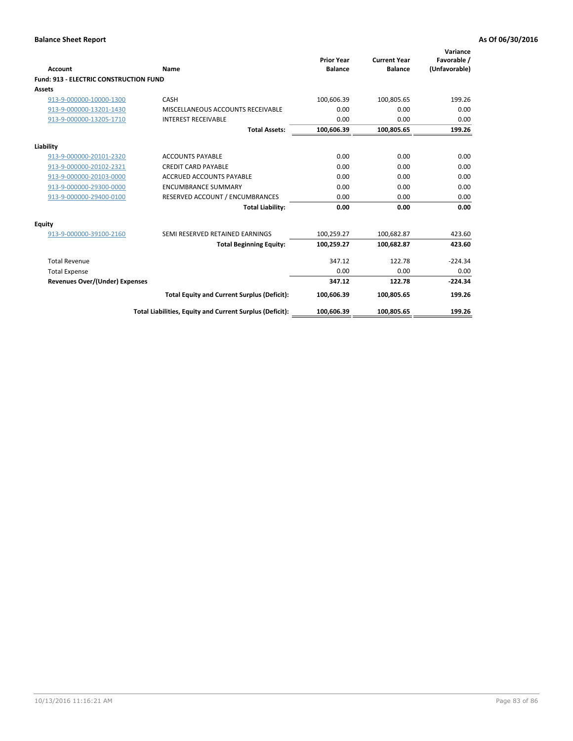**Balance Sheet Report** **As Of 06/30/2016**

| Account | Name | Prior Year Balance | Current Year Balance | Variance Favorable / (Unfavorable) |
|---|---|---|---|---|
| **Fund: 913 - ELECTRIC CONSTRUCTION FUND** | | | | |
| **Assets** | | | | |
| 913-9-000000-10000-1300 | CASH | 100,606.39 | 100,805.65 | 199.26 |
| 913-9-000000-13201-1430 | MISCELLANEOUS ACCOUNTS RECEIVABLE | 0.00 | 0.00 | 0.00 |
| 913-9-000000-13205-1710 | INTEREST RECEIVABLE | 0.00 | 0.00 | 0.00 |
| | **Total Assets:** | **100,606.39** | **100,805.65** | **199.26** |
| **Liability** | | | | |
| 913-9-000000-20101-2320 | ACCOUNTS PAYABLE | 0.00 | 0.00 | 0.00 |
| 913-9-000000-20102-2321 | CREDIT CARD PAYABLE | 0.00 | 0.00 | 0.00 |
| 913-9-000000-20103-0000 | ACCRUED ACCOUNTS PAYABLE | 0.00 | 0.00 | 0.00 |
| 913-9-000000-29300-0000 | ENCUMBRANCE SUMMARY | 0.00 | 0.00 | 0.00 |
| 913-9-000000-29400-0100 | RESERVED ACCOUNT / ENCUMBRANCES | 0.00 | 0.00 | 0.00 |
| | **Total Liability:** | **0.00** | **0.00** | **0.00** |
| **Equity** | | | | |
| 913-9-000000-39100-2160 | SEMI RESERVED RETAINED EARNINGS | 100,259.27 | 100,682.87 | 423.60 |
| | **Total Beginning Equity:** | **100,259.27** | **100,682.87** | **423.60** |
| Total Revenue | | 347.12 | 122.78 | -224.34 |
| Total Expense | | 0.00 | 0.00 | 0.00 |
| **Revenues Over/(Under) Expenses** | | **347.12** | **122.78** | **-224.34** |
| | **Total Equity and Current Surplus (Deficit):** | **100,606.39** | **100,805.65** | **199.26** |
| | **Total Liabilities, Equity and Current Surplus (Deficit):** | **100,606.39** | **100,805.65** | **199.26** |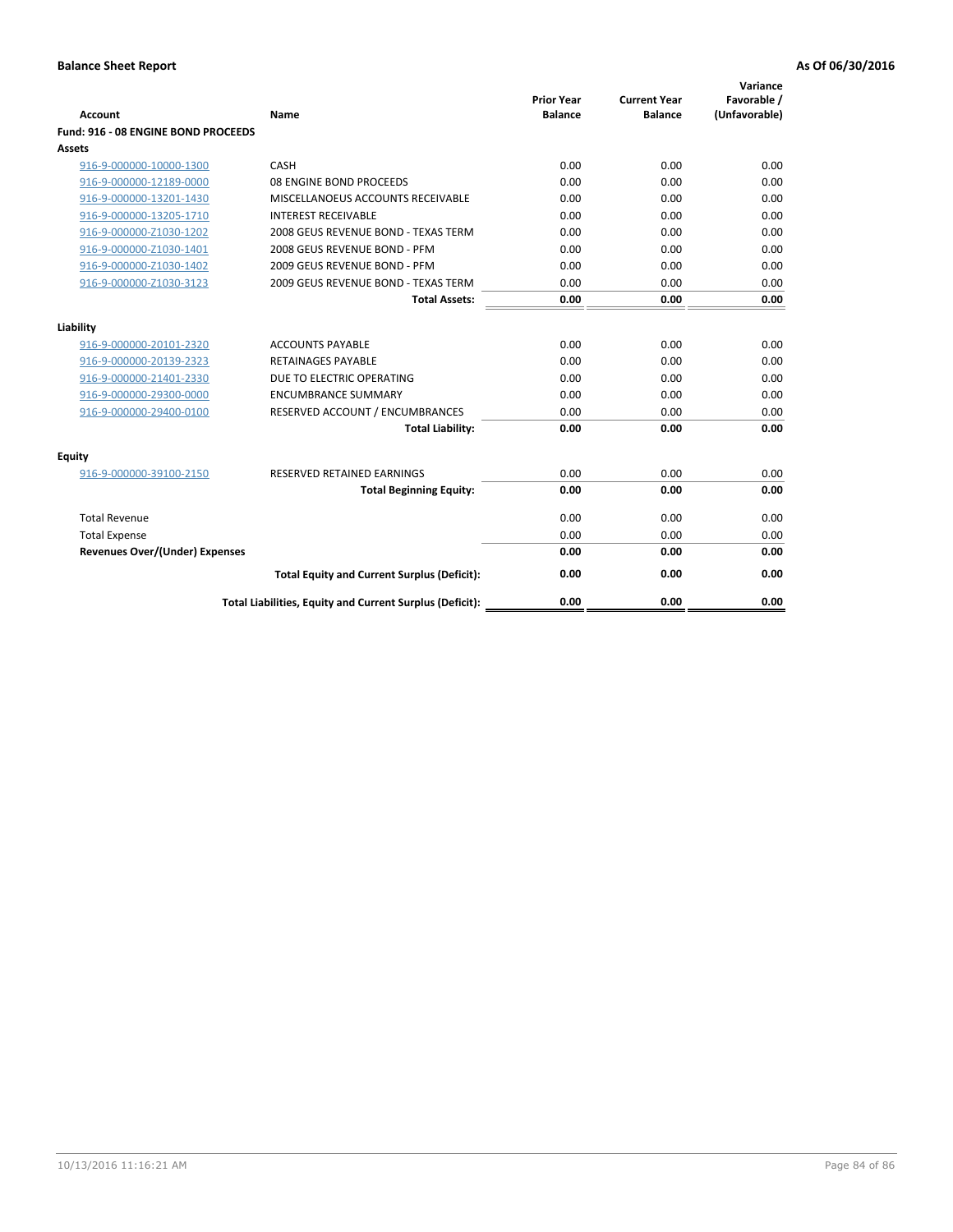**Balance Sheet Report** | **As Of 06/30/2016**

| Account | Name | Prior Year Balance | Current Year Balance | Variance Favorable / (Unfavorable) |
|---|---|---|---|---|
| **Fund: 916 - 08 ENGINE BOND PROCEEDS** | | | | |
| **Assets** | | | | |
| 916-9-000000-10000-1300 | CASH | 0.00 | 0.00 | 0.00 |
| 916-9-000000-12189-0000 | 08 ENGINE BOND PROCEEDS | 0.00 | 0.00 | 0.00 |
| 916-9-000000-13201-1430 | MISCELLANOEUS ACCOUNTS RECEIVABLE | 0.00 | 0.00 | 0.00 |
| 916-9-000000-13205-1710 | INTEREST RECEIVABLE | 0.00 | 0.00 | 0.00 |
| 916-9-000000-Z1030-1202 | 2008 GEUS REVENUE BOND - TEXAS TERM | 0.00 | 0.00 | 0.00 |
| 916-9-000000-Z1030-1401 | 2008 GEUS REVENUE BOND - PFM | 0.00 | 0.00 | 0.00 |
| 916-9-000000-Z1030-1402 | 2009 GEUS REVENUE BOND - PFM | 0.00 | 0.00 | 0.00 |
| 916-9-000000-Z1030-3123 | 2009 GEUS REVENUE BOND - TEXAS TERM | 0.00 | 0.00 | 0.00 |
| | **Total Assets:** | **0.00** | **0.00** | **0.00** |
| **Liability** | | | | |
| 916-9-000000-20101-2320 | ACCOUNTS PAYABLE | 0.00 | 0.00 | 0.00 |
| 916-9-000000-20139-2323 | RETAINAGES PAYABLE | 0.00 | 0.00 | 0.00 |
| 916-9-000000-21401-2330 | DUE TO ELECTRIC OPERATING | 0.00 | 0.00 | 0.00 |
| 916-9-000000-29300-0000 | ENCUMBRANCE SUMMARY | 0.00 | 0.00 | 0.00 |
| 916-9-000000-29400-0100 | RESERVED ACCOUNT / ENCUMBRANCES | 0.00 | 0.00 | 0.00 |
| | **Total Liability:** | **0.00** | **0.00** | **0.00** |
| **Equity** | | | | |
| 916-9-000000-39100-2150 | RESERVED RETAINED EARNINGS | 0.00 | 0.00 | 0.00 |
| | **Total Beginning Equity:** | **0.00** | **0.00** | **0.00** |
| Total Revenue | | 0.00 | 0.00 | 0.00 |
| Total Expense | | 0.00 | 0.00 | 0.00 |
| **Revenues Over/(Under) Expenses** | | **0.00** | **0.00** | **0.00** |
| | **Total Equity and Current Surplus (Deficit):** | **0.00** | **0.00** | **0.00** |
| | **Total Liabilities, Equity and Current Surplus (Deficit):** | **0.00** | **0.00** | **0.00** |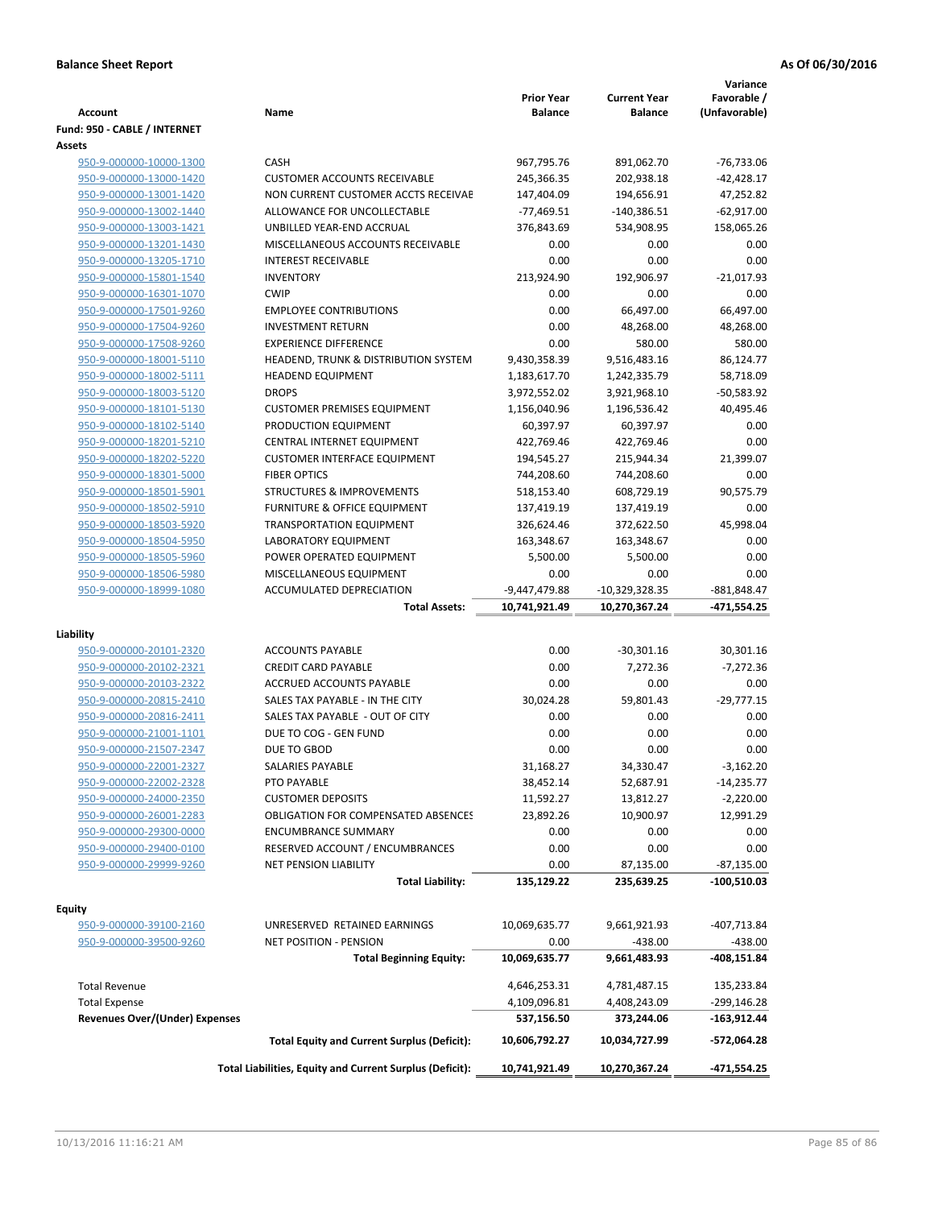**Balance Sheet Report** — As Of 06/30/2016

| Account | Name | Prior Year Balance | Current Year Balance | Variance Favorable / (Unfavorable) |
|---|---|---|---|---|
| **Fund: 950 - CABLE / INTERNET** | | | | |
| **Assets** | | | | |
| 950-9-000000-10000-1300 | CASH | 967,795.76 | 891,062.70 | -76,733.06 |
| 950-9-000000-13000-1420 | CUSTOMER ACCOUNTS RECEIVABLE | 245,366.35 | 202,938.18 | -42,428.17 |
| 950-9-000000-13001-1420 | NON CURRENT CUSTOMER ACCTS RECEIVAE | 147,404.09 | 194,656.91 | 47,252.82 |
| 950-9-000000-13002-1440 | ALLOWANCE FOR UNCOLLECTABLE | -77,469.51 | -140,386.51 | -62,917.00 |
| 950-9-000000-13003-1421 | UNBILLED YEAR-END ACCRUAL | 376,843.69 | 534,908.95 | 158,065.26 |
| 950-9-000000-13201-1430 | MISCELLANEOUS ACCOUNTS RECEIVABLE | 0.00 | 0.00 | 0.00 |
| 950-9-000000-13205-1710 | INTEREST RECEIVABLE | 0.00 | 0.00 | 0.00 |
| 950-9-000000-15801-1540 | INVENTORY | 213,924.90 | 192,906.97 | -21,017.93 |
| 950-9-000000-16301-1070 | CWIP | 0.00 | 0.00 | 0.00 |
| 950-9-000000-17501-9260 | EMPLOYEE CONTRIBUTIONS | 0.00 | 66,497.00 | 66,497.00 |
| 950-9-000000-17504-9260 | INVESTMENT RETURN | 0.00 | 48,268.00 | 48,268.00 |
| 950-9-000000-17508-9260 | EXPERIENCE DIFFERENCE | 0.00 | 580.00 | 580.00 |
| 950-9-000000-18001-5110 | HEADEND, TRUNK & DISTRIBUTION SYSTEM | 9,430,358.39 | 9,516,483.16 | 86,124.77 |
| 950-9-000000-18002-5111 | HEADEND EQUIPMENT | 1,183,617.70 | 1,242,335.79 | 58,718.09 |
| 950-9-000000-18003-5120 | DROPS | 3,972,552.02 | 3,921,968.10 | -50,583.92 |
| 950-9-000000-18101-5130 | CUSTOMER PREMISES EQUIPMENT | 1,156,040.96 | 1,196,536.42 | 40,495.46 |
| 950-9-000000-18102-5140 | PRODUCTION EQUIPMENT | 60,397.97 | 60,397.97 | 0.00 |
| 950-9-000000-18201-5210 | CENTRAL INTERNET EQUIPMENT | 422,769.46 | 422,769.46 | 0.00 |
| 950-9-000000-18202-5220 | CUSTOMER INTERFACE EQUIPMENT | 194,545.27 | 215,944.34 | 21,399.07 |
| 950-9-000000-18301-5000 | FIBER OPTICS | 744,208.60 | 744,208.60 | 0.00 |
| 950-9-000000-18501-5901 | STRUCTURES & IMPROVEMENTS | 518,153.40 | 608,729.19 | 90,575.79 |
| 950-9-000000-18502-5910 | FURNITURE & OFFICE EQUIPMENT | 137,419.19 | 137,419.19 | 0.00 |
| 950-9-000000-18503-5920 | TRANSPORTATION EQUIPMENT | 326,624.46 | 372,622.50 | 45,998.04 |
| 950-9-000000-18504-5950 | LABORATORY EQUIPMENT | 163,348.67 | 163,348.67 | 0.00 |
| 950-9-000000-18505-5960 | POWER OPERATED EQUIPMENT | 5,500.00 | 5,500.00 | 0.00 |
| 950-9-000000-18506-5980 | MISCELLANEOUS EQUIPMENT | 0.00 | 0.00 | 0.00 |
| 950-9-000000-18999-1080 | ACCUMULATED DEPRECIATION | -9,447,479.88 | -10,329,328.35 | -881,848.47 |
| | **Total Assets:** | **10,741,921.49** | **10,270,367.24** | **-471,554.25** |
| **Liability** | | | | |
| 950-9-000000-20101-2320 | ACCOUNTS PAYABLE | 0.00 | -30,301.16 | 30,301.16 |
| 950-9-000000-20102-2321 | CREDIT CARD PAYABLE | 0.00 | 7,272.36 | -7,272.36 |
| 950-9-000000-20103-2322 | ACCRUED ACCOUNTS PAYABLE | 0.00 | 0.00 | 0.00 |
| 950-9-000000-20815-2410 | SALES TAX PAYABLE - IN THE CITY | 30,024.28 | 59,801.43 | -29,777.15 |
| 950-9-000000-20816-2411 | SALES TAX PAYABLE - OUT OF CITY | 0.00 | 0.00 | 0.00 |
| 950-9-000000-21001-1101 | DUE TO COG - GEN FUND | 0.00 | 0.00 | 0.00 |
| 950-9-000000-21507-2347 | DUE TO GBOD | 0.00 | 0.00 | 0.00 |
| 950-9-000000-22001-2327 | SALARIES PAYABLE | 31,168.27 | 34,330.47 | -3,162.20 |
| 950-9-000000-22002-2328 | PTO PAYABLE | 38,452.14 | 52,687.91 | -14,235.77 |
| 950-9-000000-24000-2350 | CUSTOMER DEPOSITS | 11,592.27 | 13,812.27 | -2,220.00 |
| 950-9-000000-26001-2283 | OBLIGATION FOR COMPENSATED ABSENCES | 23,892.26 | 10,900.97 | 12,991.29 |
| 950-9-000000-29300-0000 | ENCUMBRANCE SUMMARY | 0.00 | 0.00 | 0.00 |
| 950-9-000000-29400-0100 | RESERVED ACCOUNT / ENCUMBRANCES | 0.00 | 0.00 | 0.00 |
| 950-9-000000-29999-9260 | NET PENSION LIABILITY | 0.00 | 87,135.00 | -87,135.00 |
| | **Total Liability:** | **135,129.22** | **235,639.25** | **-100,510.03** |
| **Equity** | | | | |
| 950-9-000000-39100-2160 | UNRESERVED RETAINED EARNINGS | 10,069,635.77 | 9,661,921.93 | -407,713.84 |
| 950-9-000000-39500-9260 | NET POSITION - PENSION | 0.00 | -438.00 | -438.00 |
| | **Total Beginning Equity:** | **10,069,635.77** | **9,661,483.93** | **-408,151.84** |
| Total Revenue | | 4,646,253.31 | 4,781,487.15 | 135,233.84 |
| Total Expense | | 4,109,096.81 | 4,408,243.09 | -299,146.28 |
| **Revenues Over/(Under) Expenses** | | **537,156.50** | **373,244.06** | **-163,912.44** |
| | **Total Equity and Current Surplus (Deficit):** | **10,606,792.27** | **10,034,727.99** | **-572,064.28** |
| | **Total Liabilities, Equity and Current Surplus (Deficit):** | **10,741,921.49** | **10,270,367.24** | **-471,554.25** |

10/13/2016 11:16:21 AM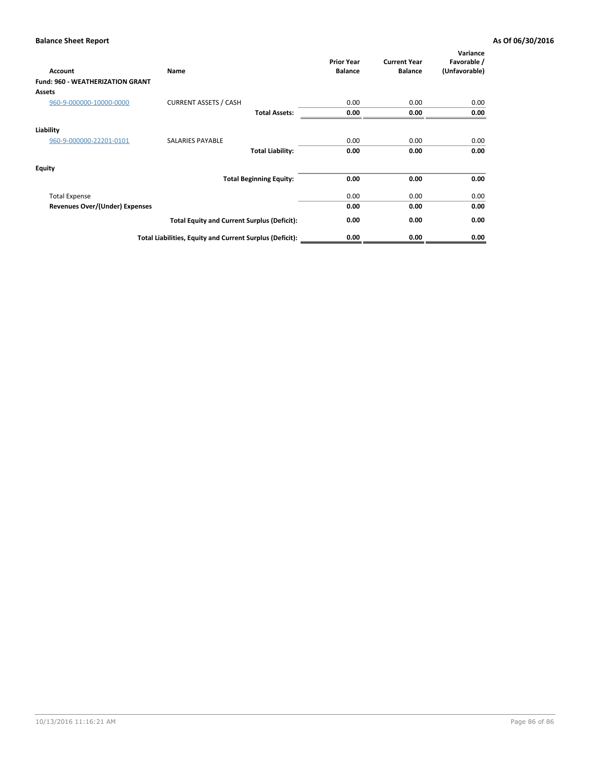**Balance Sheet Report** **As Of 06/30/2016**

| Account | Name | Prior Year Balance | Current Year Balance | Variance Favorable / (Unfavorable) |
|---|---|---|---|---|
| **Fund: 960 - WEATHERIZATION GRANT** | | | | |
| **Assets** | | | | |
| 960-9-000000-10000-0000 | CURRENT ASSETS / CASH | 0.00 | 0.00 | 0.00 |
| | **Total Assets:** | **0.00** | **0.00** | **0.00** |
| **Liability** | | | | |
| 960-9-000000-22201-0101 | SALARIES PAYABLE | 0.00 | 0.00 | 0.00 |
| | **Total Liability:** | **0.00** | **0.00** | **0.00** |
| **Equity** | | | | |
| | **Total Beginning Equity:** | **0.00** | **0.00** | **0.00** |
| Total Expense | | 0.00 | 0.00 | 0.00 |
| **Revenues Over/(Under) Expenses** | | **0.00** | **0.00** | **0.00** |
| | **Total Equity and Current Surplus (Deficit):** | **0.00** | **0.00** | **0.00** |
| | **Total Liabilities, Equity and Current Surplus (Deficit):** | **0.00** | **0.00** | **0.00** |